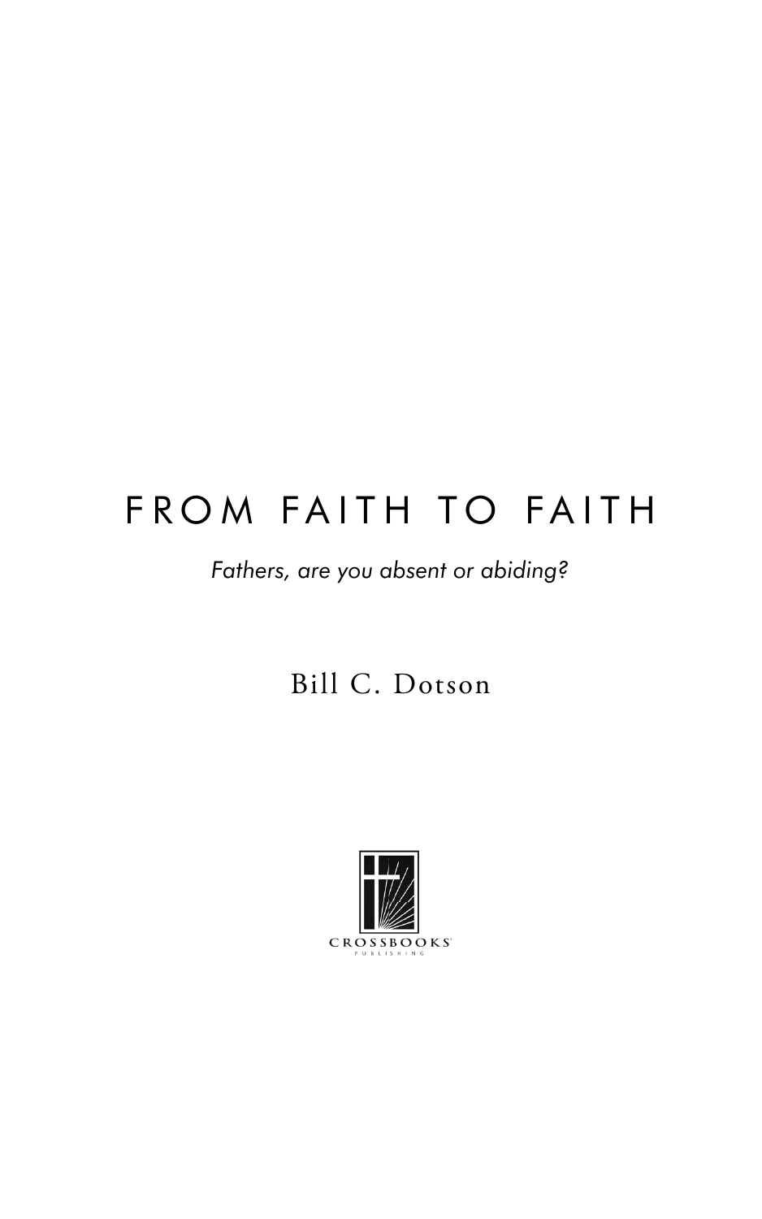# FROM FAITH TO FAITH

*Fathers, are you absent or abiding?*

Bill C. Dotson

CROSSBOOKS
PUBLISHING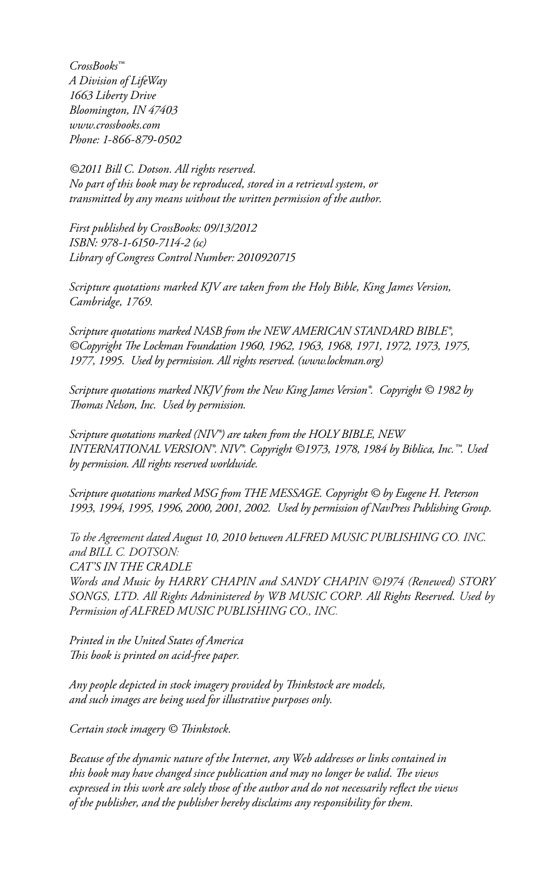*CrossBooks™*
*A Division of LifeWay*
*1663 Liberty Drive*
*Bloomington, IN 47403*
*www.crossbooks.com*
*Phone: 1-866-879-0502*

*©2011 Bill C. Dotson. All rights reserved.*
*No part of this book may be reproduced, stored in a retrieval system, or transmitted by any means without the written permission of the author.*

*First published by CrossBooks: 09/13/2012*
*ISBN: 978-1-6150-7114-2 (sc)*
*Library of Congress Control Number: 2010920715*

*Scripture quotations marked KJV are taken from the Holy Bible, King James Version, Cambridge, 1769.*

*Scripture quotations marked NASB from the NEW AMERICAN STANDARD BIBLE®, ©Copyright The Lockman Foundation 1960, 1962, 1963, 1968, 1971, 1972, 1973, 1975, 1977, 1995. Used by permission. All rights reserved. (www.lockman.org)*

*Scripture quotations marked NKJV from the New King James Version®. Copyright © 1982 by Thomas Nelson, Inc. Used by permission.*

*Scripture quotations marked (NIV®) are taken from the HOLY BIBLE, NEW INTERNATIONAL VERSION®. NIV®. Copyright ©1973, 1978, 1984 by Biblica, Inc.™. Used by permission. All rights reserved worldwide.*

*Scripture quotations marked MSG from THE MESSAGE. Copyright © by Eugene H. Peterson 1993, 1994, 1995, 1996, 2000, 2001, 2002. Used by permission of NavPress Publishing Group.*

*To the Agreement dated August 10, 2010 between ALFRED MUSIC PUBLISHING CO. INC. and BILL C. DOTSON:*
*CAT'S IN THE CRADLE*
*Words and Music by HARRY CHAPIN and SANDY CHAPIN ©1974 (Renewed) STORY SONGS, LTD. All Rights Administered by WB MUSIC CORP. All Rights Reserved. Used by Permission of ALFRED MUSIC PUBLISHING CO., INC.*

*Printed in the United States of America*
*This book is printed on acid-free paper.*

*Any people depicted in stock imagery provided by Thinkstock are models, and such images are being used for illustrative purposes only.*

*Certain stock imagery © Thinkstock.*

*Because of the dynamic nature of the Internet, any Web addresses or links contained in this book may have changed since publication and may no longer be valid. The views expressed in this work are solely those of the author and do not necessarily reflect the views of the publisher, and the publisher hereby disclaims any responsibility for them.*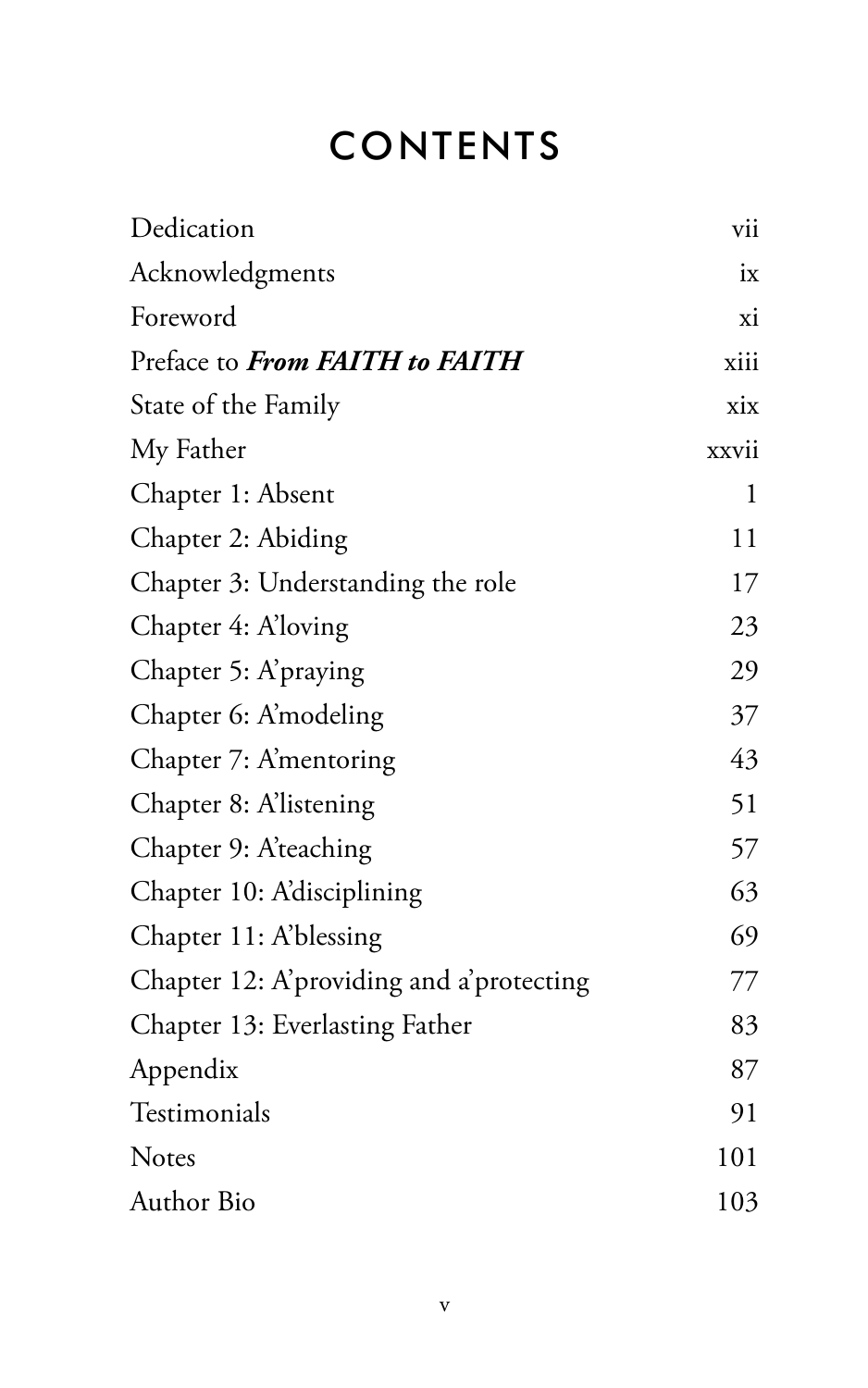# CONTENTS

| | |
|---|---|
| Dedication | vii |
| Acknowledgments | ix |
| Foreword | xi |
| Preface to ***From FAITH to FAITH*** | xiii |
| State of the Family | xix |
| My Father | xxvii |
| Chapter 1: Absent | 1 |
| Chapter 2: Abiding | 11 |
| Chapter 3: Understanding the role | 17 |
| Chapter 4: A'loving | 23 |
| Chapter 5: A'praying | 29 |
| Chapter 6: A'modeling | 37 |
| Chapter 7: A'mentoring | 43 |
| Chapter 8: A'listening | 51 |
| Chapter 9: A'teaching | 57 |
| Chapter 10: A'disciplining | 63 |
| Chapter 11: A'blessing | 69 |
| Chapter 12: A'providing and a'protecting | 77 |
| Chapter 13: Everlasting Father | 83 |
| Appendix | 87 |
| Testimonials | 91 |
| Notes | 101 |
| Author Bio | 103 |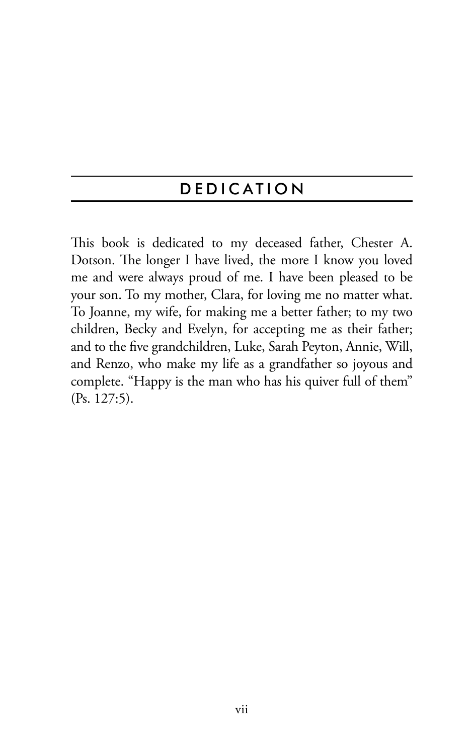# DEDICATION

This book is dedicated to my deceased father, Chester A. Dotson. The longer I have lived, the more I know you loved me and were always proud of me. I have been pleased to be your son. To my mother, Clara, for loving me no matter what. To Joanne, my wife, for making me a better father; to my two children, Becky and Evelyn, for accepting me as their father; and to the five grandchildren, Luke, Sarah Peyton, Annie, Will, and Renzo, who make my life as a grandfather so joyous and complete. "Happy is the man who has his quiver full of them" (Ps. 127:5).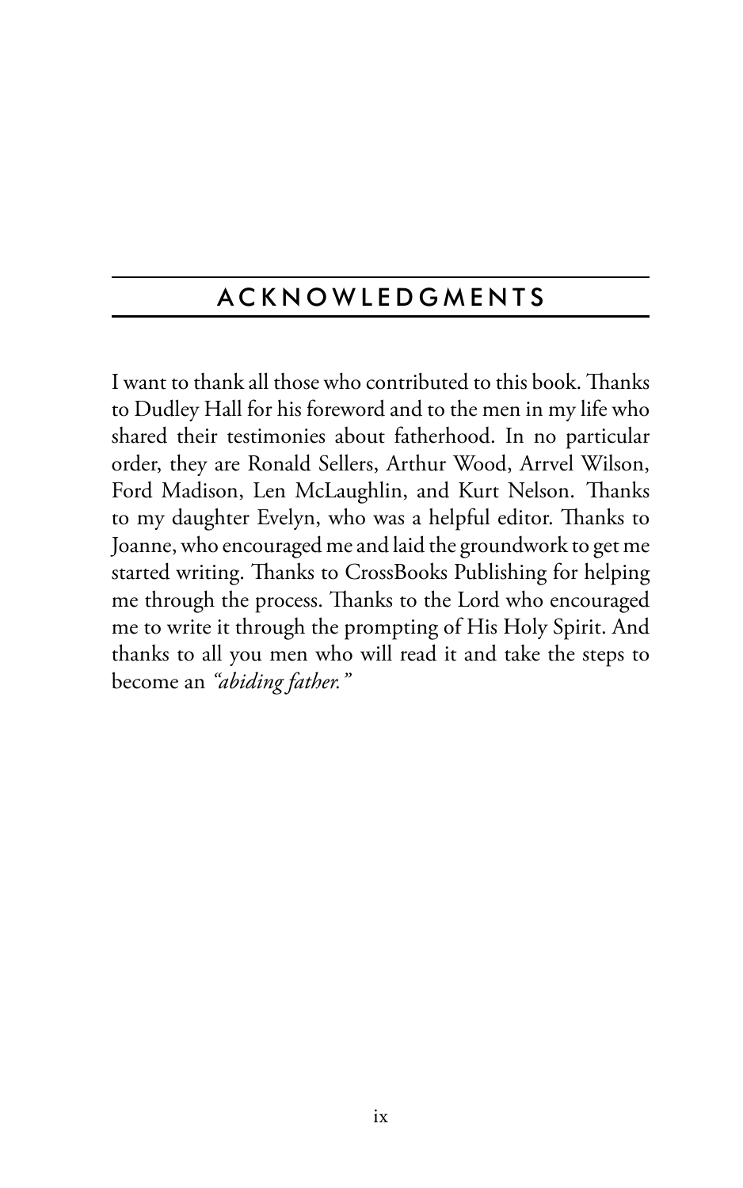# ACKNOWLEDGMENTS

I want to thank all those who contributed to this book. Thanks to Dudley Hall for his foreword and to the men in my life who shared their testimonies about fatherhood. In no particular order, they are Ronald Sellers, Arthur Wood, Arrvel Wilson, Ford Madison, Len McLaughlin, and Kurt Nelson. Thanks to my daughter Evelyn, who was a helpful editor. Thanks to Joanne, who encouraged me and laid the groundwork to get me started writing. Thanks to CrossBooks Publishing for helping me through the process. Thanks to the Lord who encouraged me to write it through the prompting of His Holy Spirit. And thanks to all you men who will read it and take the steps to become an *"abiding father."*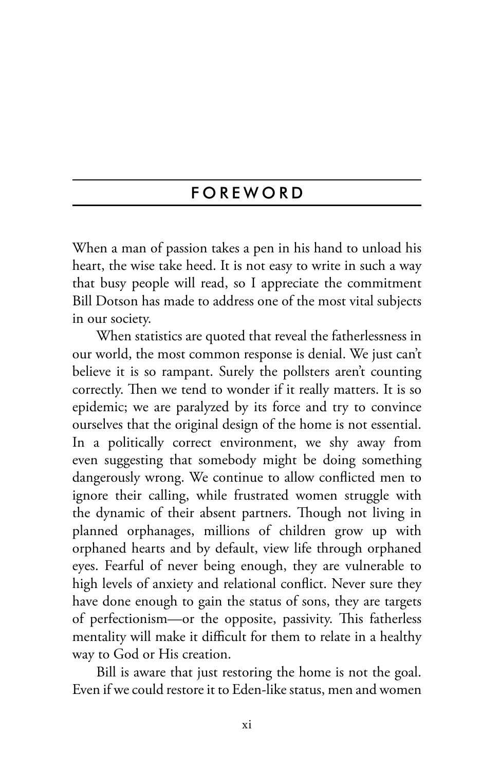# FOREWORD

When a man of passion takes a pen in his hand to unload his heart, the wise take heed. It is not easy to write in such a way that busy people will read, so I appreciate the commitment Bill Dotson has made to address one of the most vital subjects in our society.

When statistics are quoted that reveal the fatherlessness in our world, the most common response is denial. We just can't believe it is so rampant. Surely the pollsters aren't counting correctly. Then we tend to wonder if it really matters. It is so epidemic; we are paralyzed by its force and try to convince ourselves that the original design of the home is not essential. In a politically correct environment, we shy away from even suggesting that somebody might be doing something dangerously wrong. We continue to allow conflicted men to ignore their calling, while frustrated women struggle with the dynamic of their absent partners. Though not living in planned orphanages, millions of children grow up with orphaned hearts and by default, view life through orphaned eyes. Fearful of never being enough, they are vulnerable to high levels of anxiety and relational conflict. Never sure they have done enough to gain the status of sons, they are targets of perfectionism—or the opposite, passivity. This fatherless mentality will make it difficult for them to relate in a healthy way to God or His creation.

Bill is aware that just restoring the home is not the goal. Even if we could restore it to Eden-like status, men and women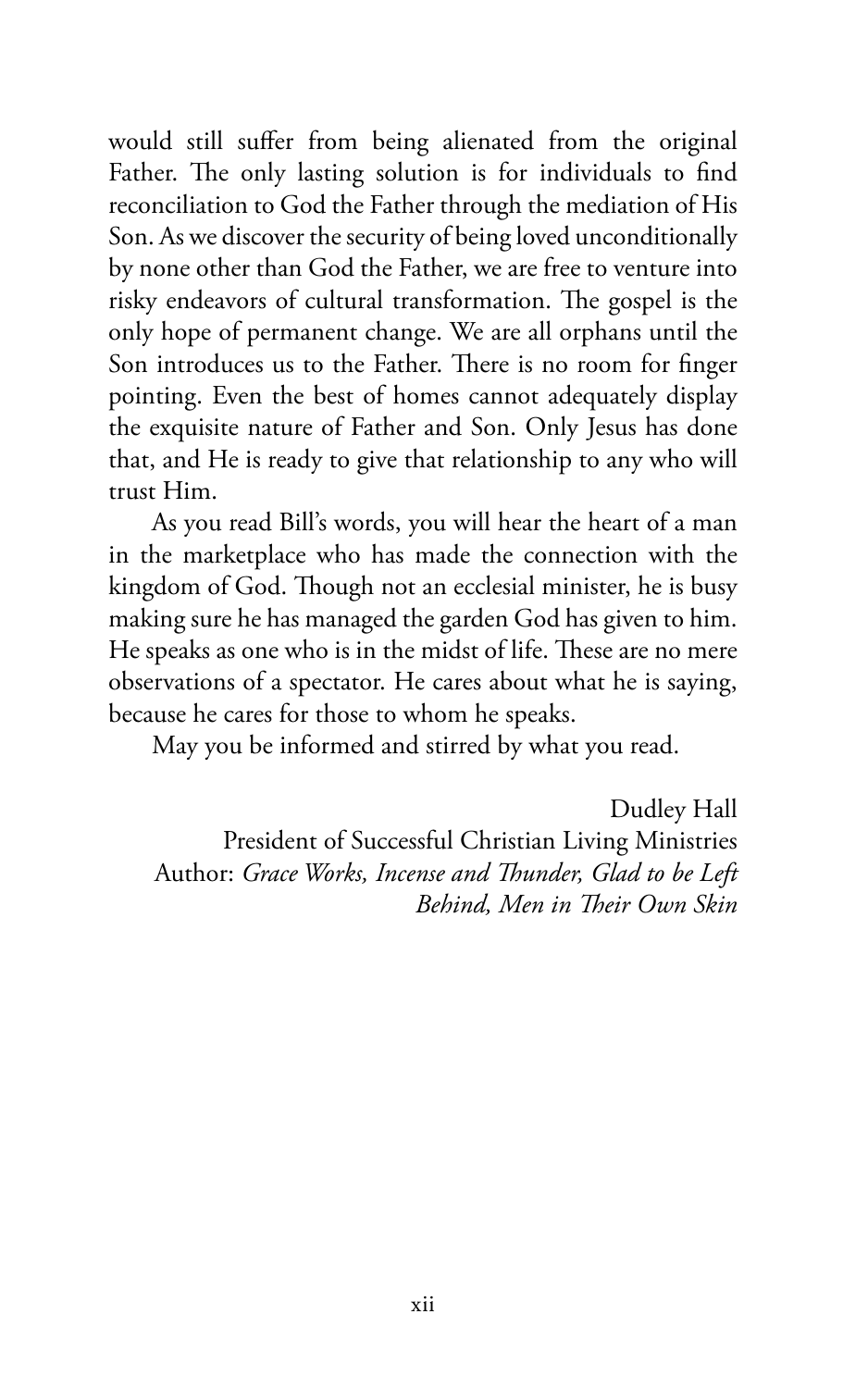would still suffer from being alienated from the original Father. The only lasting solution is for individuals to find reconciliation to God the Father through the mediation of His Son. As we discover the security of being loved unconditionally by none other than God the Father, we are free to venture into risky endeavors of cultural transformation. The gospel is the only hope of permanent change. We are all orphans until the Son introduces us to the Father. There is no room for finger pointing. Even the best of homes cannot adequately display the exquisite nature of Father and Son. Only Jesus has done that, and He is ready to give that relationship to any who will trust Him.

As you read Bill's words, you will hear the heart of a man in the marketplace who has made the connection with the kingdom of God. Though not an ecclesial minister, he is busy making sure he has managed the garden God has given to him. He speaks as one who is in the midst of life. These are no mere observations of a spectator. He cares about what he is saying, because he cares for those to whom he speaks.

May you be informed and stirred by what you read.

Dudley Hall
President of Successful Christian Living Ministries
Author: *Grace Works, Incense and Thunder, Glad to be Left Behind, Men in Their Own Skin*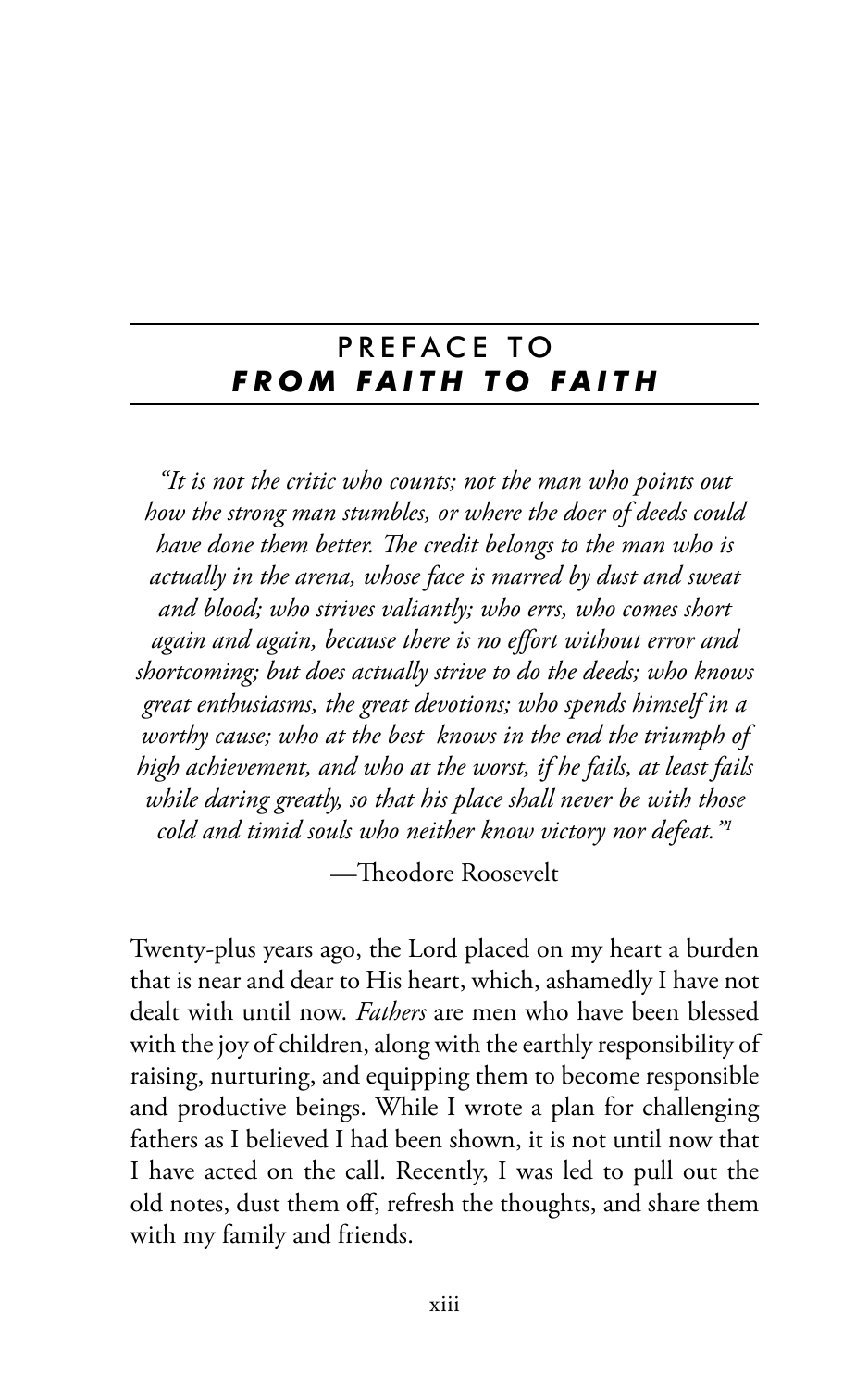# PREFACE TO *FROM FAITH TO FAITH*

*"It is not the critic who counts; not the man who points out how the strong man stumbles, or where the doer of deeds could have done them better. The credit belongs to the man who is actually in the arena, whose face is marred by dust and sweat and blood; who strives valiantly; who errs, who comes short again and again, because there is no effort without error and shortcoming; but does actually strive to do the deeds; who knows great enthusiasms, the great devotions; who spends himself in a worthy cause; who at the best knows in the end the triumph of high achievement, and who at the worst, if he fails, at least fails while daring greatly, so that his place shall never be with those cold and timid souls who neither know victory nor defeat."*[1]

—Theodore Roosevelt

Twenty-plus years ago, the Lord placed on my heart a burden that is near and dear to His heart, which, ashamedly I have not dealt with until now. *Fathers* are men who have been blessed with the joy of children, along with the earthly responsibility of raising, nurturing, and equipping them to become responsible and productive beings. While I wrote a plan for challenging fathers as I believed I had been shown, it is not until now that I have acted on the call. Recently, I was led to pull out the old notes, dust them off, refresh the thoughts, and share them with my family and friends.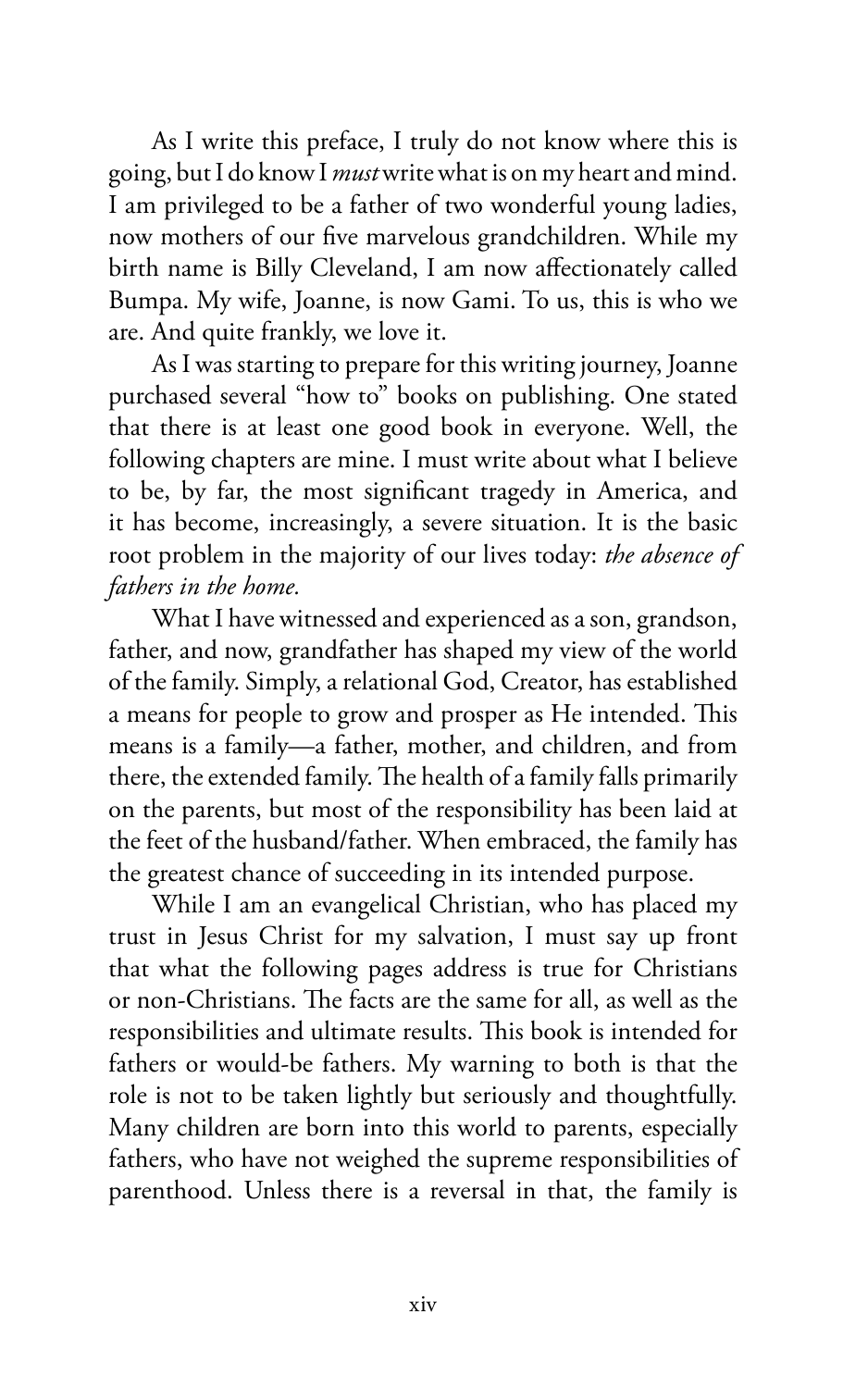As I write this preface, I truly do not know where this is going, but I do know I *must* write what is on my heart and mind. I am privileged to be a father of two wonderful young ladies, now mothers of our five marvelous grandchildren. While my birth name is Billy Cleveland, I am now affectionately called Bumpa. My wife, Joanne, is now Gami. To us, this is who we are. And quite frankly, we love it.

As I was starting to prepare for this writing journey, Joanne purchased several "how to" books on publishing. One stated that there is at least one good book in everyone. Well, the following chapters are mine. I must write about what I believe to be, by far, the most significant tragedy in America, and it has become, increasingly, a severe situation. It is the basic root problem in the majority of our lives today: *the absence of fathers in the home.*

What I have witnessed and experienced as a son, grandson, father, and now, grandfather has shaped my view of the world of the family. Simply, a relational God, Creator, has established a means for people to grow and prosper as He intended. This means is a family—a father, mother, and children, and from there, the extended family. The health of a family falls primarily on the parents, but most of the responsibility has been laid at the feet of the husband/father. When embraced, the family has the greatest chance of succeeding in its intended purpose.

While I am an evangelical Christian, who has placed my trust in Jesus Christ for my salvation, I must say up front that what the following pages address is true for Christians or non-Christians. The facts are the same for all, as well as the responsibilities and ultimate results. This book is intended for fathers or would-be fathers. My warning to both is that the role is not to be taken lightly but seriously and thoughtfully. Many children are born into this world to parents, especially fathers, who have not weighed the supreme responsibilities of parenthood. Unless there is a reversal in that, the family is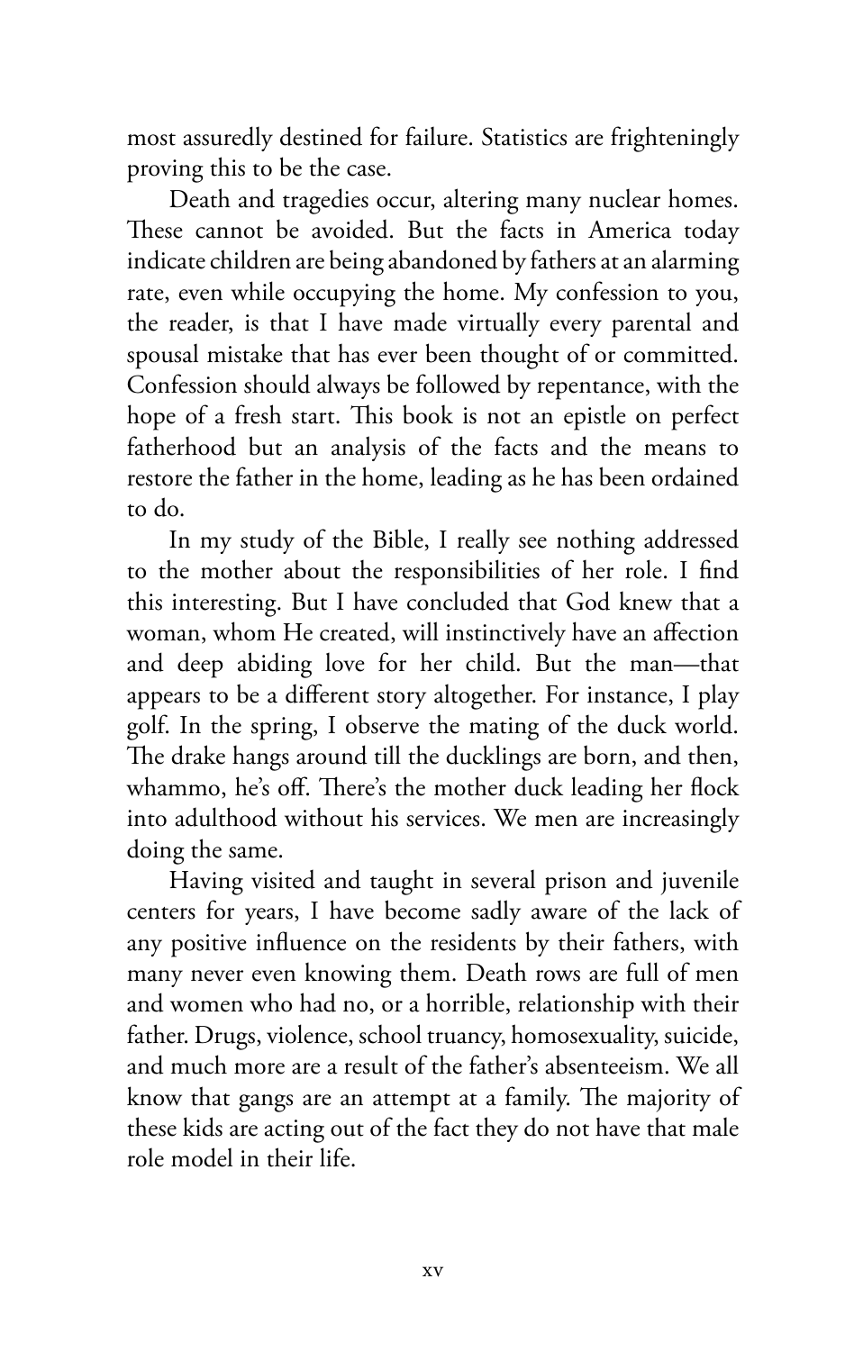most assuredly destined for failure. Statistics are frighteningly proving this to be the case.

Death and tragedies occur, altering many nuclear homes. These cannot be avoided. But the facts in America today indicate children are being abandoned by fathers at an alarming rate, even while occupying the home. My confession to you, the reader, is that I have made virtually every parental and spousal mistake that has ever been thought of or committed. Confession should always be followed by repentance, with the hope of a fresh start. This book is not an epistle on perfect fatherhood but an analysis of the facts and the means to restore the father in the home, leading as he has been ordained to do.

In my study of the Bible, I really see nothing addressed to the mother about the responsibilities of her role. I find this interesting. But I have concluded that God knew that a woman, whom He created, will instinctively have an affection and deep abiding love for her child. But the man—that appears to be a different story altogether. For instance, I play golf. In the spring, I observe the mating of the duck world. The drake hangs around till the ducklings are born, and then, whammo, he's off. There's the mother duck leading her flock into adulthood without his services. We men are increasingly doing the same.

Having visited and taught in several prison and juvenile centers for years, I have become sadly aware of the lack of any positive influence on the residents by their fathers, with many never even knowing them. Death rows are full of men and women who had no, or a horrible, relationship with their father. Drugs, violence, school truancy, homosexuality, suicide, and much more are a result of the father's absenteeism. We all know that gangs are an attempt at a family. The majority of these kids are acting out of the fact they do not have that male role model in their life.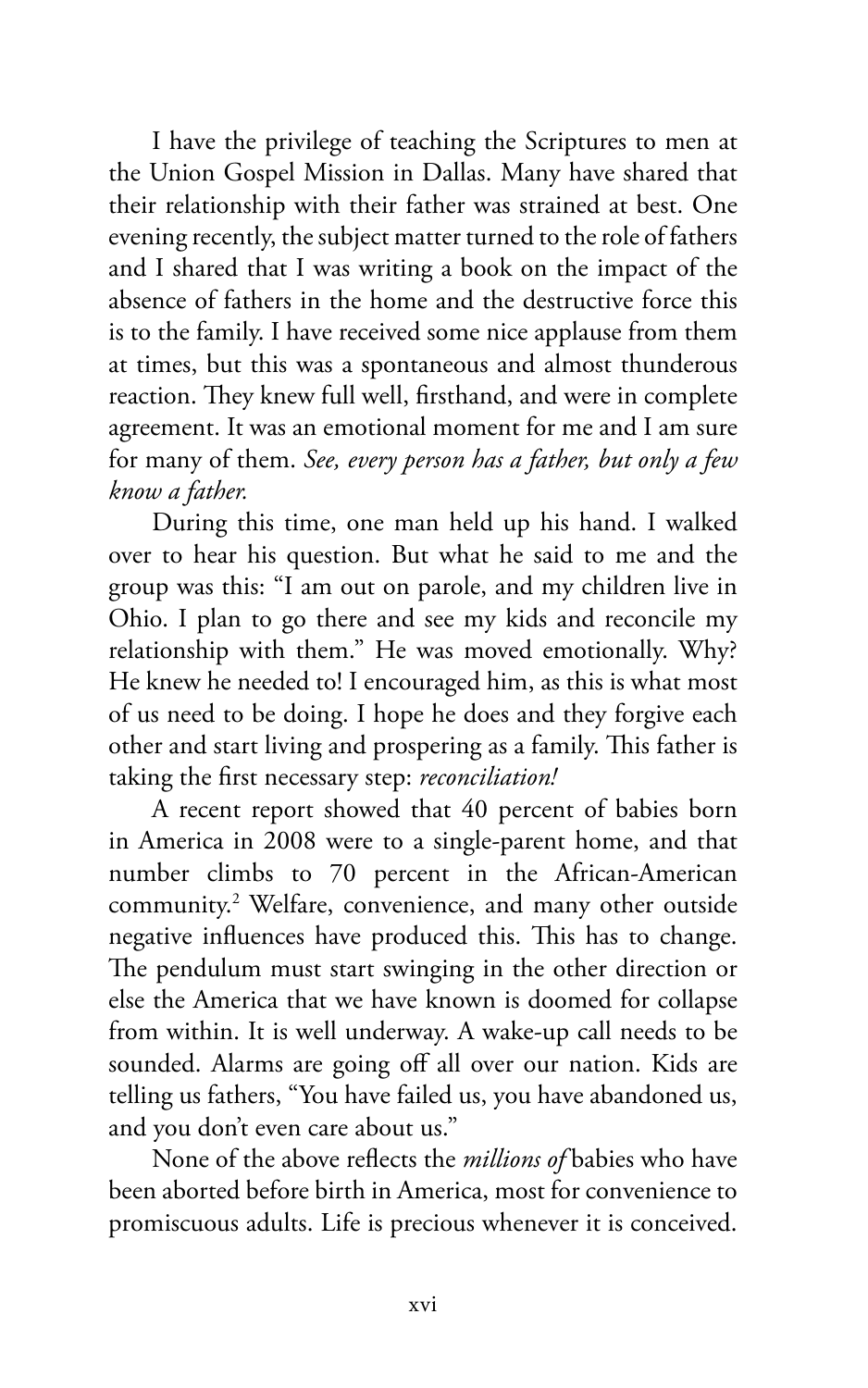I have the privilege of teaching the Scriptures to men at the Union Gospel Mission in Dallas. Many have shared that their relationship with their father was strained at best. One evening recently, the subject matter turned to the role of fathers and I shared that I was writing a book on the impact of the absence of fathers in the home and the destructive force this is to the family. I have received some nice applause from them at times, but this was a spontaneous and almost thunderous reaction. They knew full well, firsthand, and were in complete agreement. It was an emotional moment for me and I am sure for many of them. *See, every person has a father, but only a few know a father.*

During this time, one man held up his hand. I walked over to hear his question. But what he said to me and the group was this: "I am out on parole, and my children live in Ohio. I plan to go there and see my kids and reconcile my relationship with them." He was moved emotionally. Why? He knew he needed to! I encouraged him, as this is what most of us need to be doing. I hope he does and they forgive each other and start living and prospering as a family. This father is taking the first necessary step: *reconciliation!*

A recent report showed that 40 percent of babies born in America in 2008 were to a single-parent home, and that number climbs to 70 percent in the African-American community.[2] Welfare, convenience, and many other outside negative influences have produced this. This has to change. The pendulum must start swinging in the other direction or else the America that we have known is doomed for collapse from within. It is well underway. A wake-up call needs to be sounded. Alarms are going off all over our nation. Kids are telling us fathers, "You have failed us, you have abandoned us, and you don't even care about us."

None of the above reflects the *millions of* babies who have been aborted before birth in America, most for convenience to promiscuous adults. Life is precious whenever it is conceived.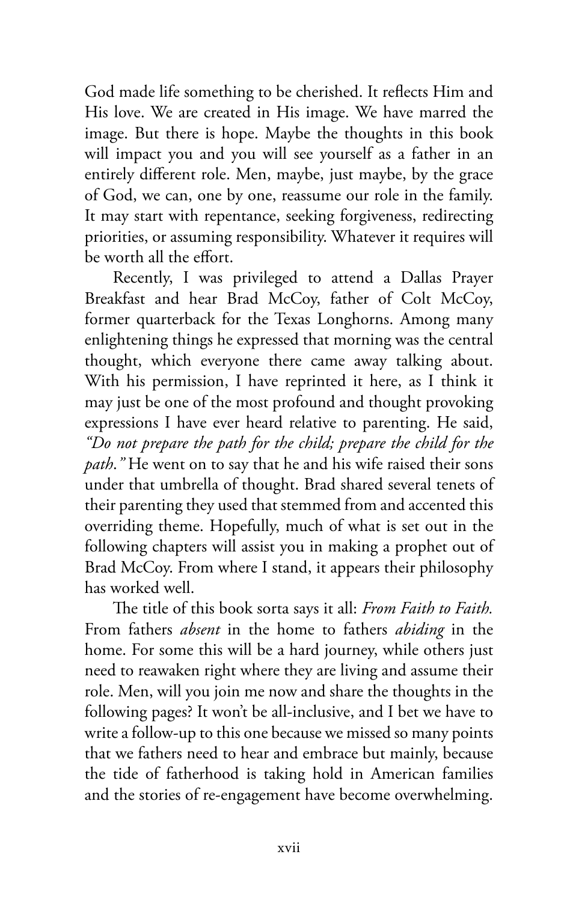God made life something to be cherished. It reflects Him and His love. We are created in His image. We have marred the image. But there is hope. Maybe the thoughts in this book will impact you and you will see yourself as a father in an entirely different role. Men, maybe, just maybe, by the grace of God, we can, one by one, reassume our role in the family. It may start with repentance, seeking forgiveness, redirecting priorities, or assuming responsibility. Whatever it requires will be worth all the effort.

Recently, I was privileged to attend a Dallas Prayer Breakfast and hear Brad McCoy, father of Colt McCoy, former quarterback for the Texas Longhorns. Among many enlightening things he expressed that morning was the central thought, which everyone there came away talking about. With his permission, I have reprinted it here, as I think it may just be one of the most profound and thought provoking expressions I have ever heard relative to parenting. He said, *"Do not prepare the path for the child; prepare the child for the path."* He went on to say that he and his wife raised their sons under that umbrella of thought. Brad shared several tenets of their parenting they used that stemmed from and accented this overriding theme. Hopefully, much of what is set out in the following chapters will assist you in making a prophet out of Brad McCoy. From where I stand, it appears their philosophy has worked well.

The title of this book sorta says it all: *From Faith to Faith.* From fathers *absent* in the home to fathers *abiding* in the home. For some this will be a hard journey, while others just need to reawaken right where they are living and assume their role. Men, will you join me now and share the thoughts in the following pages? It won't be all-inclusive, and I bet we have to write a follow-up to this one because we missed so many points that we fathers need to hear and embrace but mainly, because the tide of fatherhood is taking hold in American families and the stories of re-engagement have become overwhelming.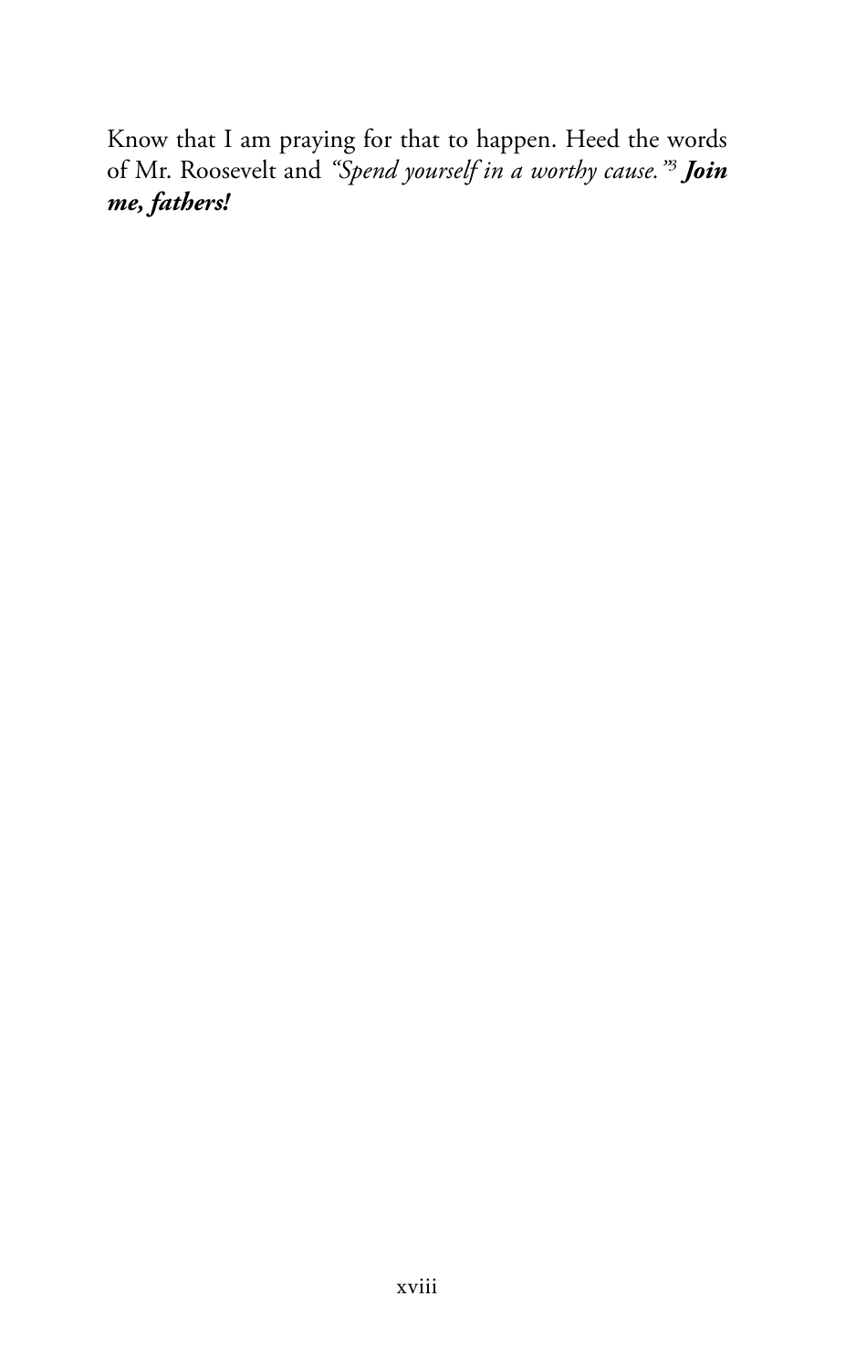Know that I am praying for that to happen. Heed the words of Mr. Roosevelt and *"Spend yourself in a worthy cause."*[3] ***Join me, fathers!***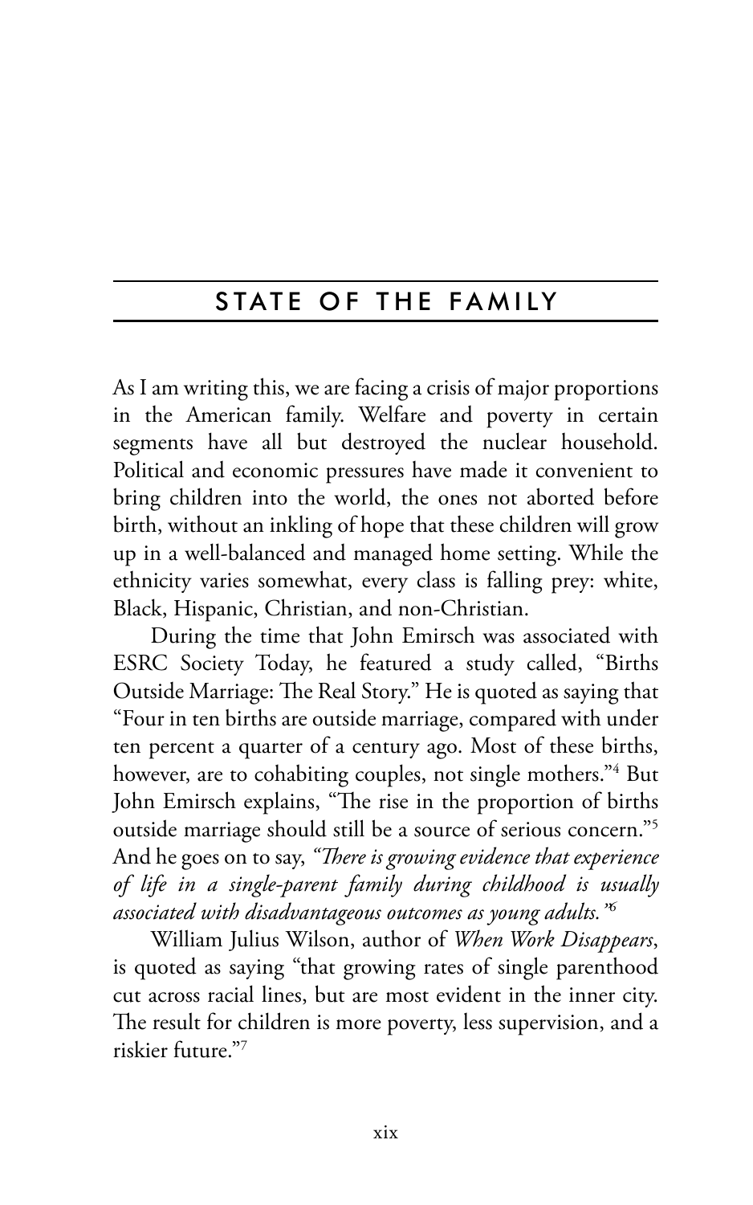## STATE OF THE FAMILY

As I am writing this, we are facing a crisis of major proportions in the American family. Welfare and poverty in certain segments have all but destroyed the nuclear household. Political and economic pressures have made it convenient to bring children into the world, the ones not aborted before birth, without an inkling of hope that these children will grow up in a well-balanced and managed home setting. While the ethnicity varies somewhat, every class is falling prey: white, Black, Hispanic, Christian, and non-Christian.

During the time that John Emirsch was associated with ESRC Society Today, he featured a study called, "Births Outside Marriage: The Real Story." He is quoted as saying that "Four in ten births are outside marriage, compared with under ten percent a quarter of a century ago. Most of these births, however, are to cohabiting couples, not single mothers."[4] But John Emirsch explains, "The rise in the proportion of births outside marriage should still be a source of serious concern."[5] And he goes on to say, *"There is growing evidence that experience of life in a single-parent family during childhood is usually associated with disadvantageous outcomes as young adults."*[6]

William Julius Wilson, author of *When Work Disappears*, is quoted as saying "that growing rates of single parenthood cut across racial lines, but are most evident in the inner city. The result for children is more poverty, less supervision, and a riskier future."[7]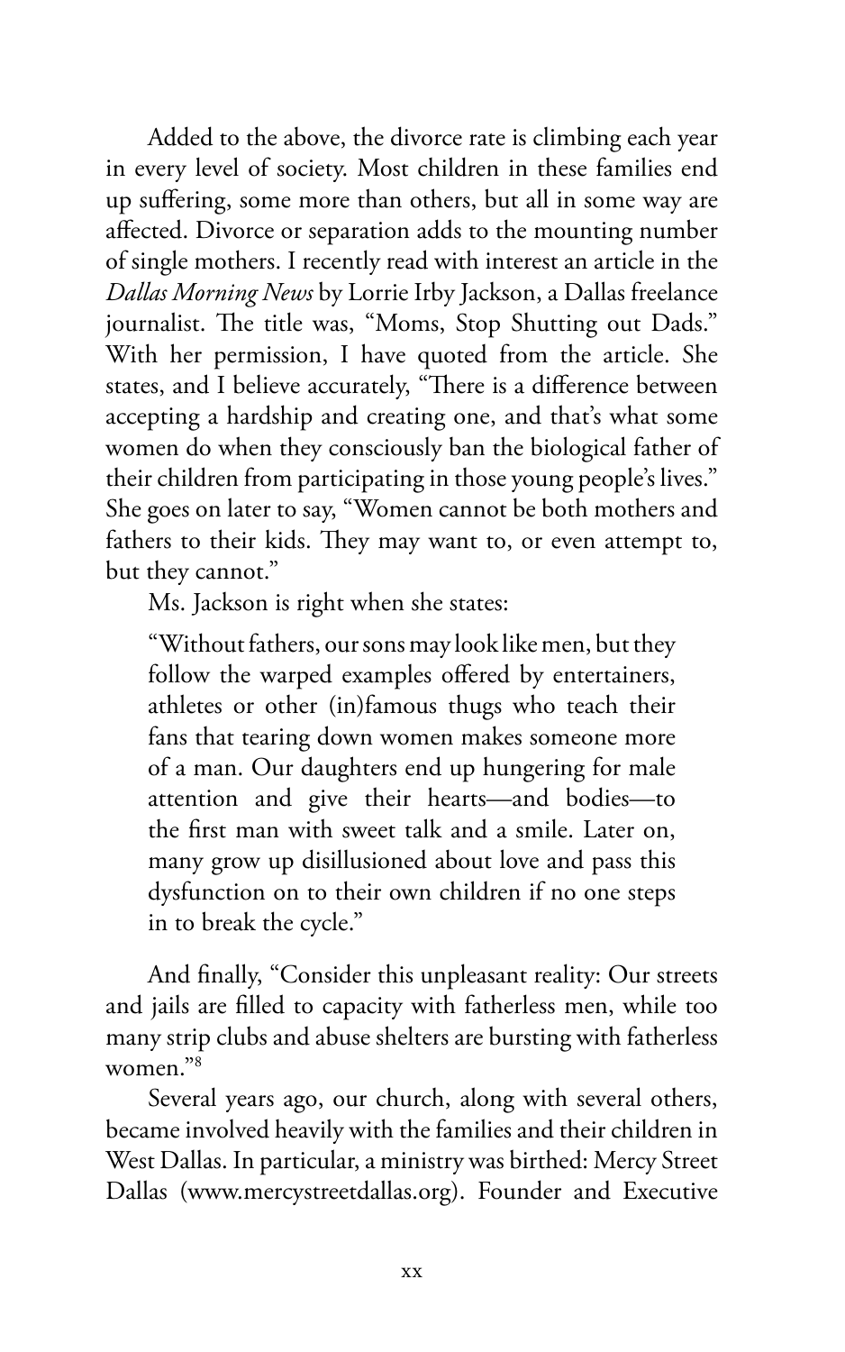Added to the above, the divorce rate is climbing each year in every level of society. Most children in these families end up suffering, some more than others, but all in some way are affected. Divorce or separation adds to the mounting number of single mothers. I recently read with interest an article in the *Dallas Morning News* by Lorrie Irby Jackson, a Dallas freelance journalist. The title was, "Moms, Stop Shutting out Dads." With her permission, I have quoted from the article. She states, and I believe accurately, "There is a difference between accepting a hardship and creating one, and that's what some women do when they consciously ban the biological father of their children from participating in those young people's lives." She goes on later to say, "Women cannot be both mothers and fathers to their kids. They may want to, or even attempt to, but they cannot."

Ms. Jackson is right when she states:

> "Without fathers, our sons may look like men, but they follow the warped examples offered by entertainers, athletes or other (in)famous thugs who teach their fans that tearing down women makes someone more of a man. Our daughters end up hungering for male attention and give their hearts—and bodies—to the first man with sweet talk and a smile. Later on, many grow up disillusioned about love and pass this dysfunction on to their own children if no one steps in to break the cycle."

And finally, "Consider this unpleasant reality: Our streets and jails are filled to capacity with fatherless men, while too many strip clubs and abuse shelters are bursting with fatherless women."[8]

Several years ago, our church, along with several others, became involved heavily with the families and their children in West Dallas. In particular, a ministry was birthed: Mercy Street Dallas (www.mercystreetdallas.org). Founder and Executive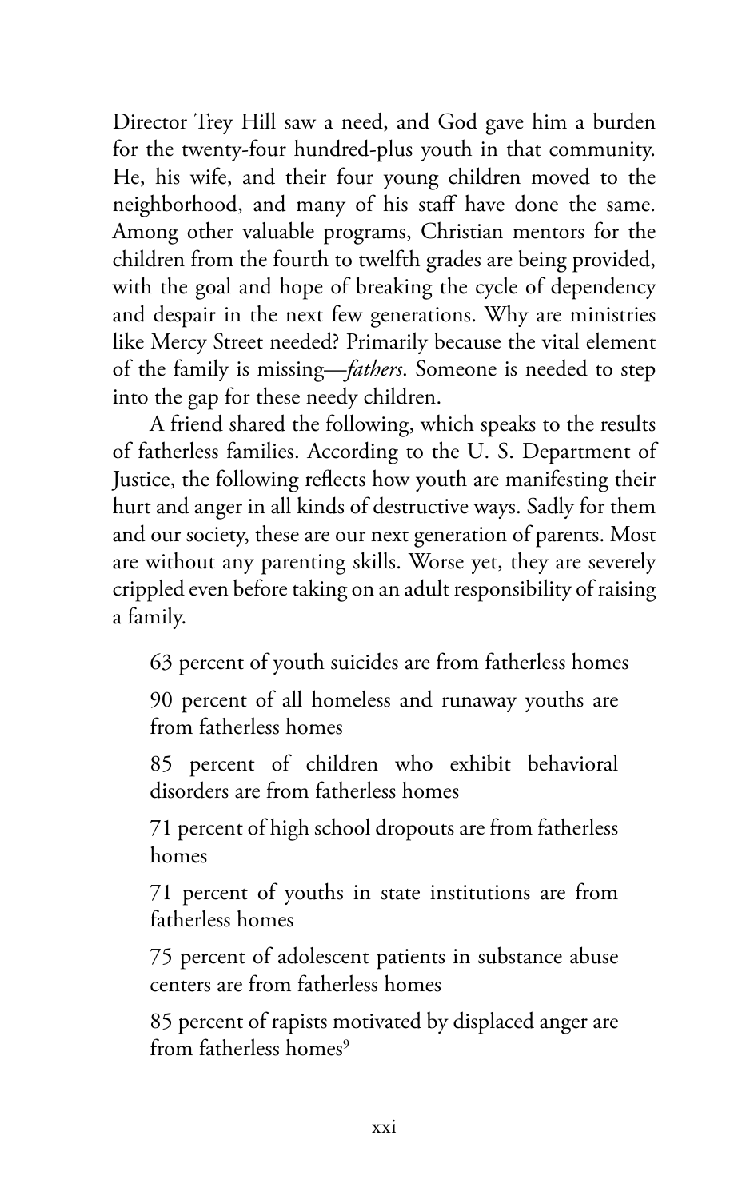Director Trey Hill saw a need, and God gave him a burden for the twenty-four hundred-plus youth in that community. He, his wife, and their four young children moved to the neighborhood, and many of his staff have done the same. Among other valuable programs, Christian mentors for the children from the fourth to twelfth grades are being provided, with the goal and hope of breaking the cycle of dependency and despair in the next few generations. Why are ministries like Mercy Street needed? Primarily because the vital element of the family is missing—*fathers*. Someone is needed to step into the gap for these needy children.

A friend shared the following, which speaks to the results of fatherless families. According to the U. S. Department of Justice, the following reflects how youth are manifesting their hurt and anger in all kinds of destructive ways. Sadly for them and our society, these are our next generation of parents. Most are without any parenting skills. Worse yet, they are severely crippled even before taking on an adult responsibility of raising a family.

63 percent of youth suicides are from fatherless homes

90 percent of all homeless and runaway youths are from fatherless homes

85 percent of children who exhibit behavioral disorders are from fatherless homes

71 percent of high school dropouts are from fatherless homes

71 percent of youths in state institutions are from fatherless homes

75 percent of adolescent patients in substance abuse centers are from fatherless homes

85 percent of rapists motivated by displaced anger are from fatherless homes[9]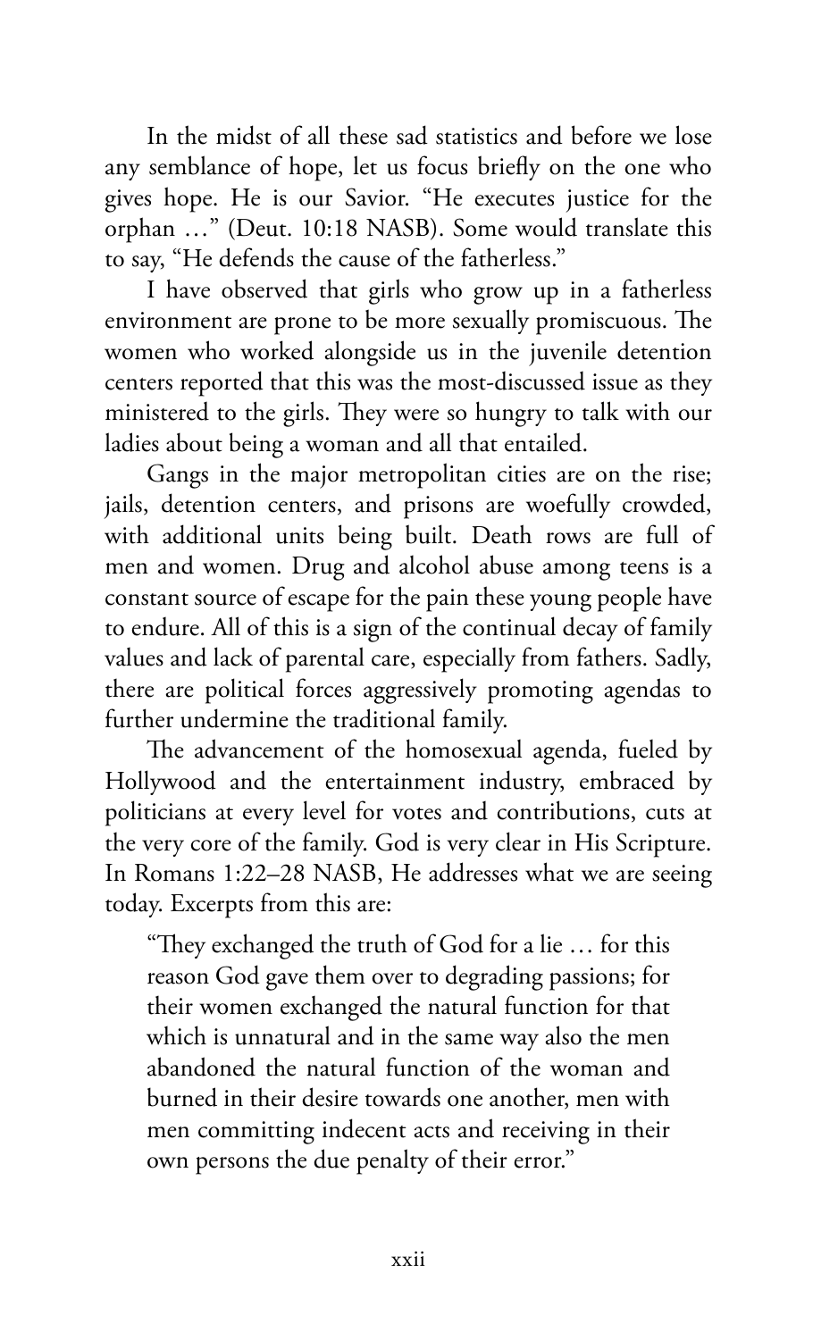In the midst of all these sad statistics and before we lose any semblance of hope, let us focus briefly on the one who gives hope. He is our Savior. "He executes justice for the orphan …" (Deut. 10:18 NASB). Some would translate this to say, "He defends the cause of the fatherless."

I have observed that girls who grow up in a fatherless environment are prone to be more sexually promiscuous. The women who worked alongside us in the juvenile detention centers reported that this was the most-discussed issue as they ministered to the girls. They were so hungry to talk with our ladies about being a woman and all that entailed.

Gangs in the major metropolitan cities are on the rise; jails, detention centers, and prisons are woefully crowded, with additional units being built. Death rows are full of men and women. Drug and alcohol abuse among teens is a constant source of escape for the pain these young people have to endure. All of this is a sign of the continual decay of family values and lack of parental care, especially from fathers. Sadly, there are political forces aggressively promoting agendas to further undermine the traditional family.

The advancement of the homosexual agenda, fueled by Hollywood and the entertainment industry, embraced by politicians at every level for votes and contributions, cuts at the very core of the family. God is very clear in His Scripture. In Romans 1:22–28 NASB, He addresses what we are seeing today. Excerpts from this are:

> "They exchanged the truth of God for a lie … for this reason God gave them over to degrading passions; for their women exchanged the natural function for that which is unnatural and in the same way also the men abandoned the natural function of the woman and burned in their desire towards one another, men with men committing indecent acts and receiving in their own persons the due penalty of their error."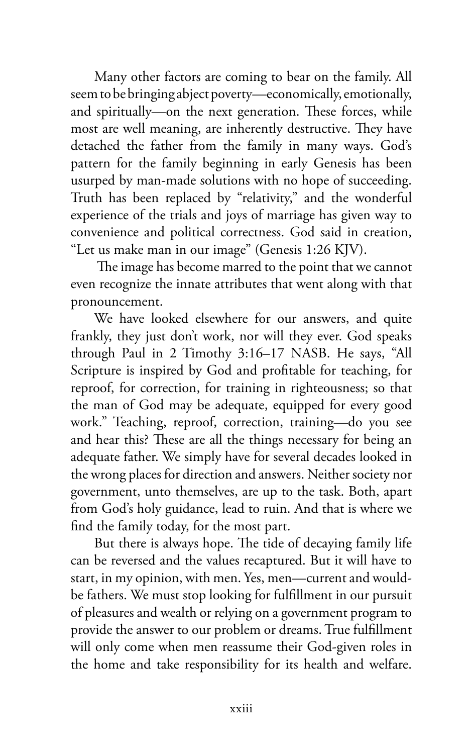Many other factors are coming to bear on the family. All seem to be bringing abject poverty—economically, emotionally, and spiritually—on the next generation. These forces, while most are well meaning, are inherently destructive. They have detached the father from the family in many ways. God's pattern for the family beginning in early Genesis has been usurped by man-made solutions with no hope of succeeding. Truth has been replaced by "relativity," and the wonderful experience of the trials and joys of marriage has given way to convenience and political correctness. God said in creation, "Let us make man in our image" (Genesis 1:26 KJV).

The image has become marred to the point that we cannot even recognize the innate attributes that went along with that pronouncement.

We have looked elsewhere for our answers, and quite frankly, they just don't work, nor will they ever. God speaks through Paul in 2 Timothy 3:16–17 NASB. He says, "All Scripture is inspired by God and profitable for teaching, for reproof, for correction, for training in righteousness; so that the man of God may be adequate, equipped for every good work." Teaching, reproof, correction, training—do you see and hear this? These are all the things necessary for being an adequate father. We simply have for several decades looked in the wrong places for direction and answers. Neither society nor government, unto themselves, are up to the task. Both, apart from God's holy guidance, lead to ruin. And that is where we find the family today, for the most part.

But there is always hope. The tide of decaying family life can be reversed and the values recaptured. But it will have to start, in my opinion, with men. Yes, men—current and would-be fathers. We must stop looking for fulfillment in our pursuit of pleasures and wealth or relying on a government program to provide the answer to our problem or dreams. True fulfillment will only come when men reassume their God-given roles in the home and take responsibility for its health and welfare.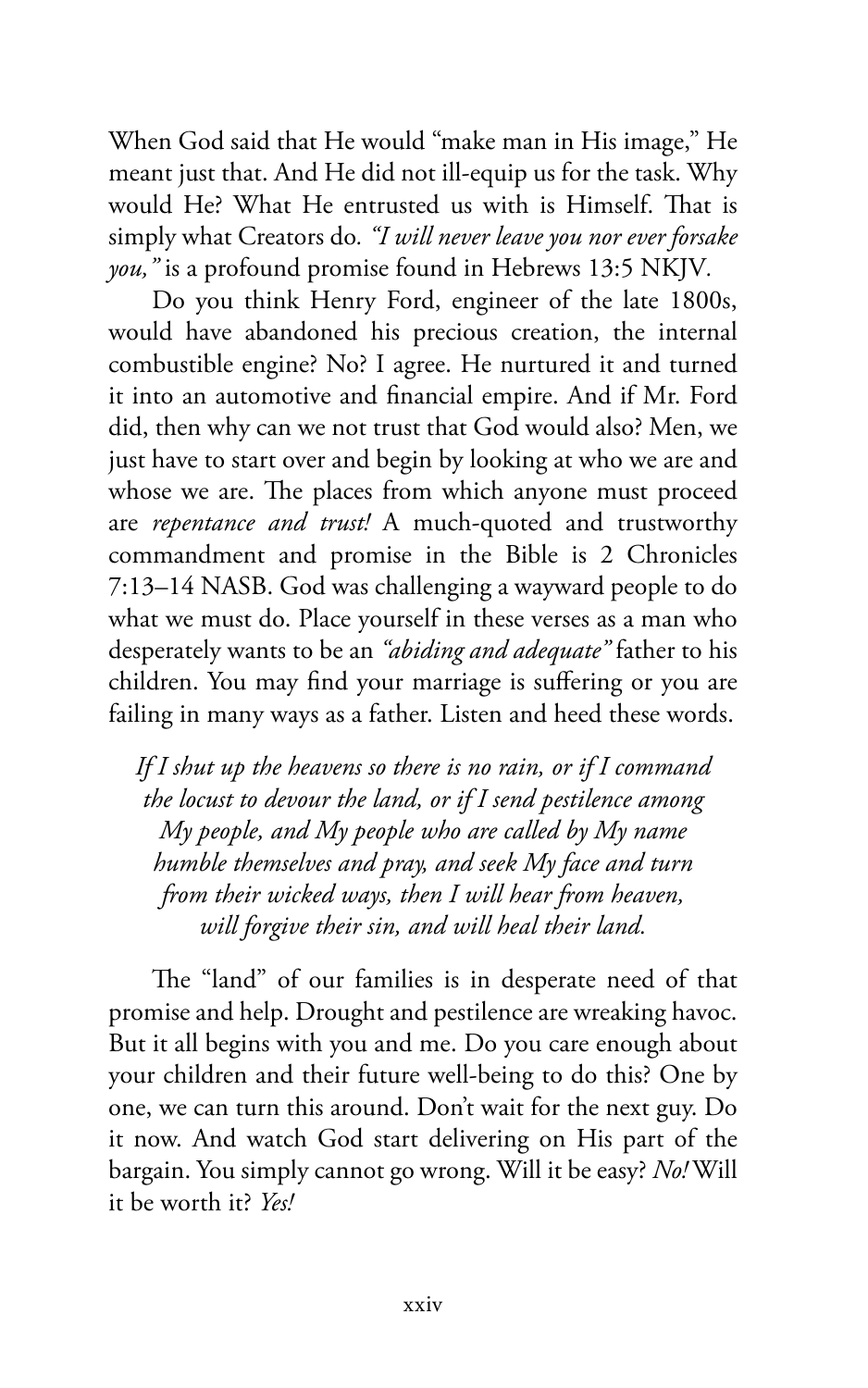When God said that He would "make man in His image," He meant just that. And He did not ill-equip us for the task. Why would He? What He entrusted us with is Himself. That is simply what Creators do. *"I will never leave you nor ever forsake you,"* is a profound promise found in Hebrews 13:5 NKJV.

Do you think Henry Ford, engineer of the late 1800s, would have abandoned his precious creation, the internal combustible engine? No? I agree. He nurtured it and turned it into an automotive and financial empire. And if Mr. Ford did, then why can we not trust that God would also? Men, we just have to start over and begin by looking at who we are and whose we are. The places from which anyone must proceed are *repentance and trust!* A much-quoted and trustworthy commandment and promise in the Bible is 2 Chronicles 7:13–14 NASB. God was challenging a wayward people to do what we must do. Place yourself in these verses as a man who desperately wants to be an *"abiding and adequate"* father to his children. You may find your marriage is suffering or you are failing in many ways as a father. Listen and heed these words.

> *If I shut up the heavens so there is no rain, or if I command the locust to devour the land, or if I send pestilence among My people, and My people who are called by My name humble themselves and pray, and seek My face and turn from their wicked ways, then I will hear from heaven, will forgive their sin, and will heal their land.*

The "land" of our families is in desperate need of that promise and help. Drought and pestilence are wreaking havoc. But it all begins with you and me. Do you care enough about your children and their future well-being to do this? One by one, we can turn this around. Don't wait for the next guy. Do it now. And watch God start delivering on His part of the bargain. You simply cannot go wrong. Will it be easy? *No!* Will it be worth it? *Yes!*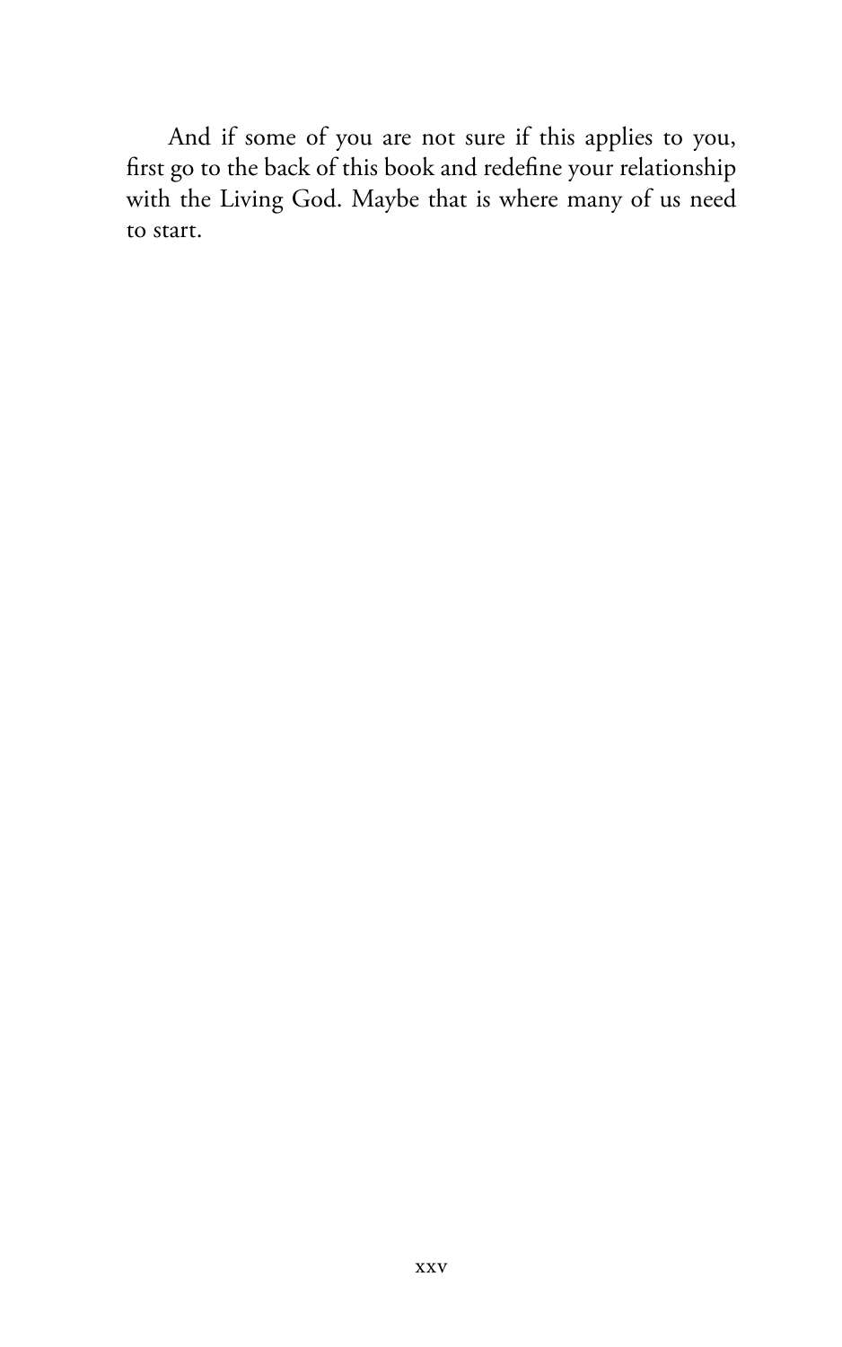And if some of you are not sure if this applies to you, first go to the back of this book and redefine your relationship with the Living God. Maybe that is where many of us need to start.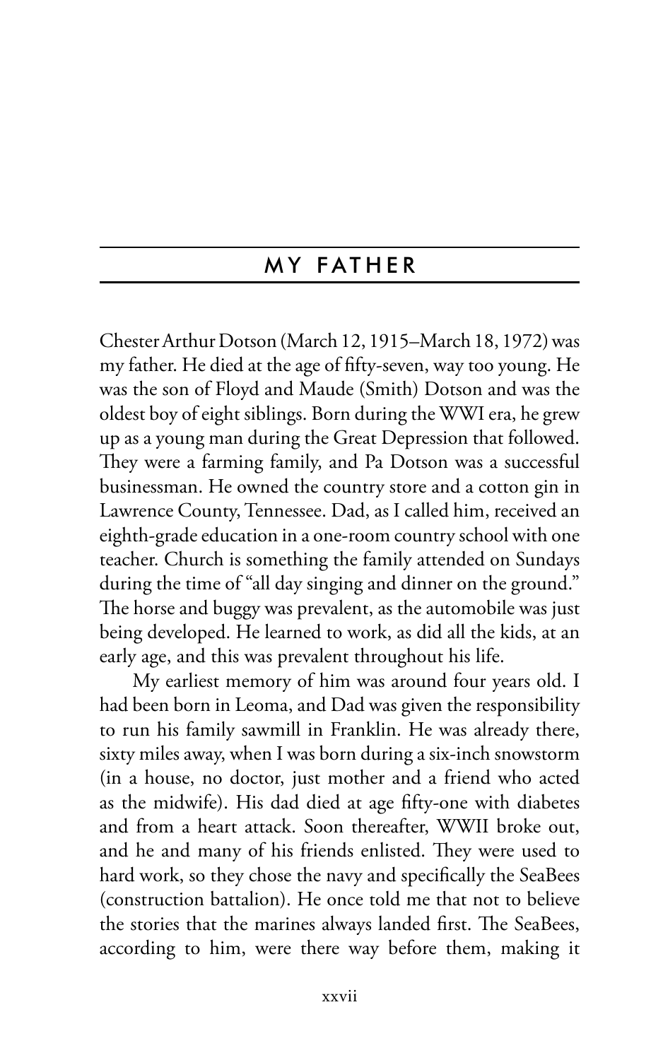## MY FATHER

Chester Arthur Dotson (March 12, 1915–March 18, 1972) was my father. He died at the age of fifty-seven, way too young. He was the son of Floyd and Maude (Smith) Dotson and was the oldest boy of eight siblings. Born during the WWI era, he grew up as a young man during the Great Depression that followed. They were a farming family, and Pa Dotson was a successful businessman. He owned the country store and a cotton gin in Lawrence County, Tennessee. Dad, as I called him, received an eighth-grade education in a one-room country school with one teacher. Church is something the family attended on Sundays during the time of "all day singing and dinner on the ground." The horse and buggy was prevalent, as the automobile was just being developed. He learned to work, as did all the kids, at an early age, and this was prevalent throughout his life.

My earliest memory of him was around four years old. I had been born in Leoma, and Dad was given the responsibility to run his family sawmill in Franklin. He was already there, sixty miles away, when I was born during a six-inch snowstorm (in a house, no doctor, just mother and a friend who acted as the midwife). His dad died at age fifty-one with diabetes and from a heart attack. Soon thereafter, WWII broke out, and he and many of his friends enlisted. They were used to hard work, so they chose the navy and specifically the SeaBees (construction battalion). He once told me that not to believe the stories that the marines always landed first. The SeaBees, according to him, were there way before them, making it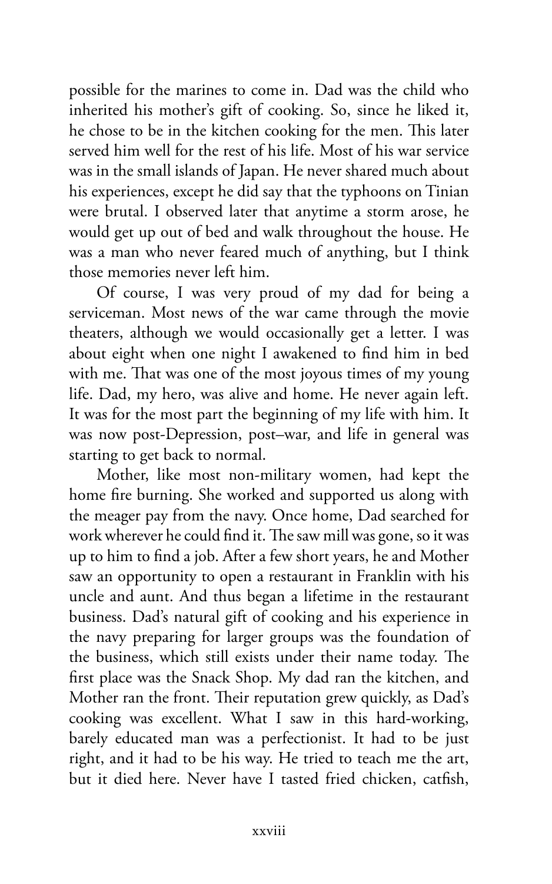possible for the marines to come in. Dad was the child who inherited his mother's gift of cooking. So, since he liked it, he chose to be in the kitchen cooking for the men. This later served him well for the rest of his life. Most of his war service was in the small islands of Japan. He never shared much about his experiences, except he did say that the typhoons on Tinian were brutal. I observed later that anytime a storm arose, he would get up out of bed and walk throughout the house. He was a man who never feared much of anything, but I think those memories never left him.

Of course, I was very proud of my dad for being a serviceman. Most news of the war came through the movie theaters, although we would occasionally get a letter. I was about eight when one night I awakened to find him in bed with me. That was one of the most joyous times of my young life. Dad, my hero, was alive and home. He never again left. It was for the most part the beginning of my life with him. It was now post-Depression, post–war, and life in general was starting to get back to normal.

Mother, like most non-military women, had kept the home fire burning. She worked and supported us along with the meager pay from the navy. Once home, Dad searched for work wherever he could find it. The saw mill was gone, so it was up to him to find a job. After a few short years, he and Mother saw an opportunity to open a restaurant in Franklin with his uncle and aunt. And thus began a lifetime in the restaurant business. Dad's natural gift of cooking and his experience in the navy preparing for larger groups was the foundation of the business, which still exists under their name today. The first place was the Snack Shop. My dad ran the kitchen, and Mother ran the front. Their reputation grew quickly, as Dad's cooking was excellent. What I saw in this hard-working, barely educated man was a perfectionist. It had to be just right, and it had to be his way. He tried to teach me the art, but it died here. Never have I tasted fried chicken, catfish,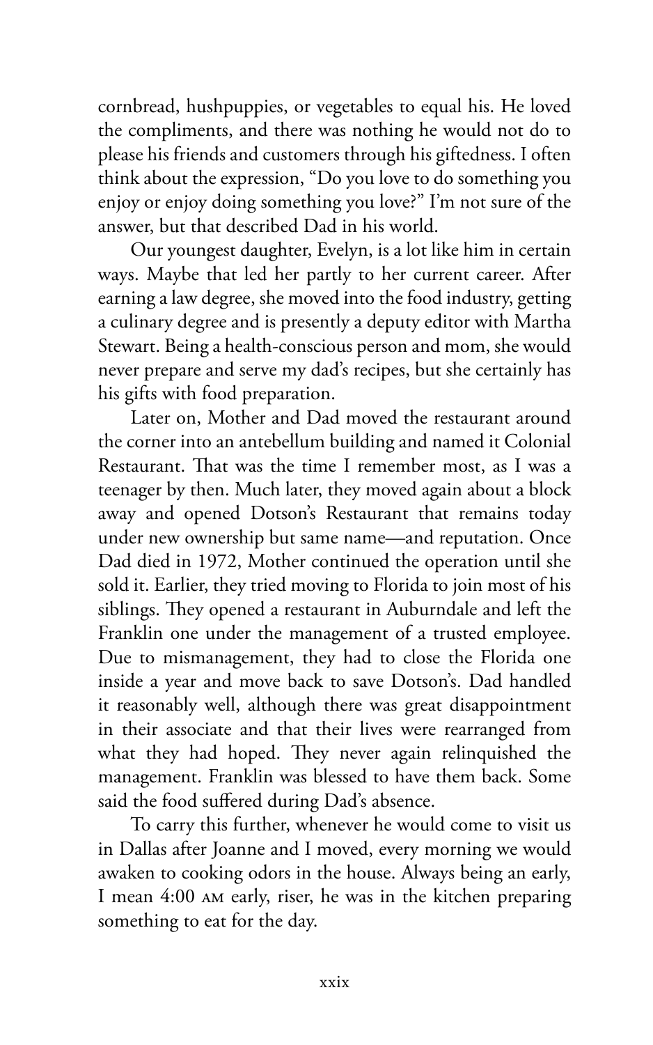cornbread, hushpuppies, or vegetables to equal his. He loved the compliments, and there was nothing he would not do to please his friends and customers through his giftedness. I often think about the expression, "Do you love to do something you enjoy or enjoy doing something you love?" I'm not sure of the answer, but that described Dad in his world.

Our youngest daughter, Evelyn, is a lot like him in certain ways. Maybe that led her partly to her current career. After earning a law degree, she moved into the food industry, getting a culinary degree and is presently a deputy editor with Martha Stewart. Being a health-conscious person and mom, she would never prepare and serve my dad's recipes, but she certainly has his gifts with food preparation.

Later on, Mother and Dad moved the restaurant around the corner into an antebellum building and named it Colonial Restaurant. That was the time I remember most, as I was a teenager by then. Much later, they moved again about a block away and opened Dotson's Restaurant that remains today under new ownership but same name—and reputation. Once Dad died in 1972, Mother continued the operation until she sold it. Earlier, they tried moving to Florida to join most of his siblings. They opened a restaurant in Auburndale and left the Franklin one under the management of a trusted employee. Due to mismanagement, they had to close the Florida one inside a year and move back to save Dotson's. Dad handled it reasonably well, although there was great disappointment in their associate and that their lives were rearranged from what they had hoped. They never again relinquished the management. Franklin was blessed to have them back. Some said the food suffered during Dad's absence.

To carry this further, whenever he would come to visit us in Dallas after Joanne and I moved, every morning we would awaken to cooking odors in the house. Always being an early, I mean 4:00 AM early, riser, he was in the kitchen preparing something to eat for the day.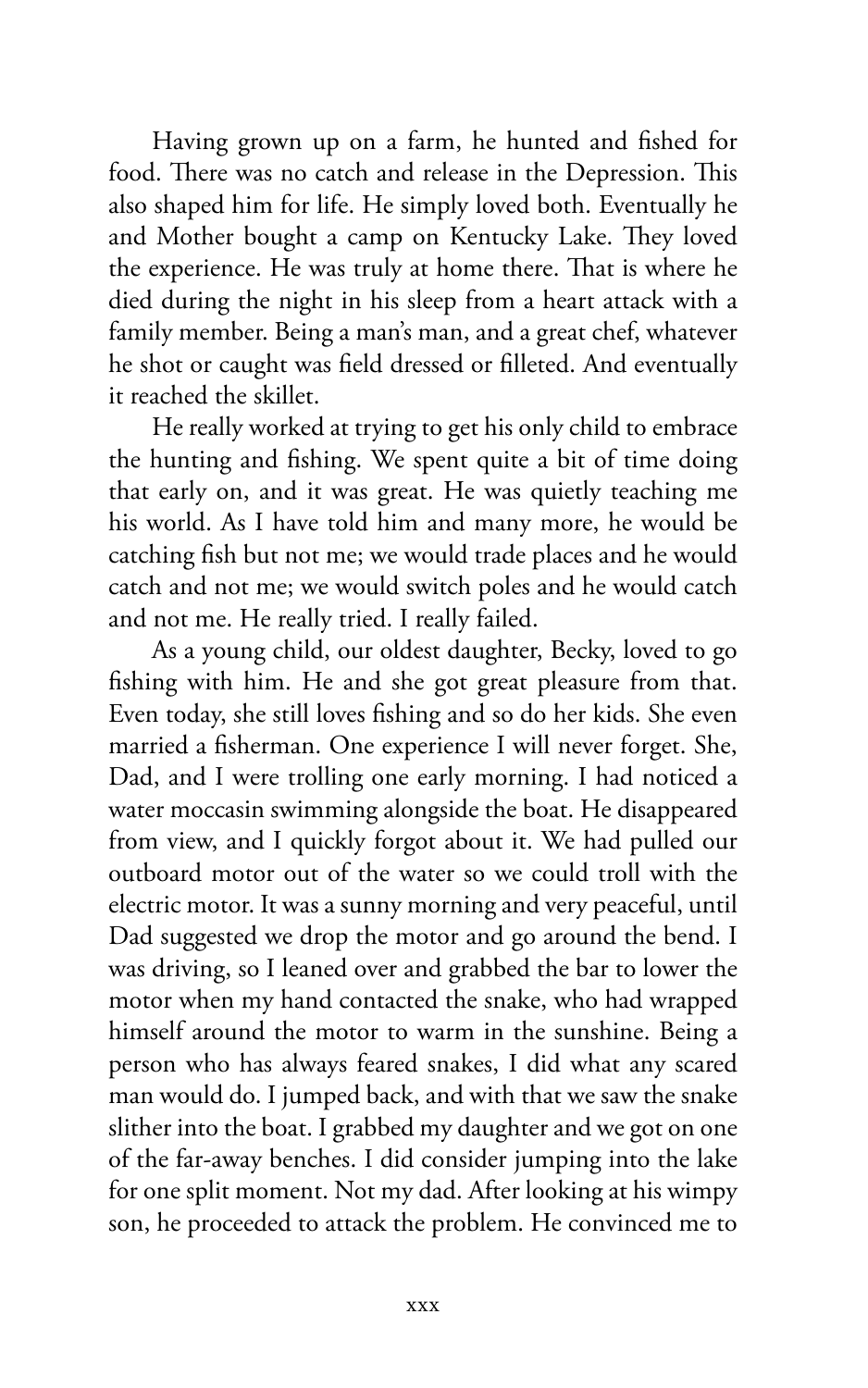Having grown up on a farm, he hunted and fished for food. There was no catch and release in the Depression. This also shaped him for life. He simply loved both. Eventually he and Mother bought a camp on Kentucky Lake. They loved the experience. He was truly at home there. That is where he died during the night in his sleep from a heart attack with a family member. Being a man's man, and a great chef, whatever he shot or caught was field dressed or filleted. And eventually it reached the skillet.

He really worked at trying to get his only child to embrace the hunting and fishing. We spent quite a bit of time doing that early on, and it was great. He was quietly teaching me his world. As I have told him and many more, he would be catching fish but not me; we would trade places and he would catch and not me; we would switch poles and he would catch and not me. He really tried. I really failed.

As a young child, our oldest daughter, Becky, loved to go fishing with him. He and she got great pleasure from that. Even today, she still loves fishing and so do her kids. She even married a fisherman. One experience I will never forget. She, Dad, and I were trolling one early morning. I had noticed a water moccasin swimming alongside the boat. He disappeared from view, and I quickly forgot about it. We had pulled our outboard motor out of the water so we could troll with the electric motor. It was a sunny morning and very peaceful, until Dad suggested we drop the motor and go around the bend. I was driving, so I leaned over and grabbed the bar to lower the motor when my hand contacted the snake, who had wrapped himself around the motor to warm in the sunshine. Being a person who has always feared snakes, I did what any scared man would do. I jumped back, and with that we saw the snake slither into the boat. I grabbed my daughter and we got on one of the far-away benches. I did consider jumping into the lake for one split moment. Not my dad. After looking at his wimpy son, he proceeded to attack the problem. He convinced me to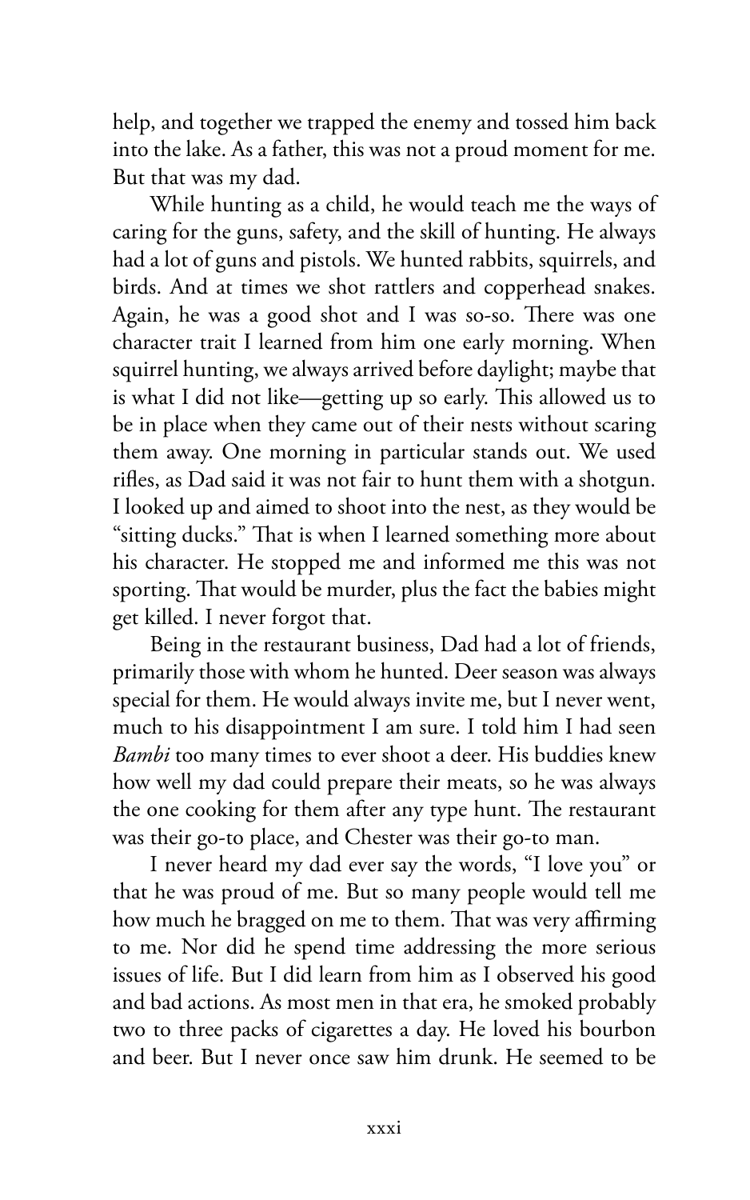help, and together we trapped the enemy and tossed him back into the lake. As a father, this was not a proud moment for me. But that was my dad.

While hunting as a child, he would teach me the ways of caring for the guns, safety, and the skill of hunting. He always had a lot of guns and pistols. We hunted rabbits, squirrels, and birds. And at times we shot rattlers and copperhead snakes. Again, he was a good shot and I was so-so. There was one character trait I learned from him one early morning. When squirrel hunting, we always arrived before daylight; maybe that is what I did not like—getting up so early. This allowed us to be in place when they came out of their nests without scaring them away. One morning in particular stands out. We used rifles, as Dad said it was not fair to hunt them with a shotgun. I looked up and aimed to shoot into the nest, as they would be "sitting ducks." That is when I learned something more about his character. He stopped me and informed me this was not sporting. That would be murder, plus the fact the babies might get killed. I never forgot that.

Being in the restaurant business, Dad had a lot of friends, primarily those with whom he hunted. Deer season was always special for them. He would always invite me, but I never went, much to his disappointment I am sure. I told him I had seen *Bambi* too many times to ever shoot a deer. His buddies knew how well my dad could prepare their meats, so he was always the one cooking for them after any type hunt. The restaurant was their go-to place, and Chester was their go-to man.

I never heard my dad ever say the words, "I love you" or that he was proud of me. But so many people would tell me how much he bragged on me to them. That was very affirming to me. Nor did he spend time addressing the more serious issues of life. But I did learn from him as I observed his good and bad actions. As most men in that era, he smoked probably two to three packs of cigarettes a day. He loved his bourbon and beer. But I never once saw him drunk. He seemed to be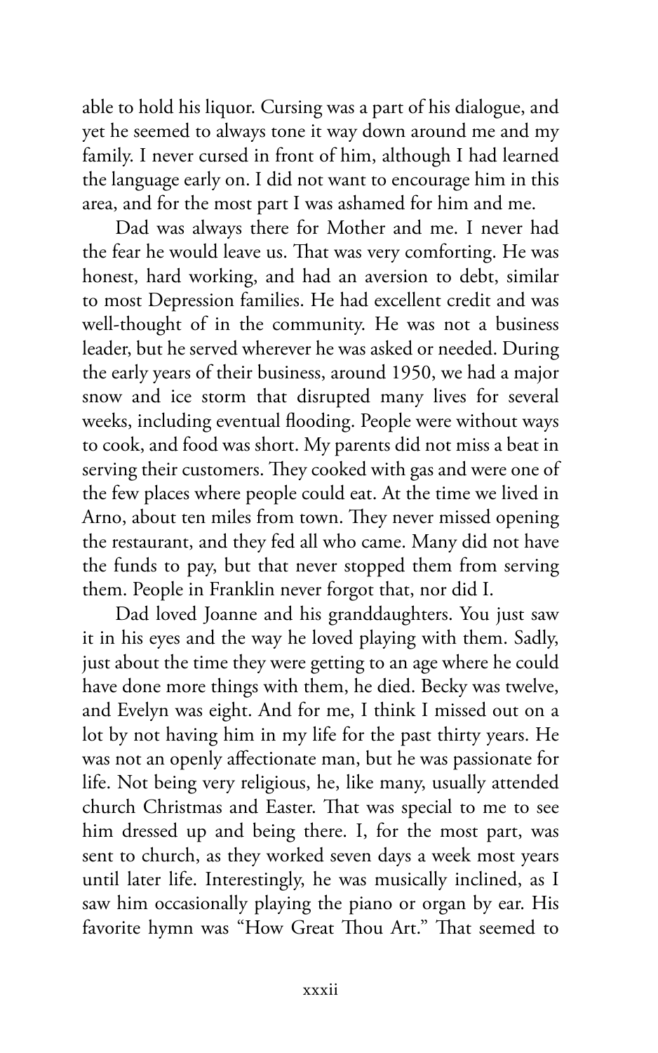able to hold his liquor. Cursing was a part of his dialogue, and yet he seemed to always tone it way down around me and my family. I never cursed in front of him, although I had learned the language early on. I did not want to encourage him in this area, and for the most part I was ashamed for him and me.

Dad was always there for Mother and me. I never had the fear he would leave us. That was very comforting. He was honest, hard working, and had an aversion to debt, similar to most Depression families. He had excellent credit and was well-thought of in the community. He was not a business leader, but he served wherever he was asked or needed. During the early years of their business, around 1950, we had a major snow and ice storm that disrupted many lives for several weeks, including eventual flooding. People were without ways to cook, and food was short. My parents did not miss a beat in serving their customers. They cooked with gas and were one of the few places where people could eat. At the time we lived in Arno, about ten miles from town. They never missed opening the restaurant, and they fed all who came. Many did not have the funds to pay, but that never stopped them from serving them. People in Franklin never forgot that, nor did I.

Dad loved Joanne and his granddaughters. You just saw it in his eyes and the way he loved playing with them. Sadly, just about the time they were getting to an age where he could have done more things with them, he died. Becky was twelve, and Evelyn was eight. And for me, I think I missed out on a lot by not having him in my life for the past thirty years. He was not an openly affectionate man, but he was passionate for life. Not being very religious, he, like many, usually attended church Christmas and Easter. That was special to me to see him dressed up and being there. I, for the most part, was sent to church, as they worked seven days a week most years until later life. Interestingly, he was musically inclined, as I saw him occasionally playing the piano or organ by ear. His favorite hymn was "How Great Thou Art." That seemed to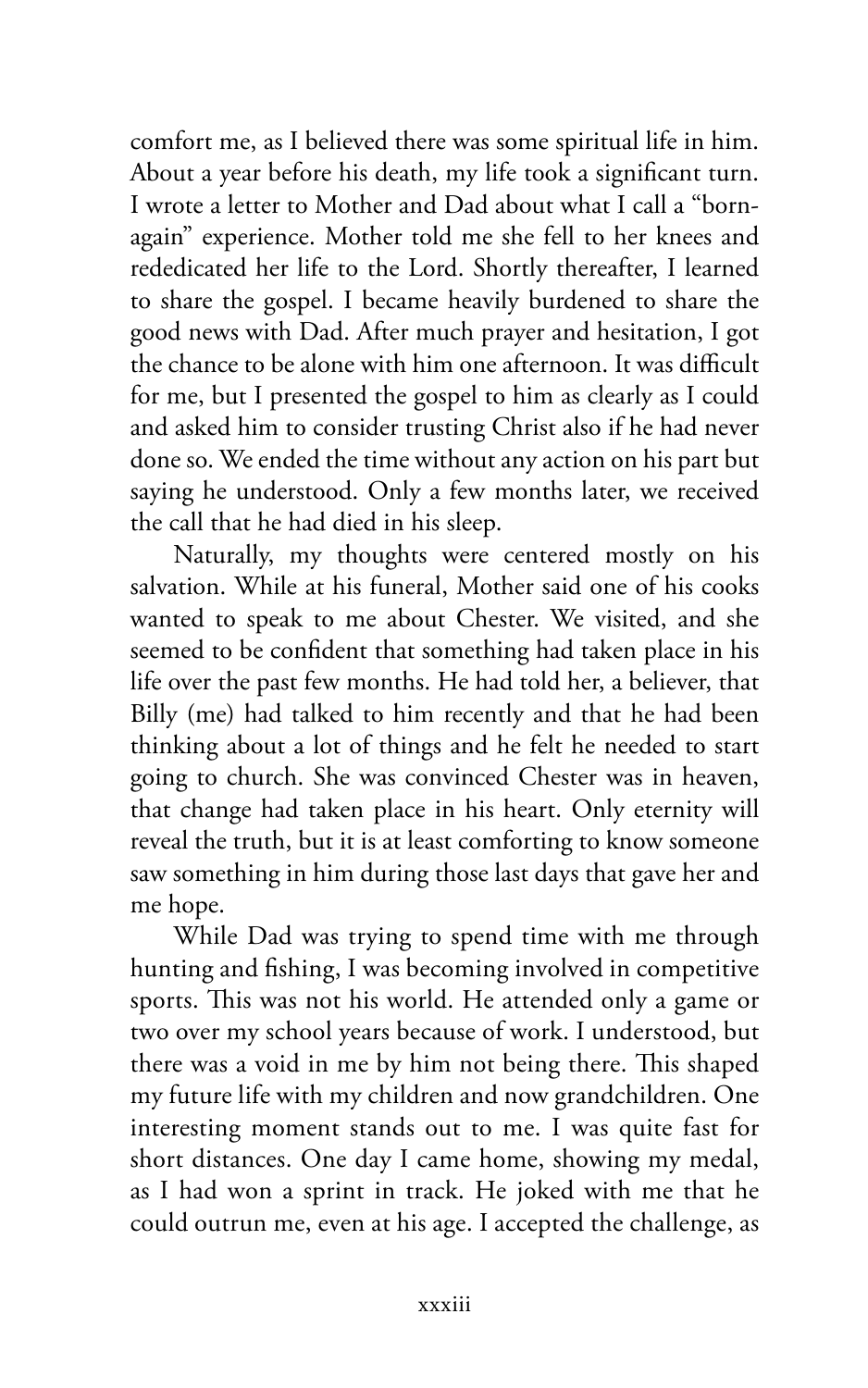comfort me, as I believed there was some spiritual life in him. About a year before his death, my life took a significant turn. I wrote a letter to Mother and Dad about what I call a "born-again" experience. Mother told me she fell to her knees and rededicated her life to the Lord. Shortly thereafter, I learned to share the gospel. I became heavily burdened to share the good news with Dad. After much prayer and hesitation, I got the chance to be alone with him one afternoon. It was difficult for me, but I presented the gospel to him as clearly as I could and asked him to consider trusting Christ also if he had never done so. We ended the time without any action on his part but saying he understood. Only a few months later, we received the call that he had died in his sleep.

Naturally, my thoughts were centered mostly on his salvation. While at his funeral, Mother said one of his cooks wanted to speak to me about Chester. We visited, and she seemed to be confident that something had taken place in his life over the past few months. He had told her, a believer, that Billy (me) had talked to him recently and that he had been thinking about a lot of things and he felt he needed to start going to church. She was convinced Chester was in heaven, that change had taken place in his heart. Only eternity will reveal the truth, but it is at least comforting to know someone saw something in him during those last days that gave her and me hope.

While Dad was trying to spend time with me through hunting and fishing, I was becoming involved in competitive sports. This was not his world. He attended only a game or two over my school years because of work. I understood, but there was a void in me by him not being there. This shaped my future life with my children and now grandchildren. One interesting moment stands out to me. I was quite fast for short distances. One day I came home, showing my medal, as I had won a sprint in track. He joked with me that he could outrun me, even at his age. I accepted the challenge, as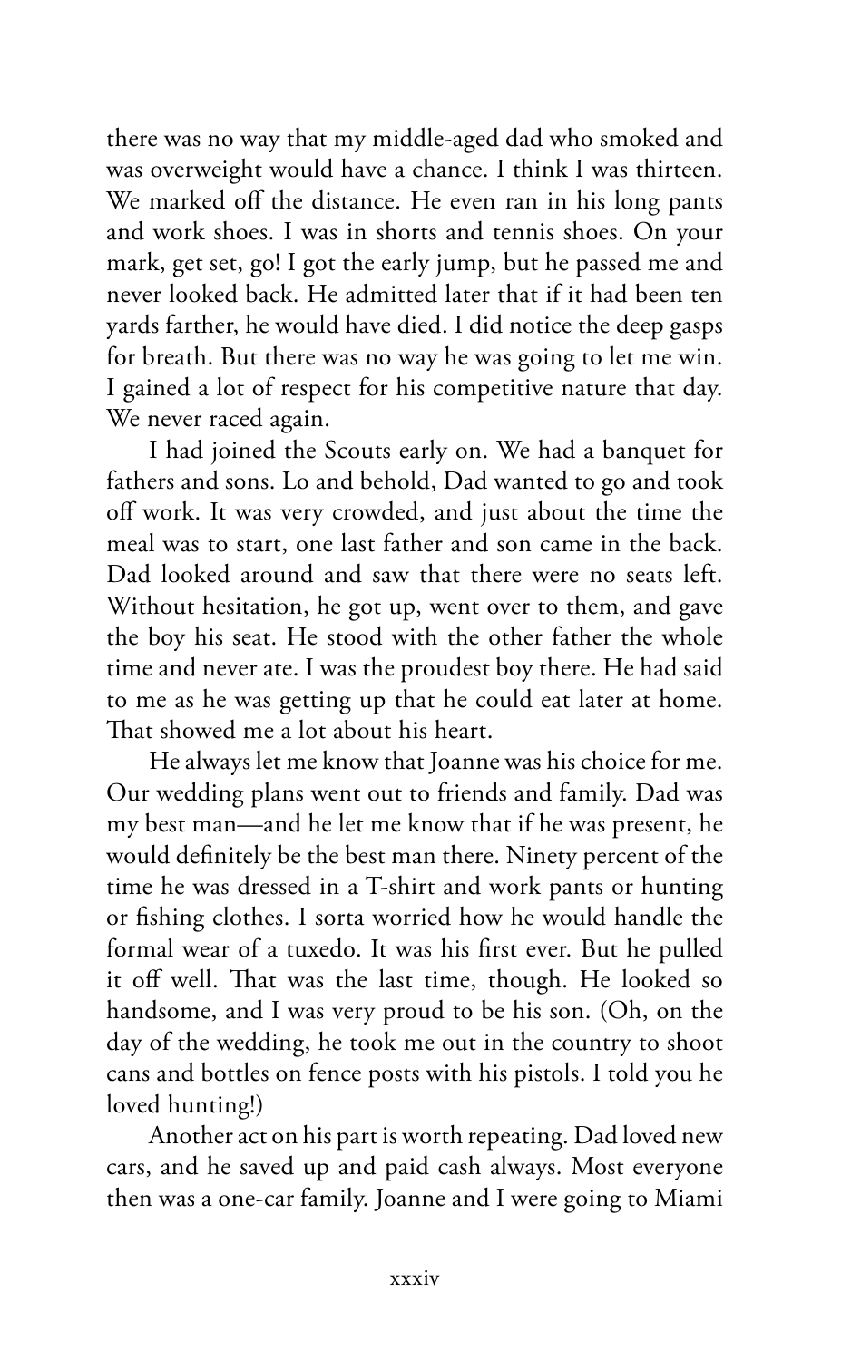there was no way that my middle-aged dad who smoked and was overweight would have a chance. I think I was thirteen. We marked off the distance. He even ran in his long pants and work shoes. I was in shorts and tennis shoes. On your mark, get set, go! I got the early jump, but he passed me and never looked back. He admitted later that if it had been ten yards farther, he would have died. I did notice the deep gasps for breath. But there was no way he was going to let me win. I gained a lot of respect for his competitive nature that day. We never raced again.

I had joined the Scouts early on. We had a banquet for fathers and sons. Lo and behold, Dad wanted to go and took off work. It was very crowded, and just about the time the meal was to start, one last father and son came in the back. Dad looked around and saw that there were no seats left. Without hesitation, he got up, went over to them, and gave the boy his seat. He stood with the other father the whole time and never ate. I was the proudest boy there. He had said to me as he was getting up that he could eat later at home. That showed me a lot about his heart.

He always let me know that Joanne was his choice for me. Our wedding plans went out to friends and family. Dad was my best man—and he let me know that if he was present, he would definitely be the best man there. Ninety percent of the time he was dressed in a T-shirt and work pants or hunting or fishing clothes. I sorta worried how he would handle the formal wear of a tuxedo. It was his first ever. But he pulled it off well. That was the last time, though. He looked so handsome, and I was very proud to be his son. (Oh, on the day of the wedding, he took me out in the country to shoot cans and bottles on fence posts with his pistols. I told you he loved hunting!)

Another act on his part is worth repeating. Dad loved new cars, and he saved up and paid cash always. Most everyone then was a one-car family. Joanne and I were going to Miami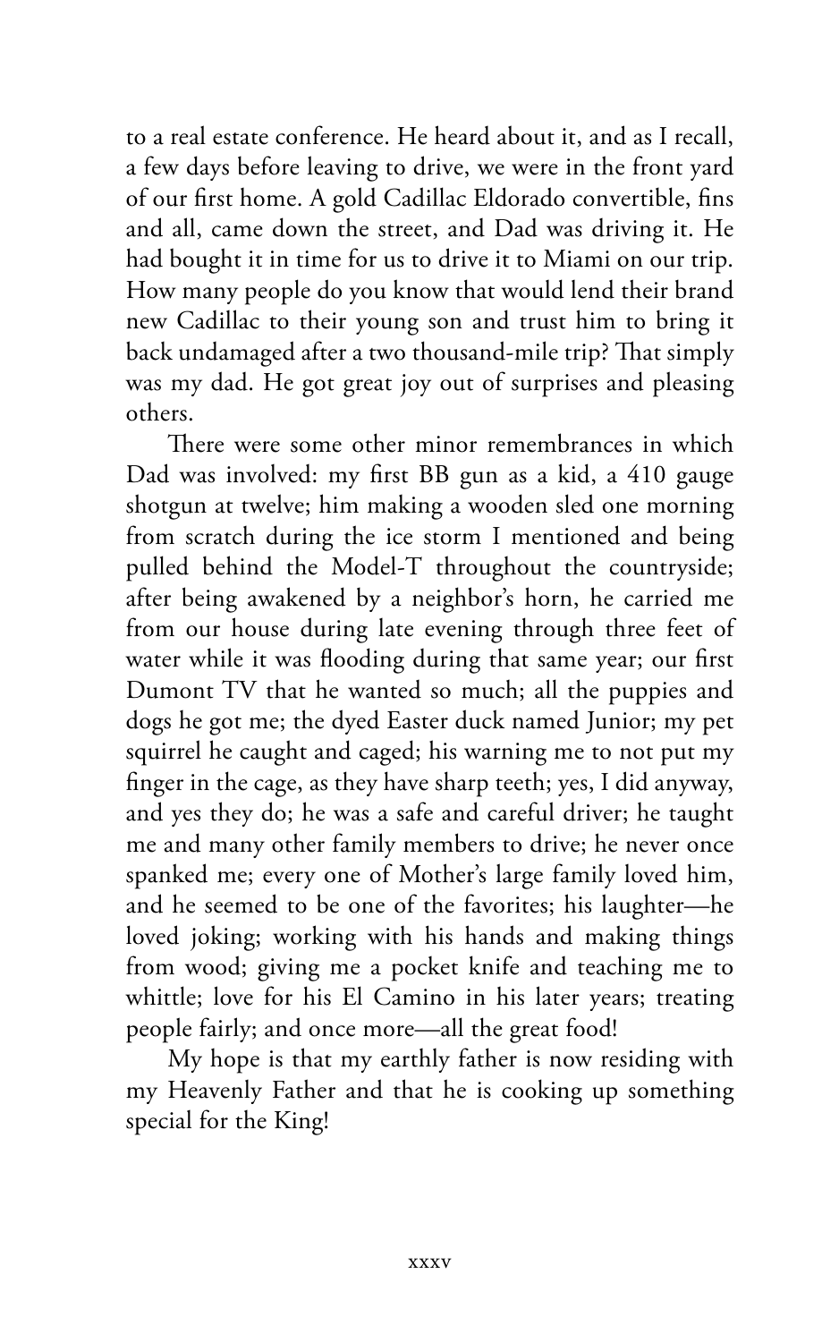to a real estate conference. He heard about it, and as I recall, a few days before leaving to drive, we were in the front yard of our first home. A gold Cadillac Eldorado convertible, fins and all, came down the street, and Dad was driving it. He had bought it in time for us to drive it to Miami on our trip. How many people do you know that would lend their brand new Cadillac to their young son and trust him to bring it back undamaged after a two thousand-mile trip? That simply was my dad. He got great joy out of surprises and pleasing others.

There were some other minor remembrances in which Dad was involved: my first BB gun as a kid, a 410 gauge shotgun at twelve; him making a wooden sled one morning from scratch during the ice storm I mentioned and being pulled behind the Model-T throughout the countryside; after being awakened by a neighbor's horn, he carried me from our house during late evening through three feet of water while it was flooding during that same year; our first Dumont TV that he wanted so much; all the puppies and dogs he got me; the dyed Easter duck named Junior; my pet squirrel he caught and caged; his warning me to not put my finger in the cage, as they have sharp teeth; yes, I did anyway, and yes they do; he was a safe and careful driver; he taught me and many other family members to drive; he never once spanked me; every one of Mother's large family loved him, and he seemed to be one of the favorites; his laughter—he loved joking; working with his hands and making things from wood; giving me a pocket knife and teaching me to whittle; love for his El Camino in his later years; treating people fairly; and once more—all the great food!

My hope is that my earthly father is now residing with my Heavenly Father and that he is cooking up something special for the King!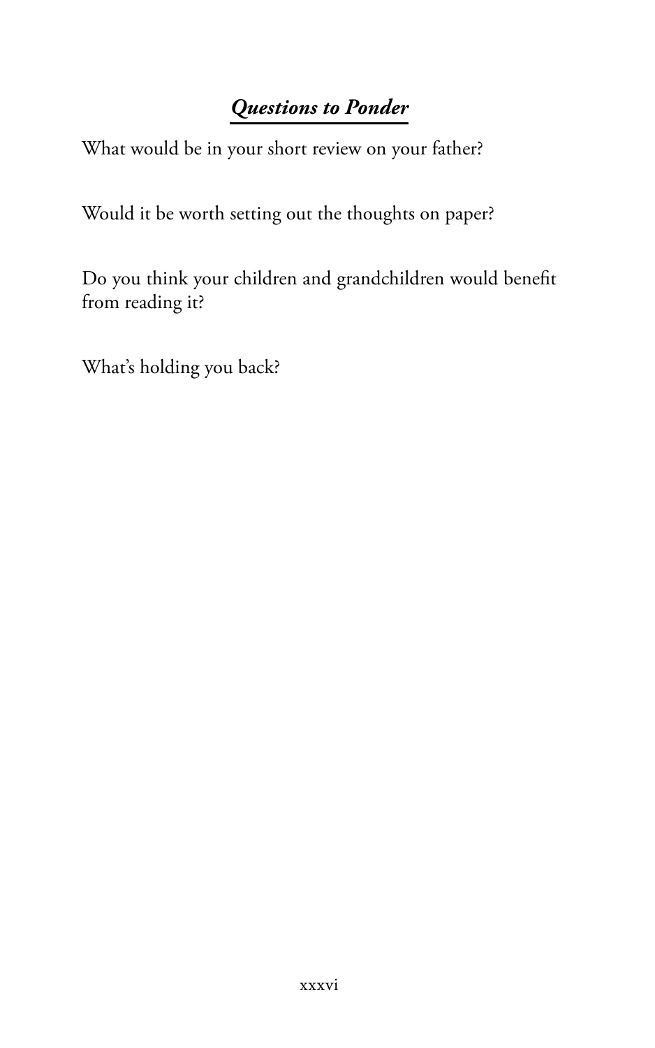## ***Questions to Ponder***

What would be in your short review on your father?

Would it be worth setting out the thoughts on paper?

Do you think your children and grandchildren would benefit from reading it?

What's holding you back?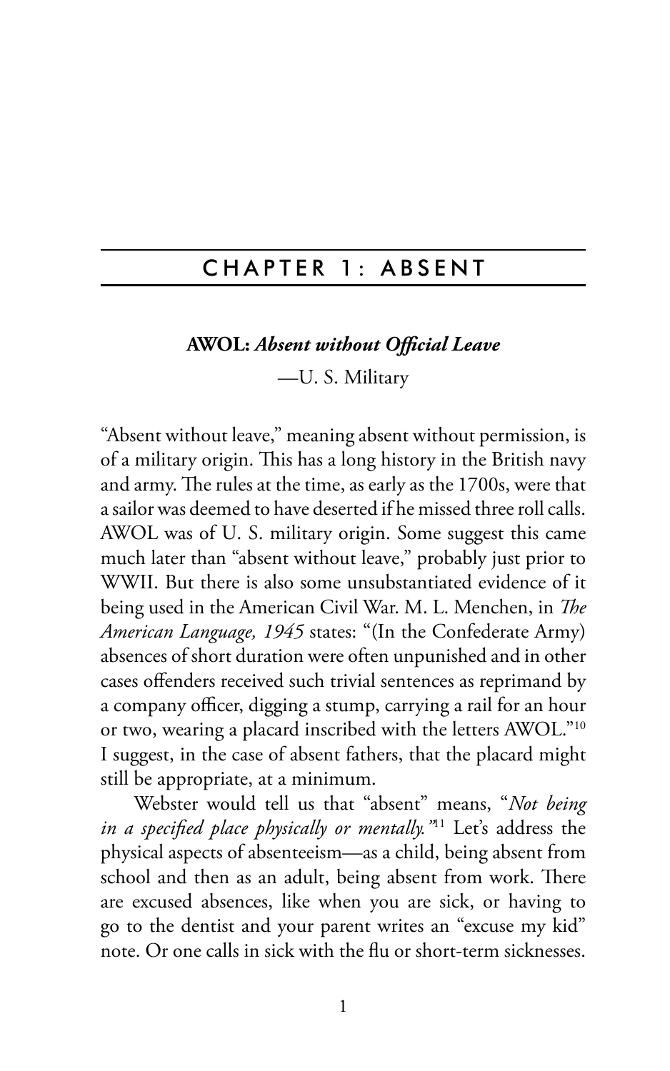# CHAPTER 1: ABSENT

**AWOL:** ***Absent without Official Leave***

—U. S. Military

"Absent without leave," meaning absent without permission, is of a military origin. This has a long history in the British navy and army. The rules at the time, as early as the 1700s, were that a sailor was deemed to have deserted if he missed three roll calls. AWOL was of U. S. military origin. Some suggest this came much later than "absent without leave," probably just prior to WWII. But there is also some unsubstantiated evidence of it being used in the American Civil War. M. L. Menchen, in *The American Language, 1945* states: "(In the Confederate Army) absences of short duration were often unpunished and in other cases offenders received such trivial sentences as reprimand by a company officer, digging a stump, carrying a rail for an hour or two, wearing a placard inscribed with the letters AWOL."[10] I suggest, in the case of absent fathers, that the placard might still be appropriate, at a minimum.

Webster would tell us that "absent" means, "*Not being in a specified place physically or mentally.*"[11] Let's address the physical aspects of absenteeism—as a child, being absent from school and then as an adult, being absent from work. There are excused absences, like when you are sick, or having to go to the dentist and your parent writes an "excuse my kid" note. Or one calls in sick with the flu or short-term sicknesses.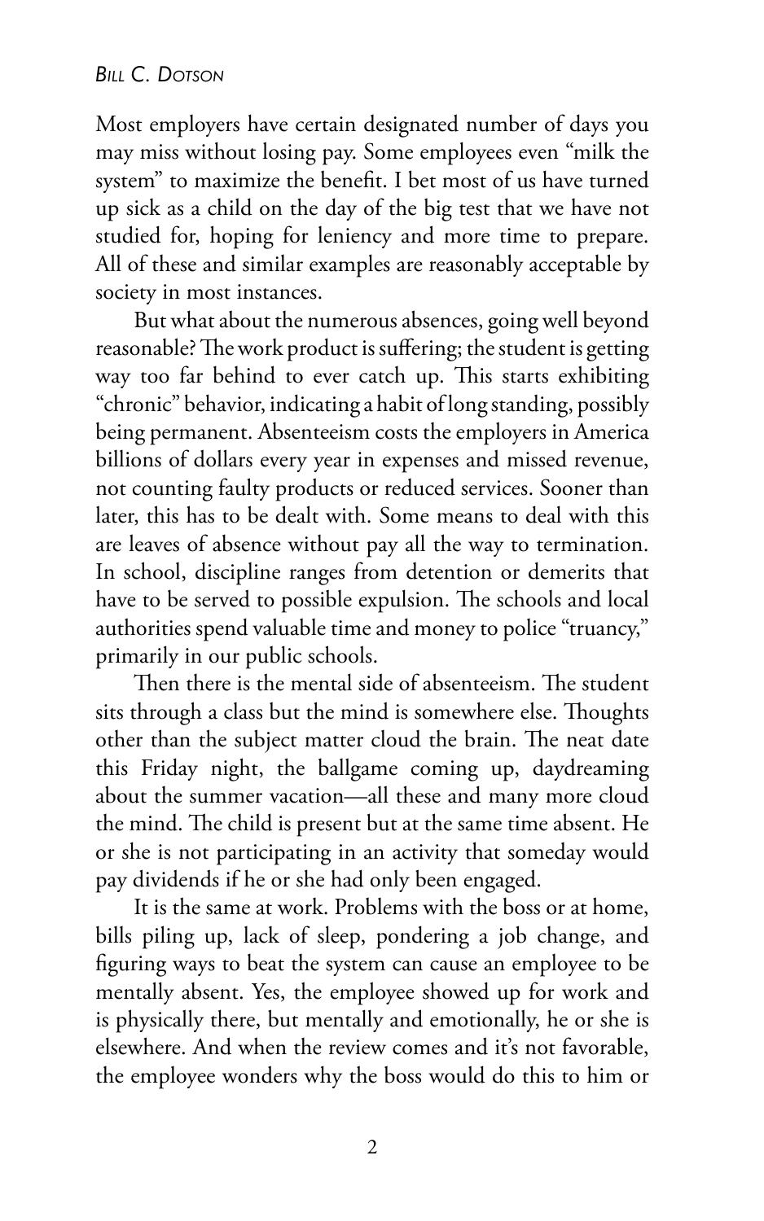Most employers have certain designated number of days you may miss without losing pay. Some employees even "milk the system" to maximize the benefit. I bet most of us have turned up sick as a child on the day of the big test that we have not studied for, hoping for leniency and more time to prepare. All of these and similar examples are reasonably acceptable by society in most instances.

But what about the numerous absences, going well beyond reasonable? The work product is suffering; the student is getting way too far behind to ever catch up. This starts exhibiting "chronic" behavior, indicating a habit of long standing, possibly being permanent. Absenteeism costs the employers in America billions of dollars every year in expenses and missed revenue, not counting faulty products or reduced services. Sooner than later, this has to be dealt with. Some means to deal with this are leaves of absence without pay all the way to termination. In school, discipline ranges from detention or demerits that have to be served to possible expulsion. The schools and local authorities spend valuable time and money to police "truancy," primarily in our public schools.

Then there is the mental side of absenteeism. The student sits through a class but the mind is somewhere else. Thoughts other than the subject matter cloud the brain. The neat date this Friday night, the ballgame coming up, daydreaming about the summer vacation—all these and many more cloud the mind. The child is present but at the same time absent. He or she is not participating in an activity that someday would pay dividends if he or she had only been engaged.

It is the same at work. Problems with the boss or at home, bills piling up, lack of sleep, pondering a job change, and figuring ways to beat the system can cause an employee to be mentally absent. Yes, the employee showed up for work and is physically there, but mentally and emotionally, he or she is elsewhere. And when the review comes and it's not favorable, the employee wonders why the boss would do this to him or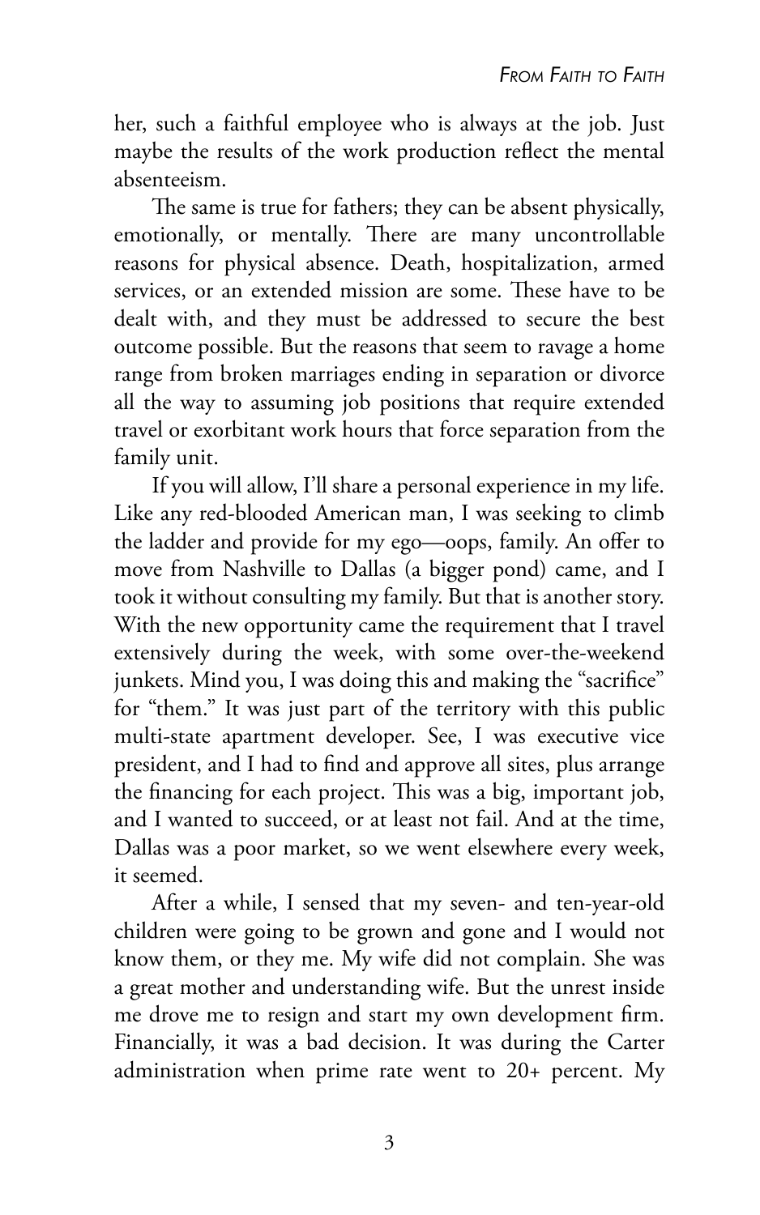her, such a faithful employee who is always at the job. Just maybe the results of the work production reflect the mental absenteeism.

The same is true for fathers; they can be absent physically, emotionally, or mentally. There are many uncontrollable reasons for physical absence. Death, hospitalization, armed services, or an extended mission are some. These have to be dealt with, and they must be addressed to secure the best outcome possible. But the reasons that seem to ravage a home range from broken marriages ending in separation or divorce all the way to assuming job positions that require extended travel or exorbitant work hours that force separation from the family unit.

If you will allow, I'll share a personal experience in my life. Like any red-blooded American man, I was seeking to climb the ladder and provide for my ego—oops, family. An offer to move from Nashville to Dallas (a bigger pond) came, and I took it without consulting my family. But that is another story. With the new opportunity came the requirement that I travel extensively during the week, with some over-the-weekend junkets. Mind you, I was doing this and making the "sacrifice" for "them." It was just part of the territory with this public multi-state apartment developer. See, I was executive vice president, and I had to find and approve all sites, plus arrange the financing for each project. This was a big, important job, and I wanted to succeed, or at least not fail. And at the time, Dallas was a poor market, so we went elsewhere every week, it seemed.

After a while, I sensed that my seven- and ten-year-old children were going to be grown and gone and I would not know them, or they me. My wife did not complain. She was a great mother and understanding wife. But the unrest inside me drove me to resign and start my own development firm. Financially, it was a bad decision. It was during the Carter administration when prime rate went to 20+ percent. My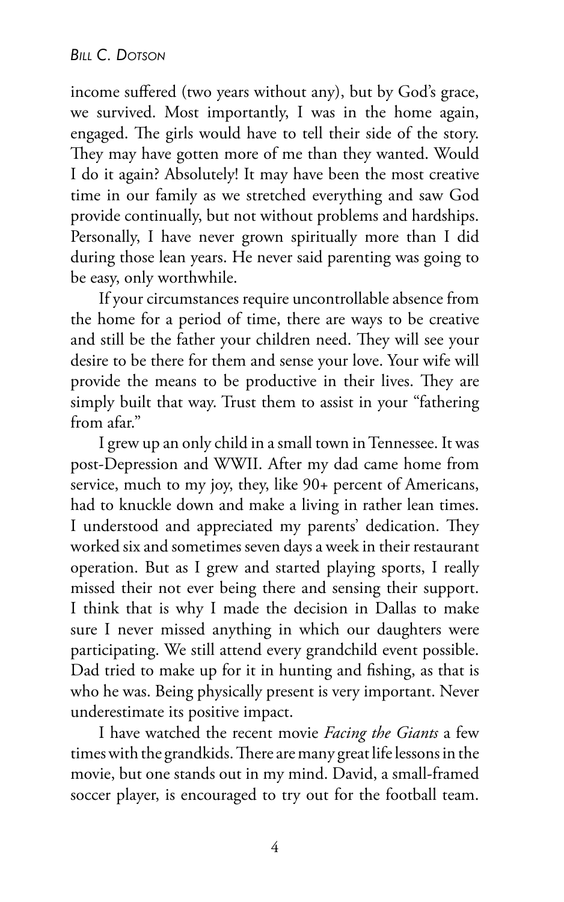income suffered (two years without any), but by God's grace, we survived. Most importantly, I was in the home again, engaged. The girls would have to tell their side of the story. They may have gotten more of me than they wanted. Would I do it again? Absolutely! It may have been the most creative time in our family as we stretched everything and saw God provide continually, but not without problems and hardships. Personally, I have never grown spiritually more than I did during those lean years. He never said parenting was going to be easy, only worthwhile.

If your circumstances require uncontrollable absence from the home for a period of time, there are ways to be creative and still be the father your children need. They will see your desire to be there for them and sense your love. Your wife will provide the means to be productive in their lives. They are simply built that way. Trust them to assist in your "fathering from afar."

I grew up an only child in a small town in Tennessee. It was post-Depression and WWII. After my dad came home from service, much to my joy, they, like 90+ percent of Americans, had to knuckle down and make a living in rather lean times. I understood and appreciated my parents' dedication. They worked six and sometimes seven days a week in their restaurant operation. But as I grew and started playing sports, I really missed their not ever being there and sensing their support. I think that is why I made the decision in Dallas to make sure I never missed anything in which our daughters were participating. We still attend every grandchild event possible. Dad tried to make up for it in hunting and fishing, as that is who he was. Being physically present is very important. Never underestimate its positive impact.

I have watched the recent movie *Facing the Giants* a few times with the grandkids. There are many great life lessons in the movie, but one stands out in my mind. David, a small-framed soccer player, is encouraged to try out for the football team.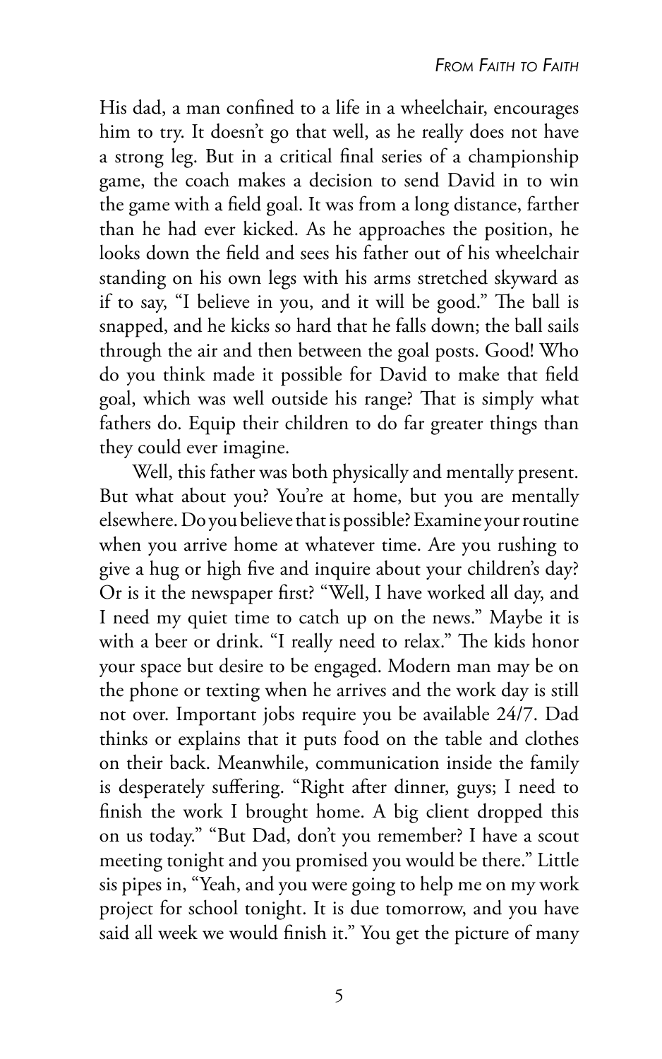His dad, a man confined to a life in a wheelchair, encourages him to try. It doesn't go that well, as he really does not have a strong leg. But in a critical final series of a championship game, the coach makes a decision to send David in to win the game with a field goal. It was from a long distance, farther than he had ever kicked. As he approaches the position, he looks down the field and sees his father out of his wheelchair standing on his own legs with his arms stretched skyward as if to say, "I believe in you, and it will be good." The ball is snapped, and he kicks so hard that he falls down; the ball sails through the air and then between the goal posts. Good! Who do you think made it possible for David to make that field goal, which was well outside his range? That is simply what fathers do. Equip their children to do far greater things than they could ever imagine.

Well, this father was both physically and mentally present. But what about you? You're at home, but you are mentally elsewhere. Do you believe that is possible? Examine your routine when you arrive home at whatever time. Are you rushing to give a hug or high five and inquire about your children's day? Or is it the newspaper first? "Well, I have worked all day, and I need my quiet time to catch up on the news." Maybe it is with a beer or drink. "I really need to relax." The kids honor your space but desire to be engaged. Modern man may be on the phone or texting when he arrives and the work day is still not over. Important jobs require you be available 24/7. Dad thinks or explains that it puts food on the table and clothes on their back. Meanwhile, communication inside the family is desperately suffering. "Right after dinner, guys; I need to finish the work I brought home. A big client dropped this on us today." "But Dad, don't you remember? I have a scout meeting tonight and you promised you would be there." Little sis pipes in, "Yeah, and you were going to help me on my work project for school tonight. It is due tomorrow, and you have said all week we would finish it." You get the picture of many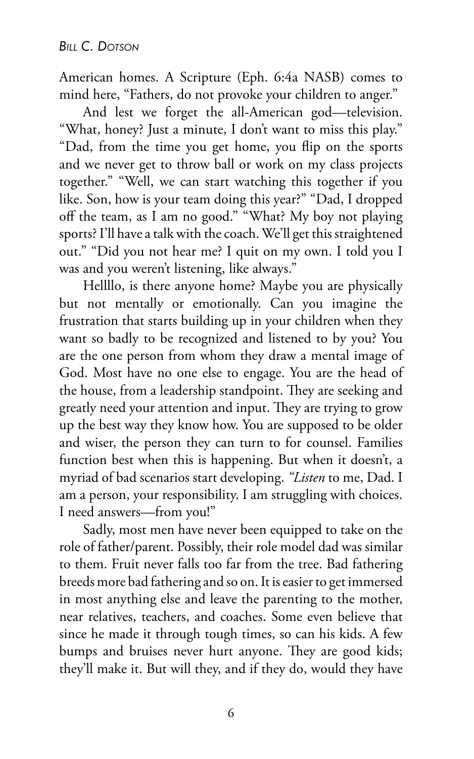American homes. A Scripture (Eph. 6:4a NASB) comes to mind here, "Fathers, do not provoke your children to anger."

And lest we forget the all-American god—television. "What, honey? Just a minute, I don't want to miss this play." "Dad, from the time you get home, you flip on the sports and we never get to throw ball or work on my class projects together." "Well, we can start watching this together if you like. Son, how is your team doing this year?" "Dad, I dropped off the team, as I am no good." "What? My boy not playing sports? I'll have a talk with the coach. We'll get this straightened out." "Did you not hear me? I quit on my own. I told you I was and you weren't listening, like always."

Hellllo, is there anyone home? Maybe you are physically but not mentally or emotionally. Can you imagine the frustration that starts building up in your children when they want so badly to be recognized and listened to by you? You are the one person from whom they draw a mental image of God. Most have no one else to engage. You are the head of the house, from a leadership standpoint. They are seeking and greatly need your attention and input. They are trying to grow up the best way they know how. You are supposed to be older and wiser, the person they can turn to for counsel. Families function best when this is happening. But when it doesn't, a myriad of bad scenarios start developing. *"Listen* to me, Dad. I am a person, your responsibility. I am struggling with choices. I need answers—from you!"

Sadly, most men have never been equipped to take on the role of father/parent. Possibly, their role model dad was similar to them. Fruit never falls too far from the tree. Bad fathering breeds more bad fathering and so on. It is easier to get immersed in most anything else and leave the parenting to the mother, near relatives, teachers, and coaches. Some even believe that since he made it through tough times, so can his kids. A few bumps and bruises never hurt anyone. They are good kids; they'll make it. But will they, and if they do, would they have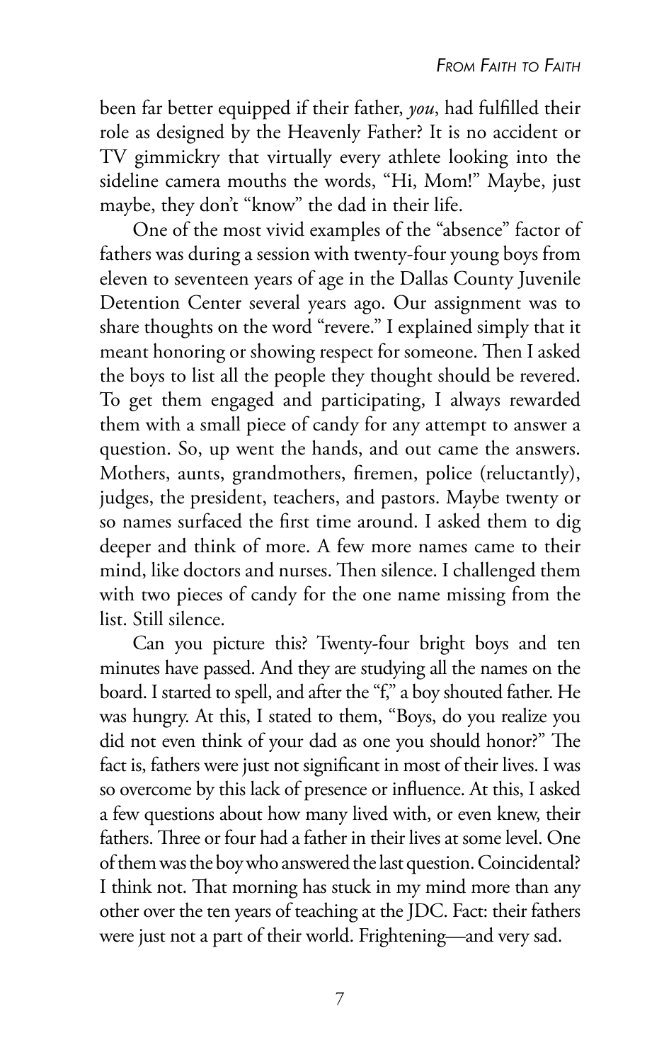been far better equipped if their father, *you*, had fulfilled their role as designed by the Heavenly Father? It is no accident or TV gimmickry that virtually every athlete looking into the sideline camera mouths the words, "Hi, Mom!" Maybe, just maybe, they don't "know" the dad in their life.

One of the most vivid examples of the "absence" factor of fathers was during a session with twenty-four young boys from eleven to seventeen years of age in the Dallas County Juvenile Detention Center several years ago. Our assignment was to share thoughts on the word "revere." I explained simply that it meant honoring or showing respect for someone. Then I asked the boys to list all the people they thought should be revered. To get them engaged and participating, I always rewarded them with a small piece of candy for any attempt to answer a question. So, up went the hands, and out came the answers. Mothers, aunts, grandmothers, firemen, police (reluctantly), judges, the president, teachers, and pastors. Maybe twenty or so names surfaced the first time around. I asked them to dig deeper and think of more. A few more names came to their mind, like doctors and nurses. Then silence. I challenged them with two pieces of candy for the one name missing from the list. Still silence.

Can you picture this? Twenty-four bright boys and ten minutes have passed. And they are studying all the names on the board. I started to spell, and after the "f," a boy shouted father. He was hungry. At this, I stated to them, "Boys, do you realize you did not even think of your dad as one you should honor?" The fact is, fathers were just not significant in most of their lives. I was so overcome by this lack of presence or influence. At this, I asked a few questions about how many lived with, or even knew, their fathers. Three or four had a father in their lives at some level. One of them was the boy who answered the last question. Coincidental? I think not. That morning has stuck in my mind more than any other over the ten years of teaching at the JDC. Fact: their fathers were just not a part of their world. Frightening—and very sad.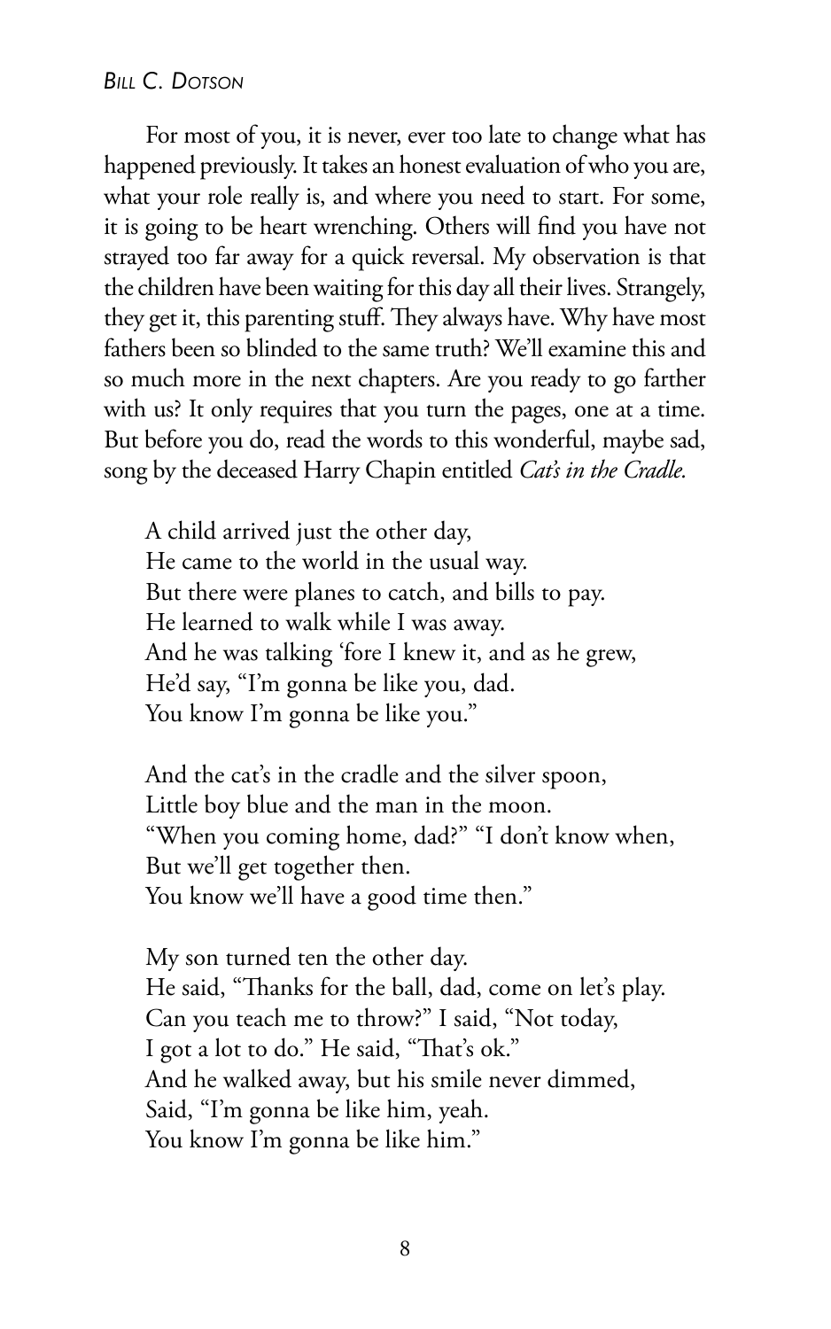For most of you, it is never, ever too late to change what has happened previously. It takes an honest evaluation of who you are, what your role really is, and where you need to start. For some, it is going to be heart wrenching. Others will find you have not strayed too far away for a quick reversal. My observation is that the children have been waiting for this day all their lives. Strangely, they get it, this parenting stuff. They always have. Why have most fathers been so blinded to the same truth? We'll examine this and so much more in the next chapters. Are you ready to go farther with us? It only requires that you turn the pages, one at a time. But before you do, read the words to this wonderful, maybe sad, song by the deceased Harry Chapin entitled *Cat's in the Cradle.*

A child arrived just the other day,
He came to the world in the usual way.
But there were planes to catch, and bills to pay.
He learned to walk while I was away.
And he was talking 'fore I knew it, and as he grew,
He'd say, "I'm gonna be like you, dad.
You know I'm gonna be like you."

And the cat's in the cradle and the silver spoon,
Little boy blue and the man in the moon.
"When you coming home, dad?" "I don't know when,
But we'll get together then.
You know we'll have a good time then."

My son turned ten the other day.
He said, "Thanks for the ball, dad, come on let's play.
Can you teach me to throw?" I said, "Not today,
I got a lot to do." He said, "That's ok."
And he walked away, but his smile never dimmed,
Said, "I'm gonna be like him, yeah.
You know I'm gonna be like him."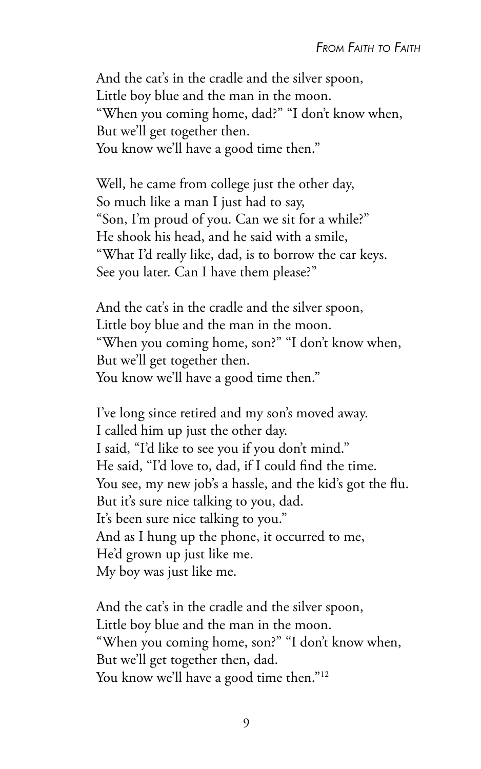And the cat's in the cradle and the silver spoon,  
Little boy blue and the man in the moon.  
"When you coming home, dad?" "I don't know when,  
But we'll get together then.  
You know we'll have a good time then."

Well, he came from college just the other day,  
So much like a man I just had to say,  
"Son, I'm proud of you. Can we sit for a while?"  
He shook his head, and he said with a smile,  
"What I'd really like, dad, is to borrow the car keys.  
See you later. Can I have them please?"

And the cat's in the cradle and the silver spoon,  
Little boy blue and the man in the moon.  
"When you coming home, son?" "I don't know when,  
But we'll get together then.  
You know we'll have a good time then."

I've long since retired and my son's moved away.  
I called him up just the other day.  
I said, "I'd like to see you if you don't mind."  
He said, "I'd love to, dad, if I could find the time.  
You see, my new job's a hassle, and the kid's got the flu.  
But it's sure nice talking to you, dad.  
It's been sure nice talking to you."  
And as I hung up the phone, it occurred to me,  
He'd grown up just like me.  
My boy was just like me.

And the cat's in the cradle and the silver spoon,  
Little boy blue and the man in the moon.  
"When you coming home, son?" "I don't know when,  
But we'll get together then, dad.  
You know we'll have a good time then."[12]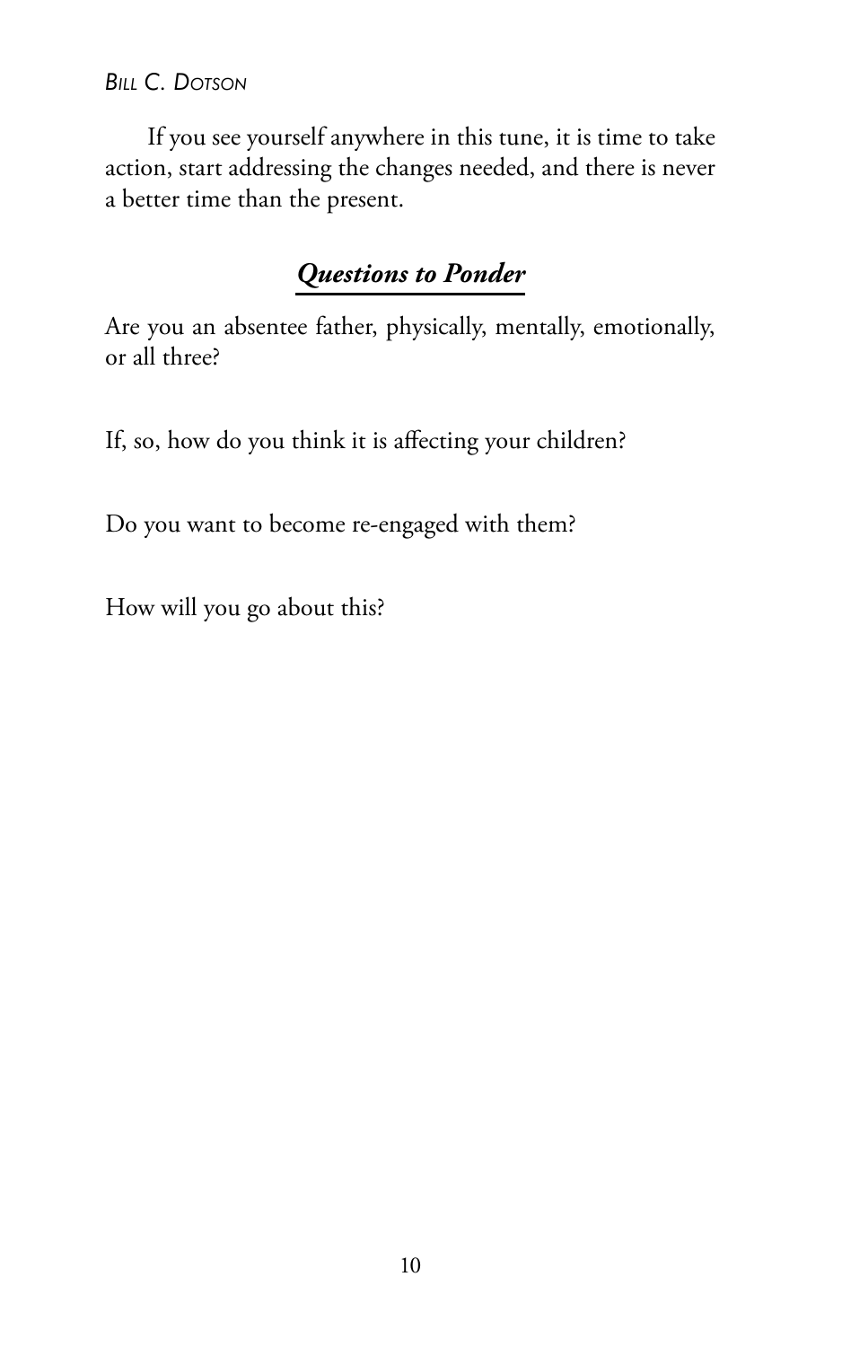If you see yourself anywhere in this tune, it is time to take action, start addressing the changes needed, and there is never a better time than the present.

## *Questions to Ponder*

Are you an absentee father, physically, mentally, emotionally, or all three?

If, so, how do you think it is affecting your children?

Do you want to become re-engaged with them?

How will you go about this?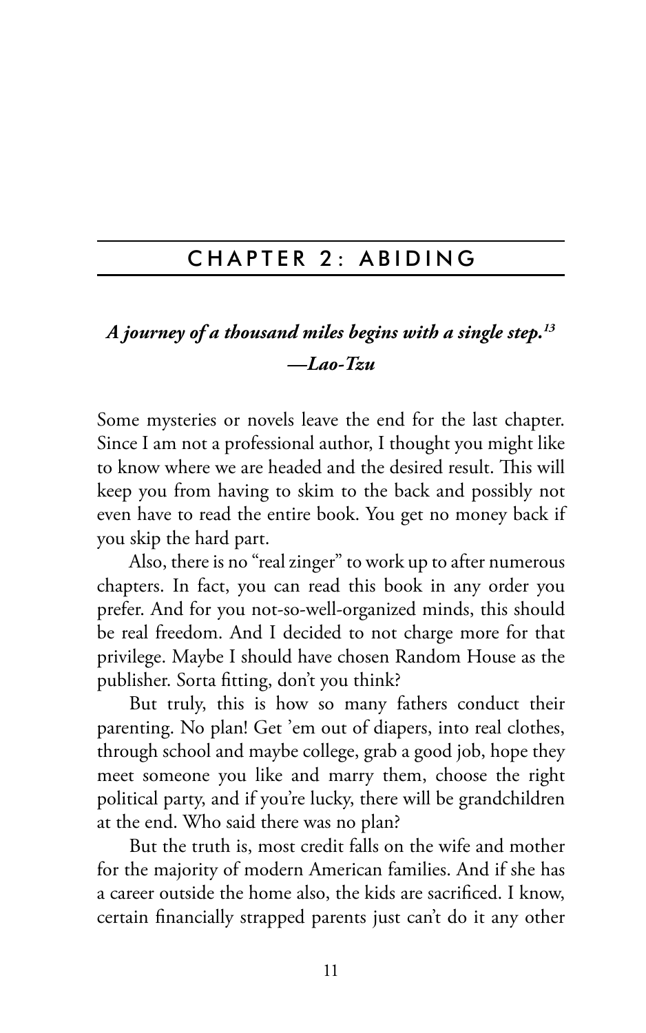## CHAPTER 2: ABIDING

***A journey of a thousand miles begins with a single step.[13]***
***—Lao-Tzu***

Some mysteries or novels leave the end for the last chapter. Since I am not a professional author, I thought you might like to know where we are headed and the desired result. This will keep you from having to skim to the back and possibly not even have to read the entire book. You get no money back if you skip the hard part.

Also, there is no "real zinger" to work up to after numerous chapters. In fact, you can read this book in any order you prefer. And for you not-so-well-organized minds, this should be real freedom. And I decided to not charge more for that privilege. Maybe I should have chosen Random House as the publisher. Sorta fitting, don't you think?

But truly, this is how so many fathers conduct their parenting. No plan! Get 'em out of diapers, into real clothes, through school and maybe college, grab a good job, hope they meet someone you like and marry them, choose the right political party, and if you're lucky, there will be grandchildren at the end. Who said there was no plan?

But the truth is, most credit falls on the wife and mother for the majority of modern American families. And if she has a career outside the home also, the kids are sacrificed. I know, certain financially strapped parents just can't do it any other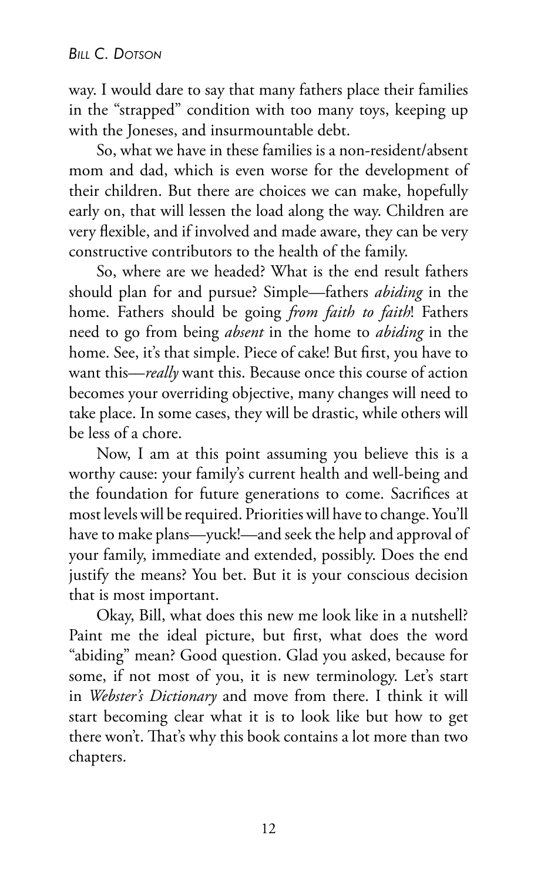way. I would dare to say that many fathers place their families in the "strapped" condition with too many toys, keeping up with the Joneses, and insurmountable debt.

So, what we have in these families is a non-resident/absent mom and dad, which is even worse for the development of their children. But there are choices we can make, hopefully early on, that will lessen the load along the way. Children are very flexible, and if involved and made aware, they can be very constructive contributors to the health of the family.

So, where are we headed? What is the end result fathers should plan for and pursue? Simple—fathers *abiding* in the home. Fathers should be going *from faith to faith*! Fathers need to go from being *absent* in the home to *abiding* in the home. See, it's that simple. Piece of cake! But first, you have to want this—*really* want this. Because once this course of action becomes your overriding objective, many changes will need to take place. In some cases, they will be drastic, while others will be less of a chore.

Now, I am at this point assuming you believe this is a worthy cause: your family's current health and well-being and the foundation for future generations to come. Sacrifices at most levels will be required. Priorities will have to change. You'll have to make plans—yuck!—and seek the help and approval of your family, immediate and extended, possibly. Does the end justify the means? You bet. But it is your conscious decision that is most important.

Okay, Bill, what does this new me look like in a nutshell? Paint me the ideal picture, but first, what does the word "abiding" mean? Good question. Glad you asked, because for some, if not most of you, it is new terminology. Let's start in *Webster's Dictionary* and move from there. I think it will start becoming clear what it is to look like but how to get there won't. That's why this book contains a lot more than two chapters.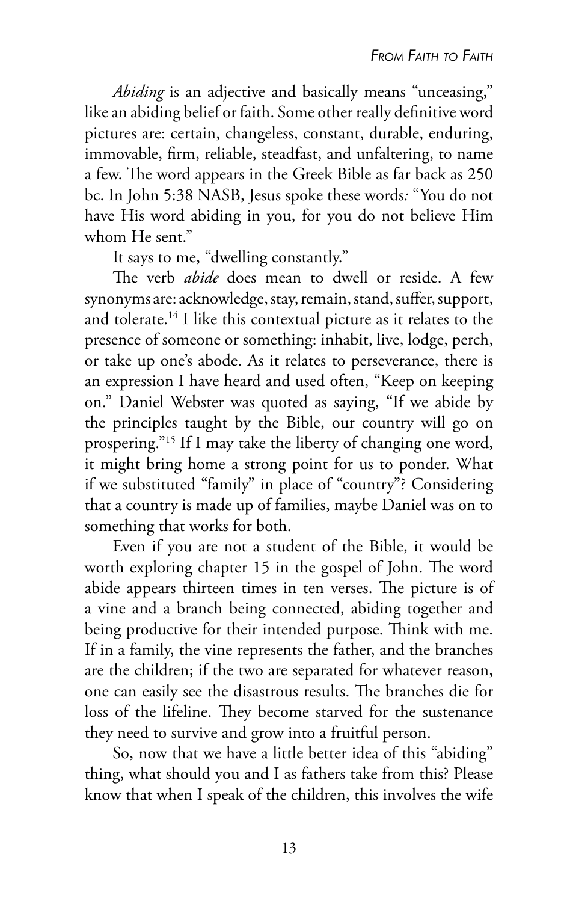*Abiding* is an adjective and basically means "unceasing," like an abiding belief or faith. Some other really definitive word pictures are: certain, changeless, constant, durable, enduring, immovable, firm, reliable, steadfast, and unfaltering, to name a few. The word appears in the Greek Bible as far back as 250 bc. In John 5:38 NASB, Jesus spoke these words: "You do not have His word abiding in you, for you do not believe Him whom He sent."

It says to me, "dwelling constantly."

The verb *abide* does mean to dwell or reside. A few synonyms are: acknowledge, stay, remain, stand, suffer, support, and tolerate.[14] I like this contextual picture as it relates to the presence of someone or something: inhabit, live, lodge, perch, or take up one's abode. As it relates to perseverance, there is an expression I have heard and used often, "Keep on keeping on." Daniel Webster was quoted as saying, "If we abide by the principles taught by the Bible, our country will go on prospering."[15] If I may take the liberty of changing one word, it might bring home a strong point for us to ponder. What if we substituted "family" in place of "country"? Considering that a country is made up of families, maybe Daniel was on to something that works for both.

Even if you are not a student of the Bible, it would be worth exploring chapter 15 in the gospel of John. The word abide appears thirteen times in ten verses. The picture is of a vine and a branch being connected, abiding together and being productive for their intended purpose. Think with me. If in a family, the vine represents the father, and the branches are the children; if the two are separated for whatever reason, one can easily see the disastrous results. The branches die for loss of the lifeline. They become starved for the sustenance they need to survive and grow into a fruitful person.

So, now that we have a little better idea of this "abiding" thing, what should you and I as fathers take from this? Please know that when I speak of the children, this involves the wife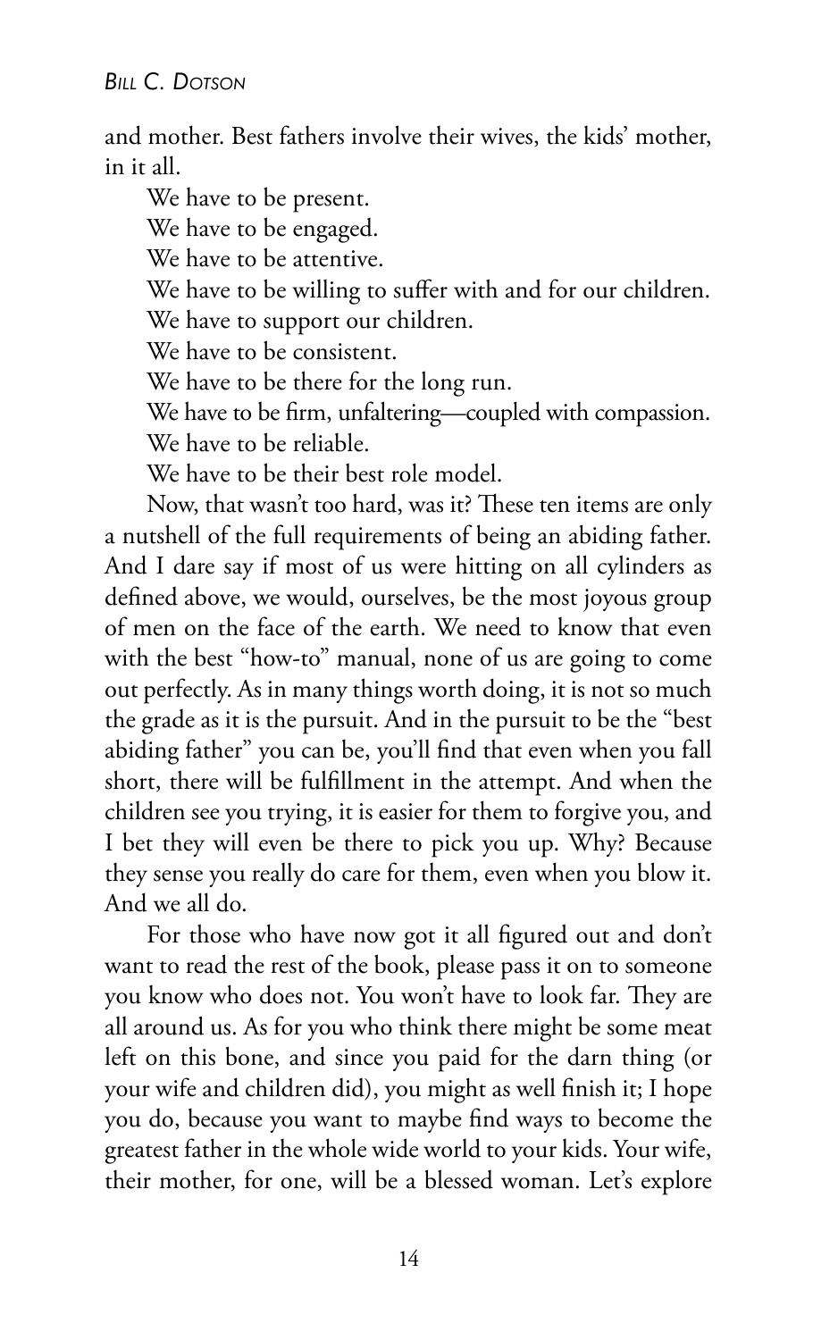and mother. Best fathers involve their wives, the kids' mother, in it all.

We have to be present.

We have to be engaged.

We have to be attentive.

We have to be willing to suffer with and for our children.

We have to support our children.

We have to be consistent.

We have to be there for the long run.

We have to be firm, unfaltering—coupled with compassion.

We have to be reliable.

We have to be their best role model.

Now, that wasn't too hard, was it? These ten items are only a nutshell of the full requirements of being an abiding father. And I dare say if most of us were hitting on all cylinders as defined above, we would, ourselves, be the most joyous group of men on the face of the earth. We need to know that even with the best "how-to" manual, none of us are going to come out perfectly. As in many things worth doing, it is not so much the grade as it is the pursuit. And in the pursuit to be the "best abiding father" you can be, you'll find that even when you fall short, there will be fulfillment in the attempt. And when the children see you trying, it is easier for them to forgive you, and I bet they will even be there to pick you up. Why? Because they sense you really do care for them, even when you blow it. And we all do.

For those who have now got it all figured out and don't want to read the rest of the book, please pass it on to someone you know who does not. You won't have to look far. They are all around us. As for you who think there might be some meat left on this bone, and since you paid for the darn thing (or your wife and children did), you might as well finish it; I hope you do, because you want to maybe find ways to become the greatest father in the whole wide world to your kids. Your wife, their mother, for one, will be a blessed woman. Let's explore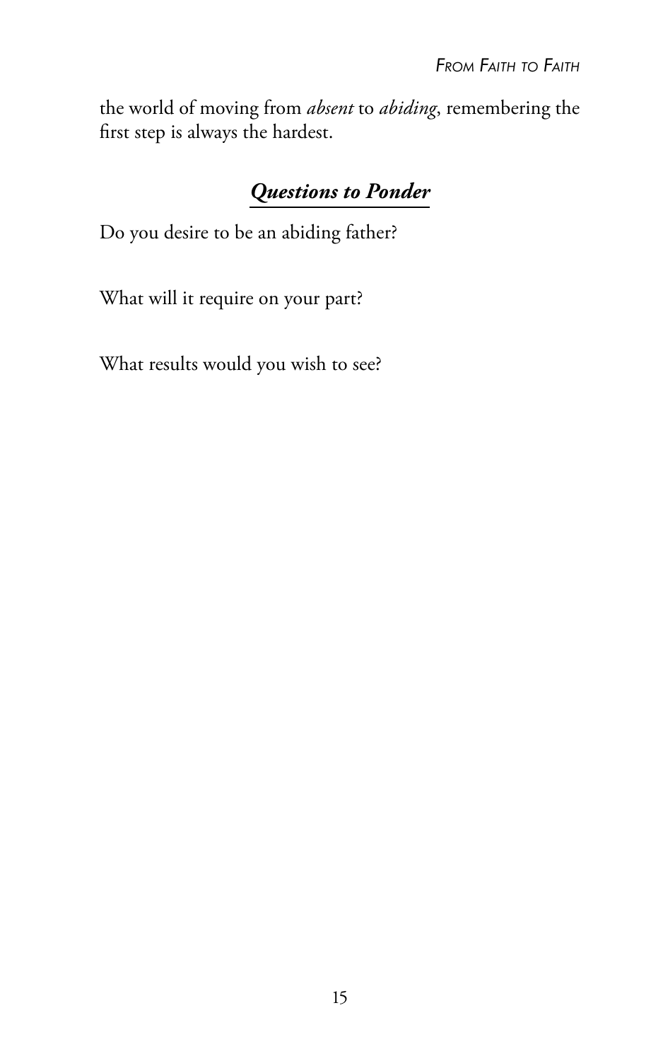the world of moving from *absent* to *abiding*, remembering the first step is always the hardest.

## ***Questions to Ponder***

Do you desire to be an abiding father?

What will it require on your part?

What results would you wish to see?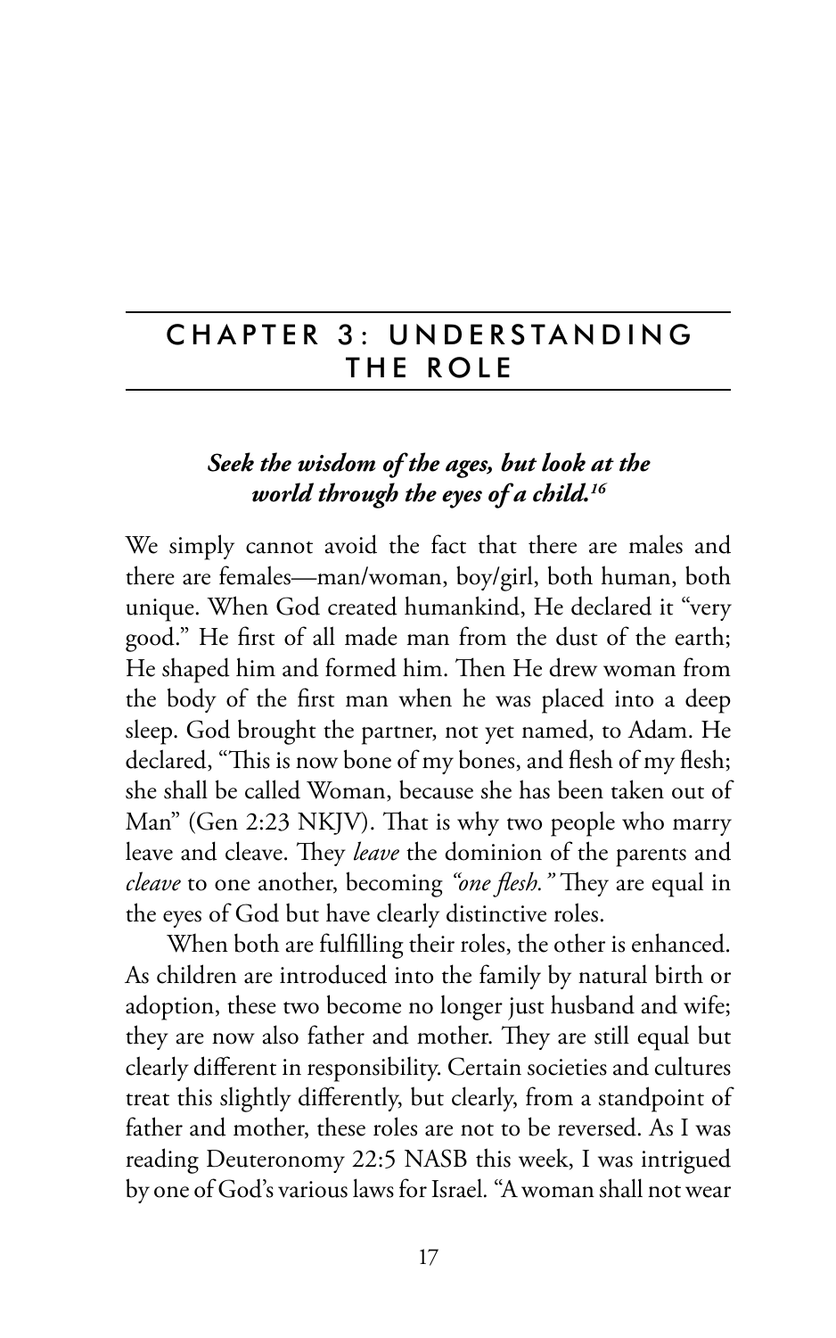# CHAPTER 3: UNDERSTANDING THE ROLE

***Seek the wisdom of the ages, but look at the world through the eyes of a child.***[16]

We simply cannot avoid the fact that there are males and there are females—man/woman, boy/girl, both human, both unique. When God created humankind, He declared it "very good." He first of all made man from the dust of the earth; He shaped him and formed him. Then He drew woman from the body of the first man when he was placed into a deep sleep. God brought the partner, not yet named, to Adam. He declared, "This is now bone of my bones, and flesh of my flesh; she shall be called Woman, because she has been taken out of Man" (Gen 2:23 NKJV). That is why two people who marry leave and cleave. They *leave* the dominion of the parents and *cleave* to one another, becoming *"one flesh."* They are equal in the eyes of God but have clearly distinctive roles.

When both are fulfilling their roles, the other is enhanced. As children are introduced into the family by natural birth or adoption, these two become no longer just husband and wife; they are now also father and mother. They are still equal but clearly different in responsibility. Certain societies and cultures treat this slightly differently, but clearly, from a standpoint of father and mother, these roles are not to be reversed. As I was reading Deuteronomy 22:5 NASB this week, I was intrigued by one of God's various laws for Israel. "A woman shall not wear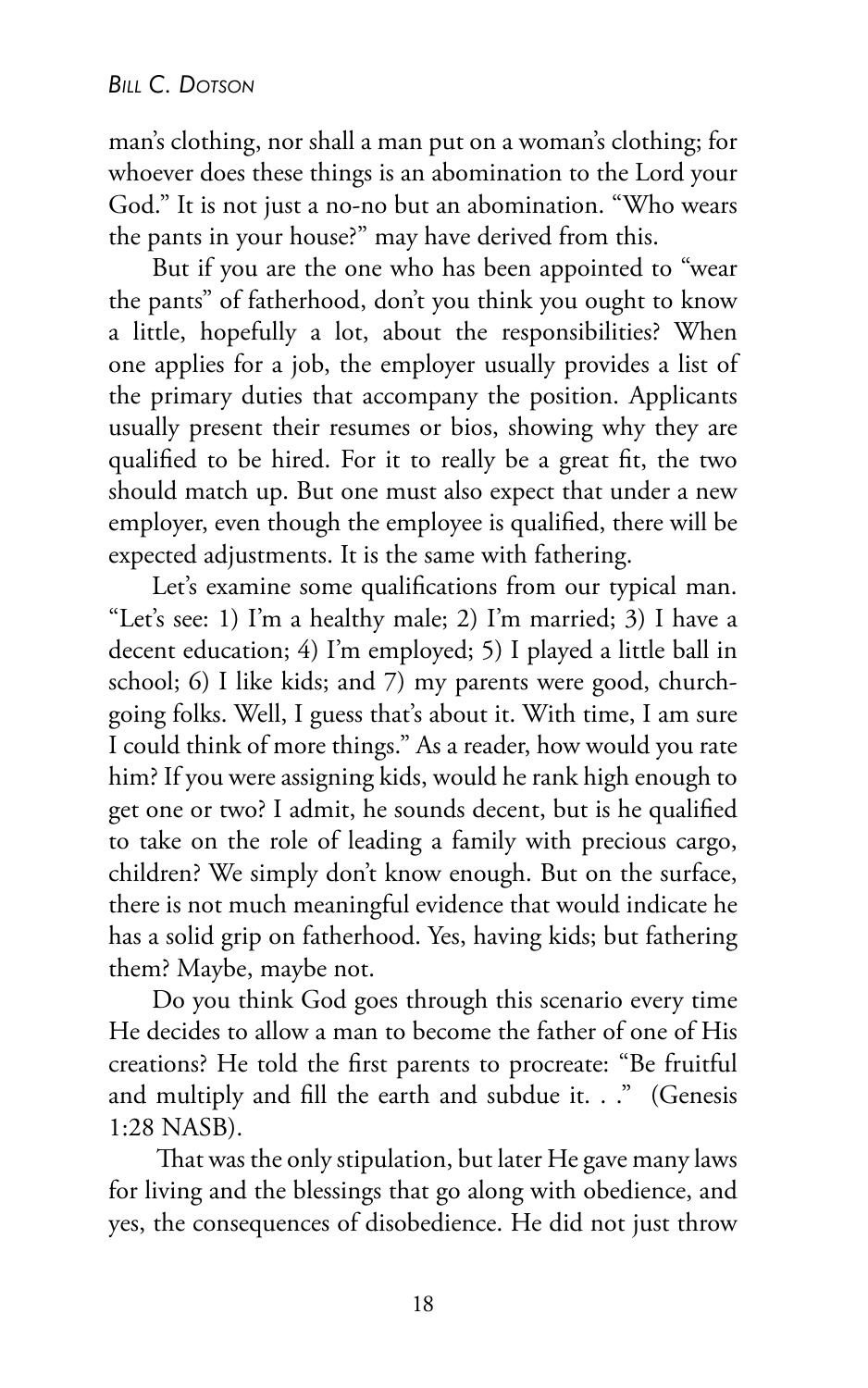man's clothing, nor shall a man put on a woman's clothing; for whoever does these things is an abomination to the Lord your God." It is not just a no-no but an abomination. "Who wears the pants in your house?" may have derived from this.

But if you are the one who has been appointed to "wear the pants" of fatherhood, don't you think you ought to know a little, hopefully a lot, about the responsibilities? When one applies for a job, the employer usually provides a list of the primary duties that accompany the position. Applicants usually present their resumes or bios, showing why they are qualified to be hired. For it to really be a great fit, the two should match up. But one must also expect that under a new employer, even though the employee is qualified, there will be expected adjustments. It is the same with fathering.

Let's examine some qualifications from our typical man. "Let's see: 1) I'm a healthy male; 2) I'm married; 3) I have a decent education; 4) I'm employed; 5) I played a little ball in school; 6) I like kids; and 7) my parents were good, church-going folks. Well, I guess that's about it. With time, I am sure I could think of more things." As a reader, how would you rate him? If you were assigning kids, would he rank high enough to get one or two? I admit, he sounds decent, but is he qualified to take on the role of leading a family with precious cargo, children? We simply don't know enough. But on the surface, there is not much meaningful evidence that would indicate he has a solid grip on fatherhood. Yes, having kids; but fathering them? Maybe, maybe not.

Do you think God goes through this scenario every time He decides to allow a man to become the father of one of His creations? He told the first parents to procreate: "Be fruitful and multiply and fill the earth and subdue it. . ." (Genesis 1:28 NASB).

That was the only stipulation, but later He gave many laws for living and the blessings that go along with obedience, and yes, the consequences of disobedience. He did not just throw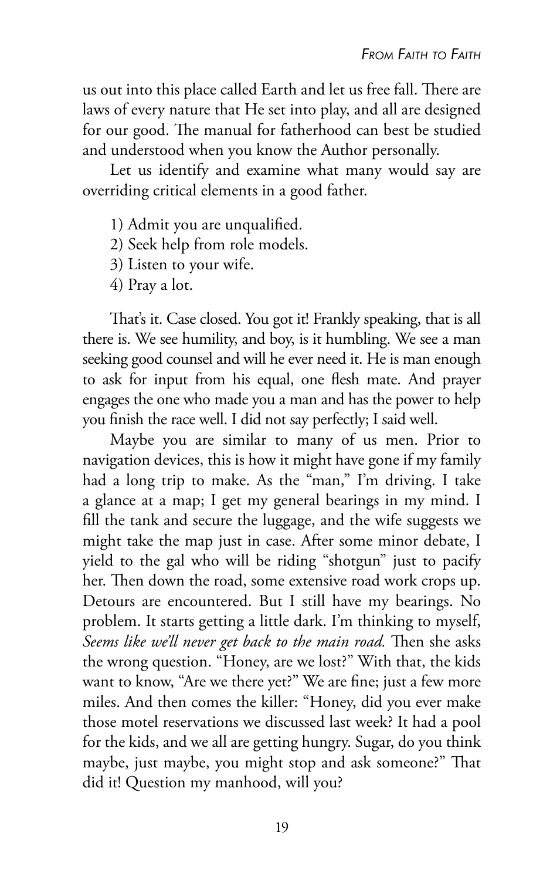us out into this place called Earth and let us free fall. There are laws of every nature that He set into play, and all are designed for our good. The manual for fatherhood can best be studied and understood when you know the Author personally.

Let us identify and examine what many would say are overriding critical elements in a good father.

1) Admit you are unqualified.
2) Seek help from role models.
3) Listen to your wife.
4) Pray a lot.

That's it. Case closed. You got it! Frankly speaking, that is all there is. We see humility, and boy, is it humbling. We see a man seeking good counsel and will he ever need it. He is man enough to ask for input from his equal, one flesh mate. And prayer engages the one who made you a man and has the power to help you finish the race well. I did not say perfectly; I said well.

Maybe you are similar to many of us men. Prior to navigation devices, this is how it might have gone if my family had a long trip to make. As the "man," I'm driving. I take a glance at a map; I get my general bearings in my mind. I fill the tank and secure the luggage, and the wife suggests we might take the map just in case. After some minor debate, I yield to the gal who will be riding "shotgun" just to pacify her. Then down the road, some extensive road work crops up. Detours are encountered. But I still have my bearings. No problem. It starts getting a little dark. I'm thinking to myself, *Seems like we'll never get back to the main road.* Then she asks the wrong question. "Honey, are we lost?" With that, the kids want to know, "Are we there yet?" We are fine; just a few more miles. And then comes the killer: "Honey, did you ever make those motel reservations we discussed last week? It had a pool for the kids, and we all are getting hungry. Sugar, do you think maybe, just maybe, you might stop and ask someone?" That did it! Question my manhood, will you?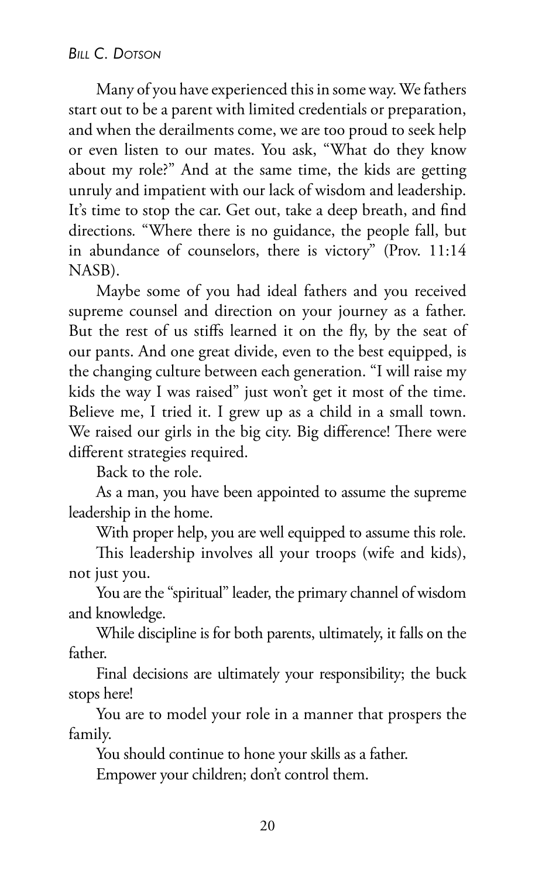Many of you have experienced this in some way. We fathers start out to be a parent with limited credentials or preparation, and when the derailments come, we are too proud to seek help or even listen to our mates. You ask, "What do they know about my role?" And at the same time, the kids are getting unruly and impatient with our lack of wisdom and leadership. It's time to stop the car. Get out, take a deep breath, and find directions. "Where there is no guidance, the people fall, but in abundance of counselors, there is victory" (Prov. 11:14 NASB).

Maybe some of you had ideal fathers and you received supreme counsel and direction on your journey as a father. But the rest of us stiffs learned it on the fly, by the seat of our pants. And one great divide, even to the best equipped, is the changing culture between each generation. "I will raise my kids the way I was raised" just won't get it most of the time. Believe me, I tried it. I grew up as a child in a small town. We raised our girls in the big city. Big difference! There were different strategies required.

Back to the role.

As a man, you have been appointed to assume the supreme leadership in the home.

With proper help, you are well equipped to assume this role.

This leadership involves all your troops (wife and kids), not just you.

You are the "spiritual" leader, the primary channel of wisdom and knowledge.

While discipline is for both parents, ultimately, it falls on the father.

Final decisions are ultimately your responsibility; the buck stops here!

You are to model your role in a manner that prospers the family.

You should continue to hone your skills as a father.

Empower your children; don't control them.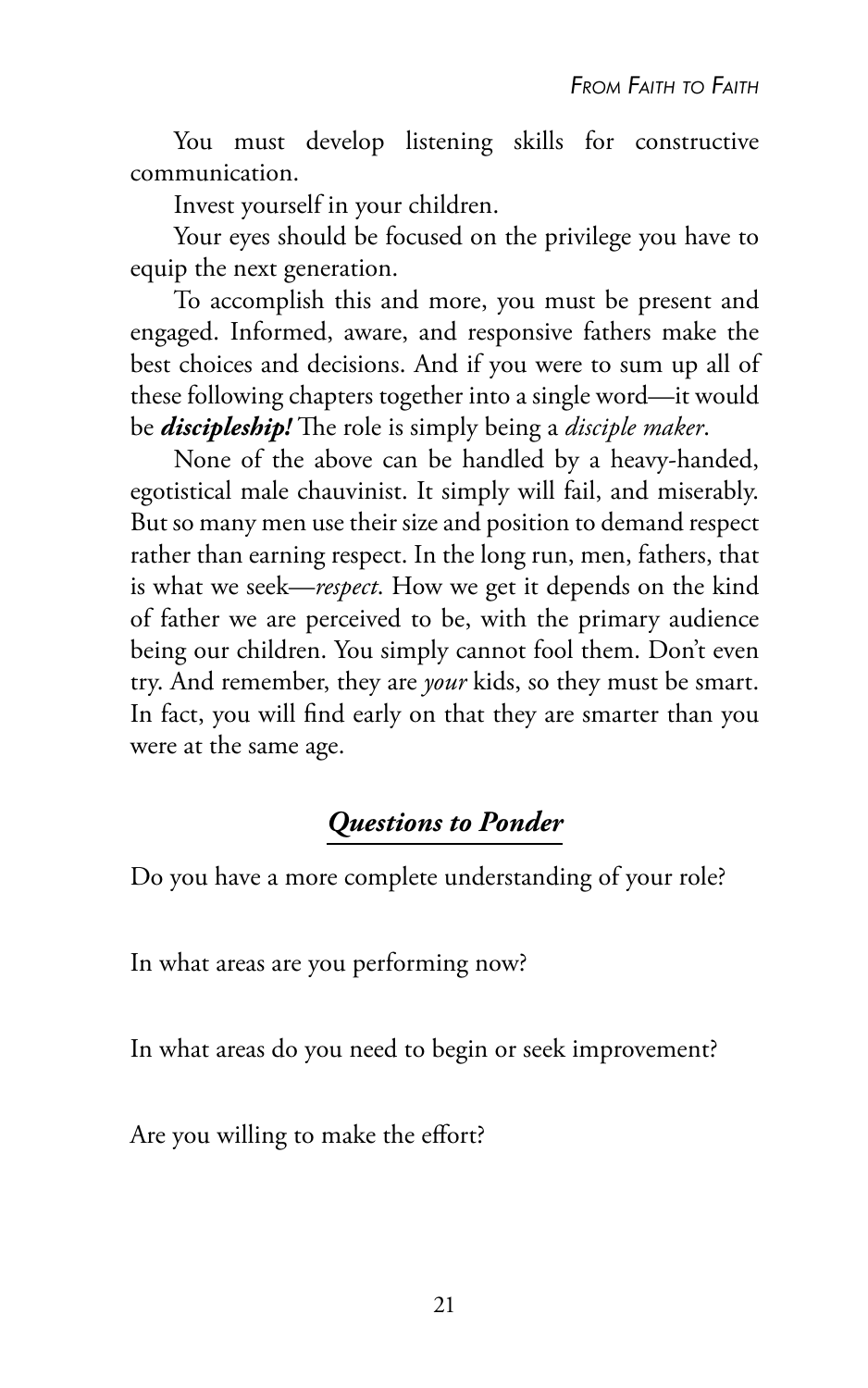You must develop listening skills for constructive communication.

Invest yourself in your children.

Your eyes should be focused on the privilege you have to equip the next generation.

To accomplish this and more, you must be present and engaged. Informed, aware, and responsive fathers make the best choices and decisions. And if you were to sum up all of these following chapters together into a single word—it would be ***discipleship!*** The role is simply being a *disciple maker*.

None of the above can be handled by a heavy-handed, egotistical male chauvinist. It simply will fail, and miserably. But so many men use their size and position to demand respect rather than earning respect. In the long run, men, fathers, that is what we seek—*respect*. How we get it depends on the kind of father we are perceived to be, with the primary audience being our children. You simply cannot fool them. Don't even try. And remember, they are *your* kids, so they must be smart. In fact, you will find early on that they are smarter than you were at the same age.

## *Questions to Ponder*

Do you have a more complete understanding of your role?

In what areas are you performing now?

In what areas do you need to begin or seek improvement?

Are you willing to make the effort?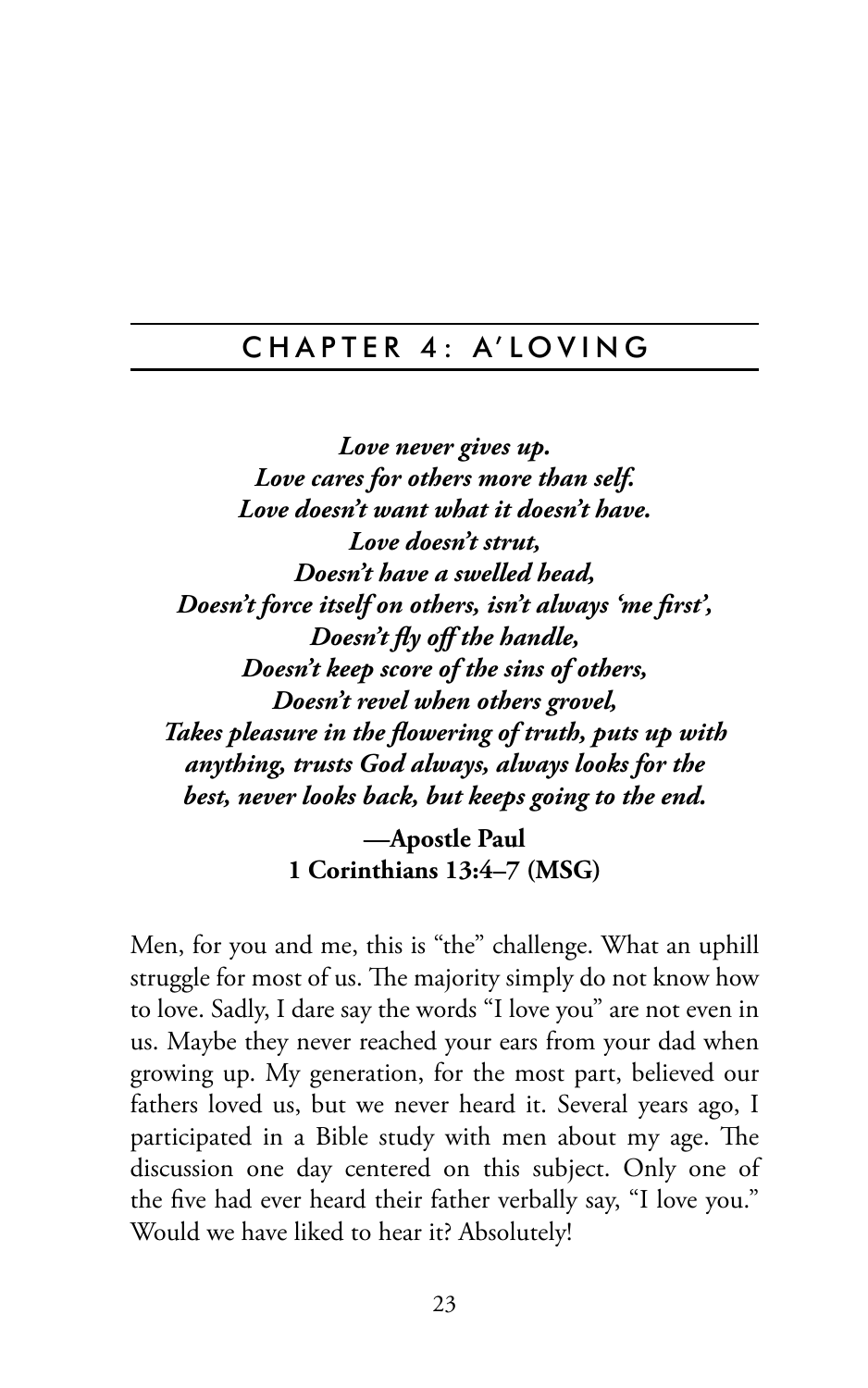# CHAPTER 4: A'LOVING

***Love never gives up.***
***Love cares for others more than self.***
***Love doesn't want what it doesn't have.***
***Love doesn't strut,***
***Doesn't have a swelled head,***
***Doesn't force itself on others, isn't always 'me first',***
***Doesn't fly off the handle,***
***Doesn't keep score of the sins of others,***
***Doesn't revel when others grovel,***
***Takes pleasure in the flowering of truth, puts up with anything, trusts God always, always looks for the best, never looks back, but keeps going to the end.***

**—Apostle Paul**
**1 Corinthians 13:4–7 (MSG)**

Men, for you and me, this is "the" challenge. What an uphill struggle for most of us. The majority simply do not know how to love. Sadly, I dare say the words "I love you" are not even in us. Maybe they never reached your ears from your dad when growing up. My generation, for the most part, believed our fathers loved us, but we never heard it. Several years ago, I participated in a Bible study with men about my age. The discussion one day centered on this subject. Only one of the five had ever heard their father verbally say, "I love you." Would we have liked to hear it? Absolutely!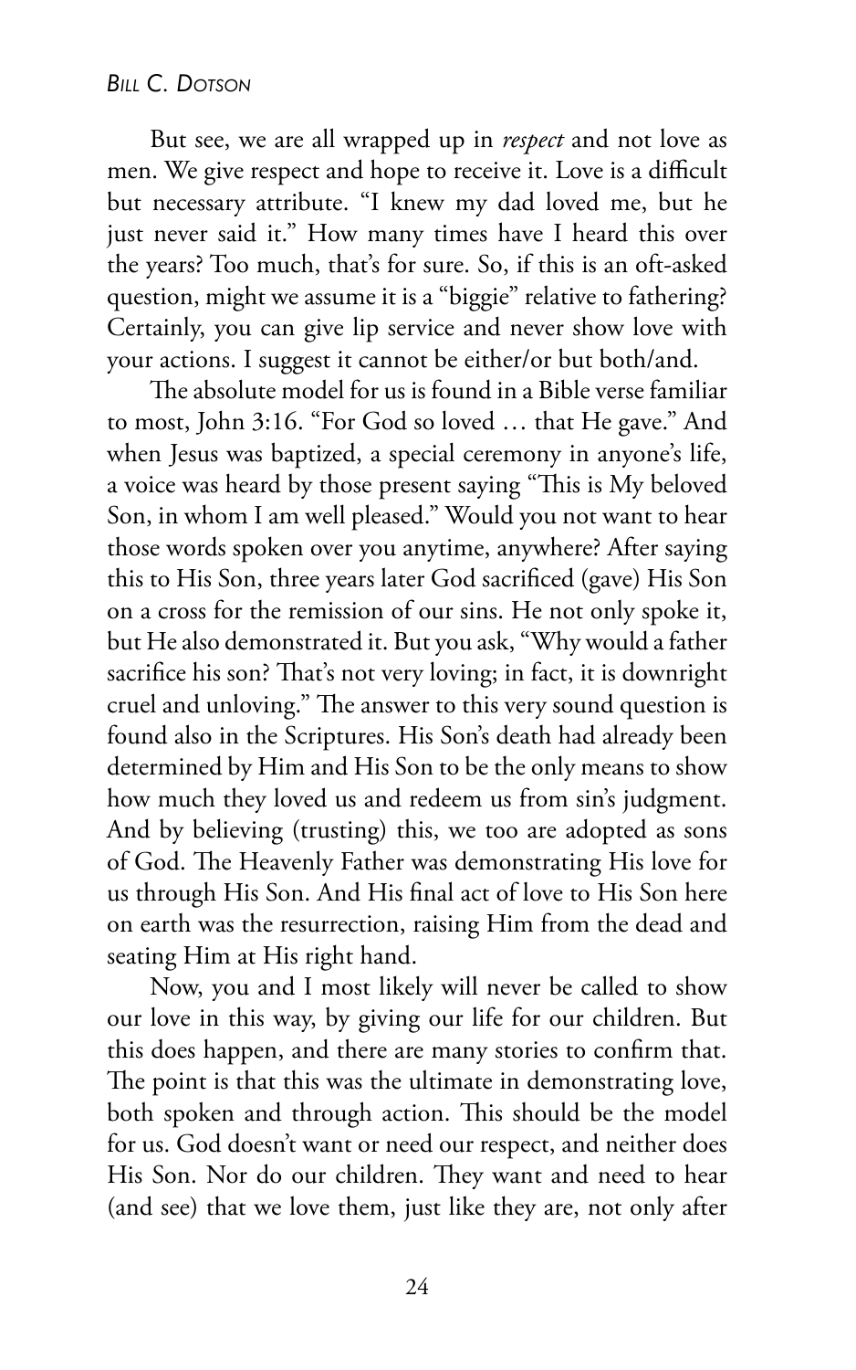But see, we are all wrapped up in *respect* and not love as men. We give respect and hope to receive it. Love is a difficult but necessary attribute. "I knew my dad loved me, but he just never said it." How many times have I heard this over the years? Too much, that's for sure. So, if this is an oft-asked question, might we assume it is a "biggie" relative to fathering? Certainly, you can give lip service and never show love with your actions. I suggest it cannot be either/or but both/and.

The absolute model for us is found in a Bible verse familiar to most, John 3:16. "For God so loved … that He gave." And when Jesus was baptized, a special ceremony in anyone's life, a voice was heard by those present saying "This is My beloved Son, in whom I am well pleased." Would you not want to hear those words spoken over you anytime, anywhere? After saying this to His Son, three years later God sacrificed (gave) His Son on a cross for the remission of our sins. He not only spoke it, but He also demonstrated it. But you ask, "Why would a father sacrifice his son? That's not very loving; in fact, it is downright cruel and unloving." The answer to this very sound question is found also in the Scriptures. His Son's death had already been determined by Him and His Son to be the only means to show how much they loved us and redeem us from sin's judgment. And by believing (trusting) this, we too are adopted as sons of God. The Heavenly Father was demonstrating His love for us through His Son. And His final act of love to His Son here on earth was the resurrection, raising Him from the dead and seating Him at His right hand.

Now, you and I most likely will never be called to show our love in this way, by giving our life for our children. But this does happen, and there are many stories to confirm that. The point is that this was the ultimate in demonstrating love, both spoken and through action. This should be the model for us. God doesn't want or need our respect, and neither does His Son. Nor do our children. They want and need to hear (and see) that we love them, just like they are, not only after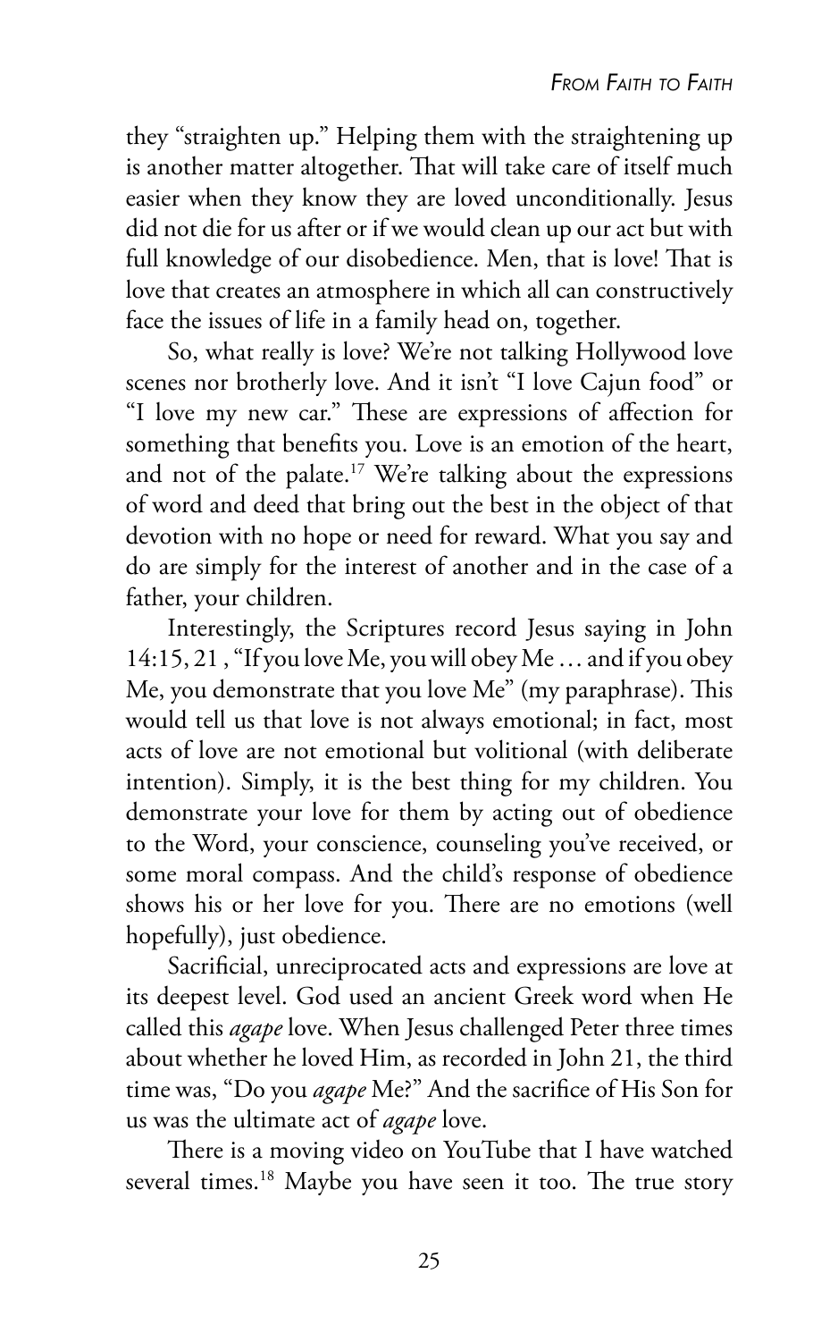they "straighten up." Helping them with the straightening up is another matter altogether. That will take care of itself much easier when they know they are loved unconditionally. Jesus did not die for us after or if we would clean up our act but with full knowledge of our disobedience. Men, that is love! That is love that creates an atmosphere in which all can constructively face the issues of life in a family head on, together.

So, what really is love? We're not talking Hollywood love scenes nor brotherly love. And it isn't "I love Cajun food" or "I love my new car." These are expressions of affection for something that benefits you. Love is an emotion of the heart, and not of the palate.[17] We're talking about the expressions of word and deed that bring out the best in the object of that devotion with no hope or need for reward. What you say and do are simply for the interest of another and in the case of a father, your children.

Interestingly, the Scriptures record Jesus saying in John 14:15, 21 , "If you love Me, you will obey Me … and if you obey Me, you demonstrate that you love Me" (my paraphrase). This would tell us that love is not always emotional; in fact, most acts of love are not emotional but volitional (with deliberate intention). Simply, it is the best thing for my children. You demonstrate your love for them by acting out of obedience to the Word, your conscience, counseling you've received, or some moral compass. And the child's response of obedience shows his or her love for you. There are no emotions (well hopefully), just obedience.

Sacrificial, unreciprocated acts and expressions are love at its deepest level. God used an ancient Greek word when He called this *agape* love. When Jesus challenged Peter three times about whether he loved Him, as recorded in John 21, the third time was, "Do you *agape* Me?" And the sacrifice of His Son for us was the ultimate act of *agape* love.

There is a moving video on YouTube that I have watched several times.[18] Maybe you have seen it too. The true story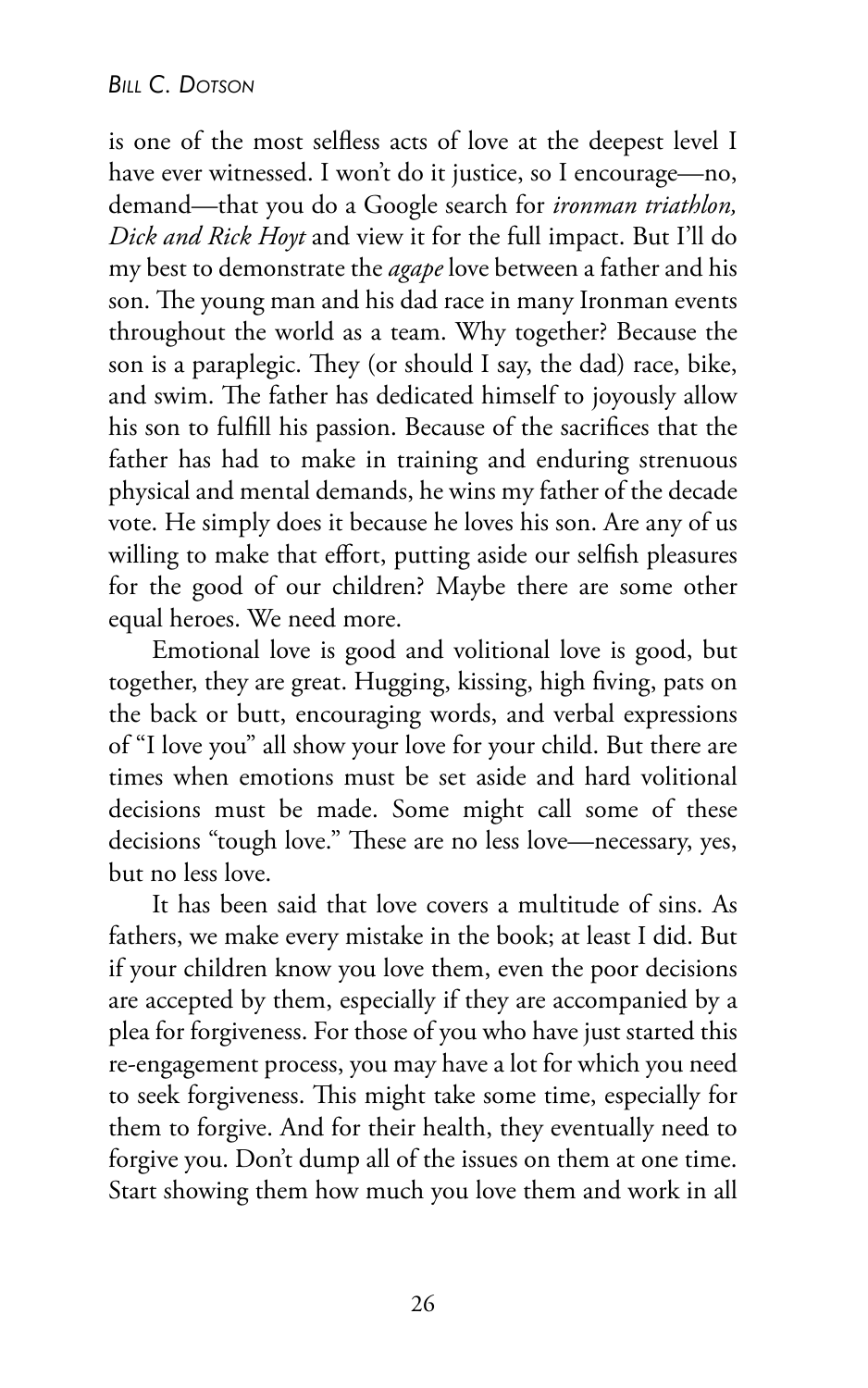is one of the most selfless acts of love at the deepest level I have ever witnessed. I won't do it justice, so I encourage—no, demand—that you do a Google search for *ironman triathlon, Dick and Rick Hoyt* and view it for the full impact. But I'll do my best to demonstrate the *agape* love between a father and his son. The young man and his dad race in many Ironman events throughout the world as a team. Why together? Because the son is a paraplegic. They (or should I say, the dad) race, bike, and swim. The father has dedicated himself to joyously allow his son to fulfill his passion. Because of the sacrifices that the father has had to make in training and enduring strenuous physical and mental demands, he wins my father of the decade vote. He simply does it because he loves his son. Are any of us willing to make that effort, putting aside our selfish pleasures for the good of our children? Maybe there are some other equal heroes. We need more.

Emotional love is good and volitional love is good, but together, they are great. Hugging, kissing, high fiving, pats on the back or butt, encouraging words, and verbal expressions of "I love you" all show your love for your child. But there are times when emotions must be set aside and hard volitional decisions must be made. Some might call some of these decisions "tough love." These are no less love—necessary, yes, but no less love.

It has been said that love covers a multitude of sins. As fathers, we make every mistake in the book; at least I did. But if your children know you love them, even the poor decisions are accepted by them, especially if they are accompanied by a plea for forgiveness. For those of you who have just started this re-engagement process, you may have a lot for which you need to seek forgiveness. This might take some time, especially for them to forgive. And for their health, they eventually need to forgive you. Don't dump all of the issues on them at one time. Start showing them how much you love them and work in all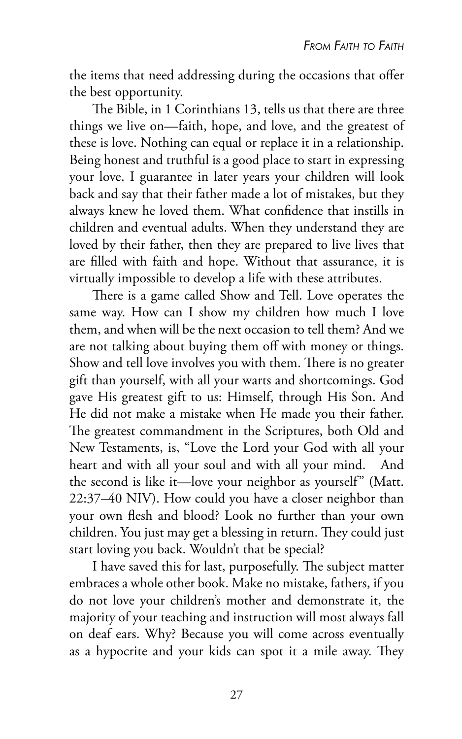the items that need addressing during the occasions that offer the best opportunity.

The Bible, in 1 Corinthians 13, tells us that there are three things we live on—faith, hope, and love, and the greatest of these is love. Nothing can equal or replace it in a relationship. Being honest and truthful is a good place to start in expressing your love. I guarantee in later years your children will look back and say that their father made a lot of mistakes, but they always knew he loved them. What confidence that instills in children and eventual adults. When they understand they are loved by their father, then they are prepared to live lives that are filled with faith and hope. Without that assurance, it is virtually impossible to develop a life with these attributes.

There is a game called Show and Tell. Love operates the same way. How can I show my children how much I love them, and when will be the next occasion to tell them? And we are not talking about buying them off with money or things. Show and tell love involves you with them. There is no greater gift than yourself, with all your warts and shortcomings. God gave His greatest gift to us: Himself, through His Son. And He did not make a mistake when He made you their father. The greatest commandment in the Scriptures, both Old and New Testaments, is, "Love the Lord your God with all your heart and with all your soul and with all your mind. And the second is like it—love your neighbor as yourself" (Matt. 22:37–40 NIV). How could you have a closer neighbor than your own flesh and blood? Look no further than your own children. You just may get a blessing in return. They could just start loving you back. Wouldn't that be special?

I have saved this for last, purposefully. The subject matter embraces a whole other book. Make no mistake, fathers, if you do not love your children's mother and demonstrate it, the majority of your teaching and instruction will most always fall on deaf ears. Why? Because you will come across eventually as a hypocrite and your kids can spot it a mile away. They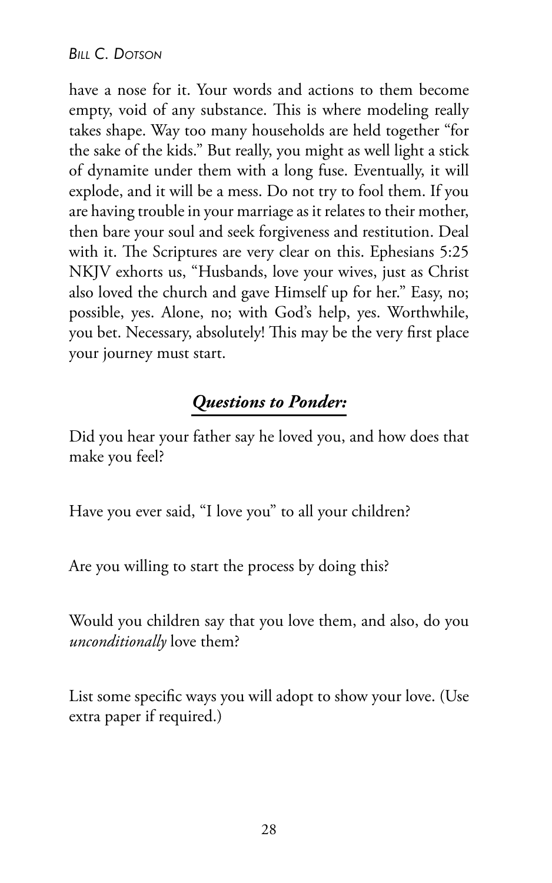have a nose for it. Your words and actions to them become empty, void of any substance. This is where modeling really takes shape. Way too many households are held together "for the sake of the kids." But really, you might as well light a stick of dynamite under them with a long fuse. Eventually, it will explode, and it will be a mess. Do not try to fool them. If you are having trouble in your marriage as it relates to their mother, then bare your soul and seek forgiveness and restitution. Deal with it. The Scriptures are very clear on this. Ephesians 5:25 NKJV exhorts us, "Husbands, love your wives, just as Christ also loved the church and gave Himself up for her." Easy, no; possible, yes. Alone, no; with God's help, yes. Worthwhile, you bet. Necessary, absolutely! This may be the very first place your journey must start.

## ***Questions to Ponder:***

Did you hear your father say he loved you, and how does that make you feel?

Have you ever said, "I love you" to all your children?

Are you willing to start the process by doing this?

Would you children say that you love them, and also, do you *unconditionally* love them?

List some specific ways you will adopt to show your love. (Use extra paper if required.)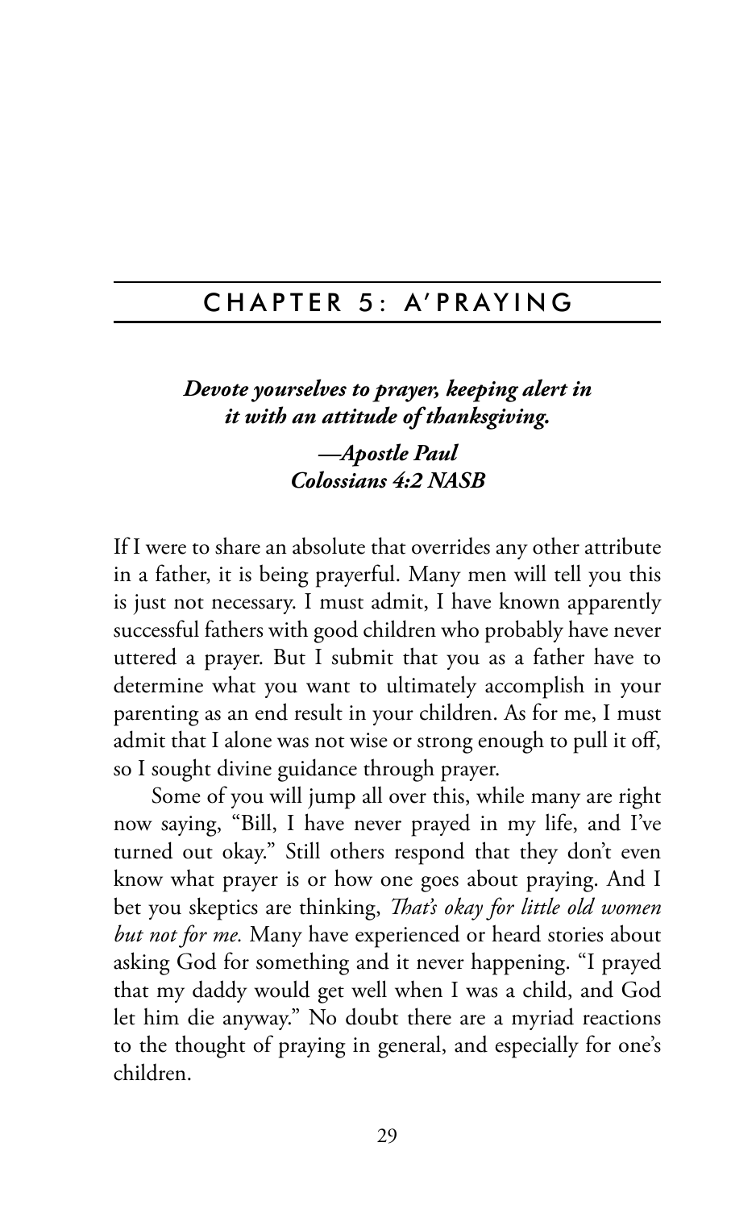# CHAPTER 5: A'PRAYING

***Devote yourselves to prayer, keeping alert in it with an attitude of thanksgiving.***

***—Apostle Paul***
***Colossians 4:2 NASB***

If I were to share an absolute that overrides any other attribute in a father, it is being prayerful. Many men will tell you this is just not necessary. I must admit, I have known apparently successful fathers with good children who probably have never uttered a prayer. But I submit that you as a father have to determine what you want to ultimately accomplish in your parenting as an end result in your children. As for me, I must admit that I alone was not wise or strong enough to pull it off, so I sought divine guidance through prayer.

Some of you will jump all over this, while many are right now saying, "Bill, I have never prayed in my life, and I've turned out okay." Still others respond that they don't even know what prayer is or how one goes about praying. And I bet you skeptics are thinking, *That's okay for little old women but not for me.* Many have experienced or heard stories about asking God for something and it never happening. "I prayed that my daddy would get well when I was a child, and God let him die anyway." No doubt there are a myriad reactions to the thought of praying in general, and especially for one's children.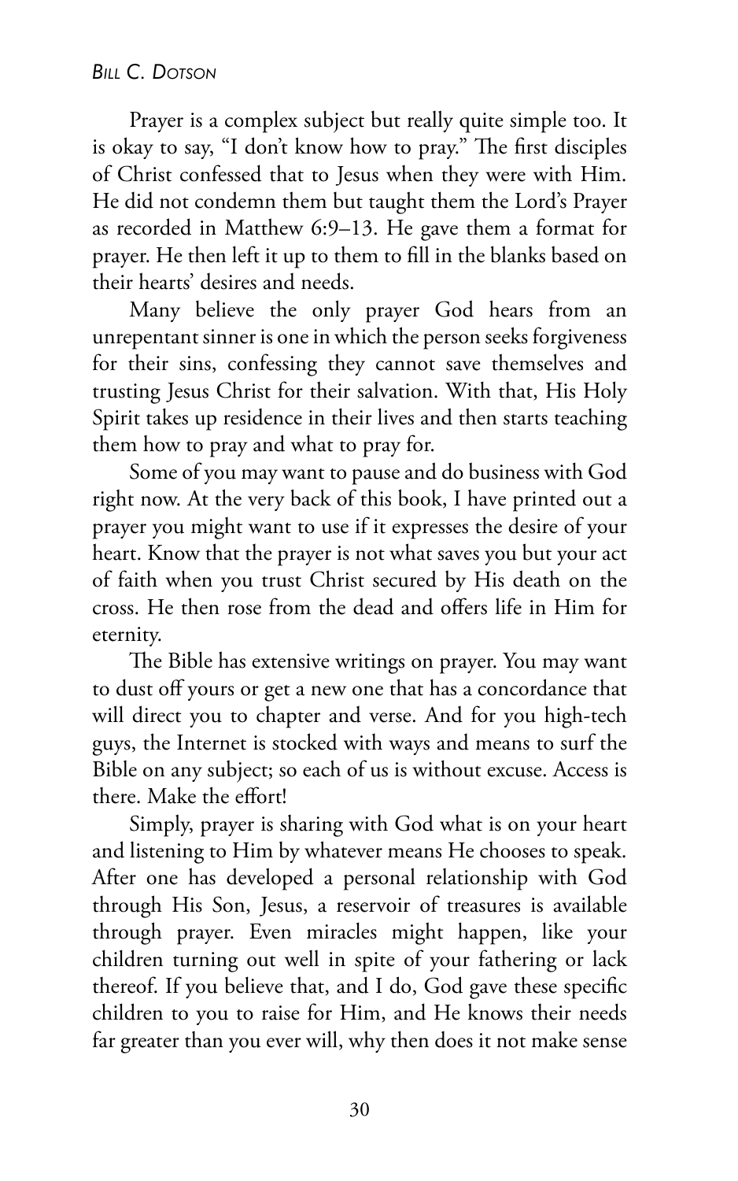Prayer is a complex subject but really quite simple too. It is okay to say, "I don't know how to pray." The first disciples of Christ confessed that to Jesus when they were with Him. He did not condemn them but taught them the Lord's Prayer as recorded in Matthew 6:9–13. He gave them a format for prayer. He then left it up to them to fill in the blanks based on their hearts' desires and needs.

Many believe the only prayer God hears from an unrepentant sinner is one in which the person seeks forgiveness for their sins, confessing they cannot save themselves and trusting Jesus Christ for their salvation. With that, His Holy Spirit takes up residence in their lives and then starts teaching them how to pray and what to pray for.

Some of you may want to pause and do business with God right now. At the very back of this book, I have printed out a prayer you might want to use if it expresses the desire of your heart. Know that the prayer is not what saves you but your act of faith when you trust Christ secured by His death on the cross. He then rose from the dead and offers life in Him for eternity.

The Bible has extensive writings on prayer. You may want to dust off yours or get a new one that has a concordance that will direct you to chapter and verse. And for you high-tech guys, the Internet is stocked with ways and means to surf the Bible on any subject; so each of us is without excuse. Access is there. Make the effort!

Simply, prayer is sharing with God what is on your heart and listening to Him by whatever means He chooses to speak. After one has developed a personal relationship with God through His Son, Jesus, a reservoir of treasures is available through prayer. Even miracles might happen, like your children turning out well in spite of your fathering or lack thereof. If you believe that, and I do, God gave these specific children to you to raise for Him, and He knows their needs far greater than you ever will, why then does it not make sense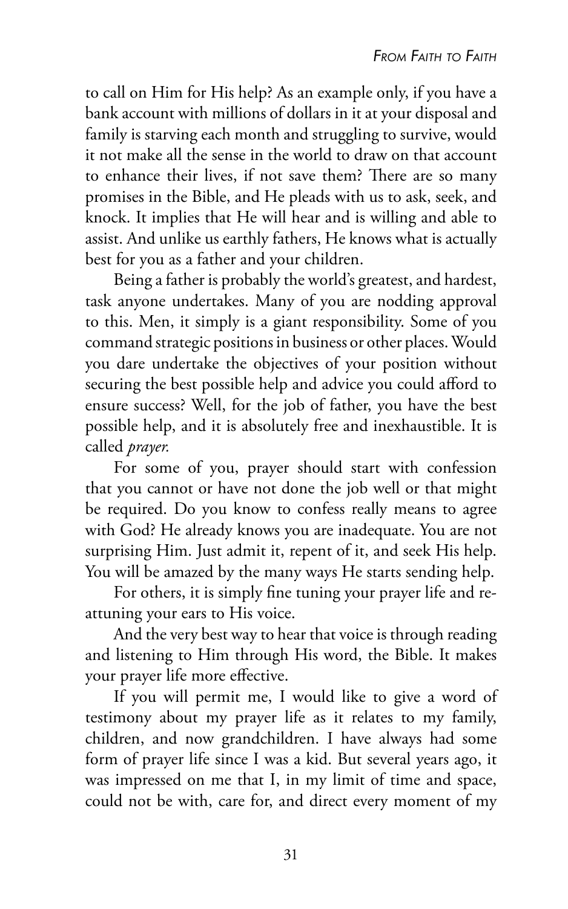to call on Him for His help? As an example only, if you have a bank account with millions of dollars in it at your disposal and family is starving each month and struggling to survive, would it not make all the sense in the world to draw on that account to enhance their lives, if not save them? There are so many promises in the Bible, and He pleads with us to ask, seek, and knock. It implies that He will hear and is willing and able to assist. And unlike us earthly fathers, He knows what is actually best for you as a father and your children.

Being a father is probably the world's greatest, and hardest, task anyone undertakes. Many of you are nodding approval to this. Men, it simply is a giant responsibility. Some of you command strategic positions in business or other places. Would you dare undertake the objectives of your position without securing the best possible help and advice you could afford to ensure success? Well, for the job of father, you have the best possible help, and it is absolutely free and inexhaustible. It is called *prayer.*

For some of you, prayer should start with confession that you cannot or have not done the job well or that might be required. Do you know to confess really means to agree with God? He already knows you are inadequate. You are not surprising Him. Just admit it, repent of it, and seek His help. You will be amazed by the many ways He starts sending help.

For others, it is simply fine tuning your prayer life and re-attuning your ears to His voice.

And the very best way to hear that voice is through reading and listening to Him through His word, the Bible. It makes your prayer life more effective.

If you will permit me, I would like to give a word of testimony about my prayer life as it relates to my family, children, and now grandchildren. I have always had some form of prayer life since I was a kid. But several years ago, it was impressed on me that I, in my limit of time and space, could not be with, care for, and direct every moment of my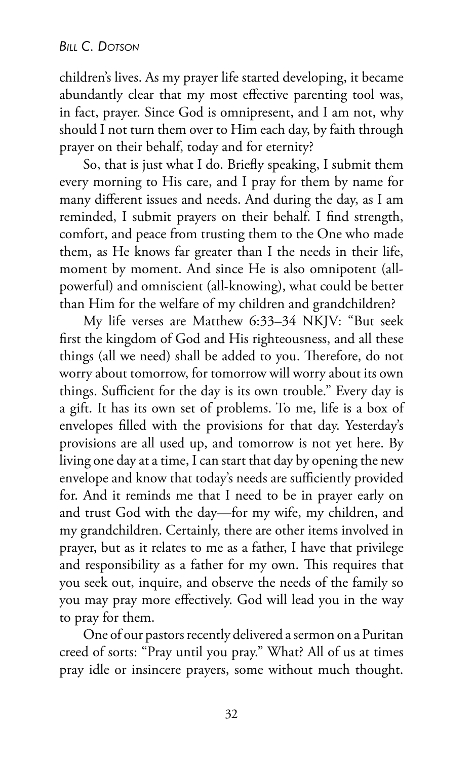children's lives. As my prayer life started developing, it became abundantly clear that my most effective parenting tool was, in fact, prayer. Since God is omnipresent, and I am not, why should I not turn them over to Him each day, by faith through prayer on their behalf, today and for eternity?

So, that is just what I do. Briefly speaking, I submit them every morning to His care, and I pray for them by name for many different issues and needs. And during the day, as I am reminded, I submit prayers on their behalf. I find strength, comfort, and peace from trusting them to the One who made them, as He knows far greater than I the needs in their life, moment by moment. And since He is also omnipotent (all-powerful) and omniscient (all-knowing), what could be better than Him for the welfare of my children and grandchildren?

My life verses are Matthew 6:33–34 NKJV: "But seek first the kingdom of God and His righteousness, and all these things (all we need) shall be added to you. Therefore, do not worry about tomorrow, for tomorrow will worry about its own things. Sufficient for the day is its own trouble." Every day is a gift. It has its own set of problems. To me, life is a box of envelopes filled with the provisions for that day. Yesterday's provisions are all used up, and tomorrow is not yet here. By living one day at a time, I can start that day by opening the new envelope and know that today's needs are sufficiently provided for. And it reminds me that I need to be in prayer early on and trust God with the day—for my wife, my children, and my grandchildren. Certainly, there are other items involved in prayer, but as it relates to me as a father, I have that privilege and responsibility as a father for my own. This requires that you seek out, inquire, and observe the needs of the family so you may pray more effectively. God will lead you in the way to pray for them.

One of our pastors recently delivered a sermon on a Puritan creed of sorts: "Pray until you pray." What? All of us at times pray idle or insincere prayers, some without much thought.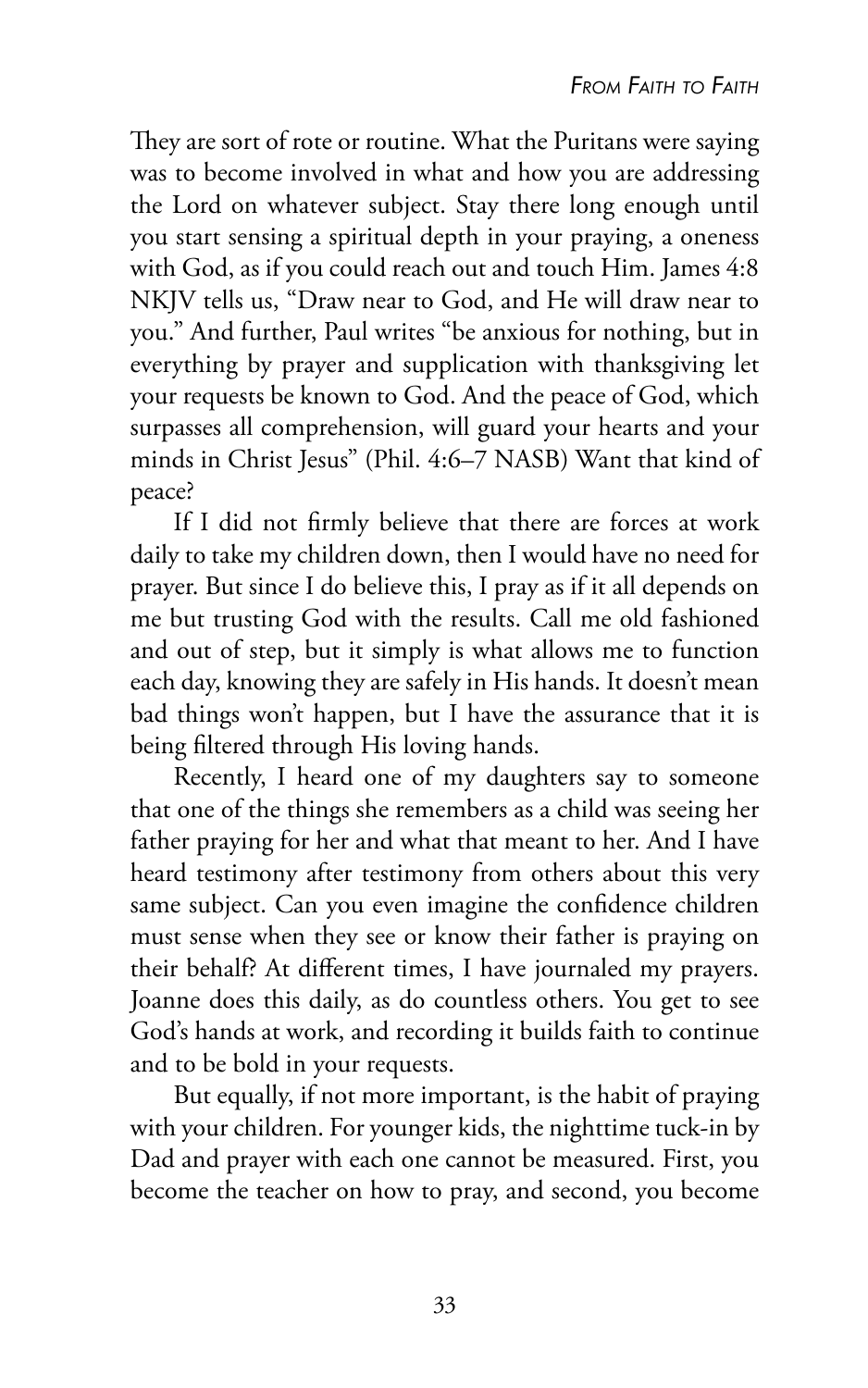They are sort of rote or routine. What the Puritans were saying was to become involved in what and how you are addressing the Lord on whatever subject. Stay there long enough until you start sensing a spiritual depth in your praying, a oneness with God, as if you could reach out and touch Him. James 4:8 NKJV tells us, "Draw near to God, and He will draw near to you." And further, Paul writes "be anxious for nothing, but in everything by prayer and supplication with thanksgiving let your requests be known to God. And the peace of God, which surpasses all comprehension, will guard your hearts and your minds in Christ Jesus" (Phil. 4:6–7 NASB) Want that kind of peace?

If I did not firmly believe that there are forces at work daily to take my children down, then I would have no need for prayer. But since I do believe this, I pray as if it all depends on me but trusting God with the results. Call me old fashioned and out of step, but it simply is what allows me to function each day, knowing they are safely in His hands. It doesn't mean bad things won't happen, but I have the assurance that it is being filtered through His loving hands.

Recently, I heard one of my daughters say to someone that one of the things she remembers as a child was seeing her father praying for her and what that meant to her. And I have heard testimony after testimony from others about this very same subject. Can you even imagine the confidence children must sense when they see or know their father is praying on their behalf? At different times, I have journaled my prayers. Joanne does this daily, as do countless others. You get to see God's hands at work, and recording it builds faith to continue and to be bold in your requests.

But equally, if not more important, is the habit of praying with your children. For younger kids, the nighttime tuck-in by Dad and prayer with each one cannot be measured. First, you become the teacher on how to pray, and second, you become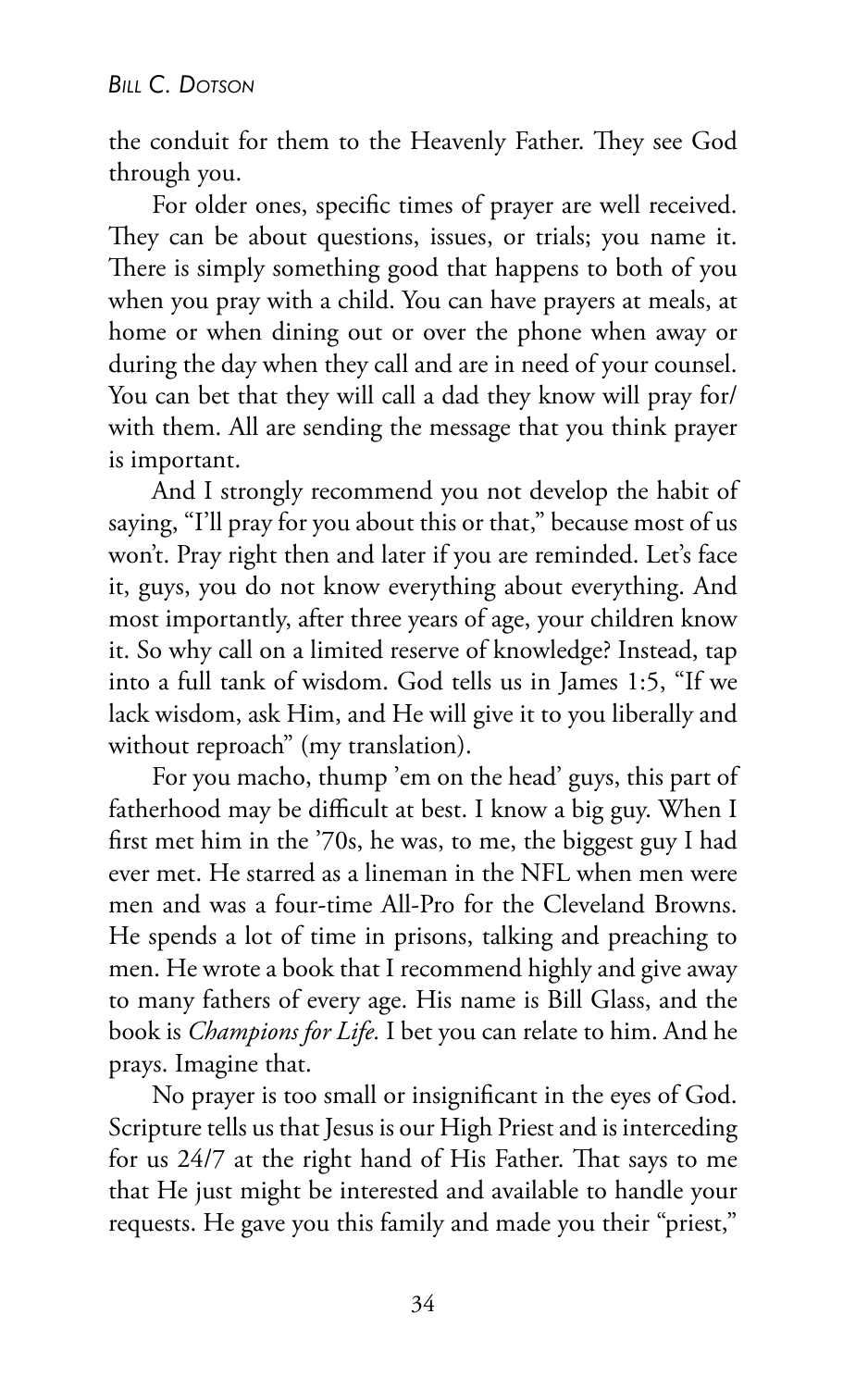the conduit for them to the Heavenly Father. They see God through you.

For older ones, specific times of prayer are well received. They can be about questions, issues, or trials; you name it. There is simply something good that happens to both of you when you pray with a child. You can have prayers at meals, at home or when dining out or over the phone when away or during the day when they call and are in need of your counsel. You can bet that they will call a dad they know will pray for/with them. All are sending the message that you think prayer is important.

And I strongly recommend you not develop the habit of saying, "I'll pray for you about this or that," because most of us won't. Pray right then and later if you are reminded. Let's face it, guys, you do not know everything about everything. And most importantly, after three years of age, your children know it. So why call on a limited reserve of knowledge? Instead, tap into a full tank of wisdom. God tells us in James 1:5, "If we lack wisdom, ask Him, and He will give it to you liberally and without reproach" (my translation).

For you macho, thump 'em on the head' guys, this part of fatherhood may be difficult at best. I know a big guy. When I first met him in the '70s, he was, to me, the biggest guy I had ever met. He starred as a lineman in the NFL when men were men and was a four-time All-Pro for the Cleveland Browns. He spends a lot of time in prisons, talking and preaching to men. He wrote a book that I recommend highly and give away to many fathers of every age. His name is Bill Glass, and the book is *Champions for Life.* I bet you can relate to him. And he prays. Imagine that.

No prayer is too small or insignificant in the eyes of God. Scripture tells us that Jesus is our High Priest and is interceding for us 24/7 at the right hand of His Father. That says to me that He just might be interested and available to handle your requests. He gave you this family and made you their "priest,"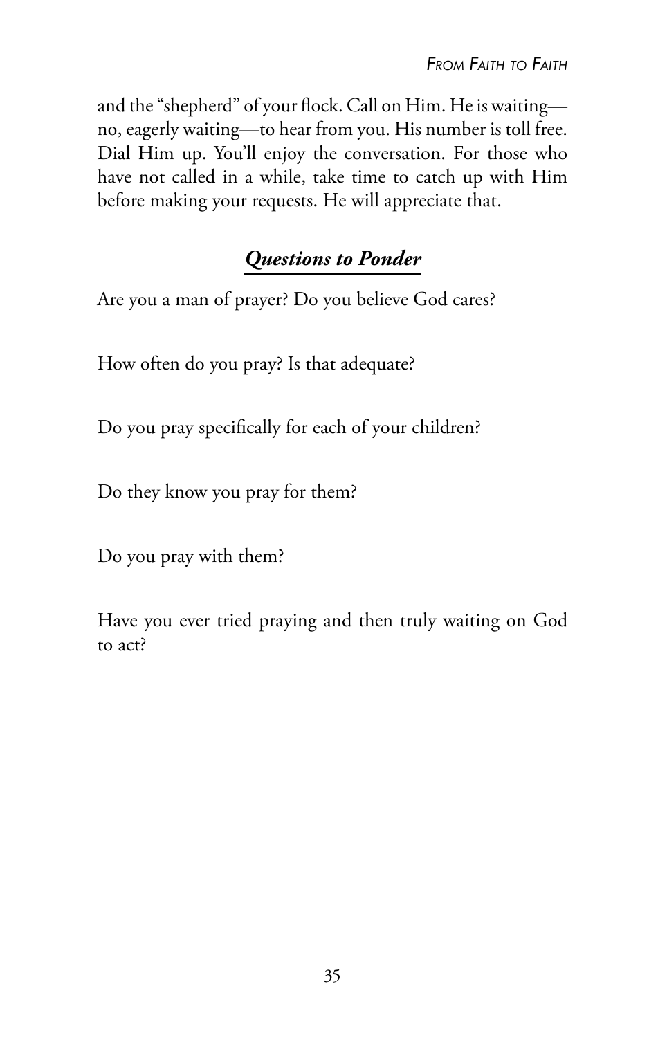and the "shepherd" of your flock. Call on Him. He is waiting—no, eagerly waiting—to hear from you. His number is toll free. Dial Him up. You'll enjoy the conversation. For those who have not called in a while, take time to catch up with Him before making your requests. He will appreciate that.

## ***Questions to Ponder***

Are you a man of prayer? Do you believe God cares?

How often do you pray? Is that adequate?

Do you pray specifically for each of your children?

Do they know you pray for them?

Do you pray with them?

Have you ever tried praying and then truly waiting on God to act?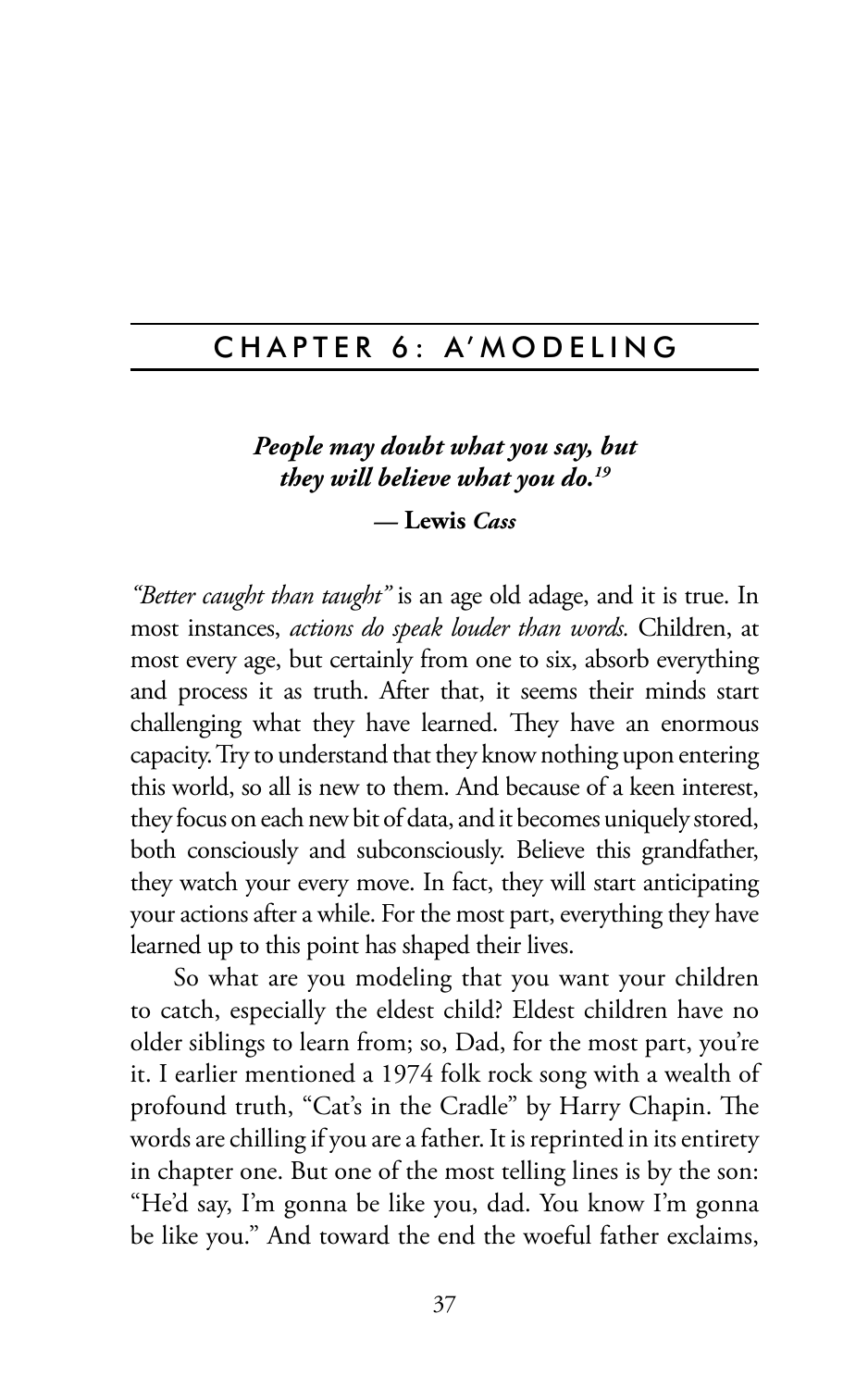## CHAPTER 6: A'MODELING

***People may doubt what you say, but they will believe what you do.***[19]

**— Lewis *Cass***

*"Better caught than taught"* is an age old adage, and it is true. In most instances, *actions do speak louder than words.* Children, at most every age, but certainly from one to six, absorb everything and process it as truth. After that, it seems their minds start challenging what they have learned. They have an enormous capacity. Try to understand that they know nothing upon entering this world, so all is new to them. And because of a keen interest, they focus on each new bit of data, and it becomes uniquely stored, both consciously and subconsciously. Believe this grandfather, they watch your every move. In fact, they will start anticipating your actions after a while. For the most part, everything they have learned up to this point has shaped their lives.

So what are you modeling that you want your children to catch, especially the eldest child? Eldest children have no older siblings to learn from; so, Dad, for the most part, you're it. I earlier mentioned a 1974 folk rock song with a wealth of profound truth, "Cat's in the Cradle" by Harry Chapin. The words are chilling if you are a father. It is reprinted in its entirety in chapter one. But one of the most telling lines is by the son: "He'd say, I'm gonna be like you, dad. You know I'm gonna be like you." And toward the end the woeful father exclaims,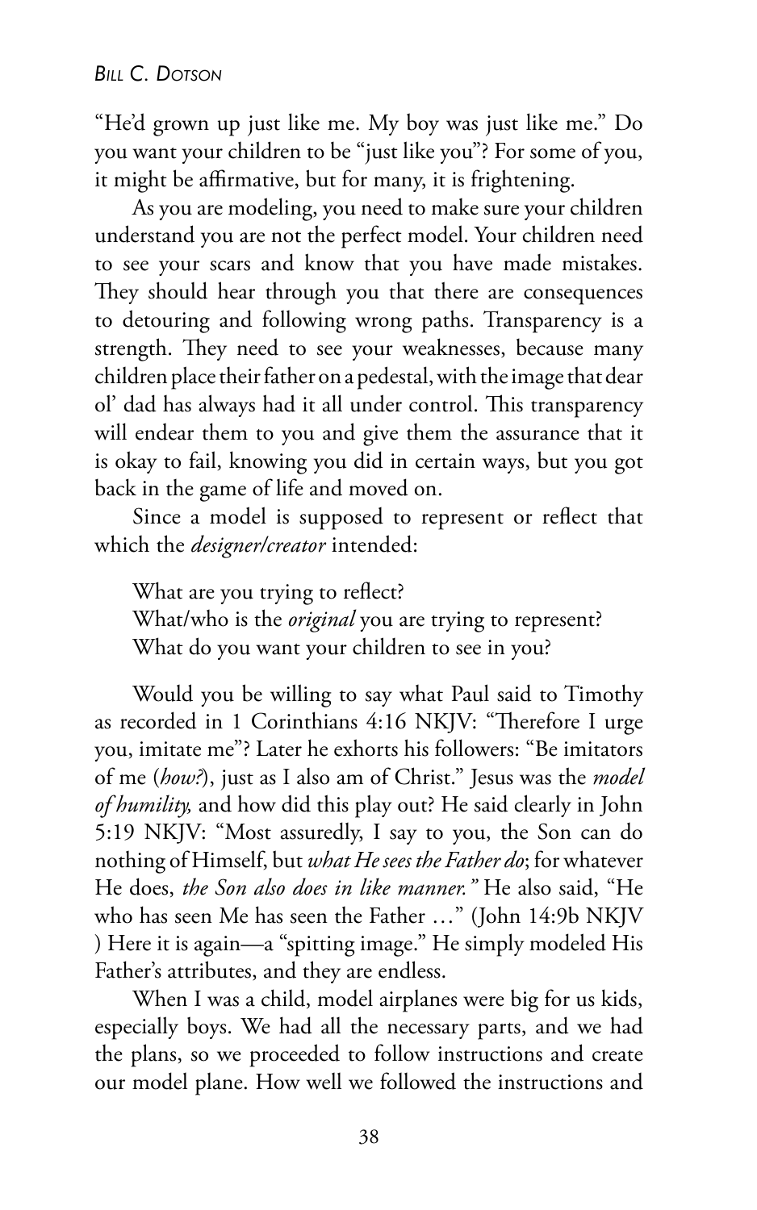"He'd grown up just like me. My boy was just like me." Do you want your children to be "just like you"? For some of you, it might be affirmative, but for many, it is frightening.

As you are modeling, you need to make sure your children understand you are not the perfect model. Your children need to see your scars and know that you have made mistakes. They should hear through you that there are consequences to detouring and following wrong paths. Transparency is a strength. They need to see your weaknesses, because many children place their father on a pedestal, with the image that dear ol' dad has always had it all under control. This transparency will endear them to you and give them the assurance that it is okay to fail, knowing you did in certain ways, but you got back in the game of life and moved on.

Since a model is supposed to represent or reflect that which the *designer/creator* intended:

What are you trying to reflect?
What/who is the *original* you are trying to represent?
What do you want your children to see in you?

Would you be willing to say what Paul said to Timothy as recorded in 1 Corinthians 4:16 NKJV: "Therefore I urge you, imitate me"? Later he exhorts his followers: "Be imitators of me (*how?*), just as I also am of Christ." Jesus was the *model of humility,* and how did this play out? He said clearly in John 5:19 NKJV: "Most assuredly, I say to you, the Son can do nothing of Himself, but *what He sees the Father do*; for whatever He does, *the Son also does in like manner."* He also said, "He who has seen Me has seen the Father …" (John 14:9b NKJV ) Here it is again—a "spitting image." He simply modeled His Father's attributes, and they are endless.

When I was a child, model airplanes were big for us kids, especially boys. We had all the necessary parts, and we had the plans, so we proceeded to follow instructions and create our model plane. How well we followed the instructions and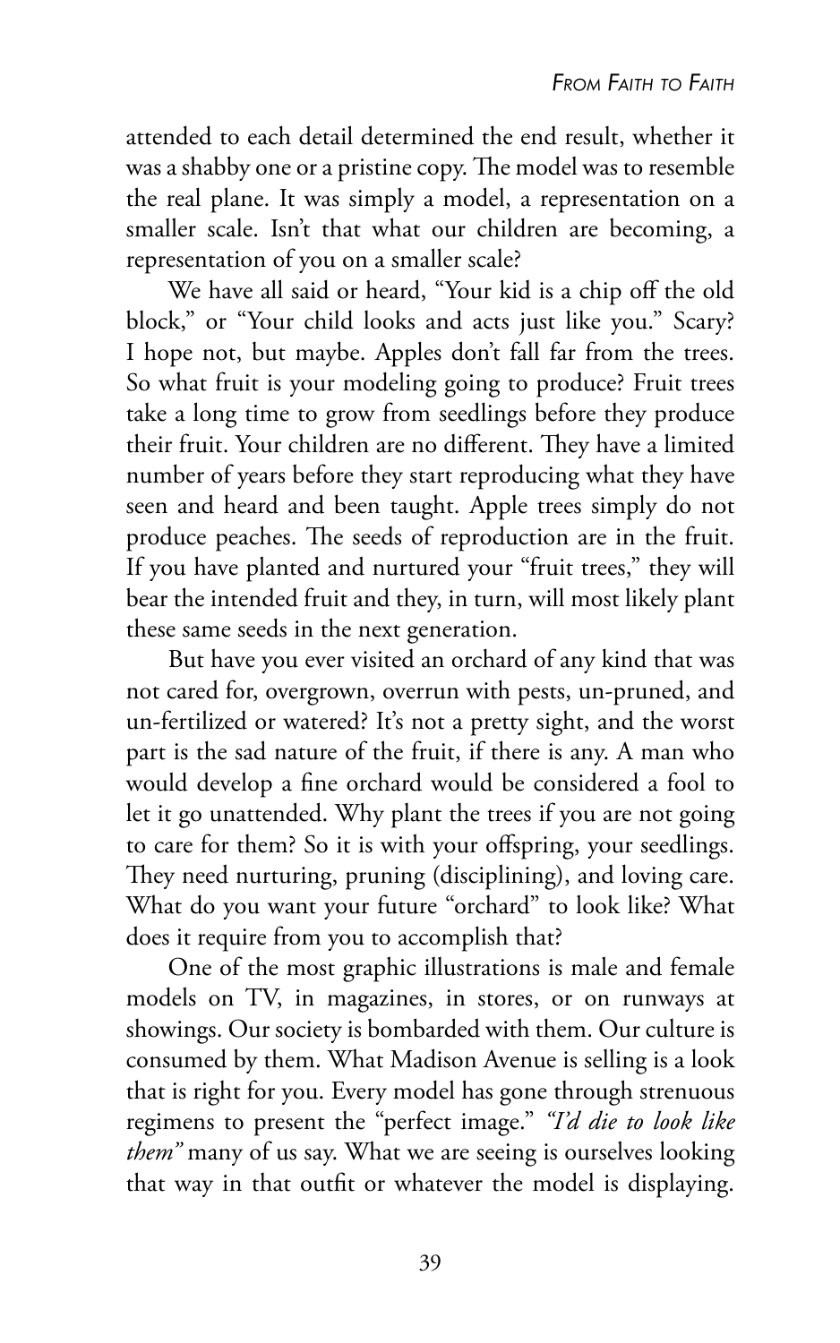attended to each detail determined the end result, whether it was a shabby one or a pristine copy. The model was to resemble the real plane. It was simply a model, a representation on a smaller scale. Isn't that what our children are becoming, a representation of you on a smaller scale?

We have all said or heard, "Your kid is a chip off the old block," or "Your child looks and acts just like you." Scary? I hope not, but maybe. Apples don't fall far from the trees. So what fruit is your modeling going to produce? Fruit trees take a long time to grow from seedlings before they produce their fruit. Your children are no different. They have a limited number of years before they start reproducing what they have seen and heard and been taught. Apple trees simply do not produce peaches. The seeds of reproduction are in the fruit. If you have planted and nurtured your "fruit trees," they will bear the intended fruit and they, in turn, will most likely plant these same seeds in the next generation.

But have you ever visited an orchard of any kind that was not cared for, overgrown, overrun with pests, un-pruned, and un-fertilized or watered? It's not a pretty sight, and the worst part is the sad nature of the fruit, if there is any. A man who would develop a fine orchard would be considered a fool to let it go unattended. Why plant the trees if you are not going to care for them? So it is with your offspring, your seedlings. They need nurturing, pruning (disciplining), and loving care. What do you want your future "orchard" to look like? What does it require from you to accomplish that?

One of the most graphic illustrations is male and female models on TV, in magazines, in stores, or on runways at showings. Our society is bombarded with them. Our culture is consumed by them. What Madison Avenue is selling is a look that is right for you. Every model has gone through strenuous regimens to present the "perfect image." *"I'd die to look like them"* many of us say. What we are seeing is ourselves looking that way in that outfit or whatever the model is displaying.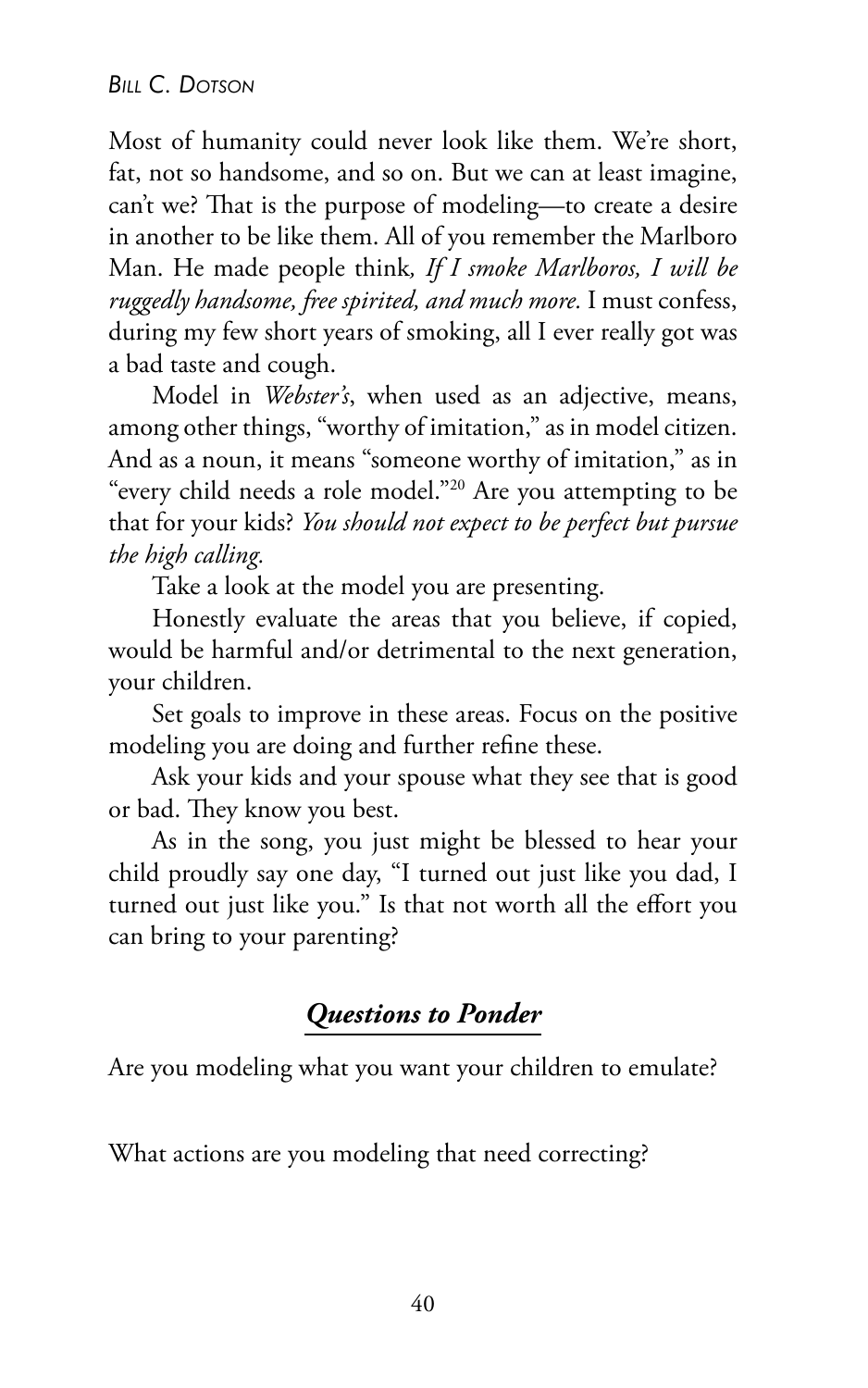Most of humanity could never look like them. We're short, fat, not so handsome, and so on. But we can at least imagine, can't we? That is the purpose of modeling—to create a desire in another to be like them. All of you remember the Marlboro Man. He made people think, *If I smoke Marlboros, I will be ruggedly handsome, free spirited, and much more.* I must confess, during my few short years of smoking, all I ever really got was a bad taste and cough.

Model in *Webster's*, when used as an adjective, means, among other things, "worthy of imitation," as in model citizen. And as a noun, it means "someone worthy of imitation," as in "every child needs a role model."[20] Are you attempting to be that for your kids? *You should not expect to be perfect but pursue the high calling.*

Take a look at the model you are presenting.

Honestly evaluate the areas that you believe, if copied, would be harmful and/or detrimental to the next generation, your children.

Set goals to improve in these areas. Focus on the positive modeling you are doing and further refine these.

Ask your kids and your spouse what they see that is good or bad. They know you best.

As in the song, you just might be blessed to hear your child proudly say one day, "I turned out just like you dad, I turned out just like you." Is that not worth all the effort you can bring to your parenting?

## ***Questions to Ponder***

Are you modeling what you want your children to emulate?

What actions are you modeling that need correcting?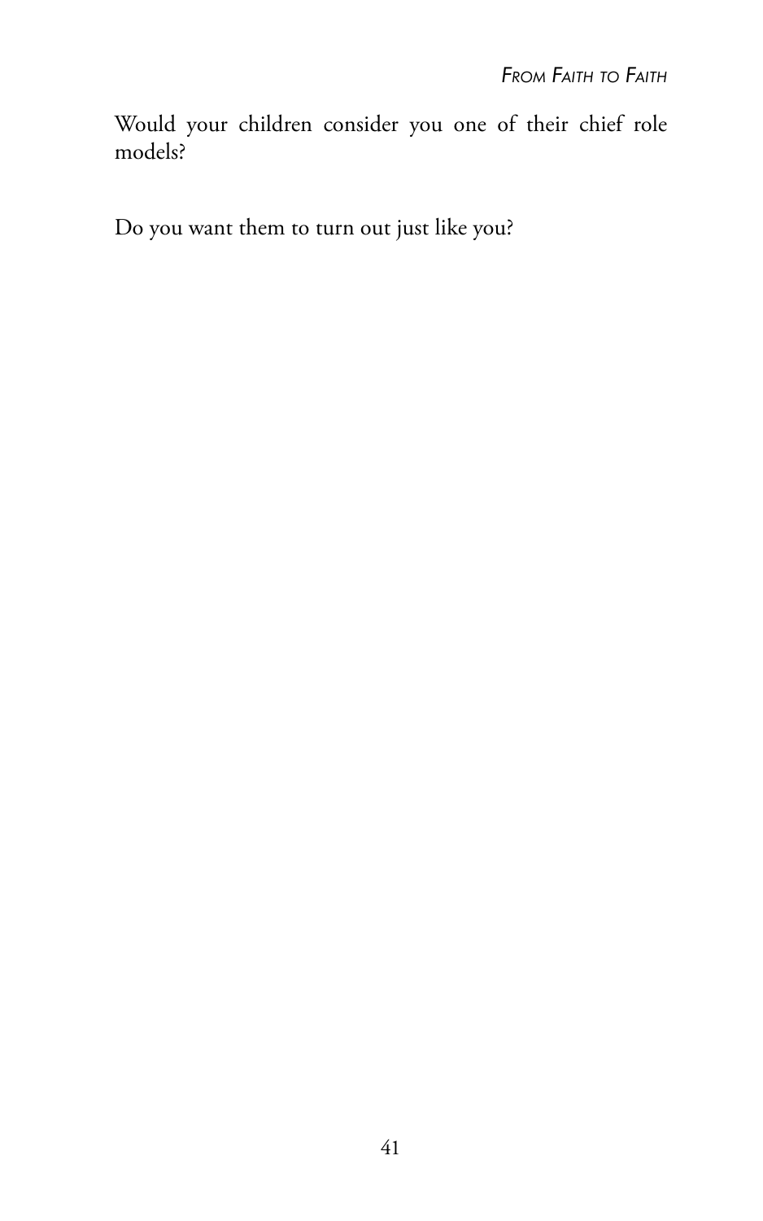Would your children consider you one of their chief role models?

Do you want them to turn out just like you?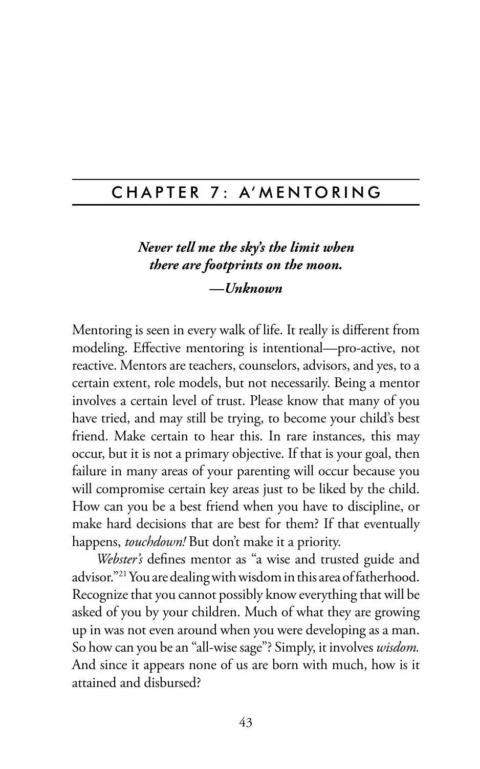# CHAPTER 7: A'MENTORING

***Never tell me the sky's the limit when there are footprints on the moon.***

***—Unknown***

Mentoring is seen in every walk of life. It really is different from modeling. Effective mentoring is intentional—pro-active, not reactive. Mentors are teachers, counselors, advisors, and yes, to a certain extent, role models, but not necessarily. Being a mentor involves a certain level of trust. Please know that many of you have tried, and may still be trying, to become your child's best friend. Make certain to hear this. In rare instances, this may occur, but it is not a primary objective. If that is your goal, then failure in many areas of your parenting will occur because you will compromise certain key areas just to be liked by the child. How can you be a best friend when you have to discipline, or make hard decisions that are best for them? If that eventually happens, *touchdown!* But don't make it a priority.

*Webster's* defines mentor as "a wise and trusted guide and advisor."[21] You are dealing with wisdom in this area of fatherhood. Recognize that you cannot possibly know everything that will be asked of you by your children. Much of what they are growing up in was not even around when you were developing as a man. So how can you be an "all-wise sage"? Simply, it involves *wisdom.* And since it appears none of us are born with much, how is it attained and disbursed?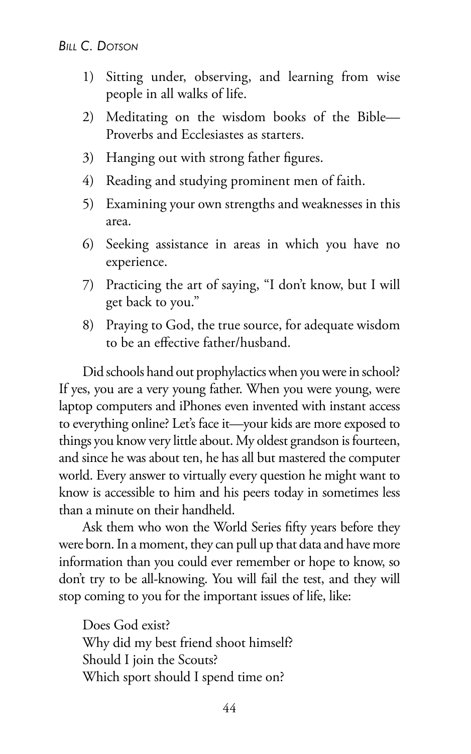1) Sitting under, observing, and learning from wise people in all walks of life.
2) Meditating on the wisdom books of the Bible—Proverbs and Ecclesiastes as starters.
3) Hanging out with strong father figures.
4) Reading and studying prominent men of faith.
5) Examining your own strengths and weaknesses in this area.
6) Seeking assistance in areas in which you have no experience.
7) Practicing the art of saying, "I don't know, but I will get back to you."
8) Praying to God, the true source, for adequate wisdom to be an effective father/husband.

Did schools hand out prophylactics when you were in school? If yes, you are a very young father. When you were young, were laptop computers and iPhones even invented with instant access to everything online? Let's face it—your kids are more exposed to things you know very little about. My oldest grandson is fourteen, and since he was about ten, he has all but mastered the computer world. Every answer to virtually every question he might want to know is accessible to him and his peers today in sometimes less than a minute on their handheld.

Ask them who won the World Series fifty years before they were born. In a moment, they can pull up that data and have more information than you could ever remember or hope to know, so don't try to be all-knowing. You will fail the test, and they will stop coming to you for the important issues of life, like:

Does God exist?
Why did my best friend shoot himself?
Should I join the Scouts?
Which sport should I spend time on?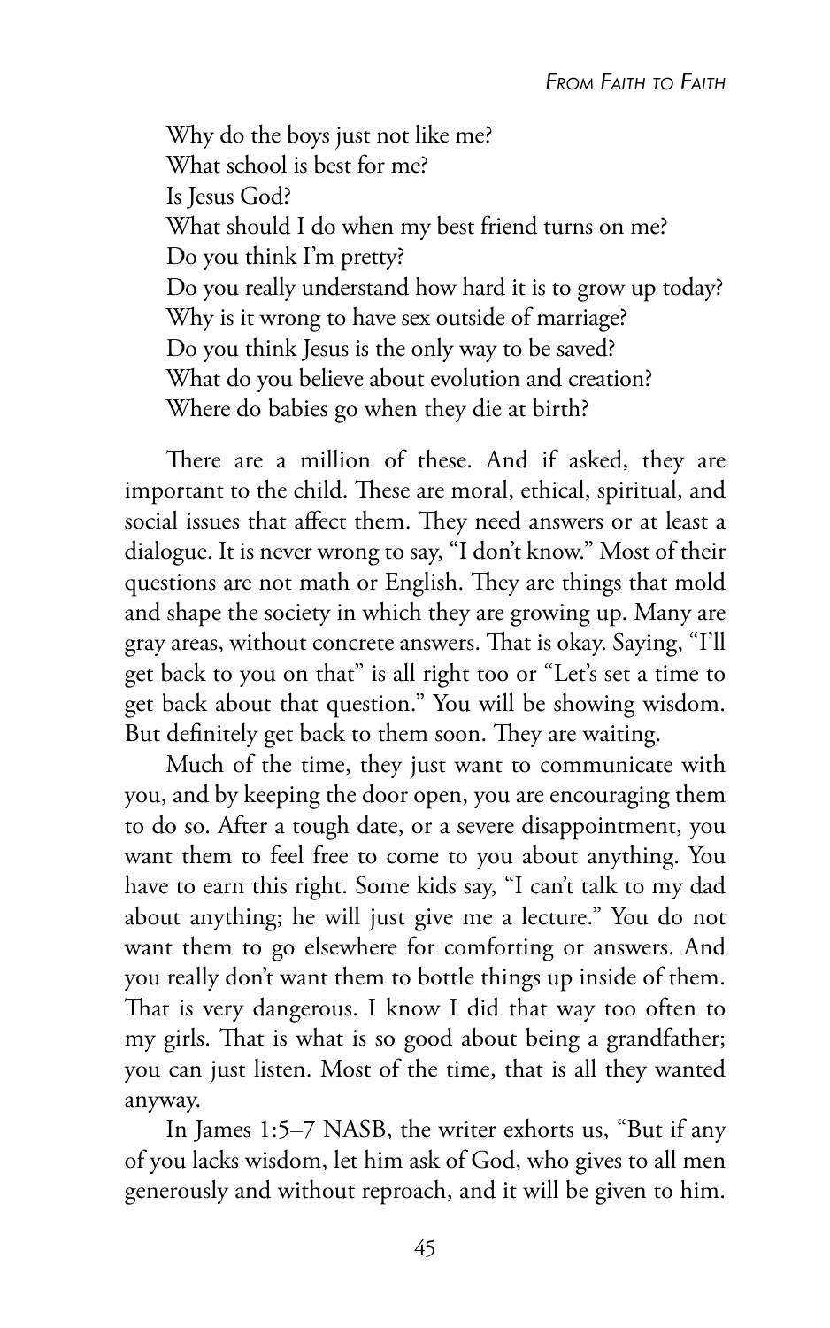Why do the boys just not like me?
What school is best for me?
Is Jesus God?
What should I do when my best friend turns on me?
Do you think I'm pretty?
Do you really understand how hard it is to grow up today?
Why is it wrong to have sex outside of marriage?
Do you think Jesus is the only way to be saved?
What do you believe about evolution and creation?
Where do babies go when they die at birth?

There are a million of these. And if asked, they are important to the child. These are moral, ethical, spiritual, and social issues that affect them. They need answers or at least a dialogue. It is never wrong to say, "I don't know." Most of their questions are not math or English. They are things that mold and shape the society in which they are growing up. Many are gray areas, without concrete answers. That is okay. Saying, "I'll get back to you on that" is all right too or "Let's set a time to get back about that question." You will be showing wisdom. But definitely get back to them soon. They are waiting.

Much of the time, they just want to communicate with you, and by keeping the door open, you are encouraging them to do so. After a tough date, or a severe disappointment, you want them to feel free to come to you about anything. You have to earn this right. Some kids say, "I can't talk to my dad about anything; he will just give me a lecture." You do not want them to go elsewhere for comforting or answers. And you really don't want them to bottle things up inside of them. That is very dangerous. I know I did that way too often to my girls. That is what is so good about being a grandfather; you can just listen. Most of the time, that is all they wanted anyway.

In James 1:5–7 NASB, the writer exhorts us, "But if any of you lacks wisdom, let him ask of God, who gives to all men generously and without reproach, and it will be given to him.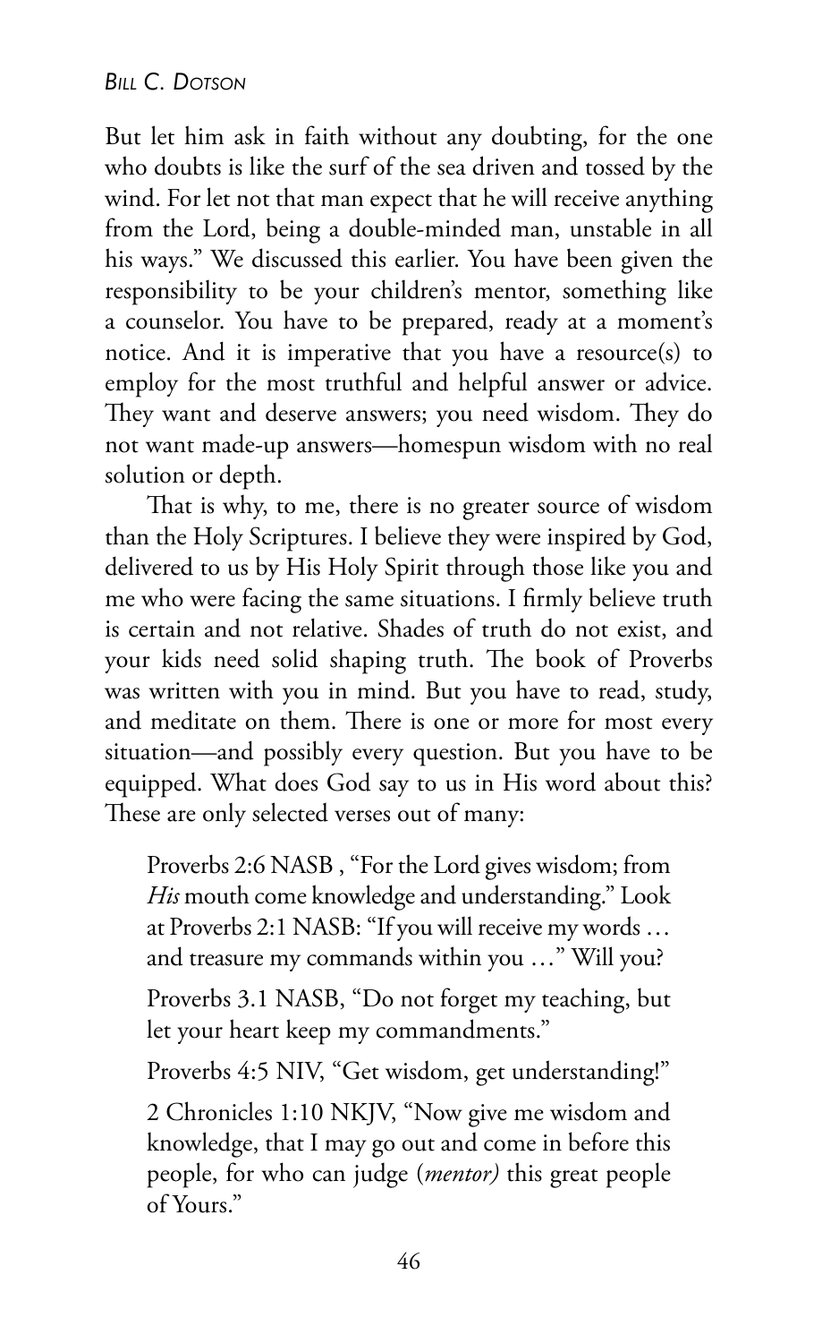But let him ask in faith without any doubting, for the one who doubts is like the surf of the sea driven and tossed by the wind. For let not that man expect that he will receive anything from the Lord, being a double-minded man, unstable in all his ways." We discussed this earlier. You have been given the responsibility to be your children's mentor, something like a counselor. You have to be prepared, ready at a moment's notice. And it is imperative that you have a resource(s) to employ for the most truthful and helpful answer or advice. They want and deserve answers; you need wisdom. They do not want made-up answers—homespun wisdom with no real solution or depth.

That is why, to me, there is no greater source of wisdom than the Holy Scriptures. I believe they were inspired by God, delivered to us by His Holy Spirit through those like you and me who were facing the same situations. I firmly believe truth is certain and not relative. Shades of truth do not exist, and your kids need solid shaping truth. The book of Proverbs was written with you in mind. But you have to read, study, and meditate on them. There is one or more for most every situation—and possibly every question. But you have to be equipped. What does God say to us in His word about this? These are only selected verses out of many:

> Proverbs 2:6 NASB , "For the Lord gives wisdom; from *His* mouth come knowledge and understanding." Look at Proverbs 2:1 NASB: "If you will receive my words … and treasure my commands within you …" Will you?
>
> Proverbs 3.1 NASB, "Do not forget my teaching, but let your heart keep my commandments."
>
> Proverbs 4:5 NIV, "Get wisdom, get understanding!"
>
> 2 Chronicles 1:10 NKJV, "Now give me wisdom and knowledge, that I may go out and come in before this people, for who can judge (*mentor)* this great people of Yours."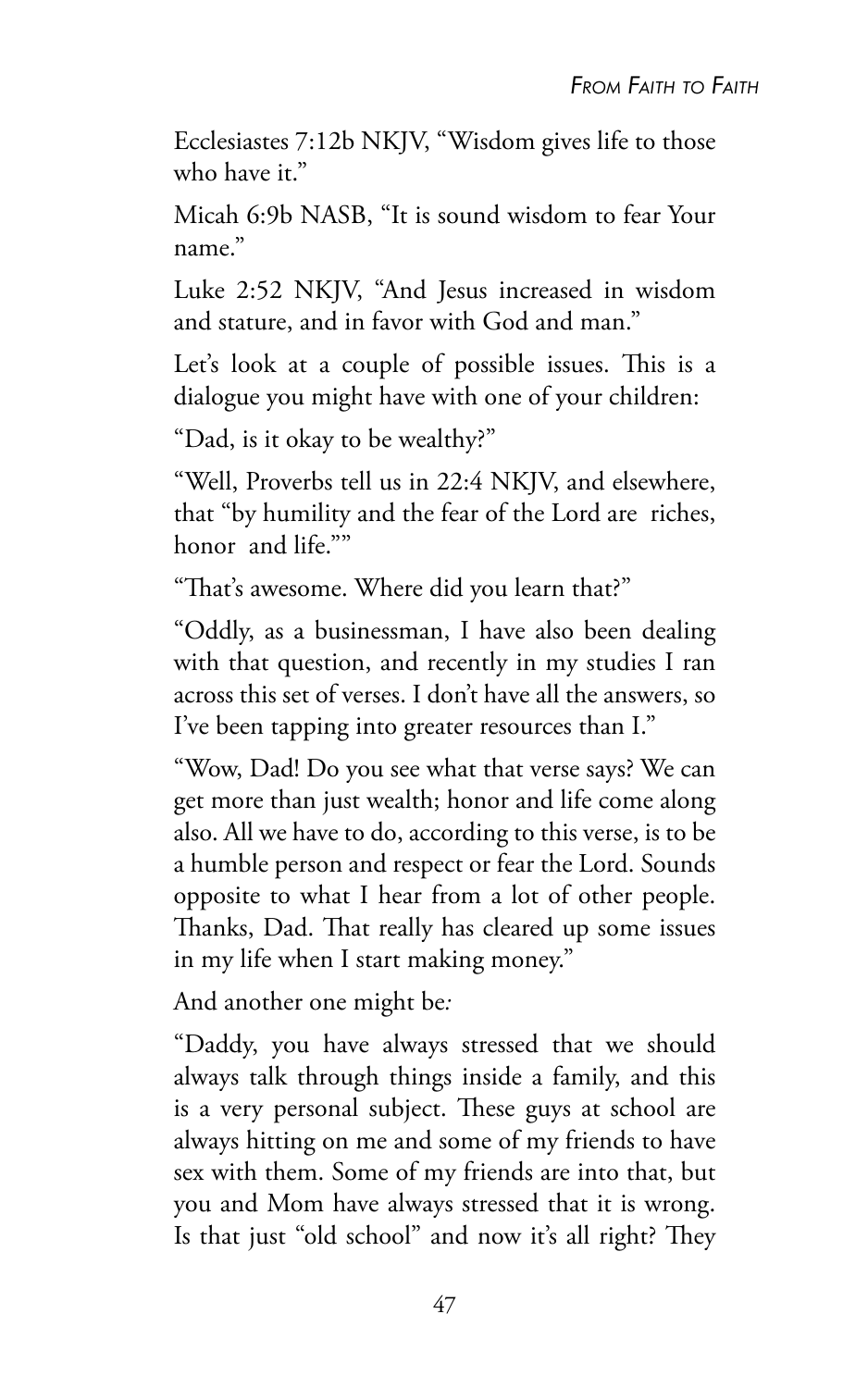Ecclesiastes 7:12b NKJV, "Wisdom gives life to those who have it."

Micah 6:9b NASB, "It is sound wisdom to fear Your name."

Luke 2:52 NKJV, "And Jesus increased in wisdom and stature, and in favor with God and man."

Let's look at a couple of possible issues. This is a dialogue you might have with one of your children:

"Dad, is it okay to be wealthy?"

"Well, Proverbs tell us in 22:4 NKJV, and elsewhere, that "by humility and the fear of the Lord are riches, honor and life.""

"That's awesome. Where did you learn that?"

"Oddly, as a businessman, I have also been dealing with that question, and recently in my studies I ran across this set of verses. I don't have all the answers, so I've been tapping into greater resources than I."

"Wow, Dad! Do you see what that verse says? We can get more than just wealth; honor and life come along also. All we have to do, according to this verse, is to be a humble person and respect or fear the Lord. Sounds opposite to what I hear from a lot of other people. Thanks, Dad. That really has cleared up some issues in my life when I start making money."

And another one might be*:*

"Daddy, you have always stressed that we should always talk through things inside a family, and this is a very personal subject. These guys at school are always hitting on me and some of my friends to have sex with them. Some of my friends are into that, but you and Mom have always stressed that it is wrong. Is that just "old school" and now it's all right? They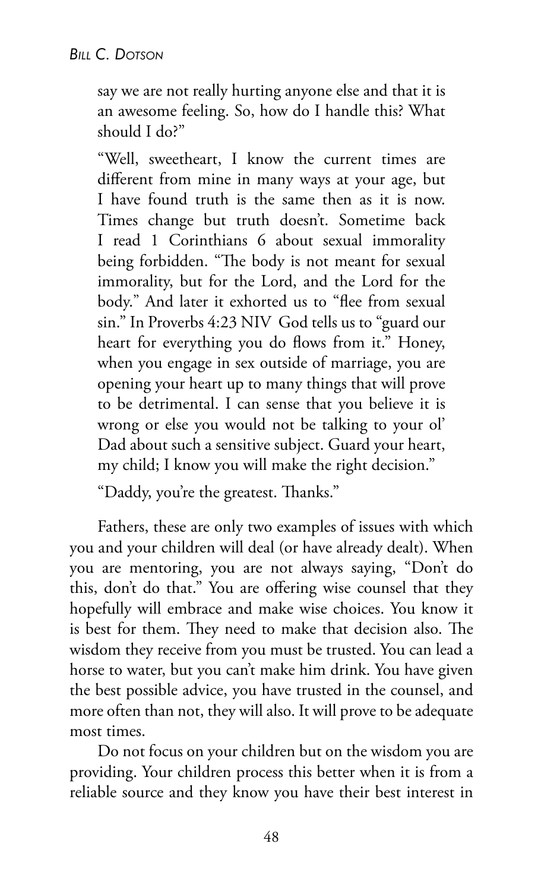say we are not really hurting anyone else and that it is an awesome feeling. So, how do I handle this? What should I do?"

"Well, sweetheart, I know the current times are different from mine in many ways at your age, but I have found truth is the same then as it is now. Times change but truth doesn't. Sometime back I read 1 Corinthians 6 about sexual immorality being forbidden. "The body is not meant for sexual immorality, but for the Lord, and the Lord for the body." And later it exhorted us to "flee from sexual sin." In Proverbs 4:23 NIV God tells us to "guard our heart for everything you do flows from it." Honey, when you engage in sex outside of marriage, you are opening your heart up to many things that will prove to be detrimental. I can sense that you believe it is wrong or else you would not be talking to your ol' Dad about such a sensitive subject. Guard your heart, my child; I know you will make the right decision."

"Daddy, you're the greatest. Thanks."

Fathers, these are only two examples of issues with which you and your children will deal (or have already dealt). When you are mentoring, you are not always saying, "Don't do this, don't do that." You are offering wise counsel that they hopefully will embrace and make wise choices. You know it is best for them. They need to make that decision also. The wisdom they receive from you must be trusted. You can lead a horse to water, but you can't make him drink. You have given the best possible advice, you have trusted in the counsel, and more often than not, they will also. It will prove to be adequate most times.

Do not focus on your children but on the wisdom you are providing. Your children process this better when it is from a reliable source and they know you have their best interest in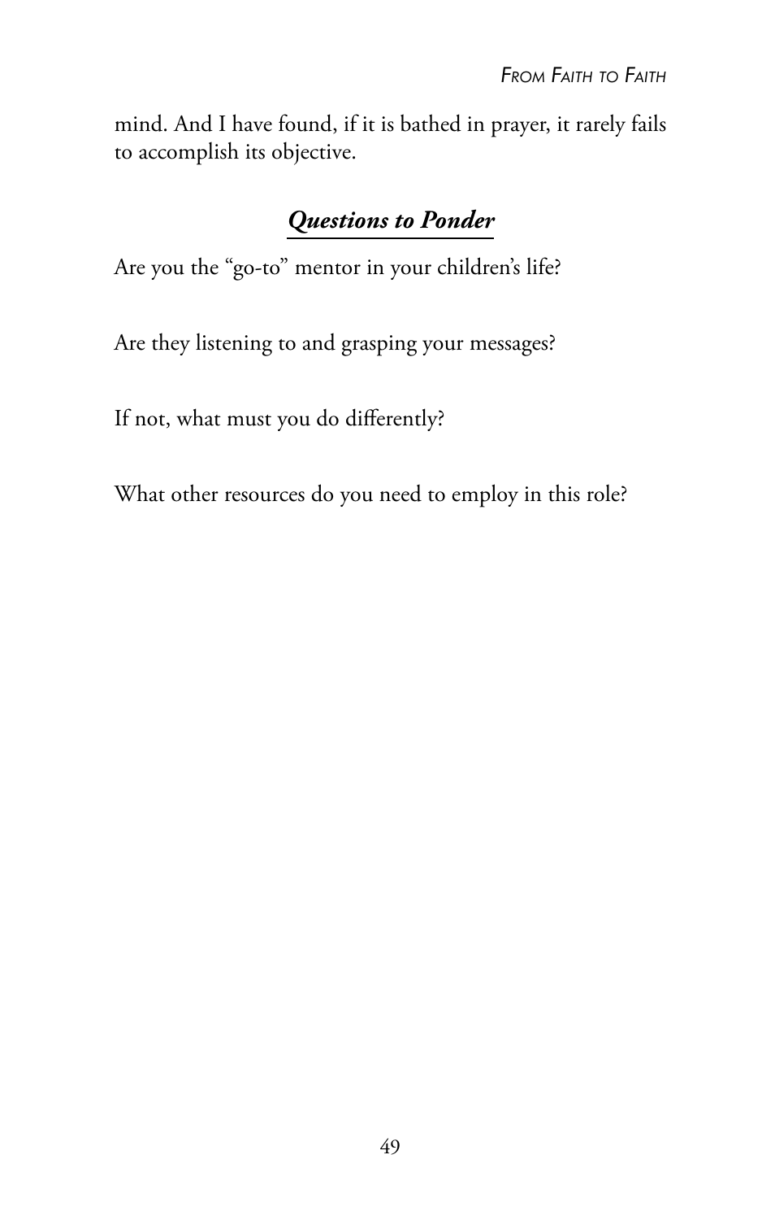mind. And I have found, if it is bathed in prayer, it rarely fails to accomplish its objective.

## ***Questions to Ponder***

Are you the "go-to" mentor in your children's life?

Are they listening to and grasping your messages?

If not, what must you do differently?

What other resources do you need to employ in this role?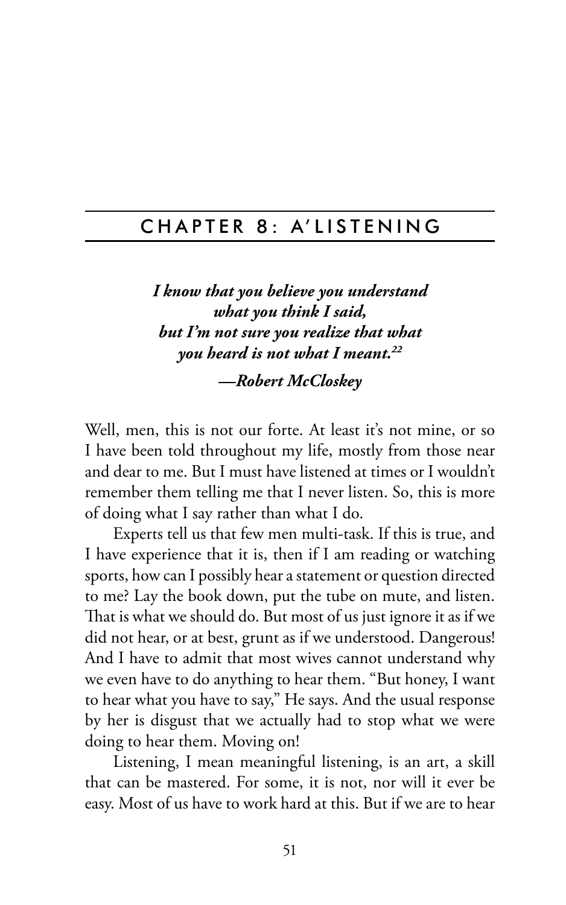# CHAPTER 8: A'LISTENING

***I know that you believe you understand***
***what you think I said,***
***but I'm not sure you realize that what***
***you heard is not what I meant.***[22]

***—Robert McCloskey***

Well, men, this is not our forte. At least it's not mine, or so I have been told throughout my life, mostly from those near and dear to me. But I must have listened at times or I wouldn't remember them telling me that I never listen. So, this is more of doing what I say rather than what I do.

Experts tell us that few men multi-task. If this is true, and I have experience that it is, then if I am reading or watching sports, how can I possibly hear a statement or question directed to me? Lay the book down, put the tube on mute, and listen. That is what we should do. But most of us just ignore it as if we did not hear, or at best, grunt as if we understood. Dangerous! And I have to admit that most wives cannot understand why we even have to do anything to hear them. "But honey, I want to hear what you have to say," He says. And the usual response by her is disgust that we actually had to stop what we were doing to hear them. Moving on!

Listening, I mean meaningful listening, is an art, a skill that can be mastered. For some, it is not, nor will it ever be easy. Most of us have to work hard at this. But if we are to hear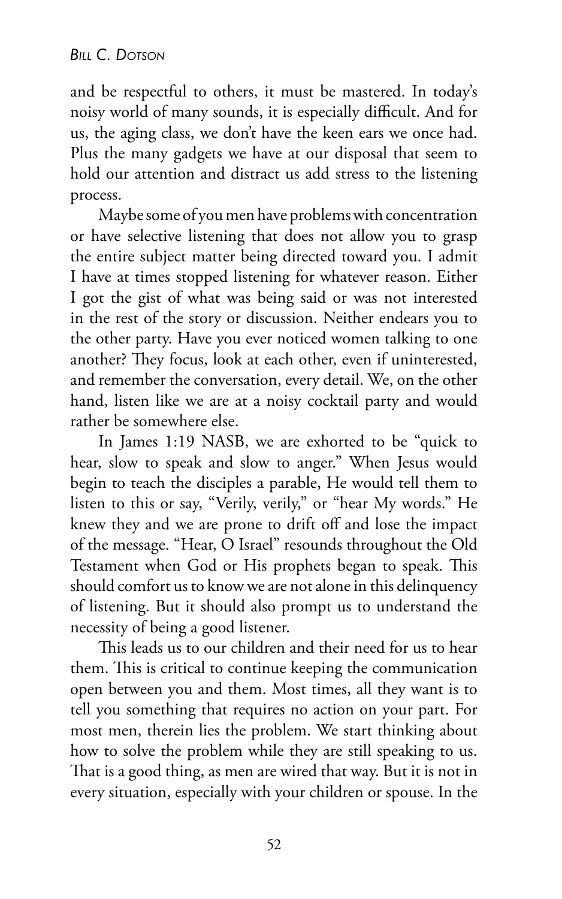and be respectful to others, it must be mastered. In today's noisy world of many sounds, it is especially difficult. And for us, the aging class, we don't have the keen ears we once had. Plus the many gadgets we have at our disposal that seem to hold our attention and distract us add stress to the listening process.

Maybe some of you men have problems with concentration or have selective listening that does not allow you to grasp the entire subject matter being directed toward you. I admit I have at times stopped listening for whatever reason. Either I got the gist of what was being said or was not interested in the rest of the story or discussion. Neither endears you to the other party. Have you ever noticed women talking to one another? They focus, look at each other, even if uninterested, and remember the conversation, every detail. We, on the other hand, listen like we are at a noisy cocktail party and would rather be somewhere else.

In James 1:19 NASB, we are exhorted to be "quick to hear, slow to speak and slow to anger." When Jesus would begin to teach the disciples a parable, He would tell them to listen to this or say, "Verily, verily," or "hear My words." He knew they and we are prone to drift off and lose the impact of the message. "Hear, O Israel" resounds throughout the Old Testament when God or His prophets began to speak. This should comfort us to know we are not alone in this delinquency of listening. But it should also prompt us to understand the necessity of being a good listener.

This leads us to our children and their need for us to hear them. This is critical to continue keeping the communication open between you and them. Most times, all they want is to tell you something that requires no action on your part. For most men, therein lies the problem. We start thinking about how to solve the problem while they are still speaking to us. That is a good thing, as men are wired that way. But it is not in every situation, especially with your children or spouse. In the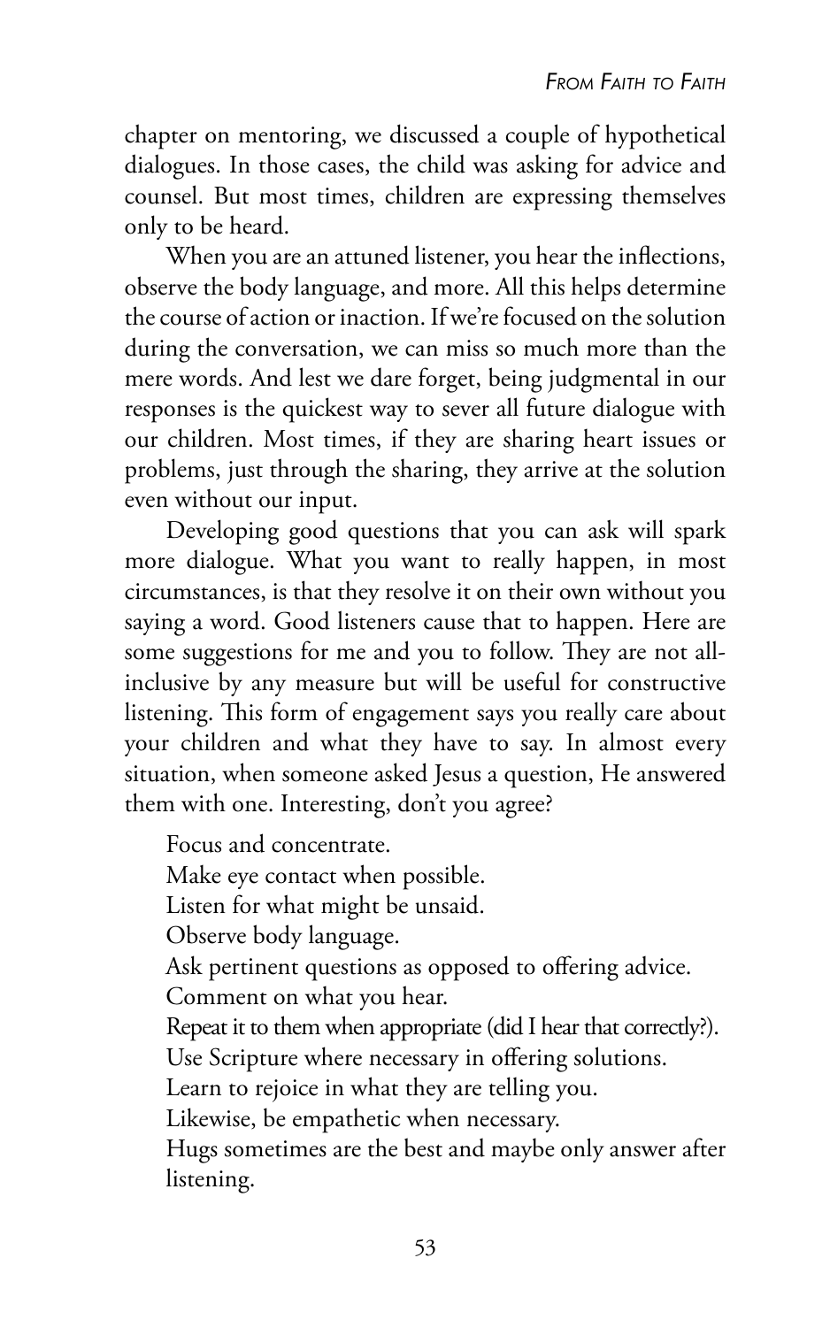chapter on mentoring, we discussed a couple of hypothetical dialogues. In those cases, the child was asking for advice and counsel. But most times, children are expressing themselves only to be heard.

When you are an attuned listener, you hear the inflections, observe the body language, and more. All this helps determine the course of action or inaction. If we're focused on the solution during the conversation, we can miss so much more than the mere words. And lest we dare forget, being judgmental in our responses is the quickest way to sever all future dialogue with our children. Most times, if they are sharing heart issues or problems, just through the sharing, they arrive at the solution even without our input.

Developing good questions that you can ask will spark more dialogue. What you want to really happen, in most circumstances, is that they resolve it on their own without you saying a word. Good listeners cause that to happen. Here are some suggestions for me and you to follow. They are not all-inclusive by any measure but will be useful for constructive listening. This form of engagement says you really care about your children and what they have to say. In almost every situation, when someone asked Jesus a question, He answered them with one. Interesting, don't you agree?

Focus and concentrate.
Make eye contact when possible.
Listen for what might be unsaid.
Observe body language.
Ask pertinent questions as opposed to offering advice.
Comment on what you hear.
Repeat it to them when appropriate (did I hear that correctly?).
Use Scripture where necessary in offering solutions.
Learn to rejoice in what they are telling you.
Likewise, be empathetic when necessary.
Hugs sometimes are the best and maybe only answer after listening.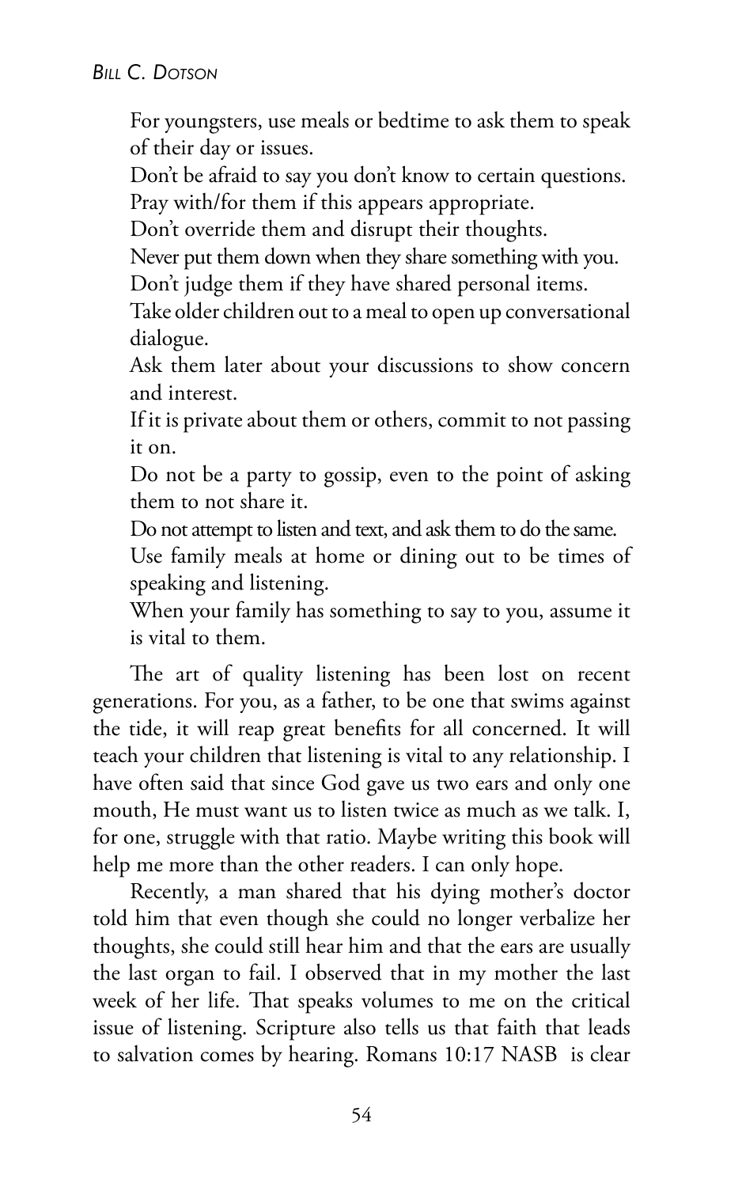For youngsters, use meals or bedtime to ask them to speak of their day or issues.

Don't be afraid to say you don't know to certain questions.

Pray with/for them if this appears appropriate.

Don't override them and disrupt their thoughts.

Never put them down when they share something with you.

Don't judge them if they have shared personal items.

Take older children out to a meal to open up conversational dialogue.

Ask them later about your discussions to show concern and interest.

If it is private about them or others, commit to not passing it on.

Do not be a party to gossip, even to the point of asking them to not share it.

Do not attempt to listen and text, and ask them to do the same.

Use family meals at home or dining out to be times of speaking and listening.

When your family has something to say to you, assume it is vital to them.

The art of quality listening has been lost on recent generations. For you, as a father, to be one that swims against the tide, it will reap great benefits for all concerned. It will teach your children that listening is vital to any relationship. I have often said that since God gave us two ears and only one mouth, He must want us to listen twice as much as we talk. I, for one, struggle with that ratio. Maybe writing this book will help me more than the other readers. I can only hope.

Recently, a man shared that his dying mother's doctor told him that even though she could no longer verbalize her thoughts, she could still hear him and that the ears are usually the last organ to fail. I observed that in my mother the last week of her life. That speaks volumes to me on the critical issue of listening. Scripture also tells us that faith that leads to salvation comes by hearing. Romans 10:17 NASB is clear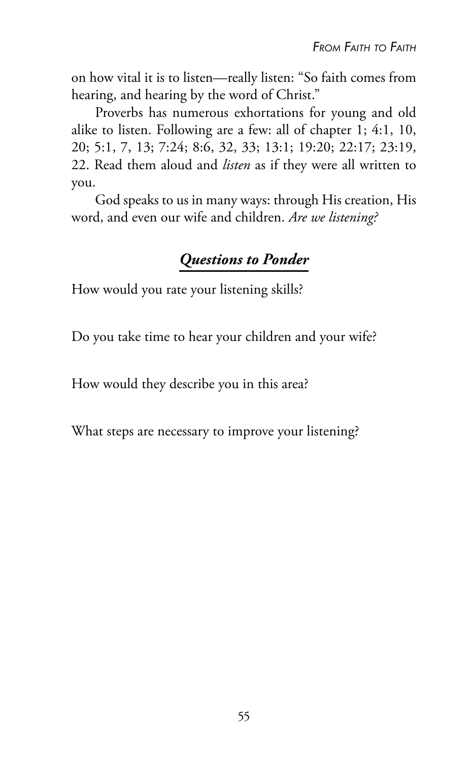on how vital it is to listen—really listen: "So faith comes from hearing, and hearing by the word of Christ."

Proverbs has numerous exhortations for young and old alike to listen. Following are a few: all of chapter 1; 4:1, 10, 20; 5:1, 7, 13; 7:24; 8:6, 32, 33; 13:1; 19:20; 22:17; 23:19, 22. Read them aloud and *listen* as if they were all written to you.

God speaks to us in many ways: through His creation, His word, and even our wife and children. *Are we listening?*

## ***Questions to Ponder***

How would you rate your listening skills?

Do you take time to hear your children and your wife?

How would they describe you in this area?

What steps are necessary to improve your listening?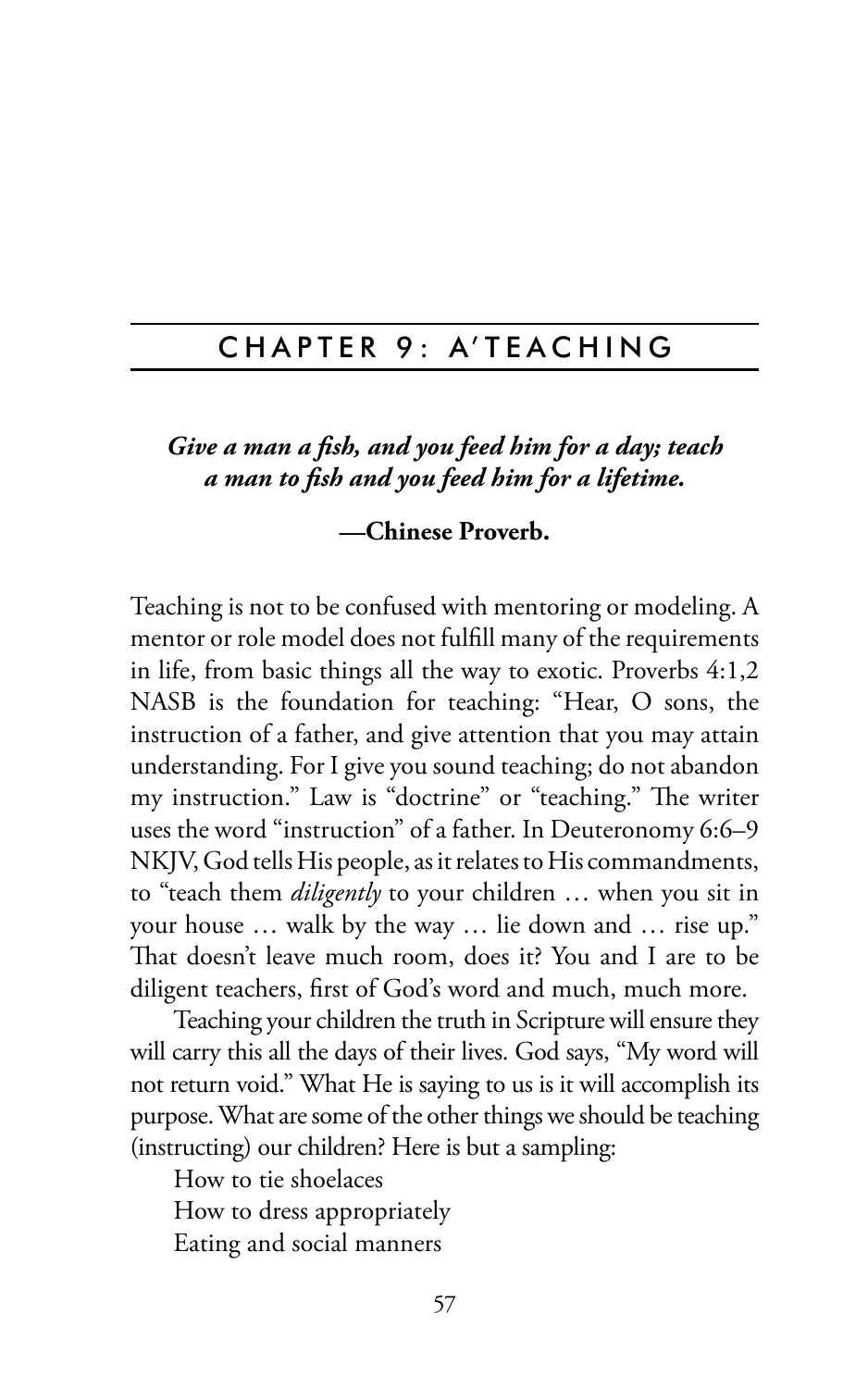## CHAPTER 9: A'TEACHING

***Give a man a fish, and you feed him for a day; teach a man to fish and you feed him for a lifetime.***

**—Chinese Proverb.**

Teaching is not to be confused with mentoring or modeling. A mentor or role model does not fulfill many of the requirements in life, from basic things all the way to exotic. Proverbs 4:1,2 NASB is the foundation for teaching: "Hear, O sons, the instruction of a father, and give attention that you may attain understanding. For I give you sound teaching; do not abandon my instruction." Law is "doctrine" or "teaching." The writer uses the word "instruction" of a father. In Deuteronomy 6:6–9 NKJV, God tells His people, as it relates to His commandments, to "teach them *diligently* to your children … when you sit in your house … walk by the way … lie down and … rise up." That doesn't leave much room, does it? You and I are to be diligent teachers, first of God's word and much, much more.

Teaching your children the truth in Scripture will ensure they will carry this all the days of their lives. God says, "My word will not return void." What He is saying to us is it will accomplish its purpose. What are some of the other things we should be teaching (instructing) our children? Here is but a sampling:

How to tie shoelaces

How to dress appropriately

Eating and social manners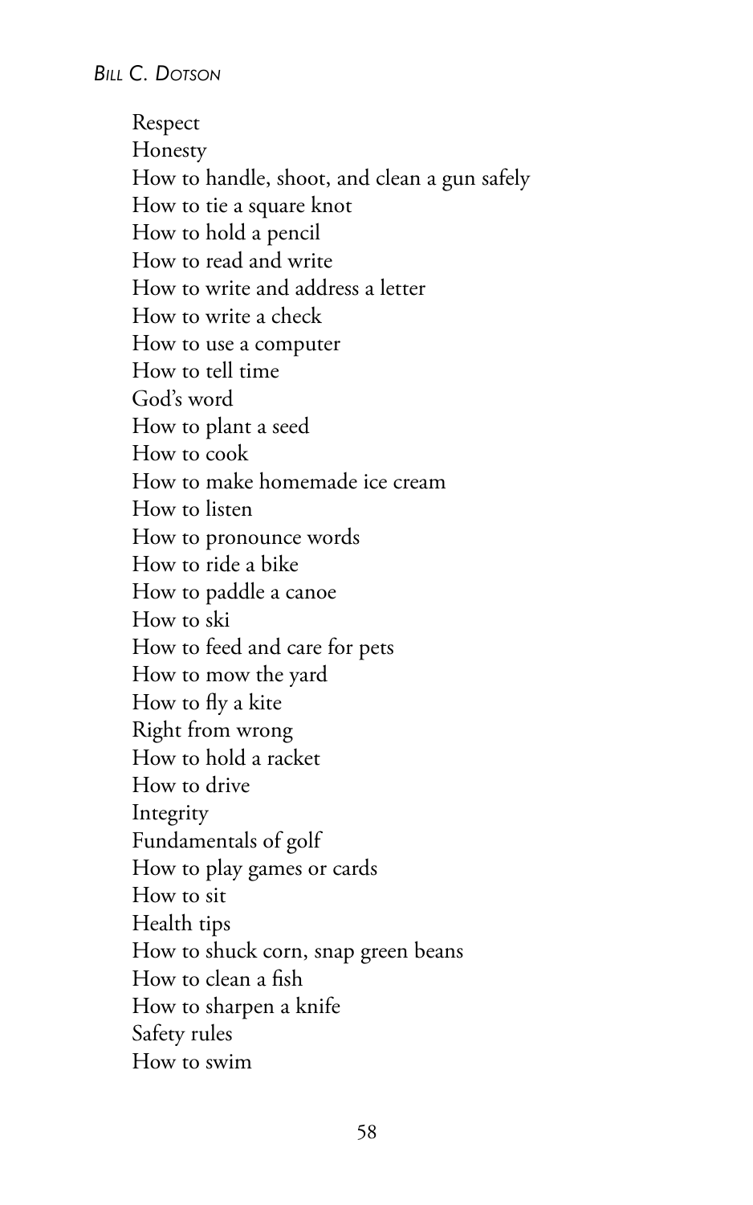Respect
Honesty
How to handle, shoot, and clean a gun safely
How to tie a square knot
How to hold a pencil
How to read and write
How to write and address a letter
How to write a check
How to use a computer
How to tell time
God's word
How to plant a seed
How to cook
How to make homemade ice cream
How to listen
How to pronounce words
How to ride a bike
How to paddle a canoe
How to ski
How to feed and care for pets
How to mow the yard
How to fly a kite
Right from wrong
How to hold a racket
How to drive
Integrity
Fundamentals of golf
How to play games or cards
How to sit
Health tips
How to shuck corn, snap green beans
How to clean a fish
How to sharpen a knife
Safety rules
How to swim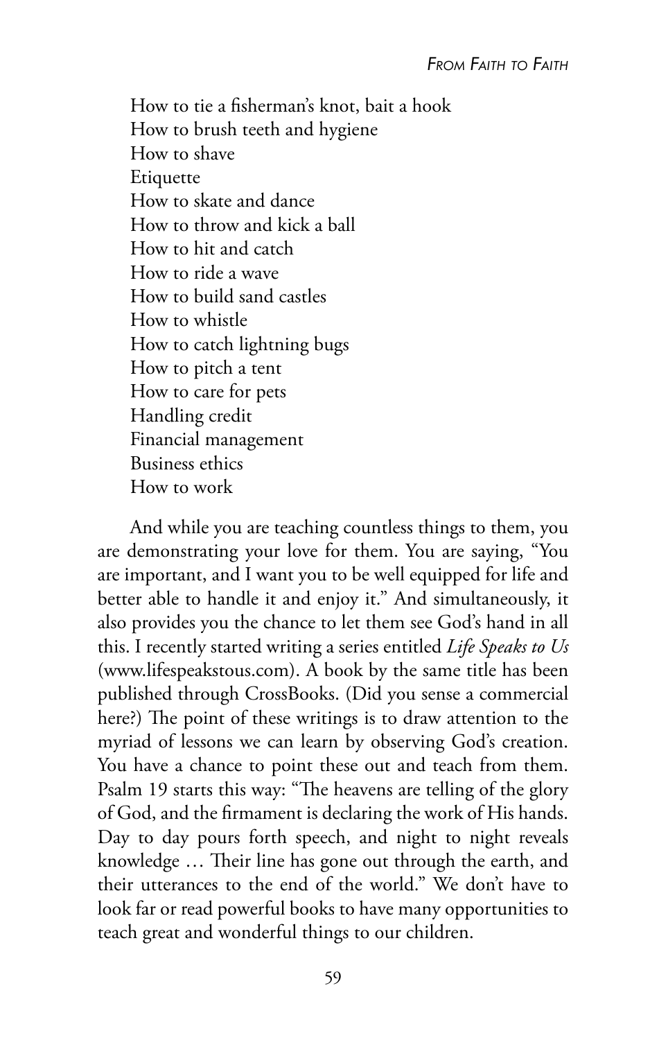How to tie a fisherman's knot, bait a hook  
How to brush teeth and hygiene  
How to shave  
Etiquette  
How to skate and dance  
How to throw and kick a ball  
How to hit and catch  
How to ride a wave  
How to build sand castles  
How to whistle  
How to catch lightning bugs  
How to pitch a tent  
How to care for pets  
Handling credit  
Financial management  
Business ethics  
How to work

And while you are teaching countless things to them, you are demonstrating your love for them. You are saying, "You are important, and I want you to be well equipped for life and better able to handle it and enjoy it." And simultaneously, it also provides you the chance to let them see God's hand in all this. I recently started writing a series entitled *Life Speaks to Us* (www.lifespeakstous.com). A book by the same title has been published through CrossBooks. (Did you sense a commercial here?) The point of these writings is to draw attention to the myriad of lessons we can learn by observing God's creation. You have a chance to point these out and teach from them. Psalm 19 starts this way: "The heavens are telling of the glory of God, and the firmament is declaring the work of His hands. Day to day pours forth speech, and night to night reveals knowledge … Their line has gone out through the earth, and their utterances to the end of the world." We don't have to look far or read powerful books to have many opportunities to teach great and wonderful things to our children.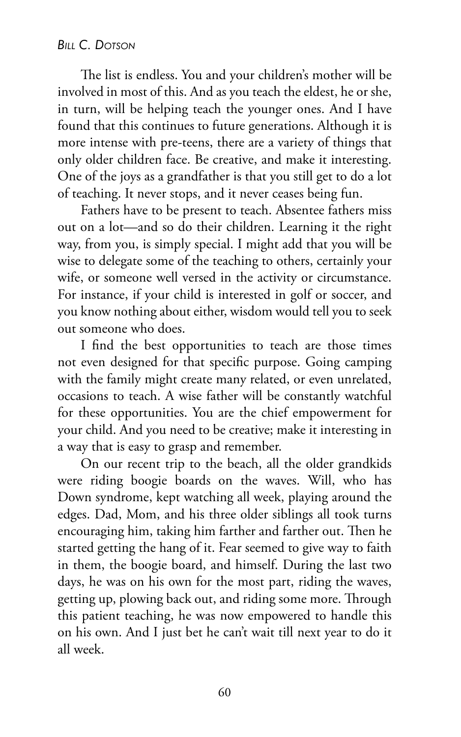The list is endless. You and your children's mother will be involved in most of this. And as you teach the eldest, he or she, in turn, will be helping teach the younger ones. And I have found that this continues to future generations. Although it is more intense with pre-teens, there are a variety of things that only older children face. Be creative, and make it interesting. One of the joys as a grandfather is that you still get to do a lot of teaching. It never stops, and it never ceases being fun.

Fathers have to be present to teach. Absentee fathers miss out on a lot—and so do their children. Learning it the right way, from you, is simply special. I might add that you will be wise to delegate some of the teaching to others, certainly your wife, or someone well versed in the activity or circumstance. For instance, if your child is interested in golf or soccer, and you know nothing about either, wisdom would tell you to seek out someone who does.

I find the best opportunities to teach are those times not even designed for that specific purpose. Going camping with the family might create many related, or even unrelated, occasions to teach. A wise father will be constantly watchful for these opportunities. You are the chief empowerment for your child. And you need to be creative; make it interesting in a way that is easy to grasp and remember.

On our recent trip to the beach, all the older grandkids were riding boogie boards on the waves. Will, who has Down syndrome, kept watching all week, playing around the edges. Dad, Mom, and his three older siblings all took turns encouraging him, taking him farther and farther out. Then he started getting the hang of it. Fear seemed to give way to faith in them, the boogie board, and himself. During the last two days, he was on his own for the most part, riding the waves, getting up, plowing back out, and riding some more. Through this patient teaching, he was now empowered to handle this on his own. And I just bet he can't wait till next year to do it all week.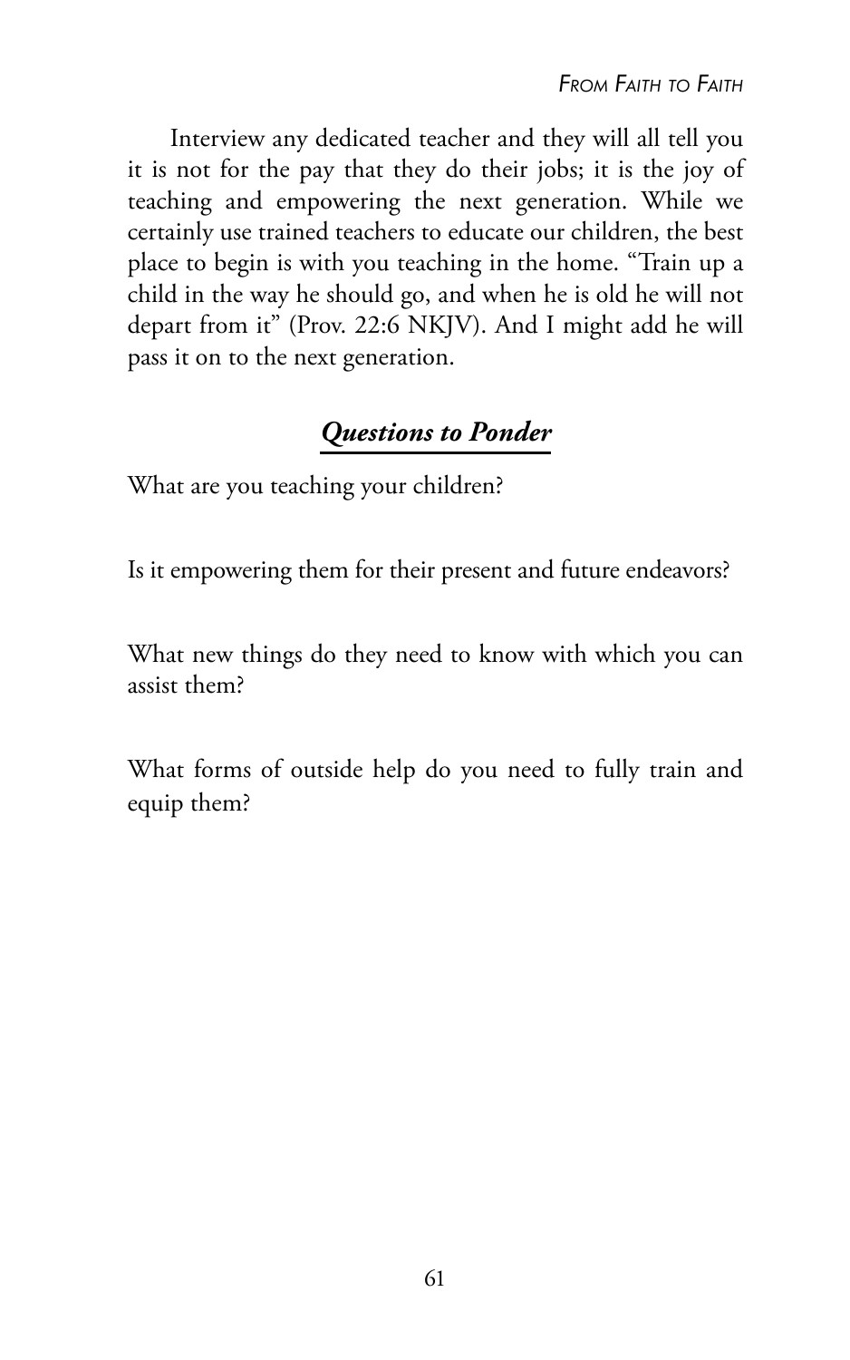Interview any dedicated teacher and they will all tell you it is not for the pay that they do their jobs; it is the joy of teaching and empowering the next generation. While we certainly use trained teachers to educate our children, the best place to begin is with you teaching in the home. "Train up a child in the way he should go, and when he is old he will not depart from it" (Prov. 22:6 NKJV). And I might add he will pass it on to the next generation.

## *Questions to Ponder*

What are you teaching your children?

Is it empowering them for their present and future endeavors?

What new things do they need to know with which you can assist them?

What forms of outside help do you need to fully train and equip them?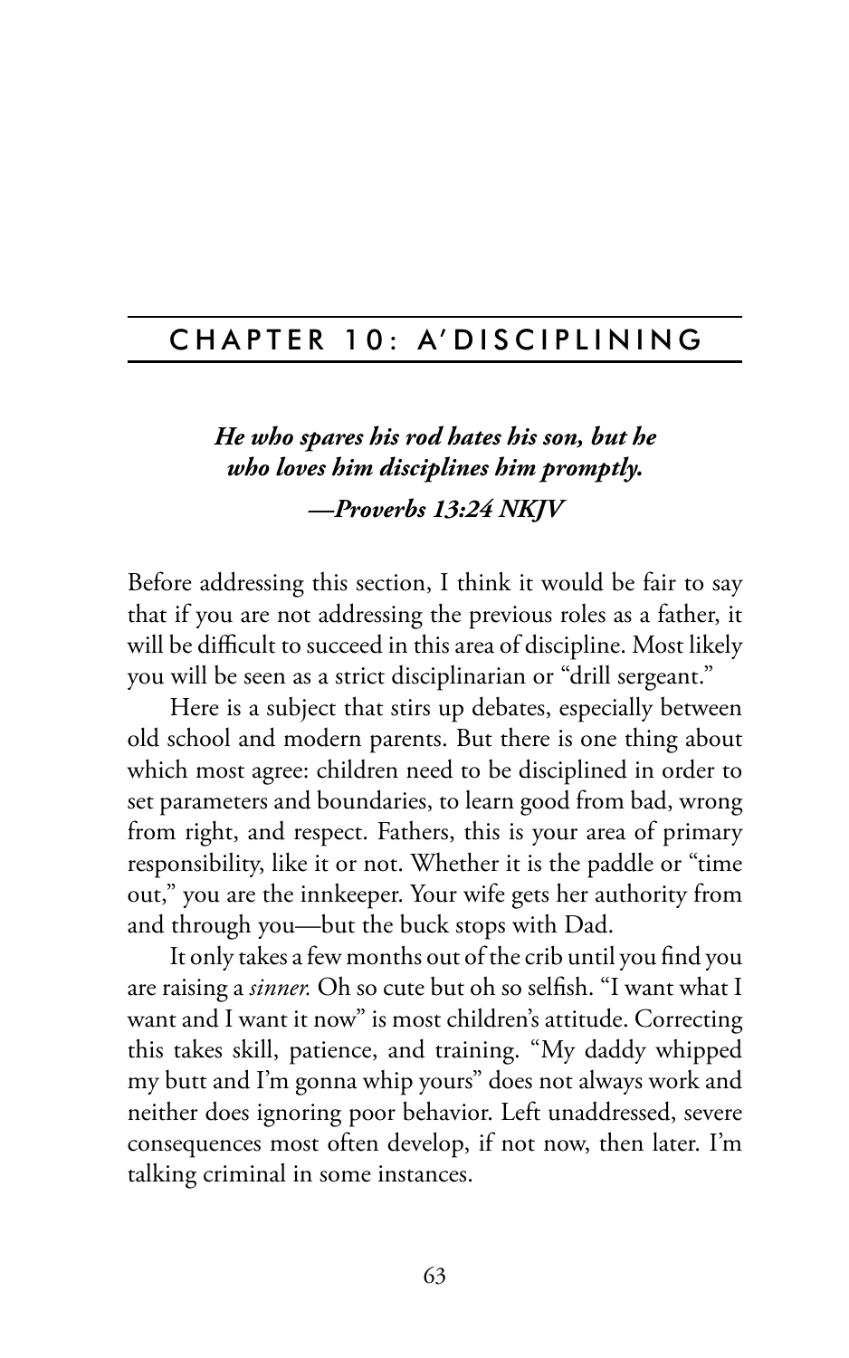## CHAPTER 10: A'DISCIPLINING

***He who spares his rod hates his son, but he who loves him disciplines him promptly.***

***—Proverbs 13:24 NKJV***

Before addressing this section, I think it would be fair to say that if you are not addressing the previous roles as a father, it will be difficult to succeed in this area of discipline. Most likely you will be seen as a strict disciplinarian or "drill sergeant."

Here is a subject that stirs up debates, especially between old school and modern parents. But there is one thing about which most agree: children need to be disciplined in order to set parameters and boundaries, to learn good from bad, wrong from right, and respect. Fathers, this is your area of primary responsibility, like it or not. Whether it is the paddle or "time out," you are the innkeeper. Your wife gets her authority from and through you—but the buck stops with Dad.

It only takes a few months out of the crib until you find you are raising a *sinner.* Oh so cute but oh so selfish. "I want what I want and I want it now" is most children's attitude. Correcting this takes skill, patience, and training. "My daddy whipped my butt and I'm gonna whip yours" does not always work and neither does ignoring poor behavior. Left unaddressed, severe consequences most often develop, if not now, then later. I'm talking criminal in some instances.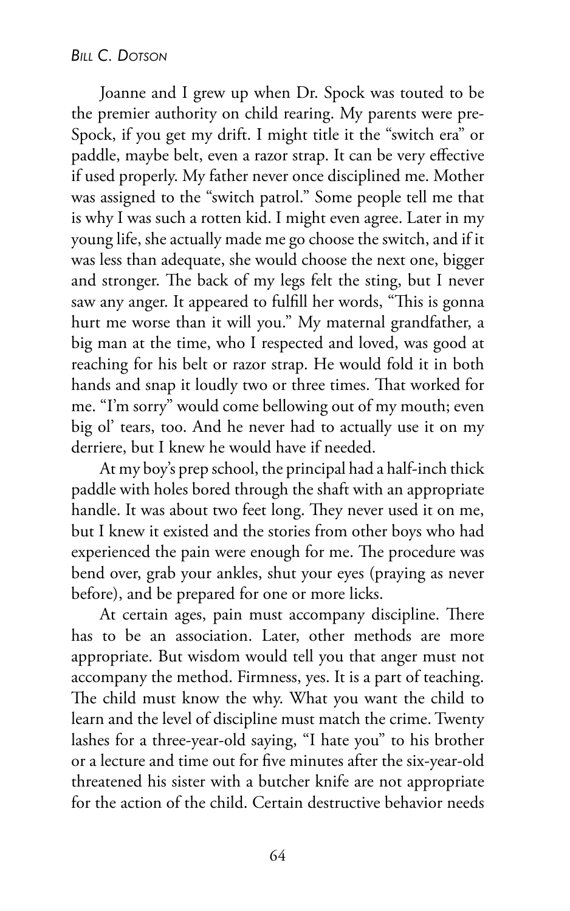Joanne and I grew up when Dr. Spock was touted to be the premier authority on child rearing. My parents were pre-Spock, if you get my drift. I might title it the "switch era" or paddle, maybe belt, even a razor strap. It can be very effective if used properly. My father never once disciplined me. Mother was assigned to the "switch patrol." Some people tell me that is why I was such a rotten kid. I might even agree. Later in my young life, she actually made me go choose the switch, and if it was less than adequate, she would choose the next one, bigger and stronger. The back of my legs felt the sting, but I never saw any anger. It appeared to fulfill her words, "This is gonna hurt me worse than it will you." My maternal grandfather, a big man at the time, who I respected and loved, was good at reaching for his belt or razor strap. He would fold it in both hands and snap it loudly two or three times. That worked for me. "I'm sorry" would come bellowing out of my mouth; even big ol' tears, too. And he never had to actually use it on my derriere, but I knew he would have if needed.

At my boy's prep school, the principal had a half-inch thick paddle with holes bored through the shaft with an appropriate handle. It was about two feet long. They never used it on me, but I knew it existed and the stories from other boys who had experienced the pain were enough for me. The procedure was bend over, grab your ankles, shut your eyes (praying as never before), and be prepared for one or more licks.

At certain ages, pain must accompany discipline. There has to be an association. Later, other methods are more appropriate. But wisdom would tell you that anger must not accompany the method. Firmness, yes. It is a part of teaching. The child must know the why. What you want the child to learn and the level of discipline must match the crime. Twenty lashes for a three-year-old saying, "I hate you" to his brother or a lecture and time out for five minutes after the six-year-old threatened his sister with a butcher knife are not appropriate for the action of the child. Certain destructive behavior needs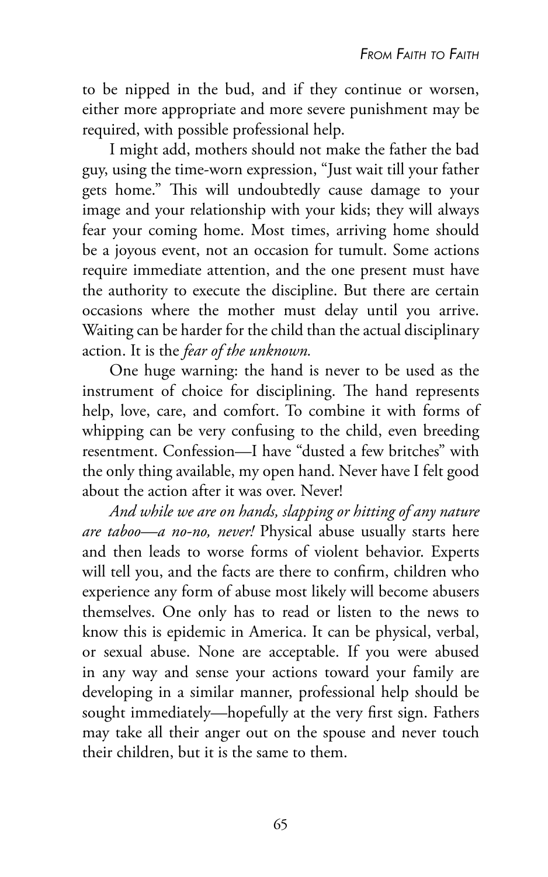to be nipped in the bud, and if they continue or worsen, either more appropriate and more severe punishment may be required, with possible professional help.

I might add, mothers should not make the father the bad guy, using the time-worn expression, "Just wait till your father gets home." This will undoubtedly cause damage to your image and your relationship with your kids; they will always fear your coming home. Most times, arriving home should be a joyous event, not an occasion for tumult. Some actions require immediate attention, and the one present must have the authority to execute the discipline. But there are certain occasions where the mother must delay until you arrive. Waiting can be harder for the child than the actual disciplinary action. It is the *fear of the unknown.*

One huge warning: the hand is never to be used as the instrument of choice for disciplining. The hand represents help, love, care, and comfort. To combine it with forms of whipping can be very confusing to the child, even breeding resentment. Confession—I have "dusted a few britches" with the only thing available, my open hand. Never have I felt good about the action after it was over. Never!

*And while we are on hands, slapping or hitting of any nature are taboo—a no-no, never!* Physical abuse usually starts here and then leads to worse forms of violent behavior. Experts will tell you, and the facts are there to confirm, children who experience any form of abuse most likely will become abusers themselves. One only has to read or listen to the news to know this is epidemic in America. It can be physical, verbal, or sexual abuse. None are acceptable. If you were abused in any way and sense your actions toward your family are developing in a similar manner, professional help should be sought immediately—hopefully at the very first sign. Fathers may take all their anger out on the spouse and never touch their children, but it is the same to them.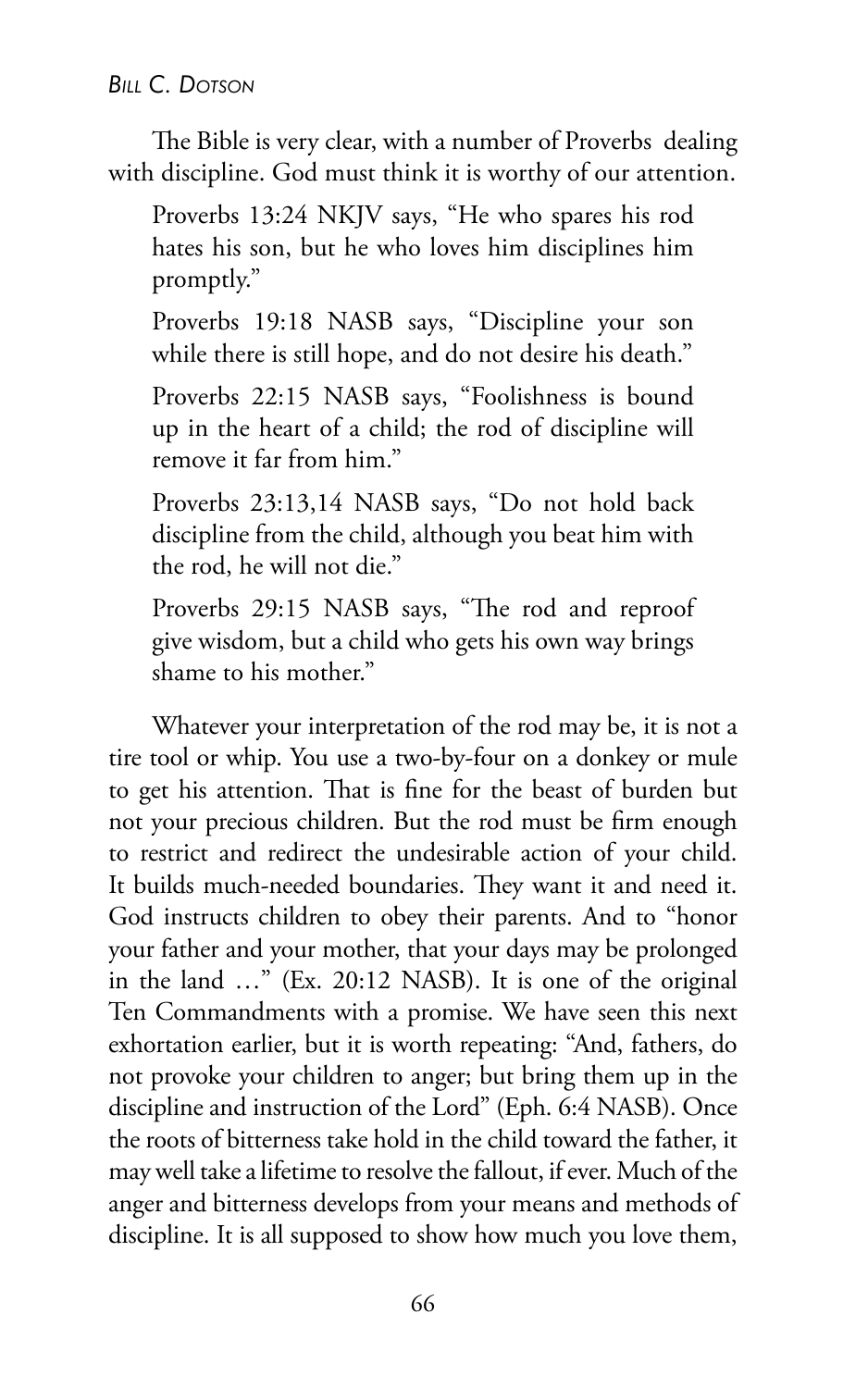The Bible is very clear, with a number of Proverbs dealing with discipline. God must think it is worthy of our attention.

> Proverbs 13:24 NKJV says, "He who spares his rod hates his son, but he who loves him disciplines him promptly."
>
> Proverbs 19:18 NASB says, "Discipline your son while there is still hope, and do not desire his death."
>
> Proverbs 22:15 NASB says, "Foolishness is bound up in the heart of a child; the rod of discipline will remove it far from him."
>
> Proverbs 23:13,14 NASB says, "Do not hold back discipline from the child, although you beat him with the rod, he will not die."
>
> Proverbs 29:15 NASB says, "The rod and reproof give wisdom, but a child who gets his own way brings shame to his mother."

Whatever your interpretation of the rod may be, it is not a tire tool or whip. You use a two-by-four on a donkey or mule to get his attention. That is fine for the beast of burden but not your precious children. But the rod must be firm enough to restrict and redirect the undesirable action of your child. It builds much-needed boundaries. They want it and need it. God instructs children to obey their parents. And to "honor your father and your mother, that your days may be prolonged in the land …" (Ex. 20:12 NASB). It is one of the original Ten Commandments with a promise. We have seen this next exhortation earlier, but it is worth repeating: "And, fathers, do not provoke your children to anger; but bring them up in the discipline and instruction of the Lord" (Eph. 6:4 NASB). Once the roots of bitterness take hold in the child toward the father, it may well take a lifetime to resolve the fallout, if ever. Much of the anger and bitterness develops from your means and methods of discipline. It is all supposed to show how much you love them,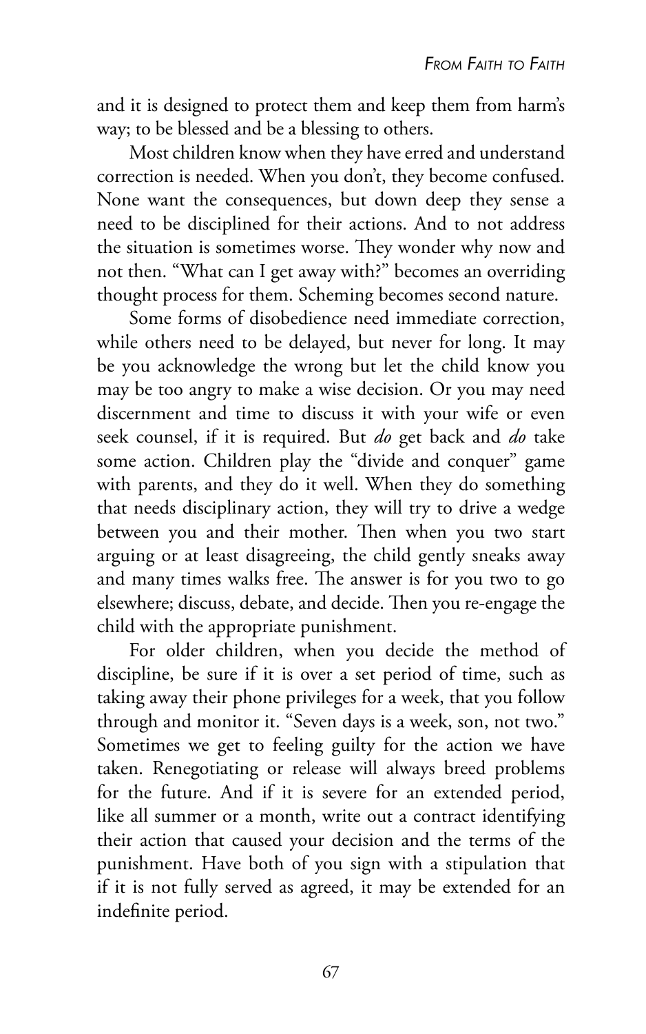and it is designed to protect them and keep them from harm's way; to be blessed and be a blessing to others.

Most children know when they have erred and understand correction is needed. When you don't, they become confused. None want the consequences, but down deep they sense a need to be disciplined for their actions. And to not address the situation is sometimes worse. They wonder why now and not then. "What can I get away with?" becomes an overriding thought process for them. Scheming becomes second nature.

Some forms of disobedience need immediate correction, while others need to be delayed, but never for long. It may be you acknowledge the wrong but let the child know you may be too angry to make a wise decision. Or you may need discernment and time to discuss it with your wife or even seek counsel, if it is required. But *do* get back and *do* take some action. Children play the "divide and conquer" game with parents, and they do it well. When they do something that needs disciplinary action, they will try to drive a wedge between you and their mother. Then when you two start arguing or at least disagreeing, the child gently sneaks away and many times walks free. The answer is for you two to go elsewhere; discuss, debate, and decide. Then you re-engage the child with the appropriate punishment.

For older children, when you decide the method of discipline, be sure if it is over a set period of time, such as taking away their phone privileges for a week, that you follow through and monitor it. "Seven days is a week, son, not two." Sometimes we get to feeling guilty for the action we have taken. Renegotiating or release will always breed problems for the future. And if it is severe for an extended period, like all summer or a month, write out a contract identifying their action that caused your decision and the terms of the punishment. Have both of you sign with a stipulation that if it is not fully served as agreed, it may be extended for an indefinite period.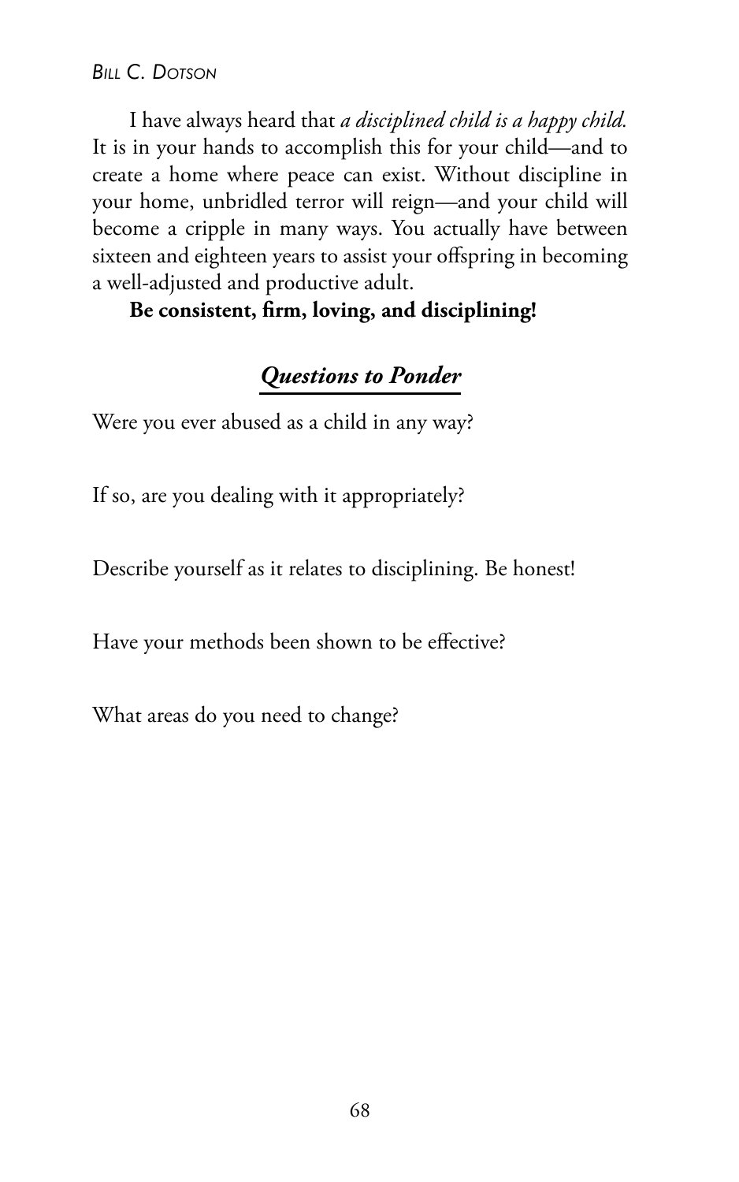I have always heard that *a disciplined child is a happy child.* It is in your hands to accomplish this for your child—and to create a home where peace can exist. Without discipline in your home, unbridled terror will reign—and your child will become a cripple in many ways. You actually have between sixteen and eighteen years to assist your offspring in becoming a well-adjusted and productive adult.

**Be consistent, firm, loving, and disciplining!**

## ***Questions to Ponder***

Were you ever abused as a child in any way?

If so, are you dealing with it appropriately?

Describe yourself as it relates to disciplining. Be honest!

Have your methods been shown to be effective?

What areas do you need to change?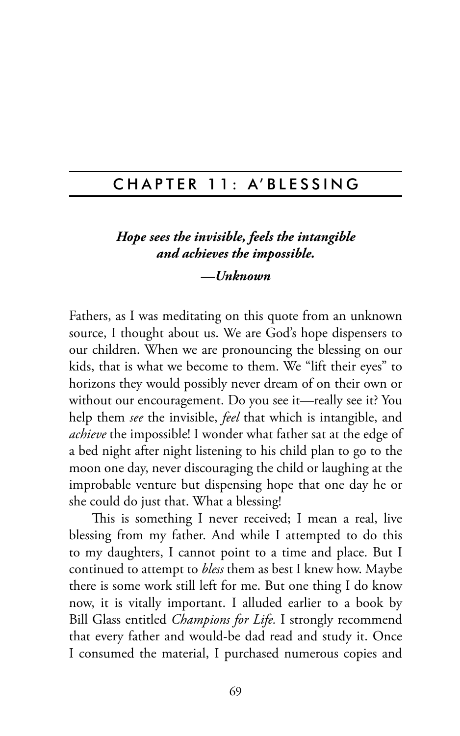# CHAPTER 11: A'BLESSING

***Hope sees the invisible, feels the intangible and achieves the impossible.***

***—Unknown***

Fathers, as I was meditating on this quote from an unknown source, I thought about us. We are God's hope dispensers to our children. When we are pronouncing the blessing on our kids, that is what we become to them. We "lift their eyes" to horizons they would possibly never dream of on their own or without our encouragement. Do you see it—really see it? You help them *see* the invisible, *feel* that which is intangible, and *achieve* the impossible! I wonder what father sat at the edge of a bed night after night listening to his child plan to go to the moon one day, never discouraging the child or laughing at the improbable venture but dispensing hope that one day he or she could do just that. What a blessing!

This is something I never received; I mean a real, live blessing from my father. And while I attempted to do this to my daughters, I cannot point to a time and place. But I continued to attempt to *bless* them as best I knew how. Maybe there is some work still left for me. But one thing I do know now, it is vitally important. I alluded earlier to a book by Bill Glass entitled *Champions for Life.* I strongly recommend that every father and would-be dad read and study it. Once I consumed the material, I purchased numerous copies and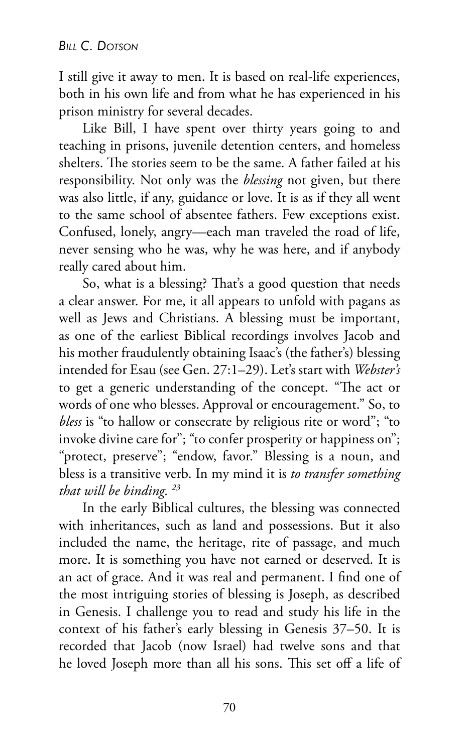I still give it away to men. It is based on real-life experiences, both in his own life and from what he has experienced in his prison ministry for several decades.

Like Bill, I have spent over thirty years going to and teaching in prisons, juvenile detention centers, and homeless shelters. The stories seem to be the same. A father failed at his responsibility. Not only was the *blessing* not given, but there was also little, if any, guidance or love. It is as if they all went to the same school of absentee fathers. Few exceptions exist. Confused, lonely, angry—each man traveled the road of life, never sensing who he was, why he was here, and if anybody really cared about him.

So, what is a blessing? That's a good question that needs a clear answer. For me, it all appears to unfold with pagans as well as Jews and Christians. A blessing must be important, as one of the earliest Biblical recordings involves Jacob and his mother fraudulently obtaining Isaac's (the father's) blessing intended for Esau (see Gen. 27:1–29). Let's start with *Webster's* to get a generic understanding of the concept. "The act or words of one who blesses. Approval or encouragement." So, to *bless* is "to hallow or consecrate by religious rite or word"; "to invoke divine care for"; "to confer prosperity or happiness on"; "protect, preserve"; "endow, favor." Blessing is a noun, and bless is a transitive verb. In my mind it is *to transfer something that will be binding.* [23]

In the early Biblical cultures, the blessing was connected with inheritances, such as land and possessions. But it also included the name, the heritage, rite of passage, and much more. It is something you have not earned or deserved. It is an act of grace. And it was real and permanent. I find one of the most intriguing stories of blessing is Joseph, as described in Genesis. I challenge you to read and study his life in the context of his father's early blessing in Genesis 37–50. It is recorded that Jacob (now Israel) had twelve sons and that he loved Joseph more than all his sons. This set off a life of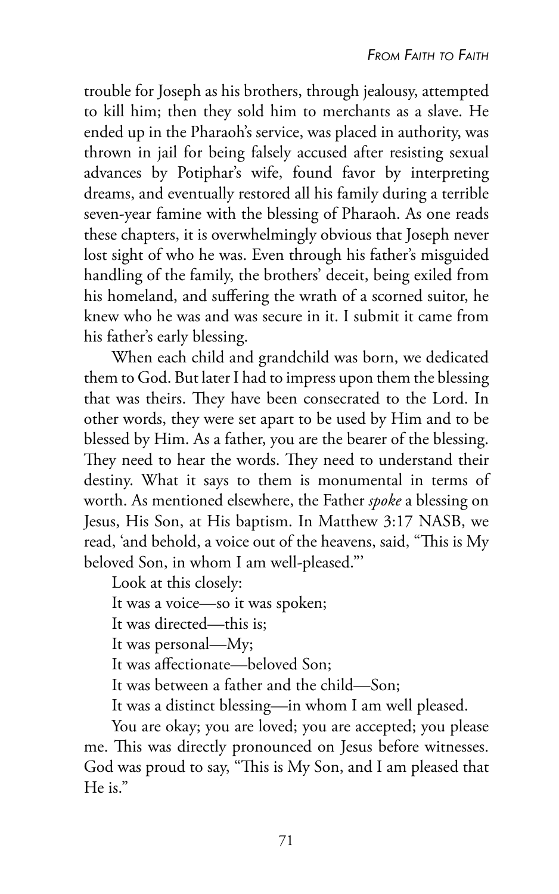trouble for Joseph as his brothers, through jealousy, attempted to kill him; then they sold him to merchants as a slave. He ended up in the Pharaoh's service, was placed in authority, was thrown in jail for being falsely accused after resisting sexual advances by Potiphar's wife, found favor by interpreting dreams, and eventually restored all his family during a terrible seven-year famine with the blessing of Pharaoh. As one reads these chapters, it is overwhelmingly obvious that Joseph never lost sight of who he was. Even through his father's misguided handling of the family, the brothers' deceit, being exiled from his homeland, and suffering the wrath of a scorned suitor, he knew who he was and was secure in it. I submit it came from his father's early blessing.

When each child and grandchild was born, we dedicated them to God. But later I had to impress upon them the blessing that was theirs. They have been consecrated to the Lord. In other words, they were set apart to be used by Him and to be blessed by Him. As a father, you are the bearer of the blessing. They need to hear the words. They need to understand their destiny. What it says to them is monumental in terms of worth. As mentioned elsewhere, the Father *spoke* a blessing on Jesus, His Son, at His baptism. In Matthew 3:17 NASB, we read, 'and behold, a voice out of the heavens, said, "This is My beloved Son, in whom I am well-pleased."'

Look at this closely:

It was a voice—so it was spoken;

It was directed—this is;

It was personal—My;

It was affectionate—beloved Son;

It was between a father and the child—Son;

It was a distinct blessing—in whom I am well pleased.

You are okay; you are loved; you are accepted; you please me. This was directly pronounced on Jesus before witnesses. God was proud to say, "This is My Son, and I am pleased that He is."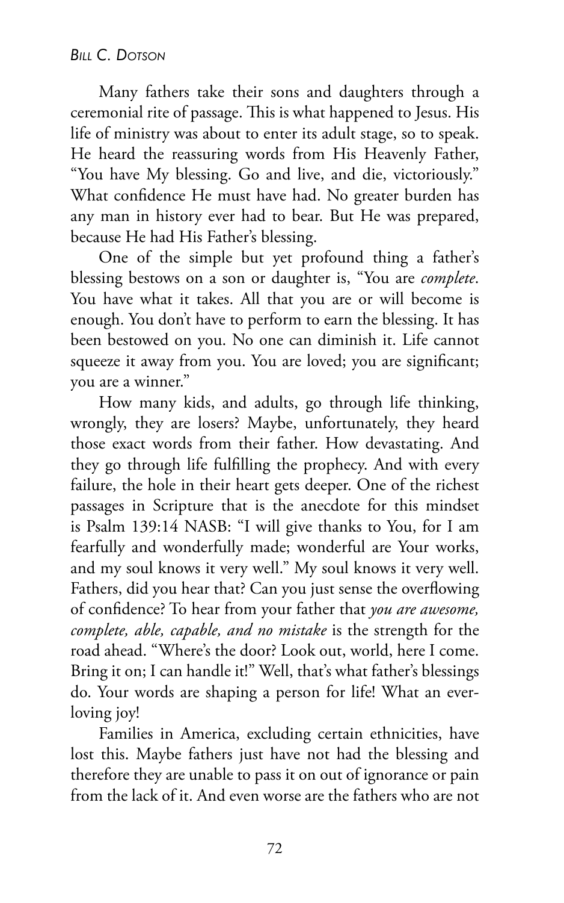Many fathers take their sons and daughters through a ceremonial rite of passage. This is what happened to Jesus. His life of ministry was about to enter its adult stage, so to speak. He heard the reassuring words from His Heavenly Father, "You have My blessing. Go and live, and die, victoriously." What confidence He must have had. No greater burden has any man in history ever had to bear. But He was prepared, because He had His Father's blessing.

One of the simple but yet profound thing a father's blessing bestows on a son or daughter is, "You are *complete*. You have what it takes. All that you are or will become is enough. You don't have to perform to earn the blessing. It has been bestowed on you. No one can diminish it. Life cannot squeeze it away from you. You are loved; you are significant; you are a winner."

How many kids, and adults, go through life thinking, wrongly, they are losers? Maybe, unfortunately, they heard those exact words from their father. How devastating. And they go through life fulfilling the prophecy. And with every failure, the hole in their heart gets deeper. One of the richest passages in Scripture that is the anecdote for this mindset is Psalm 139:14 NASB: "I will give thanks to You, for I am fearfully and wonderfully made; wonderful are Your works, and my soul knows it very well." My soul knows it very well. Fathers, did you hear that? Can you just sense the overflowing of confidence? To hear from your father that *you are awesome, complete, able, capable, and no mistake* is the strength for the road ahead. "Where's the door? Look out, world, here I come. Bring it on; I can handle it!" Well, that's what father's blessings do. Your words are shaping a person for life! What an ever-loving joy!

Families in America, excluding certain ethnicities, have lost this. Maybe fathers just have not had the blessing and therefore they are unable to pass it on out of ignorance or pain from the lack of it. And even worse are the fathers who are not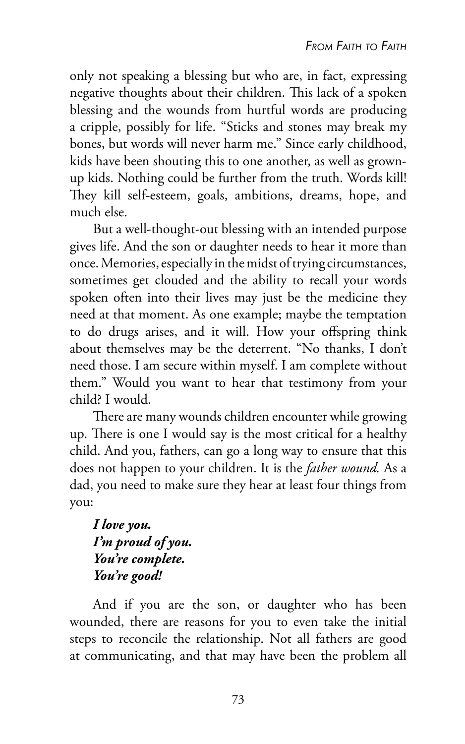only not speaking a blessing but who are, in fact, expressing negative thoughts about their children. This lack of a spoken blessing and the wounds from hurtful words are producing a cripple, possibly for life. "Sticks and stones may break my bones, but words will never harm me." Since early childhood, kids have been shouting this to one another, as well as grown-up kids. Nothing could be further from the truth. Words kill! They kill self-esteem, goals, ambitions, dreams, hope, and much else.

But a well-thought-out blessing with an intended purpose gives life. And the son or daughter needs to hear it more than once. Memories, especially in the midst of trying circumstances, sometimes get clouded and the ability to recall your words spoken often into their lives may just be the medicine they need at that moment. As one example; maybe the temptation to do drugs arises, and it will. How your offspring think about themselves may be the deterrent. "No thanks, I don't need those. I am secure within myself. I am complete without them." Would you want to hear that testimony from your child? I would.

There are many wounds children encounter while growing up. There is one I would say is the most critical for a healthy child. And you, fathers, can go a long way to ensure that this does not happen to your children. It is the *father wound.* As a dad, you need to make sure they hear at least four things from you:

> ***I love you.***
> ***I'm proud of you.***
> ***You're complete.***
> ***You're good!***

And if you are the son, or daughter who has been wounded, there are reasons for you to even take the initial steps to reconcile the relationship. Not all fathers are good at communicating, and that may have been the problem all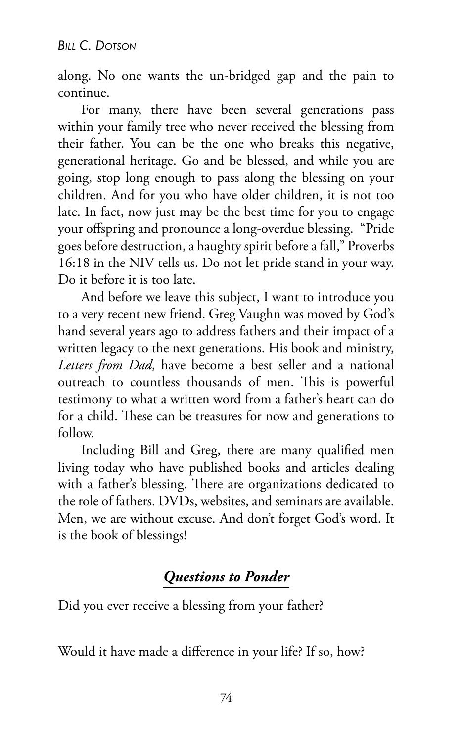along. No one wants the un-bridged gap and the pain to continue.

For many, there have been several generations pass within your family tree who never received the blessing from their father. You can be the one who breaks this negative, generational heritage. Go and be blessed, and while you are going, stop long enough to pass along the blessing on your children. And for you who have older children, it is not too late. In fact, now just may be the best time for you to engage your offspring and pronounce a long-overdue blessing. "Pride goes before destruction, a haughty spirit before a fall," Proverbs 16:18 in the NIV tells us. Do not let pride stand in your way. Do it before it is too late.

And before we leave this subject, I want to introduce you to a very recent new friend. Greg Vaughn was moved by God's hand several years ago to address fathers and their impact of a written legacy to the next generations. His book and ministry, *Letters from Dad*, have become a best seller and a national outreach to countless thousands of men. This is powerful testimony to what a written word from a father's heart can do for a child. These can be treasures for now and generations to follow.

Including Bill and Greg, there are many qualified men living today who have published books and articles dealing with a father's blessing. There are organizations dedicated to the role of fathers. DVDs, websites, and seminars are available. Men, we are without excuse. And don't forget God's word. It is the book of blessings!

## ***Questions to Ponder***

Did you ever receive a blessing from your father?

Would it have made a difference in your life? If so, how?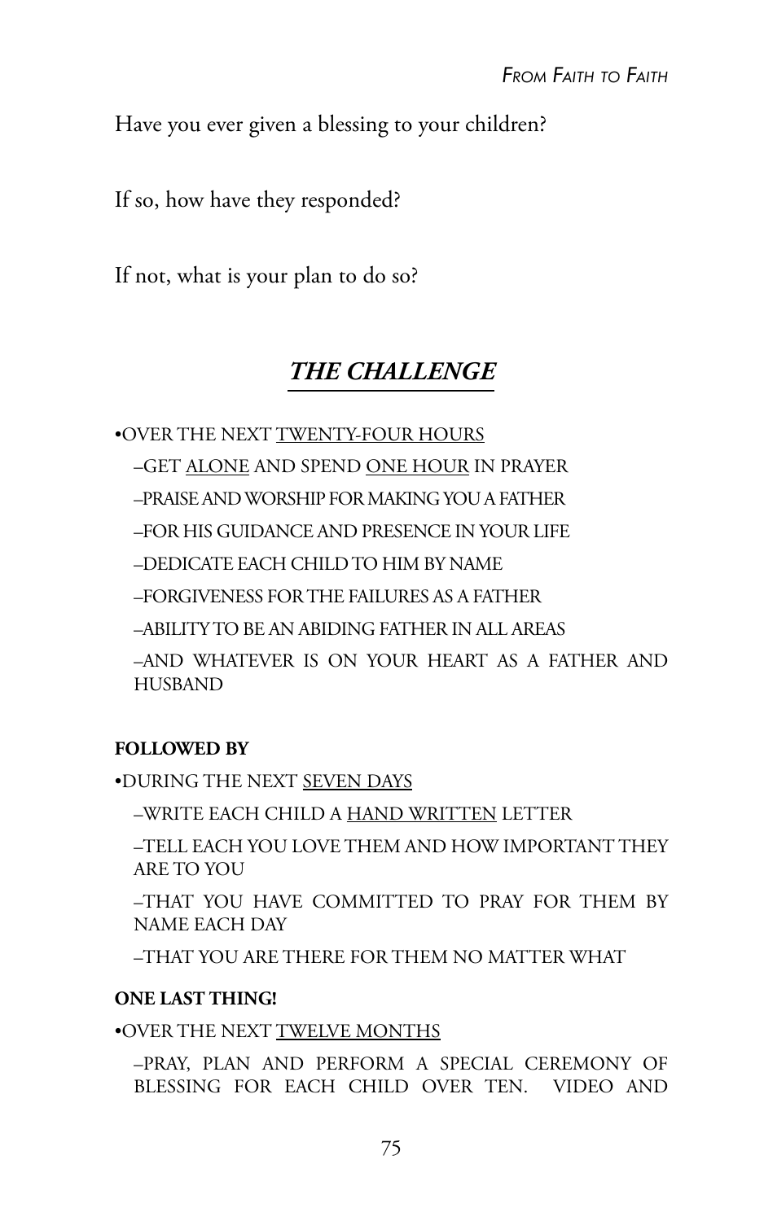Have you ever given a blessing to your children?

If so, how have they responded?

If not, what is your plan to do so?

## *THE CHALLENGE*

- OVER THE NEXT <u>TWENTY-FOUR HOURS</u>
  - GET <u>ALONE</u> AND SPEND <u>ONE HOUR</u> IN PRAYER
  - PRAISE AND WORSHIP FOR MAKING YOU A FATHER
  - FOR HIS GUIDANCE AND PRESENCE IN YOUR LIFE
  - DEDICATE EACH CHILD TO HIM BY NAME
  - FORGIVENESS FOR THE FAILURES AS A FATHER
  - ABILITY TO BE AN ABIDING FATHER IN ALL AREAS
  - AND WHATEVER IS ON YOUR HEART AS A FATHER AND HUSBAND

**FOLLOWED BY**

- DURING THE NEXT <u>SEVEN DAYS</u>
  - WRITE EACH CHILD A <u>HAND WRITTEN</u> LETTER
  - TELL EACH YOU LOVE THEM AND HOW IMPORTANT THEY ARE TO YOU
  - THAT YOU HAVE COMMITTED TO PRAY FOR THEM BY NAME EACH DAY
  - THAT YOU ARE THERE FOR THEM NO MATTER WHAT

**ONE LAST THING!**

- OVER THE NEXT <u>TWELVE MONTHS</u>
  - PRAY, PLAN AND PERFORM A SPECIAL CEREMONY OF BLESSING FOR EACH CHILD OVER TEN. VIDEO AND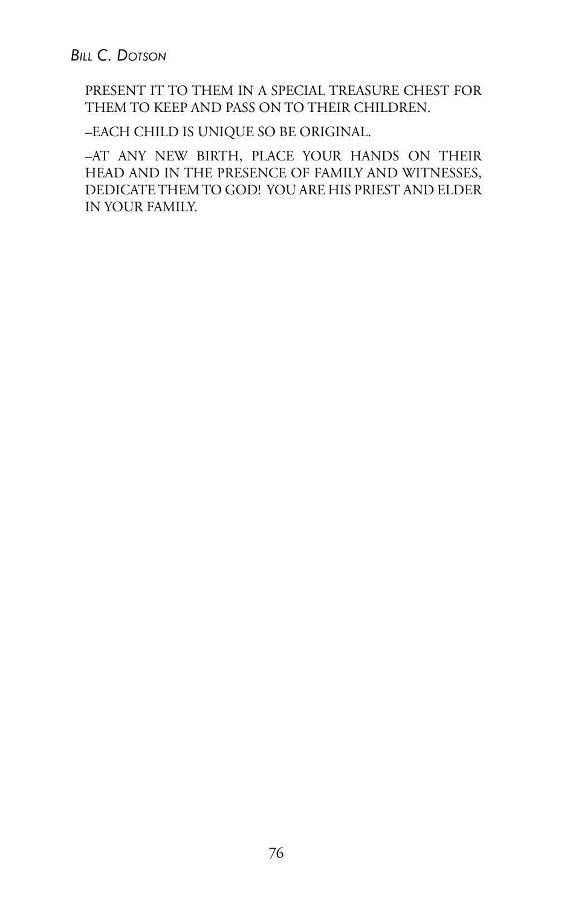PRESENT IT TO THEM IN A SPECIAL TREASURE CHEST FOR THEM TO KEEP AND PASS ON TO THEIR CHILDREN.

–EACH CHILD IS UNIQUE SO BE ORIGINAL.

–AT ANY NEW BIRTH, PLACE YOUR HANDS ON THEIR HEAD AND IN THE PRESENCE OF FAMILY AND WITNESSES, DEDICATE THEM TO GOD! YOU ARE HIS PRIEST AND ELDER IN YOUR FAMILY.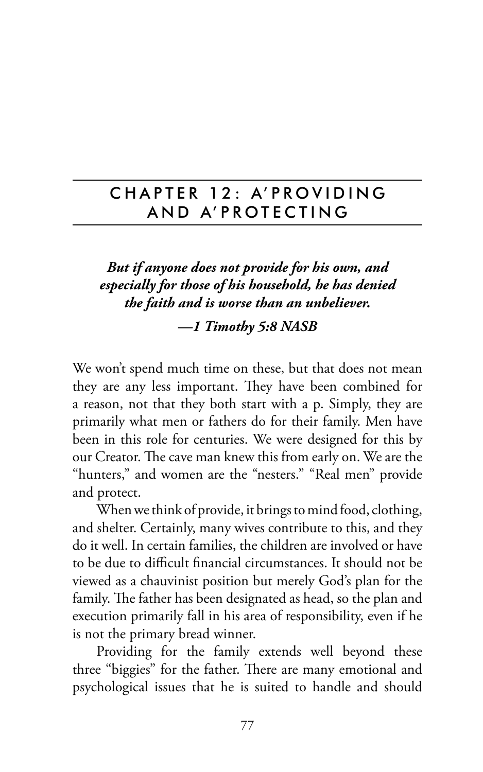# CHAPTER 12: A'PROVIDING AND A'PROTECTING

***But if anyone does not provide for his own, and especially for those of his household, he has denied the faith and is worse than an unbeliever.***

***—1 Timothy 5:8 NASB***

We won't spend much time on these, but that does not mean they are any less important. They have been combined for a reason, not that they both start with a p. Simply, they are primarily what men or fathers do for their family. Men have been in this role for centuries. We were designed for this by our Creator. The cave man knew this from early on. We are the "hunters," and women are the "nesters." "Real men" provide and protect.

When we think of provide, it brings to mind food, clothing, and shelter. Certainly, many wives contribute to this, and they do it well. In certain families, the children are involved or have to be due to difficult financial circumstances. It should not be viewed as a chauvinist position but merely God's plan for the family. The father has been designated as head, so the plan and execution primarily fall in his area of responsibility, even if he is not the primary bread winner.

Providing for the family extends well beyond these three "biggies" for the father. There are many emotional and psychological issues that he is suited to handle and should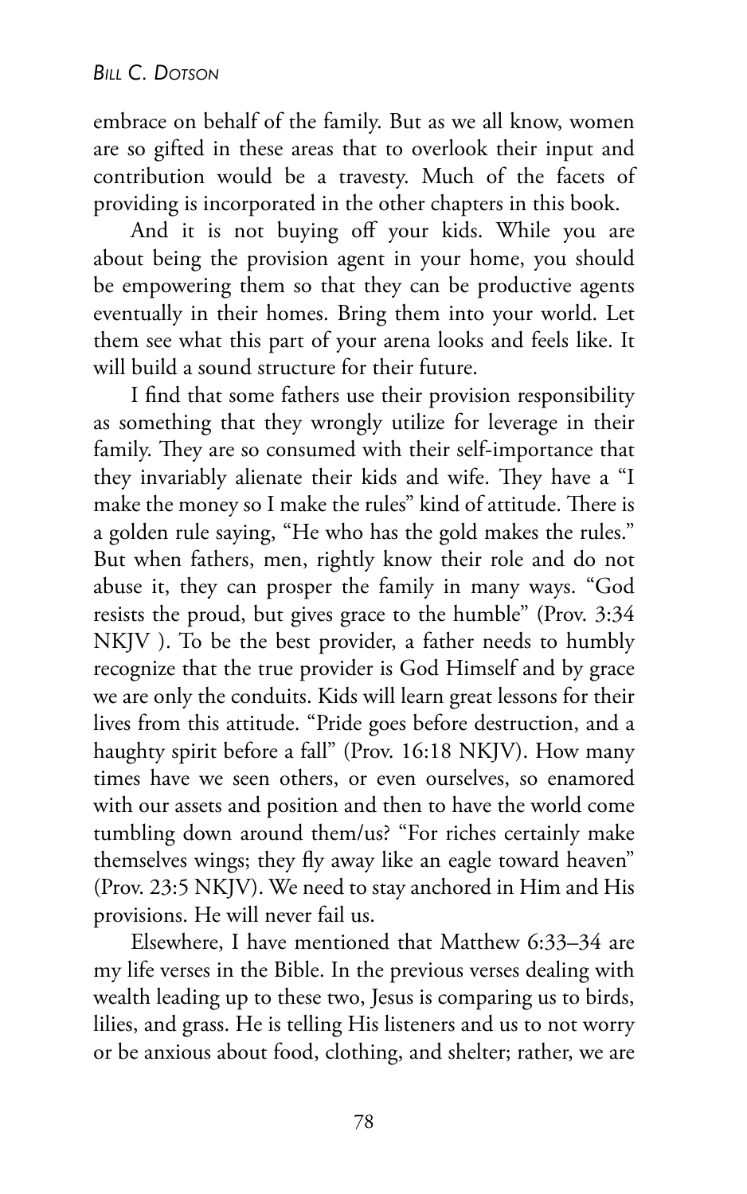embrace on behalf of the family. But as we all know, women are so gifted in these areas that to overlook their input and contribution would be a travesty. Much of the facets of providing is incorporated in the other chapters in this book.

And it is not buying off your kids. While you are about being the provision agent in your home, you should be empowering them so that they can be productive agents eventually in their homes. Bring them into your world. Let them see what this part of your arena looks and feels like. It will build a sound structure for their future.

I find that some fathers use their provision responsibility as something that they wrongly utilize for leverage in their family. They are so consumed with their self-importance that they invariably alienate their kids and wife. They have a "I make the money so I make the rules" kind of attitude. There is a golden rule saying, "He who has the gold makes the rules." But when fathers, men, rightly know their role and do not abuse it, they can prosper the family in many ways. "God resists the proud, but gives grace to the humble" (Prov. 3:34 NKJV ). To be the best provider, a father needs to humbly recognize that the true provider is God Himself and by grace we are only the conduits. Kids will learn great lessons for their lives from this attitude. "Pride goes before destruction, and a haughty spirit before a fall" (Prov. 16:18 NKJV). How many times have we seen others, or even ourselves, so enamored with our assets and position and then to have the world come tumbling down around them/us? "For riches certainly make themselves wings; they fly away like an eagle toward heaven" (Prov. 23:5 NKJV). We need to stay anchored in Him and His provisions. He will never fail us.

Elsewhere, I have mentioned that Matthew 6:33–34 are my life verses in the Bible. In the previous verses dealing with wealth leading up to these two, Jesus is comparing us to birds, lilies, and grass. He is telling His listeners and us to not worry or be anxious about food, clothing, and shelter; rather, we are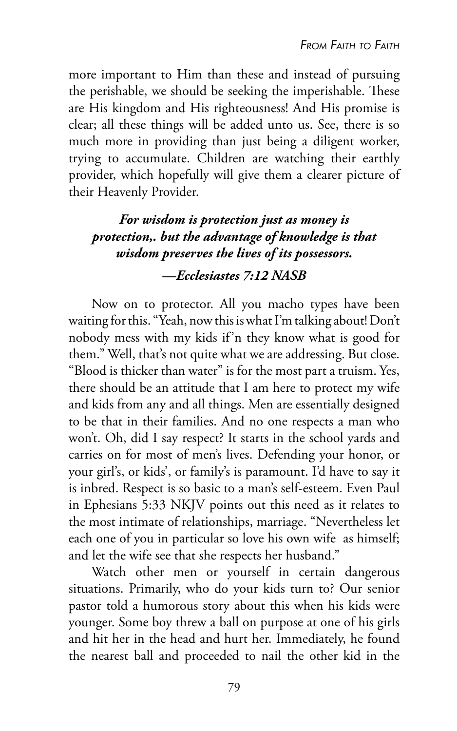more important to Him than these and instead of pursuing the perishable, we should be seeking the imperishable. These are His kingdom and His righteousness! And His promise is clear; all these things will be added unto us. See, there is so much more in providing than just being a diligent worker, trying to accumulate. Children are watching their earthly provider, which hopefully will give them a clearer picture of their Heavenly Provider.

***For wisdom is protection just as money is protection,. but the advantage of knowledge is that wisdom preserves the lives of its possessors.***

***—Ecclesiastes 7:12 NASB***

Now on to protector. All you macho types have been waiting for this. "Yeah, now this is what I'm talking about! Don't nobody mess with my kids if'n they know what is good for them." Well, that's not quite what we are addressing. But close. "Blood is thicker than water" is for the most part a truism. Yes, there should be an attitude that I am here to protect my wife and kids from any and all things. Men are essentially designed to be that in their families. And no one respects a man who won't. Oh, did I say respect? It starts in the school yards and carries on for most of men's lives. Defending your honor, or your girl's, or kids', or family's is paramount. I'd have to say it is inbred. Respect is so basic to a man's self-esteem. Even Paul in Ephesians 5:33 NKJV points out this need as it relates to the most intimate of relationships, marriage. "Nevertheless let each one of you in particular so love his own wife as himself; and let the wife see that she respects her husband."

Watch other men or yourself in certain dangerous situations. Primarily, who do your kids turn to? Our senior pastor told a humorous story about this when his kids were younger. Some boy threw a ball on purpose at one of his girls and hit her in the head and hurt her. Immediately, he found the nearest ball and proceeded to nail the other kid in the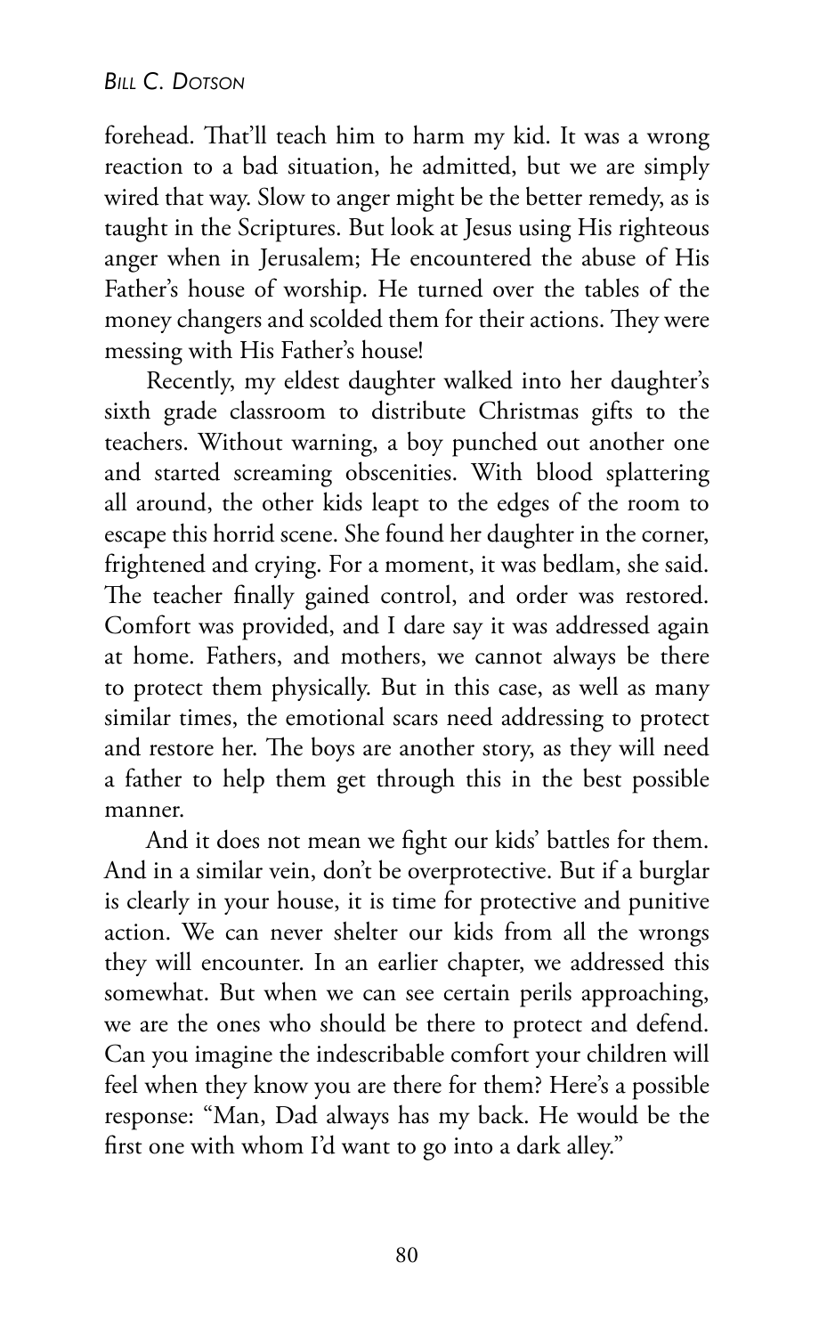forehead. That'll teach him to harm my kid. It was a wrong reaction to a bad situation, he admitted, but we are simply wired that way. Slow to anger might be the better remedy, as is taught in the Scriptures. But look at Jesus using His righteous anger when in Jerusalem; He encountered the abuse of His Father's house of worship. He turned over the tables of the money changers and scolded them for their actions. They were messing with His Father's house!

Recently, my eldest daughter walked into her daughter's sixth grade classroom to distribute Christmas gifts to the teachers. Without warning, a boy punched out another one and started screaming obscenities. With blood splattering all around, the other kids leapt to the edges of the room to escape this horrid scene. She found her daughter in the corner, frightened and crying. For a moment, it was bedlam, she said. The teacher finally gained control, and order was restored. Comfort was provided, and I dare say it was addressed again at home. Fathers, and mothers, we cannot always be there to protect them physically. But in this case, as well as many similar times, the emotional scars need addressing to protect and restore her. The boys are another story, as they will need a father to help them get through this in the best possible manner.

And it does not mean we fight our kids' battles for them. And in a similar vein, don't be overprotective. But if a burglar is clearly in your house, it is time for protective and punitive action. We can never shelter our kids from all the wrongs they will encounter. In an earlier chapter, we addressed this somewhat. But when we can see certain perils approaching, we are the ones who should be there to protect and defend. Can you imagine the indescribable comfort your children will feel when they know you are there for them? Here's a possible response: "Man, Dad always has my back. He would be the first one with whom I'd want to go into a dark alley."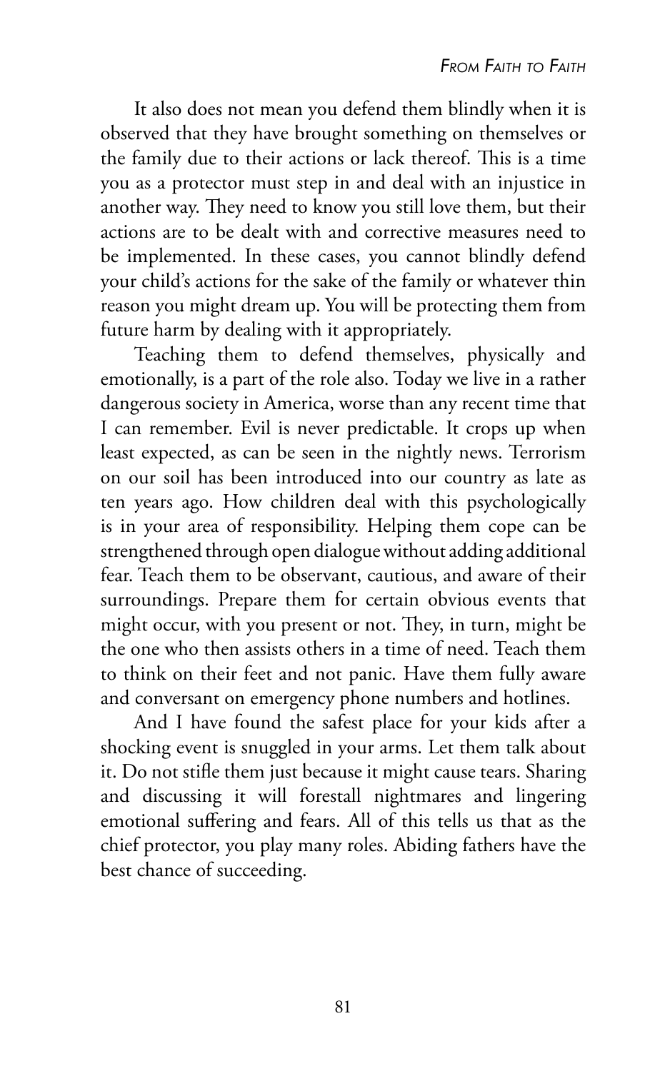It also does not mean you defend them blindly when it is observed that they have brought something on themselves or the family due to their actions or lack thereof. This is a time you as a protector must step in and deal with an injustice in another way. They need to know you still love them, but their actions are to be dealt with and corrective measures need to be implemented. In these cases, you cannot blindly defend your child's actions for the sake of the family or whatever thin reason you might dream up. You will be protecting them from future harm by dealing with it appropriately.

Teaching them to defend themselves, physically and emotionally, is a part of the role also. Today we live in a rather dangerous society in America, worse than any recent time that I can remember. Evil is never predictable. It crops up when least expected, as can be seen in the nightly news. Terrorism on our soil has been introduced into our country as late as ten years ago. How children deal with this psychologically is in your area of responsibility. Helping them cope can be strengthened through open dialogue without adding additional fear. Teach them to be observant, cautious, and aware of their surroundings. Prepare them for certain obvious events that might occur, with you present or not. They, in turn, might be the one who then assists others in a time of need. Teach them to think on their feet and not panic. Have them fully aware and conversant on emergency phone numbers and hotlines.

And I have found the safest place for your kids after a shocking event is snuggled in your arms. Let them talk about it. Do not stifle them just because it might cause tears. Sharing and discussing it will forestall nightmares and lingering emotional suffering and fears. All of this tells us that as the chief protector, you play many roles. Abiding fathers have the best chance of succeeding.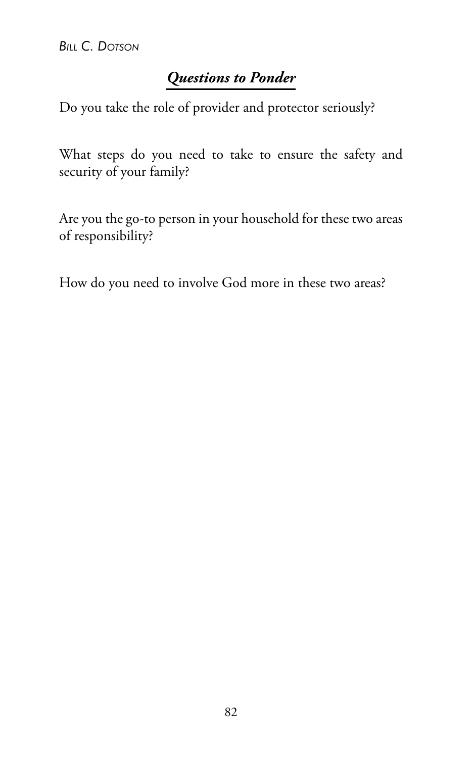## ***Questions to Ponder***

Do you take the role of provider and protector seriously?

What steps do you need to take to ensure the safety and security of your family?

Are you the go-to person in your household for these two areas of responsibility?

How do you need to involve God more in these two areas?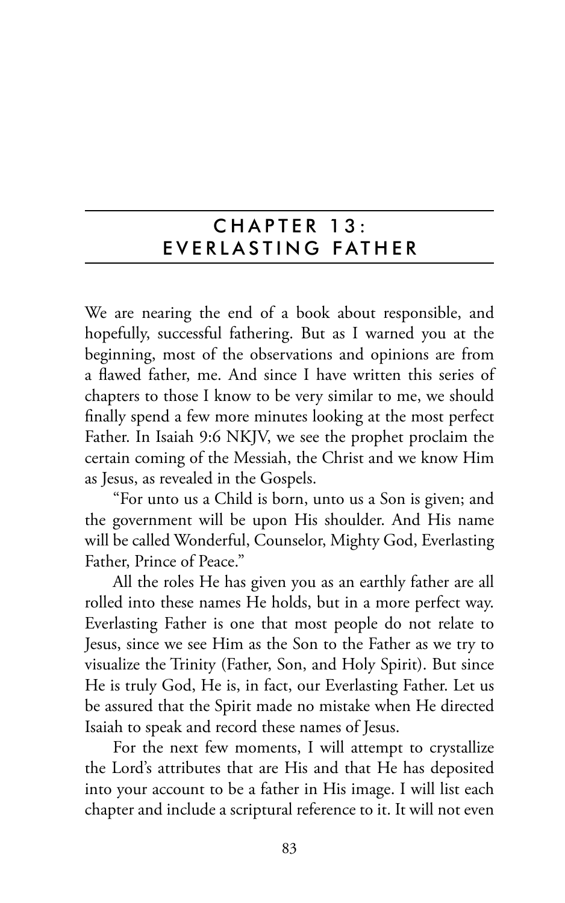# CHAPTER 13: EVERLASTING FATHER

We are nearing the end of a book about responsible, and hopefully, successful fathering. But as I warned you at the beginning, most of the observations and opinions are from a flawed father, me. And since I have written this series of chapters to those I know to be very similar to me, we should finally spend a few more minutes looking at the most perfect Father. In Isaiah 9:6 NKJV, we see the prophet proclaim the certain coming of the Messiah, the Christ and we know Him as Jesus, as revealed in the Gospels.

"For unto us a Child is born, unto us a Son is given; and the government will be upon His shoulder. And His name will be called Wonderful, Counselor, Mighty God, Everlasting Father, Prince of Peace."

All the roles He has given you as an earthly father are all rolled into these names He holds, but in a more perfect way. Everlasting Father is one that most people do not relate to Jesus, since we see Him as the Son to the Father as we try to visualize the Trinity (Father, Son, and Holy Spirit). But since He is truly God, He is, in fact, our Everlasting Father. Let us be assured that the Spirit made no mistake when He directed Isaiah to speak and record these names of Jesus.

For the next few moments, I will attempt to crystallize the Lord's attributes that are His and that He has deposited into your account to be a father in His image. I will list each chapter and include a scriptural reference to it. It will not even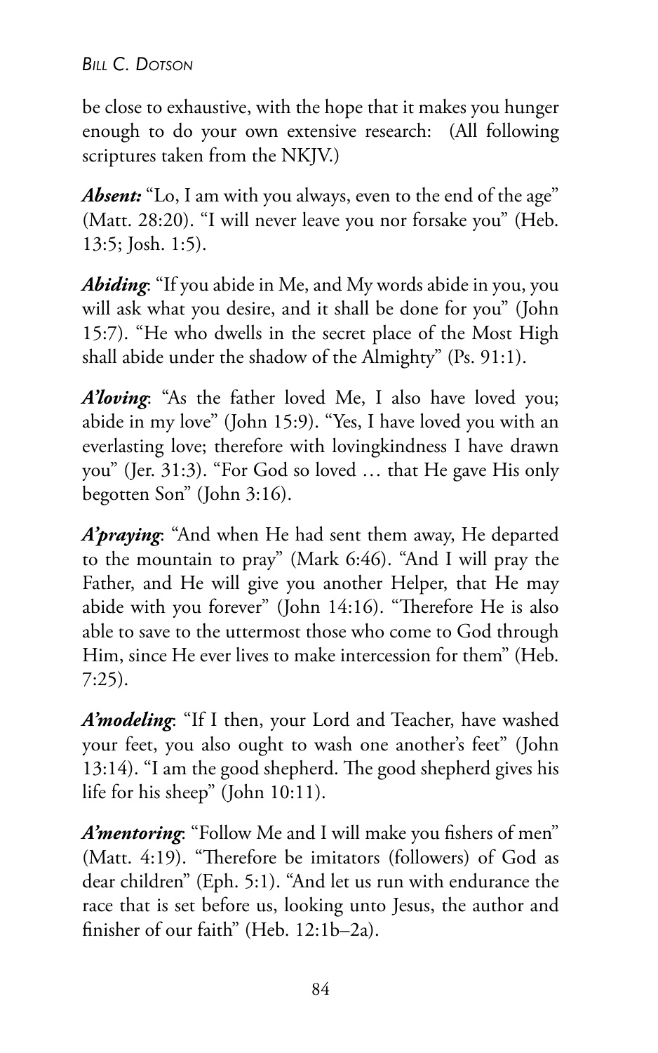be close to exhaustive, with the hope that it makes you hunger enough to do your own extensive research: (All following scriptures taken from the NKJV.)

***Absent:*** "Lo, I am with you always, even to the end of the age" (Matt. 28:20). "I will never leave you nor forsake you" (Heb. 13:5; Josh. 1:5).

***Abiding***: "If you abide in Me, and My words abide in you, you will ask what you desire, and it shall be done for you" (John 15:7). "He who dwells in the secret place of the Most High shall abide under the shadow of the Almighty" (Ps. 91:1).

***A'loving***: "As the father loved Me, I also have loved you; abide in my love" (John 15:9). "Yes, I have loved you with an everlasting love; therefore with lovingkindness I have drawn you" (Jer. 31:3). "For God so loved … that He gave His only begotten Son" (John 3:16).

***A'praying***: "And when He had sent them away, He departed to the mountain to pray" (Mark 6:46). "And I will pray the Father, and He will give you another Helper, that He may abide with you forever" (John 14:16). "Therefore He is also able to save to the uttermost those who come to God through Him, since He ever lives to make intercession for them" (Heb. 7:25).

***A'modeling***: "If I then, your Lord and Teacher, have washed your feet, you also ought to wash one another's feet" (John 13:14). "I am the good shepherd. The good shepherd gives his life for his sheep" (John 10:11).

***A'mentoring***: "Follow Me and I will make you fishers of men" (Matt. 4:19). "Therefore be imitators (followers) of God as dear children" (Eph. 5:1). "And let us run with endurance the race that is set before us, looking unto Jesus, the author and finisher of our faith" (Heb. 12:1b–2a).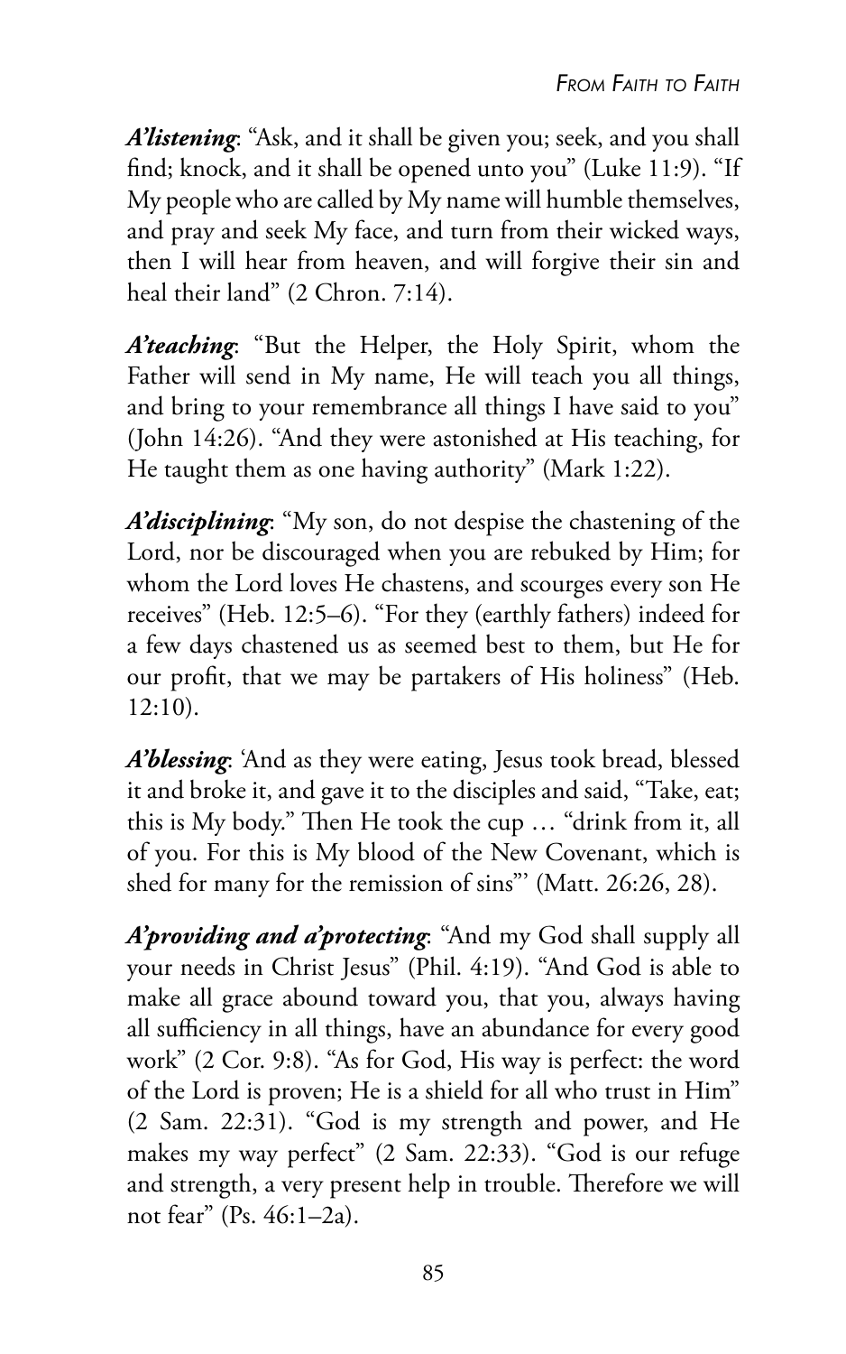***A'listening***: "Ask, and it shall be given you; seek, and you shall find; knock, and it shall be opened unto you" (Luke 11:9). "If My people who are called by My name will humble themselves, and pray and seek My face, and turn from their wicked ways, then I will hear from heaven, and will forgive their sin and heal their land" (2 Chron. 7:14).

***A'teaching***: "But the Helper, the Holy Spirit, whom the Father will send in My name, He will teach you all things, and bring to your remembrance all things I have said to you" (John 14:26). "And they were astonished at His teaching, for He taught them as one having authority" (Mark 1:22).

***A'disciplining***: "My son, do not despise the chastening of the Lord, nor be discouraged when you are rebuked by Him; for whom the Lord loves He chastens, and scourges every son He receives" (Heb. 12:5–6). "For they (earthly fathers) indeed for a few days chastened us as seemed best to them, but He for our profit, that we may be partakers of His holiness" (Heb. 12:10).

***A'blessing***: 'And as they were eating, Jesus took bread, blessed it and broke it, and gave it to the disciples and said, "Take, eat; this is My body." Then He took the cup … "drink from it, all of you. For this is My blood of the New Covenant, which is shed for many for the remission of sins"' (Matt. 26:26, 28).

***A'providing and a'protecting***: "And my God shall supply all your needs in Christ Jesus" (Phil. 4:19). "And God is able to make all grace abound toward you, that you, always having all sufficiency in all things, have an abundance for every good work" (2 Cor. 9:8). "As for God, His way is perfect: the word of the Lord is proven; He is a shield for all who trust in Him" (2 Sam. 22:31). "God is my strength and power, and He makes my way perfect" (2 Sam. 22:33). "God is our refuge and strength, a very present help in trouble. Therefore we will not fear" (Ps. 46:1–2a).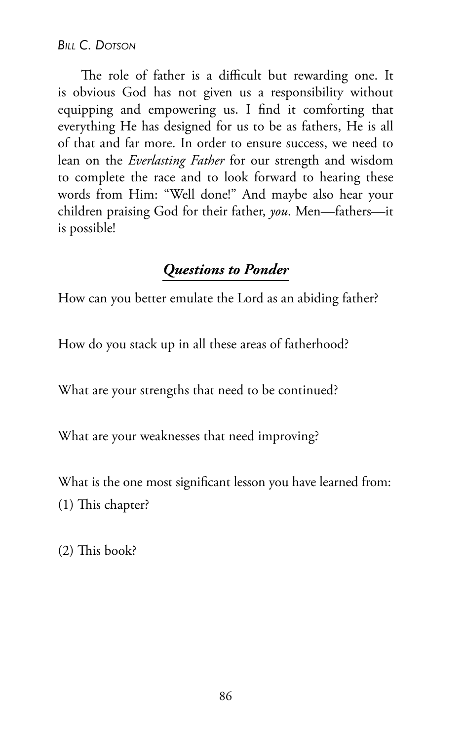The role of father is a difficult but rewarding one. It is obvious God has not given us a responsibility without equipping and empowering us. I find it comforting that everything He has designed for us to be as fathers, He is all of that and far more. In order to ensure success, we need to lean on the *Everlasting Father* for our strength and wisdom to complete the race and to look forward to hearing these words from Him: "Well done!" And maybe also hear your children praising God for their father, *you*. Men—fathers—it is possible!

## *Questions to Ponder*

How can you better emulate the Lord as an abiding father?

How do you stack up in all these areas of fatherhood?

What are your strengths that need to be continued?

What are your weaknesses that need improving?

What is the one most significant lesson you have learned from:
(1) This chapter?

(2) This book?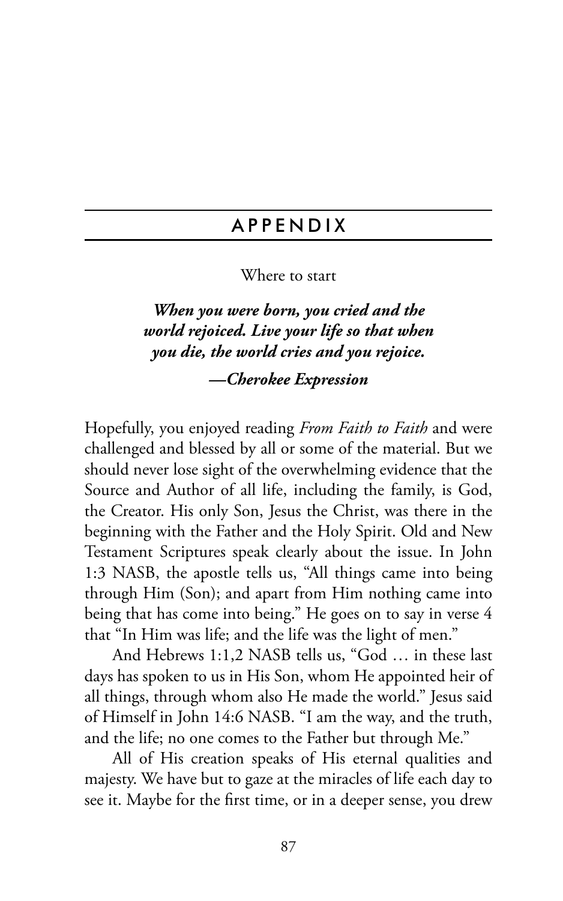# APPENDIX

Where to start

***When you were born, you cried and the world rejoiced. Live your life so that when you die, the world cries and you rejoice.***

***—Cherokee Expression***

Hopefully, you enjoyed reading *From Faith to Faith* and were challenged and blessed by all or some of the material. But we should never lose sight of the overwhelming evidence that the Source and Author of all life, including the family, is God, the Creator. His only Son, Jesus the Christ, was there in the beginning with the Father and the Holy Spirit. Old and New Testament Scriptures speak clearly about the issue. In John 1:3 NASB, the apostle tells us, "All things came into being through Him (Son); and apart from Him nothing came into being that has come into being." He goes on to say in verse 4 that "In Him was life; and the life was the light of men."

And Hebrews 1:1,2 NASB tells us, "God … in these last days has spoken to us in His Son, whom He appointed heir of all things, through whom also He made the world." Jesus said of Himself in John 14:6 NASB. "I am the way, and the truth, and the life; no one comes to the Father but through Me."

All of His creation speaks of His eternal qualities and majesty. We have but to gaze at the miracles of life each day to see it. Maybe for the first time, or in a deeper sense, you drew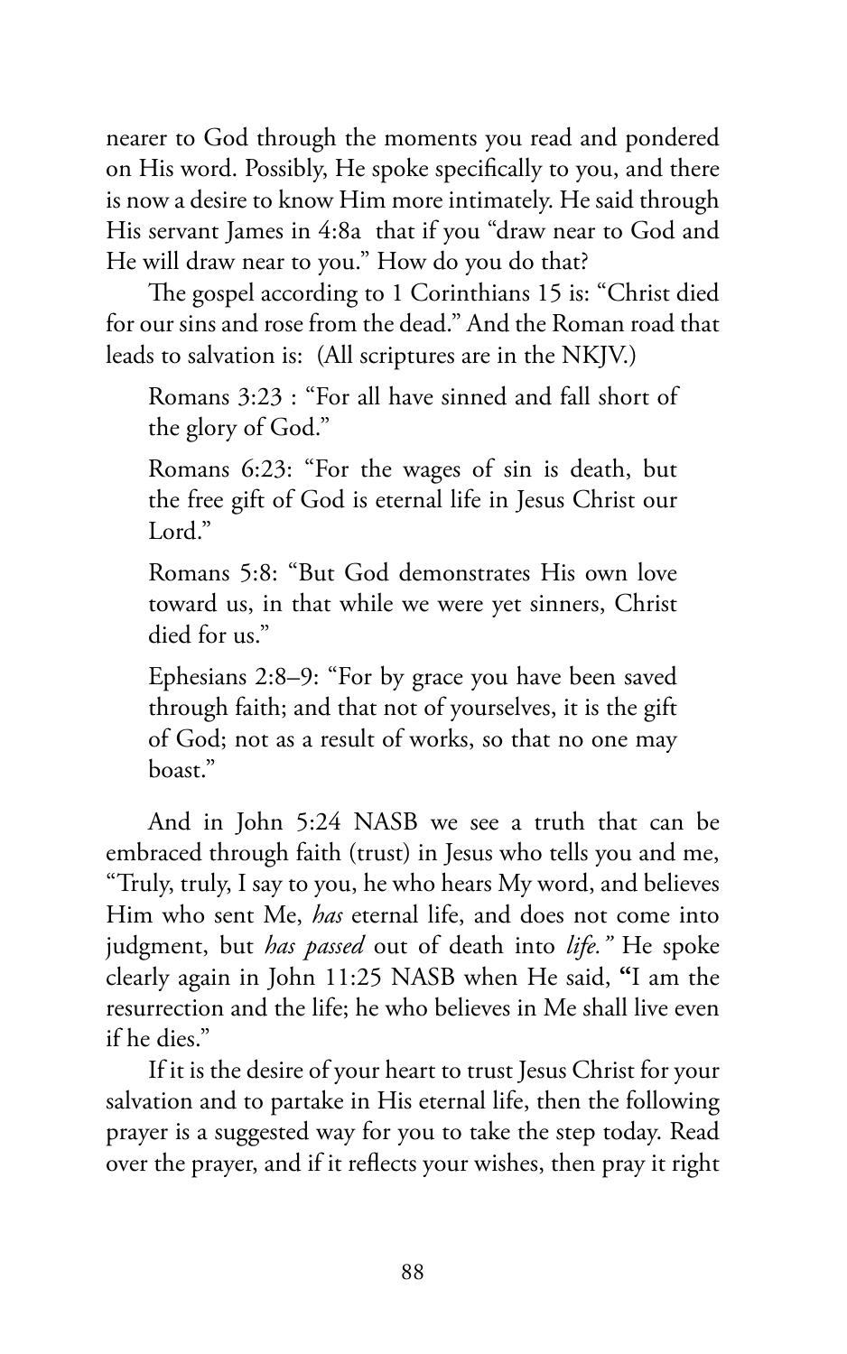nearer to God through the moments you read and pondered on His word. Possibly, He spoke specifically to you, and there is now a desire to know Him more intimately. He said through His servant James in 4:8a that if you "draw near to God and He will draw near to you." How do you do that?

The gospel according to 1 Corinthians 15 is: "Christ died for our sins and rose from the dead." And the Roman road that leads to salvation is: (All scriptures are in the NKJV.)

> Romans 3:23 : "For all have sinned and fall short of the glory of God."
>
> Romans 6:23: "For the wages of sin is death, but the free gift of God is eternal life in Jesus Christ our Lord."
>
> Romans 5:8: "But God demonstrates His own love toward us, in that while we were yet sinners, Christ died for us."
>
> Ephesians 2:8–9: "For by grace you have been saved through faith; and that not of yourselves, it is the gift of God; not as a result of works, so that no one may boast."

And in John 5:24 NASB we see a truth that can be embraced through faith (trust) in Jesus who tells you and me, "Truly, truly, I say to you, he who hears My word, and believes Him who sent Me, *has* eternal life, and does not come into judgment, but *has passed* out of death into *life."* He spoke clearly again in John 11:25 NASB when He said, **"**I am the resurrection and the life; he who believes in Me shall live even if he dies."

If it is the desire of your heart to trust Jesus Christ for your salvation and to partake in His eternal life, then the following prayer is a suggested way for you to take the step today. Read over the prayer, and if it reflects your wishes, then pray it right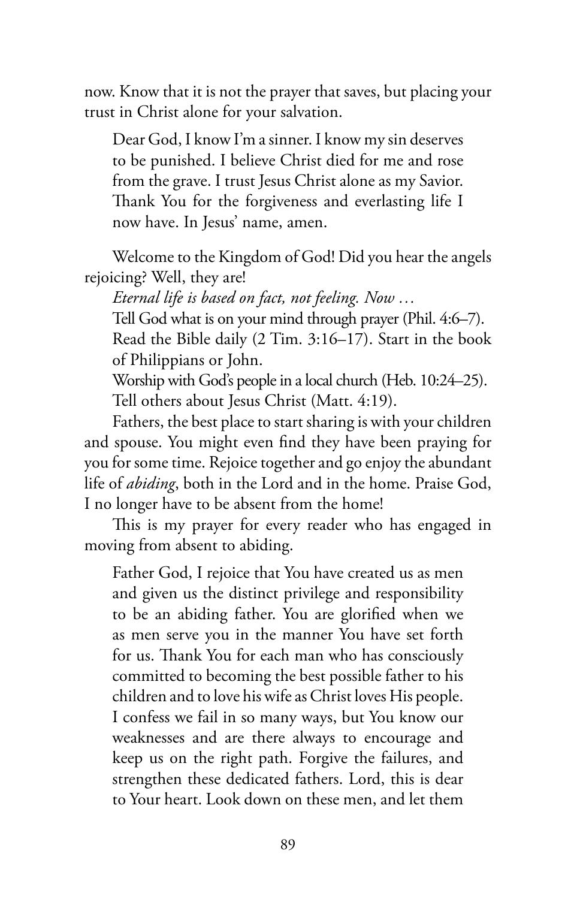now. Know that it is not the prayer that saves, but placing your trust in Christ alone for your salvation.

> Dear God, I know I'm a sinner. I know my sin deserves to be punished. I believe Christ died for me and rose from the grave. I trust Jesus Christ alone as my Savior. Thank You for the forgiveness and everlasting life I now have. In Jesus' name, amen.

Welcome to the Kingdom of God! Did you hear the angels rejoicing? Well, they are!

*Eternal life is based on fact, not feeling. Now …*

Tell God what is on your mind through prayer (Phil. 4:6–7).

Read the Bible daily (2 Tim. 3:16–17). Start in the book of Philippians or John.

Worship with God's people in a local church (Heb. 10:24–25).

Tell others about Jesus Christ (Matt. 4:19).

Fathers, the best place to start sharing is with your children and spouse. You might even find they have been praying for you for some time. Rejoice together and go enjoy the abundant life of *abiding*, both in the Lord and in the home. Praise God, I no longer have to be absent from the home!

This is my prayer for every reader who has engaged in moving from absent to abiding.

> Father God, I rejoice that You have created us as men and given us the distinct privilege and responsibility to be an abiding father. You are glorified when we as men serve you in the manner You have set forth for us. Thank You for each man who has consciously committed to becoming the best possible father to his children and to love his wife as Christ loves His people. I confess we fail in so many ways, but You know our weaknesses and are there always to encourage and keep us on the right path. Forgive the failures, and strengthen these dedicated fathers. Lord, this is dear to Your heart. Look down on these men, and let them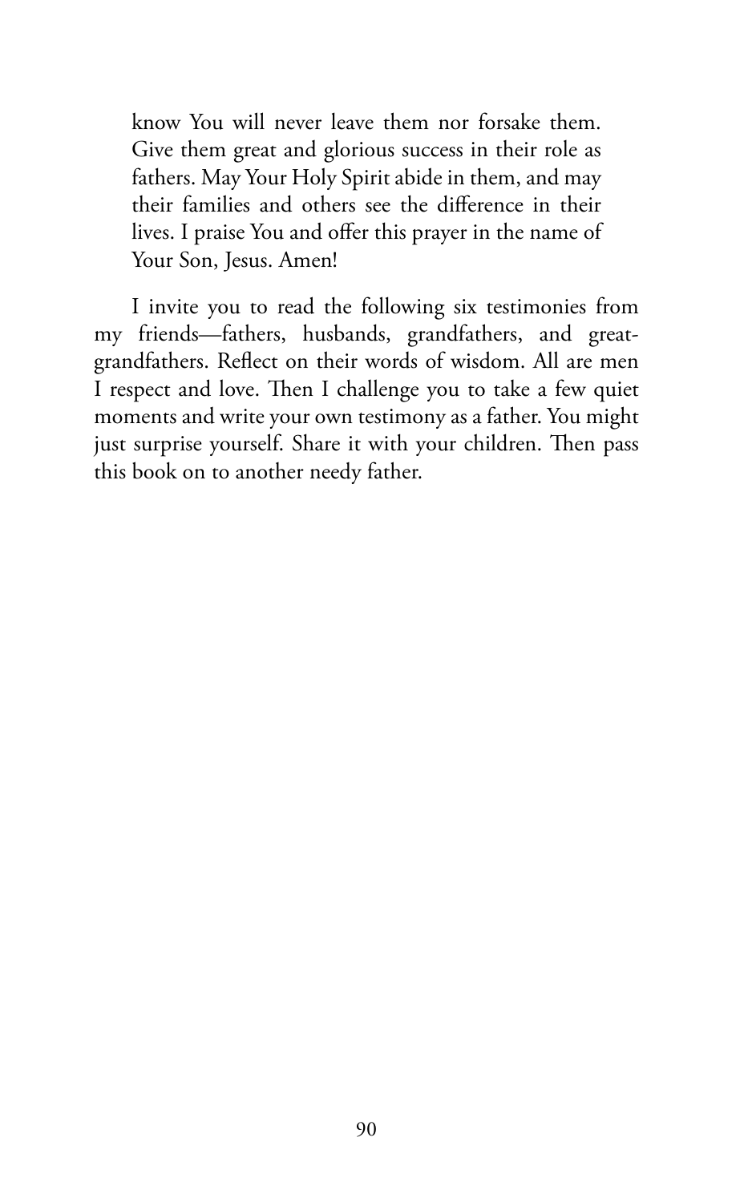> know You will never leave them nor forsake them. Give them great and glorious success in their role as fathers. May Your Holy Spirit abide in them, and may their families and others see the difference in their lives. I praise You and offer this prayer in the name of Your Son, Jesus. Amen!

I invite you to read the following six testimonies from my friends—fathers, husbands, grandfathers, and great-grandfathers. Reflect on their words of wisdom. All are men I respect and love. Then I challenge you to take a few quiet moments and write your own testimony as a father. You might just surprise yourself. Share it with your children. Then pass this book on to another needy father.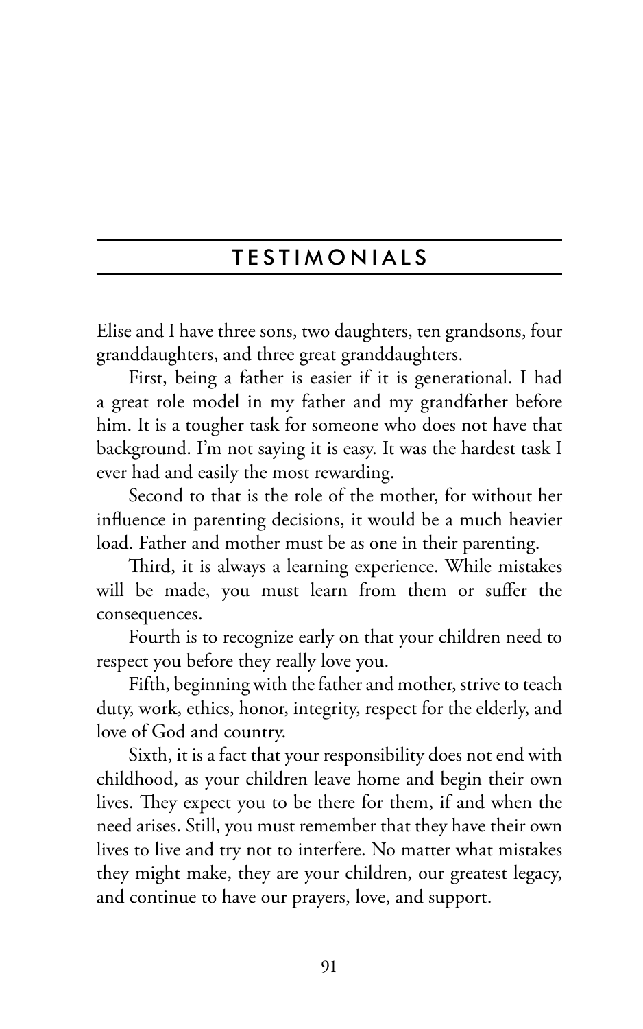## TESTIMONIALS

Elise and I have three sons, two daughters, ten grandsons, four granddaughters, and three great granddaughters.

First, being a father is easier if it is generational. I had a great role model in my father and my grandfather before him. It is a tougher task for someone who does not have that background. I'm not saying it is easy. It was the hardest task I ever had and easily the most rewarding.

Second to that is the role of the mother, for without her influence in parenting decisions, it would be a much heavier load. Father and mother must be as one in their parenting.

Third, it is always a learning experience. While mistakes will be made, you must learn from them or suffer the consequences.

Fourth is to recognize early on that your children need to respect you before they really love you.

Fifth, beginning with the father and mother, strive to teach duty, work, ethics, honor, integrity, respect for the elderly, and love of God and country.

Sixth, it is a fact that your responsibility does not end with childhood, as your children leave home and begin their own lives. They expect you to be there for them, if and when the need arises. Still, you must remember that they have their own lives to live and try not to interfere. No matter what mistakes they might make, they are your children, our greatest legacy, and continue to have our prayers, love, and support.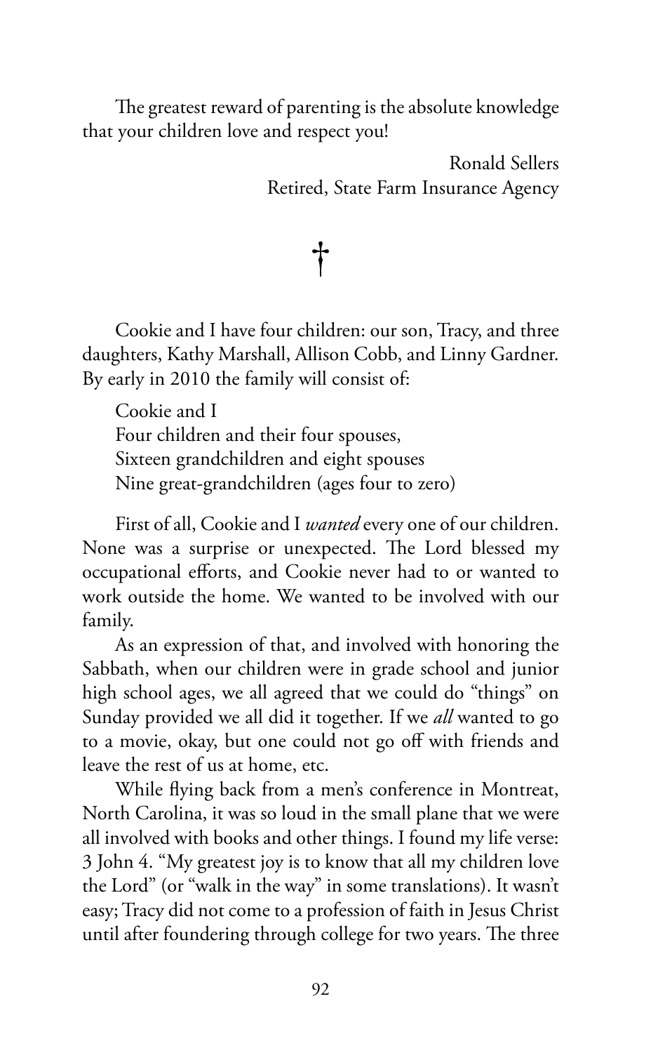The greatest reward of parenting is the absolute knowledge that your children love and respect you!

Ronald Sellers
Retired, State Farm Insurance Agency

†

Cookie and I have four children: our son, Tracy, and three daughters, Kathy Marshall, Allison Cobb, and Linny Gardner. By early in 2010 the family will consist of:

Cookie and I
Four children and their four spouses,
Sixteen grandchildren and eight spouses
Nine great-grandchildren (ages four to zero)

First of all, Cookie and I *wanted* every one of our children. None was a surprise or unexpected. The Lord blessed my occupational efforts, and Cookie never had to or wanted to work outside the home. We wanted to be involved with our family.

As an expression of that, and involved with honoring the Sabbath, when our children were in grade school and junior high school ages, we all agreed that we could do "things" on Sunday provided we all did it together. If we *all* wanted to go to a movie, okay, but one could not go off with friends and leave the rest of us at home, etc.

While flying back from a men's conference in Montreat, North Carolina, it was so loud in the small plane that we were all involved with books and other things. I found my life verse: 3 John 4. "My greatest joy is to know that all my children love the Lord" (or "walk in the way" in some translations). It wasn't easy; Tracy did not come to a profession of faith in Jesus Christ until after foundering through college for two years. The three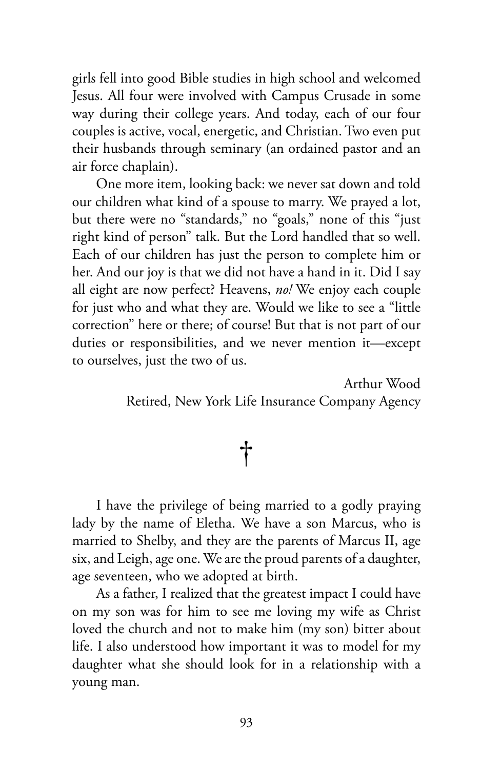girls fell into good Bible studies in high school and welcomed Jesus. All four were involved with Campus Crusade in some way during their college years. And today, each of our four couples is active, vocal, energetic, and Christian. Two even put their husbands through seminary (an ordained pastor and an air force chaplain).

One more item, looking back: we never sat down and told our children what kind of a spouse to marry. We prayed a lot, but there were no "standards," no "goals," none of this "just right kind of person" talk. But the Lord handled that so well. Each of our children has just the person to complete him or her. And our joy is that we did not have a hand in it. Did I say all eight are now perfect? Heavens, *no!* We enjoy each couple for just who and what they are. Would we like to see a "little correction" here or there; of course! But that is not part of our duties or responsibilities, and we never mention it—except to ourselves, just the two of us.

Arthur Wood
Retired, New York Life Insurance Company Agency

†

I have the privilege of being married to a godly praying lady by the name of Eletha. We have a son Marcus, who is married to Shelby, and they are the parents of Marcus II, age six, and Leigh, age one. We are the proud parents of a daughter, age seventeen, who we adopted at birth.

As a father, I realized that the greatest impact I could have on my son was for him to see me loving my wife as Christ loved the church and not to make him (my son) bitter about life. I also understood how important it was to model for my daughter what she should look for in a relationship with a young man.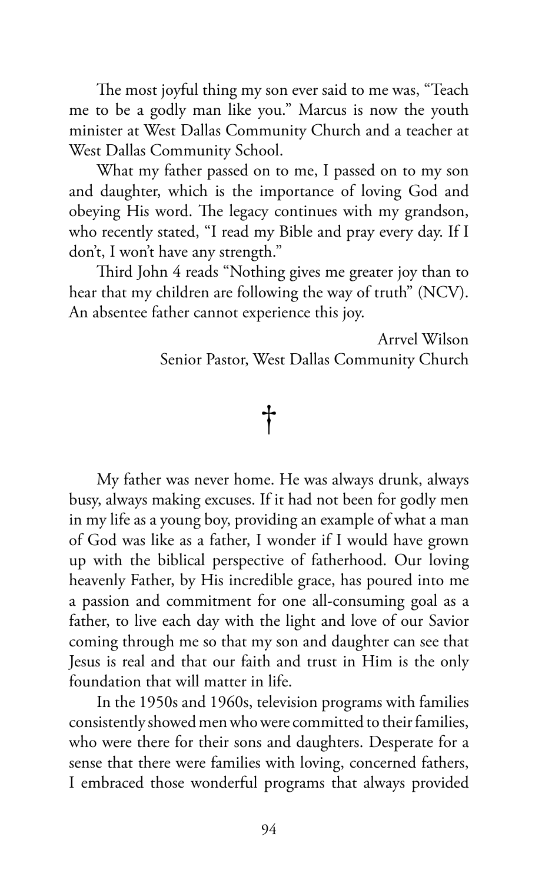The most joyful thing my son ever said to me was, "Teach me to be a godly man like you." Marcus is now the youth minister at West Dallas Community Church and a teacher at West Dallas Community School.

What my father passed on to me, I passed on to my son and daughter, which is the importance of loving God and obeying His word. The legacy continues with my grandson, who recently stated, "I read my Bible and pray every day. If I don't, I won't have any strength."

Third John 4 reads "Nothing gives me greater joy than to hear that my children are following the way of truth" (NCV). An absentee father cannot experience this joy.

Arrvel Wilson
Senior Pastor, West Dallas Community Church

†

My father was never home. He was always drunk, always busy, always making excuses. If it had not been for godly men in my life as a young boy, providing an example of what a man of God was like as a father, I wonder if I would have grown up with the biblical perspective of fatherhood. Our loving heavenly Father, by His incredible grace, has poured into me a passion and commitment for one all-consuming goal as a father, to live each day with the light and love of our Savior coming through me so that my son and daughter can see that Jesus is real and that our faith and trust in Him is the only foundation that will matter in life.

In the 1950s and 1960s, television programs with families consistently showed men who were committed to their families, who were there for their sons and daughters. Desperate for a sense that there were families with loving, concerned fathers, I embraced those wonderful programs that always provided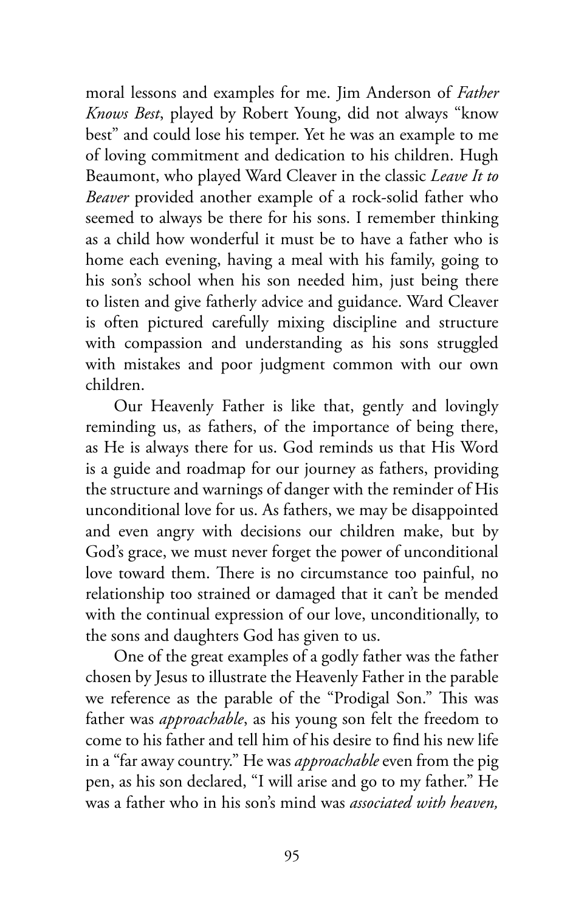moral lessons and examples for me. Jim Anderson of *Father Knows Best*, played by Robert Young, did not always "know best" and could lose his temper. Yet he was an example to me of loving commitment and dedication to his children. Hugh Beaumont, who played Ward Cleaver in the classic *Leave It to Beaver* provided another example of a rock-solid father who seemed to always be there for his sons. I remember thinking as a child how wonderful it must be to have a father who is home each evening, having a meal with his family, going to his son's school when his son needed him, just being there to listen and give fatherly advice and guidance. Ward Cleaver is often pictured carefully mixing discipline and structure with compassion and understanding as his sons struggled with mistakes and poor judgment common with our own children.

Our Heavenly Father is like that, gently and lovingly reminding us, as fathers, of the importance of being there, as He is always there for us. God reminds us that His Word is a guide and roadmap for our journey as fathers, providing the structure and warnings of danger with the reminder of His unconditional love for us. As fathers, we may be disappointed and even angry with decisions our children make, but by God's grace, we must never forget the power of unconditional love toward them. There is no circumstance too painful, no relationship too strained or damaged that it can't be mended with the continual expression of our love, unconditionally, to the sons and daughters God has given to us.

One of the great examples of a godly father was the father chosen by Jesus to illustrate the Heavenly Father in the parable we reference as the parable of the "Prodigal Son." This was father was *approachable*, as his young son felt the freedom to come to his father and tell him of his desire to find his new life in a "far away country." He was *approachable* even from the pig pen, as his son declared, "I will arise and go to my father." He was a father who in his son's mind was *associated with heaven,*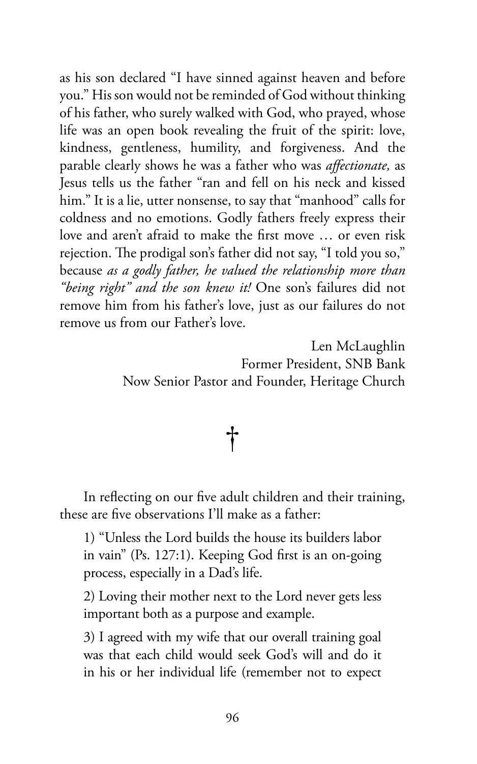as his son declared "I have sinned against heaven and before you." His son would not be reminded of God without thinking of his father, who surely walked with God, who prayed, whose life was an open book revealing the fruit of the spirit: love, kindness, gentleness, humility, and forgiveness. And the parable clearly shows he was a father who was *affectionate,* as Jesus tells us the father "ran and fell on his neck and kissed him." It is a lie, utter nonsense, to say that "manhood" calls for coldness and no emotions. Godly fathers freely express their love and aren't afraid to make the first move … or even risk rejection. The prodigal son's father did not say, "I told you so," because *as a godly father, he valued the relationship more than "being right" and the son knew it!* One son's failures did not remove him from his father's love, just as our failures do not remove us from our Father's love.

Len McLaughlin
Former President, SNB Bank
Now Senior Pastor and Founder, Heritage Church

†

In reflecting on our five adult children and their training, these are five observations I'll make as a father:

1) "Unless the Lord builds the house its builders labor in vain" (Ps. 127:1). Keeping God first is an on-going process, especially in a Dad's life.

2) Loving their mother next to the Lord never gets less important both as a purpose and example.

3) I agreed with my wife that our overall training goal was that each child would seek God's will and do it in his or her individual life (remember not to expect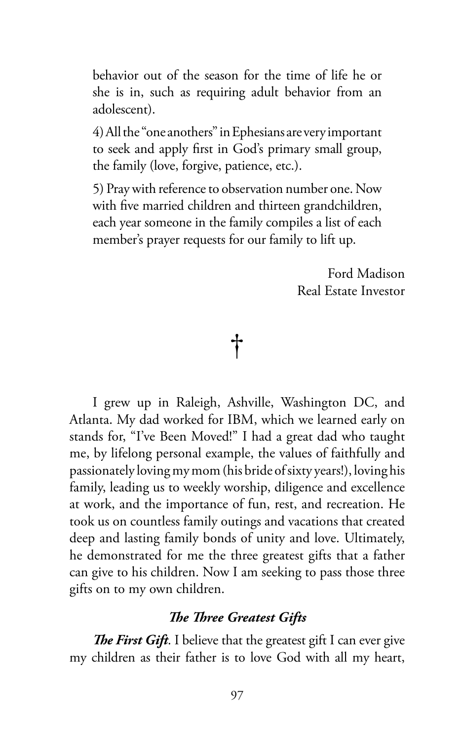behavior out of the season for the time of life he or she is in, such as requiring adult behavior from an adolescent).

4) All the "one anothers" in Ephesians are very important to seek and apply first in God's primary small group, the family (love, forgive, patience, etc.).

5) Pray with reference to observation number one. Now with five married children and thirteen grandchildren, each year someone in the family compiles a list of each member's prayer requests for our family to lift up.

Ford Madison
Real Estate Investor

†

I grew up in Raleigh, Ashville, Washington DC, and Atlanta. My dad worked for IBM, which we learned early on stands for, "I've Been Moved!" I had a great dad who taught me, by lifelong personal example, the values of faithfully and passionately loving my mom (his bride of sixty years!), loving his family, leading us to weekly worship, diligence and excellence at work, and the importance of fun, rest, and recreation. He took us on countless family outings and vacations that created deep and lasting family bonds of unity and love. Ultimately, he demonstrated for me the three greatest gifts that a father can give to his children. Now I am seeking to pass those three gifts on to my own children.

### *The Three Greatest Gifts*

***The First Gift***. I believe that the greatest gift I can ever give my children as their father is to love God with all my heart,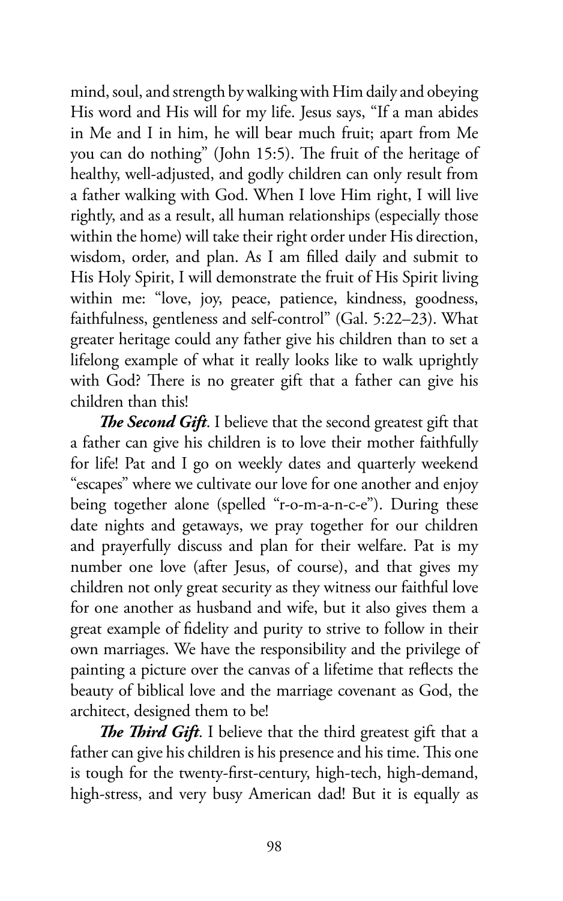mind, soul, and strength by walking with Him daily and obeying His word and His will for my life. Jesus says, "If a man abides in Me and I in him, he will bear much fruit; apart from Me you can do nothing" (John 15:5). The fruit of the heritage of healthy, well-adjusted, and godly children can only result from a father walking with God. When I love Him right, I will live rightly, and as a result, all human relationships (especially those within the home) will take their right order under His direction, wisdom, order, and plan. As I am filled daily and submit to His Holy Spirit, I will demonstrate the fruit of His Spirit living within me: "love, joy, peace, patience, kindness, goodness, faithfulness, gentleness and self-control" (Gal. 5:22–23). What greater heritage could any father give his children than to set a lifelong example of what it really looks like to walk uprightly with God? There is no greater gift that a father can give his children than this!

***The Second Gift***. I believe that the second greatest gift that a father can give his children is to love their mother faithfully for life! Pat and I go on weekly dates and quarterly weekend "escapes" where we cultivate our love for one another and enjoy being together alone (spelled "r-o-m-a-n-c-e"). During these date nights and getaways, we pray together for our children and prayerfully discuss and plan for their welfare. Pat is my number one love (after Jesus, of course), and that gives my children not only great security as they witness our faithful love for one another as husband and wife, but it also gives them a great example of fidelity and purity to strive to follow in their own marriages. We have the responsibility and the privilege of painting a picture over the canvas of a lifetime that reflects the beauty of biblical love and the marriage covenant as God, the architect, designed them to be!

***The Third Gift***. I believe that the third greatest gift that a father can give his children is his presence and his time. This one is tough for the twenty-first-century, high-tech, high-demand, high-stress, and very busy American dad! But it is equally as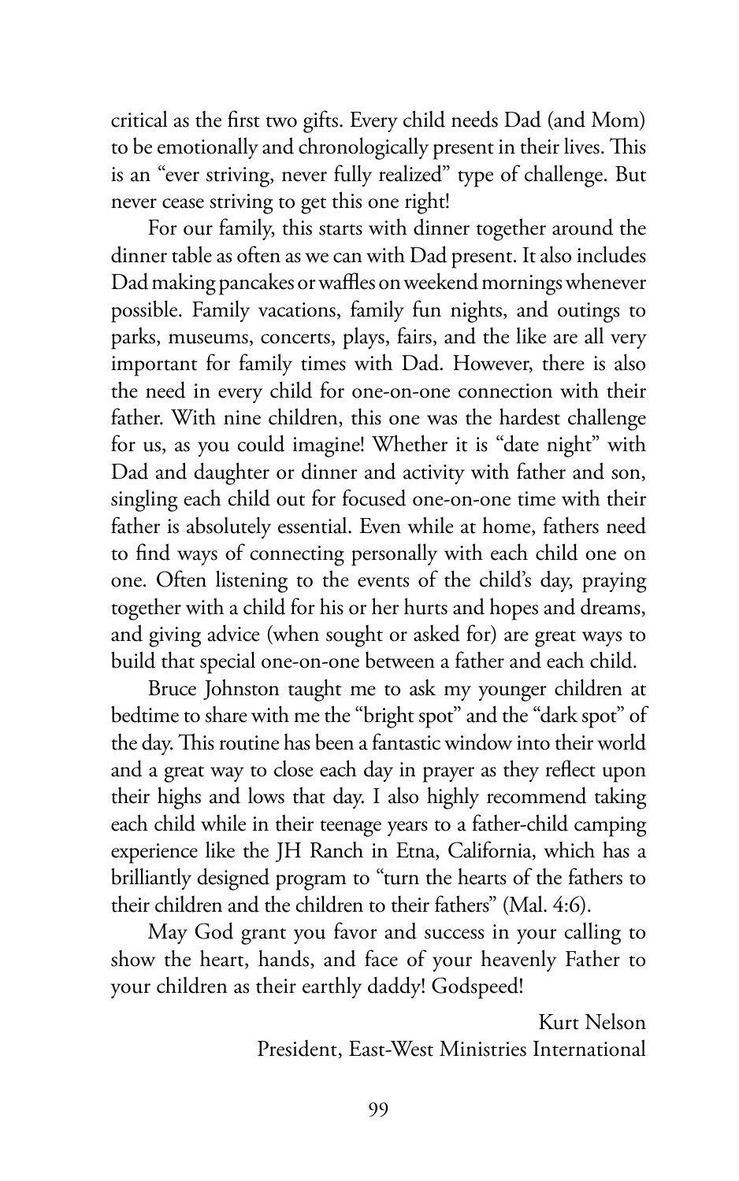critical as the first two gifts. Every child needs Dad (and Mom) to be emotionally and chronologically present in their lives. This is an "ever striving, never fully realized" type of challenge. But never cease striving to get this one right!

For our family, this starts with dinner together around the dinner table as often as we can with Dad present. It also includes Dad making pancakes or waffles on weekend mornings whenever possible. Family vacations, family fun nights, and outings to parks, museums, concerts, plays, fairs, and the like are all very important for family times with Dad. However, there is also the need in every child for one-on-one connection with their father. With nine children, this one was the hardest challenge for us, as you could imagine! Whether it is "date night" with Dad and daughter or dinner and activity with father and son, singling each child out for focused one-on-one time with their father is absolutely essential. Even while at home, fathers need to find ways of connecting personally with each child one on one. Often listening to the events of the child's day, praying together with a child for his or her hurts and hopes and dreams, and giving advice (when sought or asked for) are great ways to build that special one-on-one between a father and each child.

Bruce Johnston taught me to ask my younger children at bedtime to share with me the "bright spot" and the "dark spot" of the day. This routine has been a fantastic window into their world and a great way to close each day in prayer as they reflect upon their highs and lows that day. I also highly recommend taking each child while in their teenage years to a father-child camping experience like the JH Ranch in Etna, California, which has a brilliantly designed program to "turn the hearts of the fathers to their children and the children to their fathers" (Mal. 4:6).

May God grant you favor and success in your calling to show the heart, hands, and face of your heavenly Father to your children as their earthly daddy! Godspeed!

Kurt Nelson
President, East-West Ministries International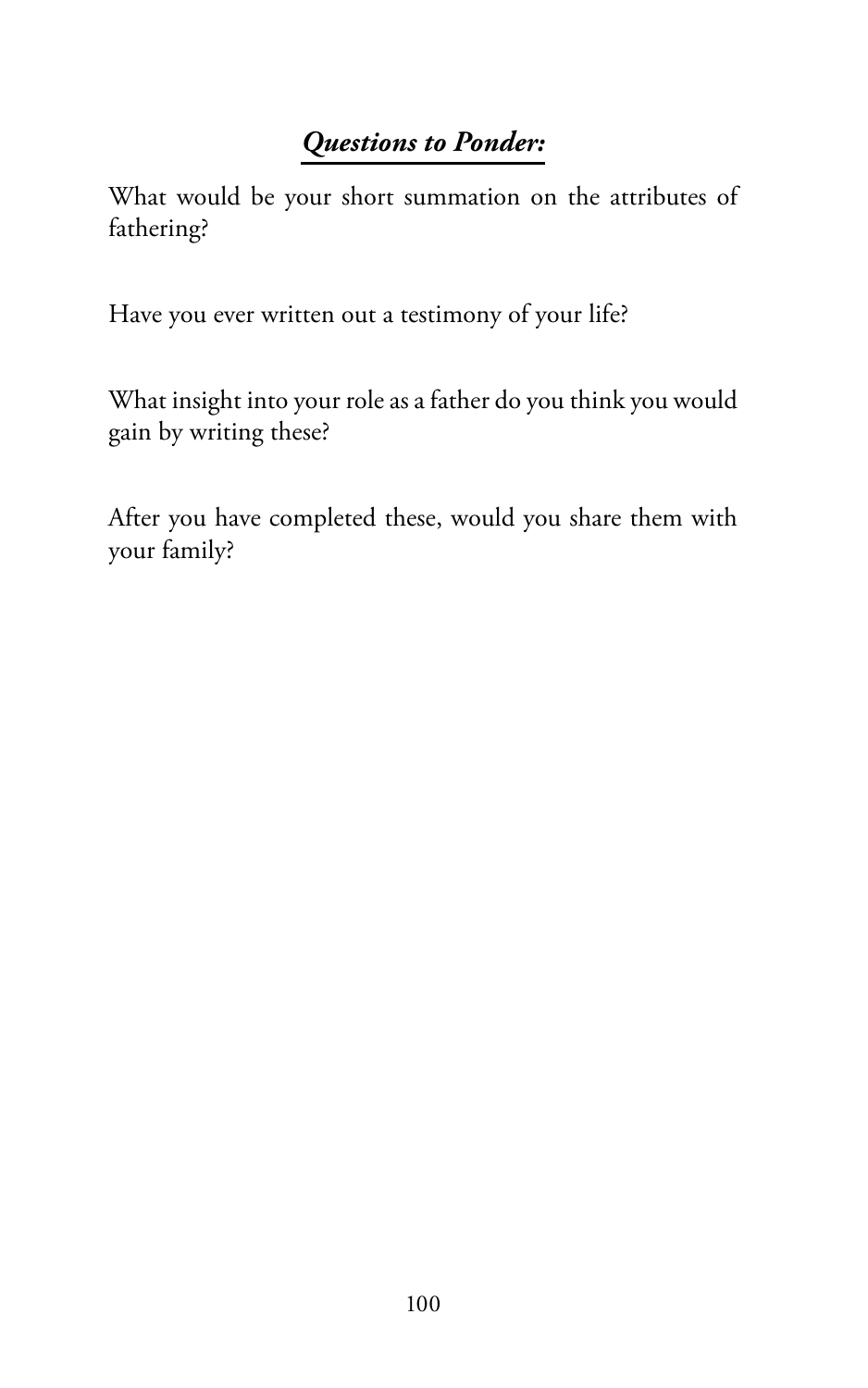## ***Questions to Ponder:***

What would be your short summation on the attributes of fathering?

Have you ever written out a testimony of your life?

What insight into your role as a father do you think you would gain by writing these?

After you have completed these, would you share them with your family?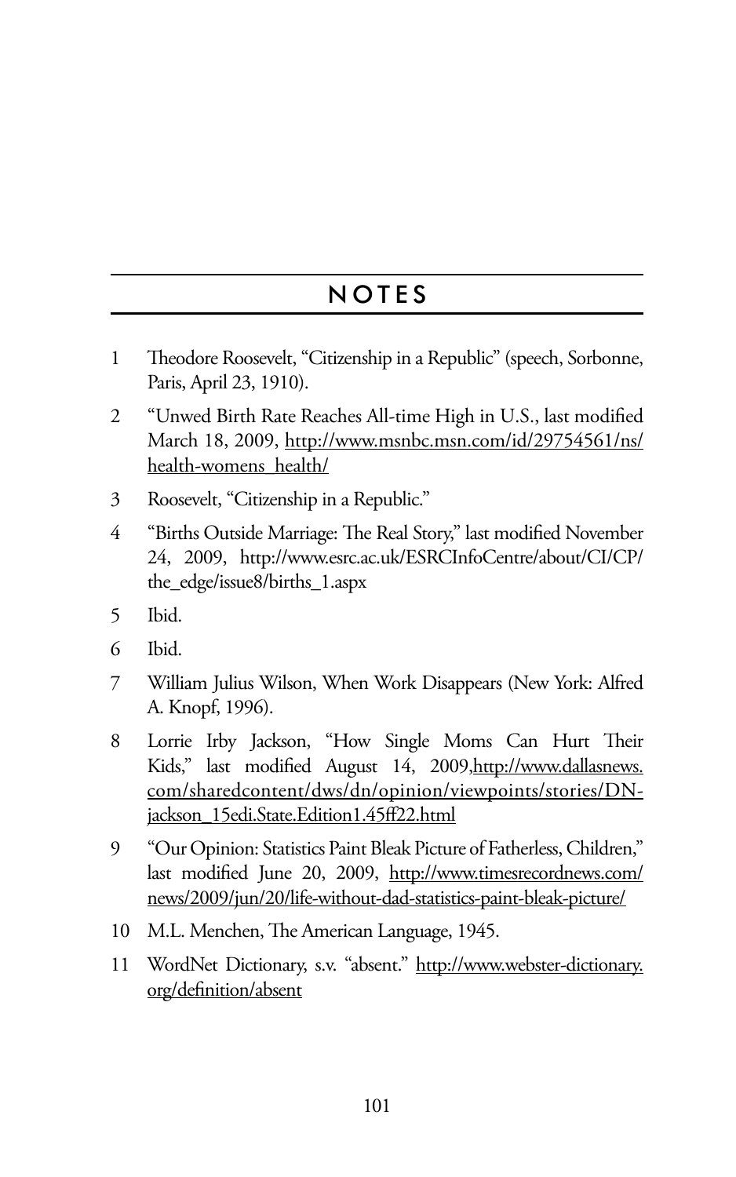# NOTES

1. Theodore Roosevelt, "Citizenship in a Republic" (speech, Sorbonne, Paris, April 23, 1910).
2. "Unwed Birth Rate Reaches All-time High in U.S., last modified March 18, 2009, http://www.msnbc.msn.com/id/29754561/ns/health-womens_health/
3. Roosevelt, "Citizenship in a Republic."
4. "Births Outside Marriage: The Real Story," last modified November 24, 2009, http://www.esrc.ac.uk/ESRCInfoCentre/about/CI/CP/the_edge/issue8/births_1.aspx
5. Ibid.
6. Ibid.
7. William Julius Wilson, When Work Disappears (New York: Alfred A. Knopf, 1996).
8. Lorrie Irby Jackson, "How Single Moms Can Hurt Their Kids," last modified August 14, 2009,http://www.dallasnews.com/sharedcontent/dws/dn/opinion/viewpoints/stories/DN-jackson_15edi.State.Edition1.45ff22.html
9. "Our Opinion: Statistics Paint Bleak Picture of Fatherless, Children," last modified June 20, 2009, http://www.timesrecordnews.com/news/2009/jun/20/life-without-dad-statistics-paint-bleak-picture/
10. M.L. Menchen, The American Language, 1945.
11. WordNet Dictionary, s.v. "absent." http://www.webster-dictionary.org/definition/absent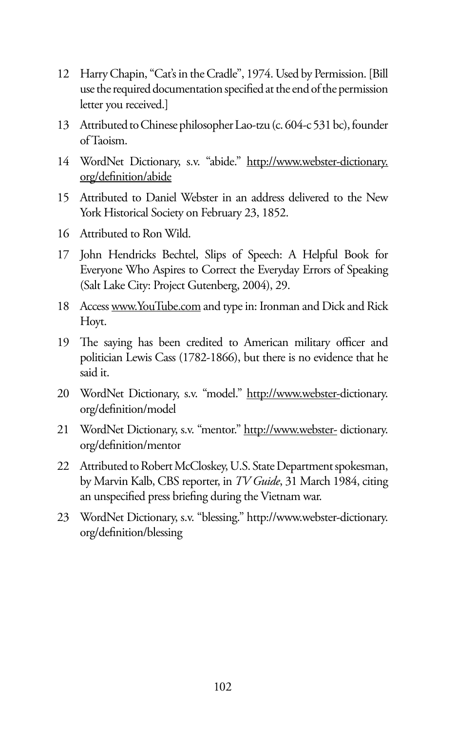12 Harry Chapin, "Cat's in the Cradle", 1974. Used by Permission. [Bill use the required documentation specified at the end of the permission letter you received.]

13 Attributed to Chinese philosopher Lao-tzu (c. 604-c 531 bc), founder of Taoism.

14 WordNet Dictionary, s.v. "abide." http://www.webster-dictionary.org/definition/abide

15 Attributed to Daniel Webster in an address delivered to the New York Historical Society on February 23, 1852.

16 Attributed to Ron Wild.

17 John Hendricks Bechtel, Slips of Speech: A Helpful Book for Everyone Who Aspires to Correct the Everyday Errors of Speaking (Salt Lake City: Project Gutenberg, 2004), 29.

18 Access www.YouTube.com and type in: Ironman and Dick and Rick Hoyt.

19 The saying has been credited to American military officer and politician Lewis Cass (1782-1866), but there is no evidence that he said it.

20 WordNet Dictionary, s.v. "model." http://www.webster-dictionary.org/definition/model

21 WordNet Dictionary, s.v. "mentor." http://www.webster- dictionary.org/definition/mentor

22 Attributed to Robert McCloskey, U.S. State Department spokesman, by Marvin Kalb, CBS reporter, in *TV Guide*, 31 March 1984, citing an unspecified press briefing during the Vietnam war.

23 WordNet Dictionary, s.v. "blessing." http://www.webster-dictionary.org/definition/blessing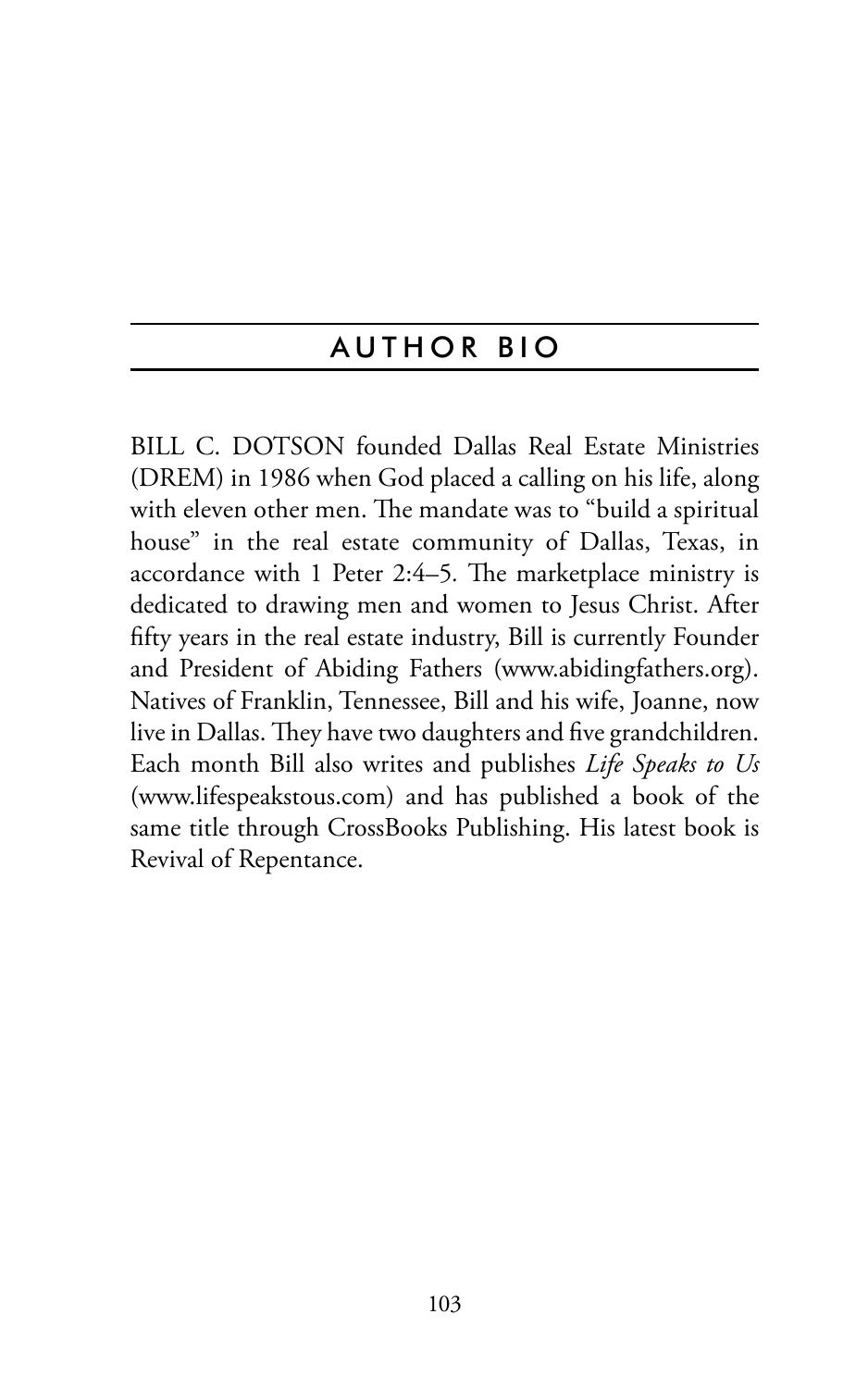## AUTHOR BIO

BILL C. DOTSON founded Dallas Real Estate Ministries (DREM) in 1986 when God placed a calling on his life, along with eleven other men. The mandate was to "build a spiritual house" in the real estate community of Dallas, Texas, in accordance with 1 Peter 2:4–5. The marketplace ministry is dedicated to drawing men and women to Jesus Christ. After fifty years in the real estate industry, Bill is currently Founder and President of Abiding Fathers (www.abidingfathers.org). Natives of Franklin, Tennessee, Bill and his wife, Joanne, now live in Dallas. They have two daughters and five grandchildren. Each month Bill also writes and publishes *Life Speaks to Us* (www.lifespeakstous.com) and has published a book of the same title through CrossBooks Publishing. His latest book is Revival of Repentance.